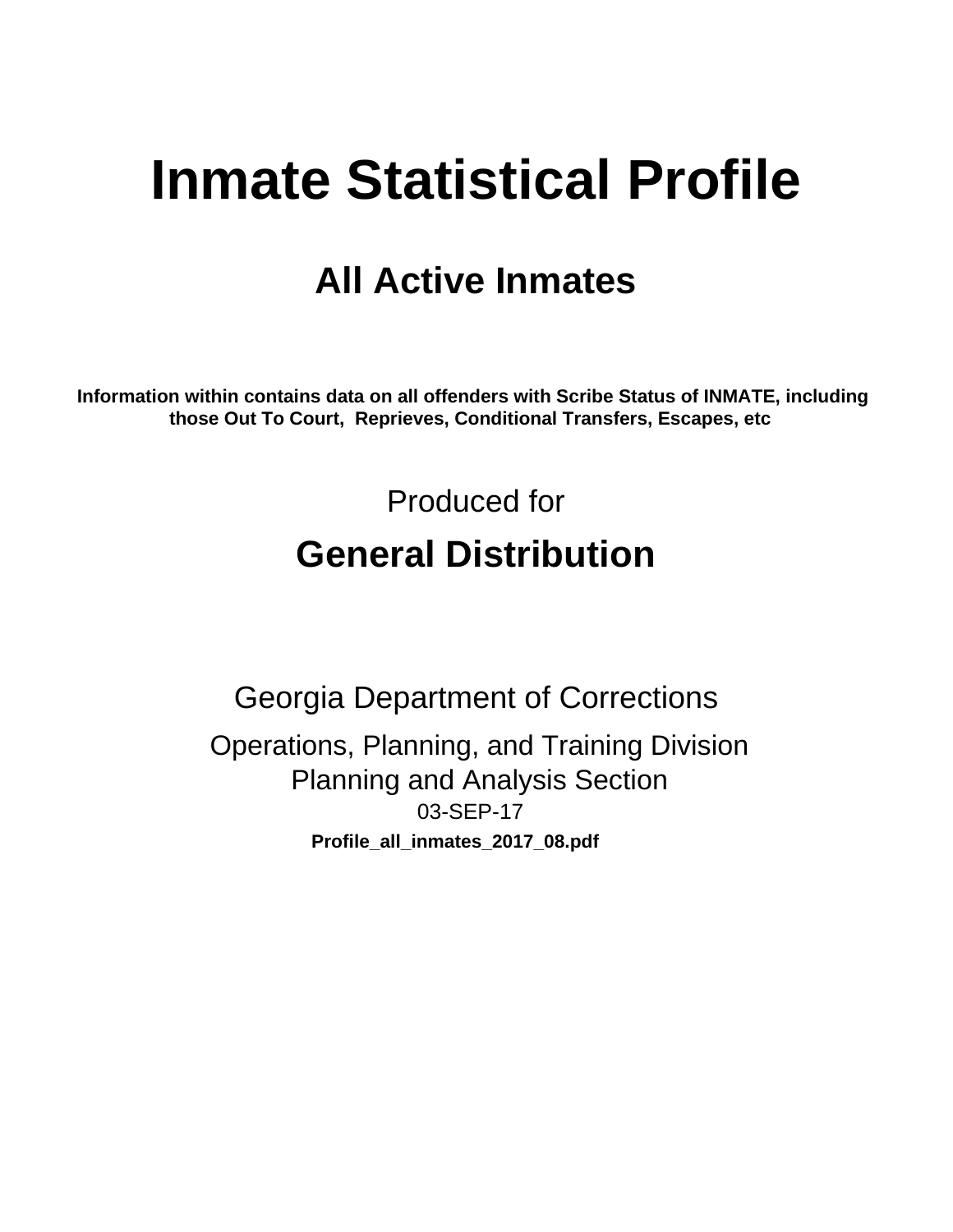# Inmate Statistical Profile

## All Active Inmates

**Information within contains data on all offenders with Scribe Status of INMATE, including those Out To Court, Reprieves, Conditional Transfers, Escapes, etc**

Produced for

## General Distribution

Georgia Department of Corrections

Operations, Planning, and Training Division
Planning and Analysis Section
03-SEP-17

**Profile_all_inmates_2017_08.pdf**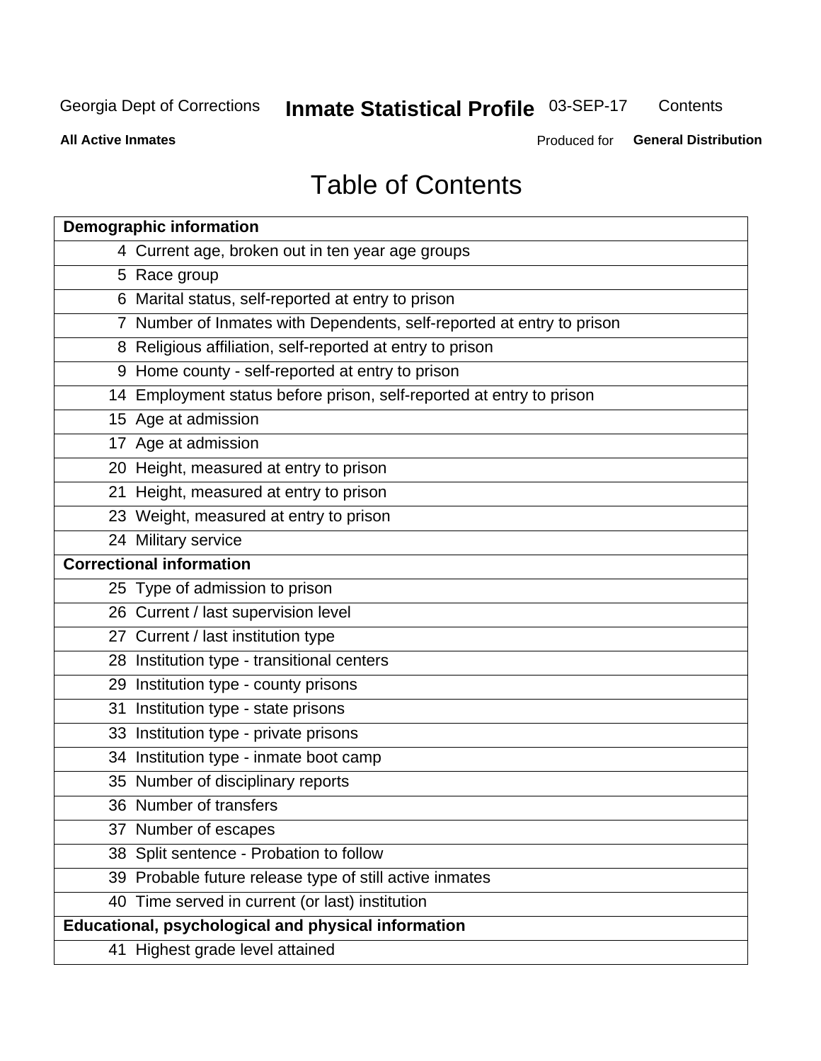Georgia Dept of Corrections **Inmate Statistical Profile** 03-SEP-17 Contents

**All Active Inmates** Produced for **General Distribution**

# Table of Contents

| **Demographic information** | |
|---|---|
| 4 | Current age, broken out in ten year age groups |
| 5 | Race group |
| 6 | Marital status, self-reported at entry to prison |
| 7 | Number of Inmates with Dependents, self-reported at entry to prison |
| 8 | Religious affiliation, self-reported at entry to prison |
| 9 | Home county - self-reported at entry to prison |
| 14 | Employment status before prison, self-reported at entry to prison |
| 15 | Age at admission |
| 17 | Age at admission |
| 20 | Height, measured at entry to prison |
| 21 | Height, measured at entry to prison |
| 23 | Weight, measured at entry to prison |
| 24 | Military service |
| **Correctional information** | |
| 25 | Type of admission to prison |
| 26 | Current / last supervision level |
| 27 | Current / last institution type |
| 28 | Institution type - transitional centers |
| 29 | Institution type - county prisons |
| 31 | Institution type - state prisons |
| 33 | Institution type - private prisons |
| 34 | Institution type - inmate boot camp |
| 35 | Number of disciplinary reports |
| 36 | Number of transfers |
| 37 | Number of escapes |
| 38 | Split sentence - Probation to follow |
| 39 | Probable future release type of still active inmates |
| 40 | Time served in current (or last) institution |
| **Educational, psychological and physical information** | |
| 41 | Highest grade level attained |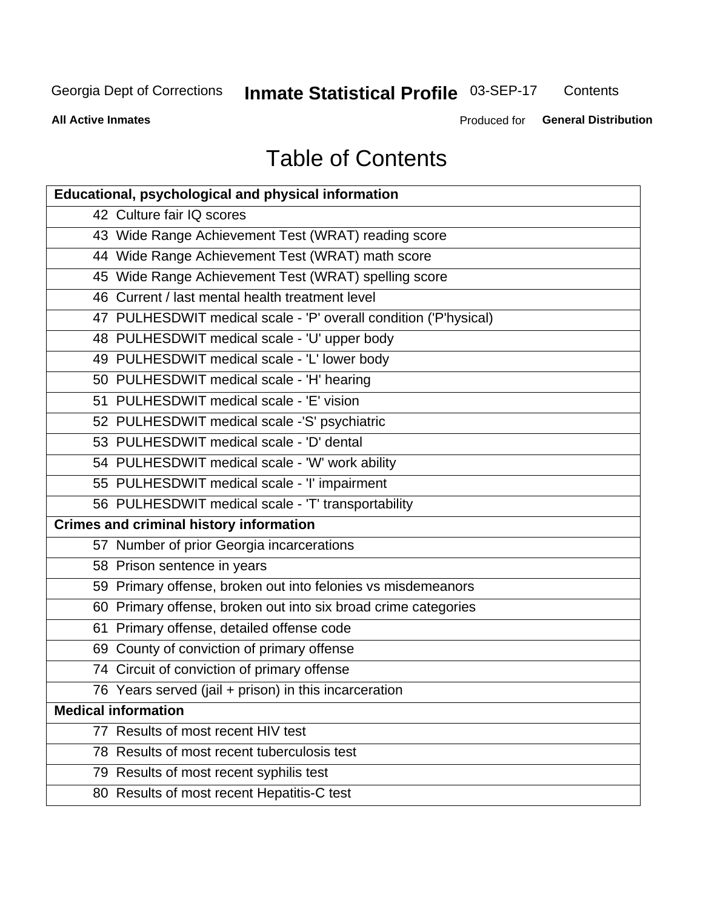# Table of Contents

| Page | Contents |
|---|---|
| **Educational, psychological and physical information** | |
| 42 | Culture fair IQ scores |
| 43 | Wide Range Achievement Test (WRAT) reading score |
| 44 | Wide Range Achievement Test (WRAT) math score |
| 45 | Wide Range Achievement Test (WRAT) spelling score |
| 46 | Current / last mental health treatment level |
| 47 | PULHESDWIT medical scale - 'P' overall condition ('P'hysical) |
| 48 | PULHESDWIT medical scale - 'U' upper body |
| 49 | PULHESDWIT medical scale - 'L' lower body |
| 50 | PULHESDWIT medical scale - 'H' hearing |
| 51 | PULHESDWIT medical scale - 'E' vision |
| 52 | PULHESDWIT medical scale -'S' psychiatric |
| 53 | PULHESDWIT medical scale - 'D' dental |
| 54 | PULHESDWIT medical scale - 'W' work ability |
| 55 | PULHESDWIT medical scale - 'I' impairment |
| 56 | PULHESDWIT medical scale - 'T' transportability |
| **Crimes and criminal history information** | |
| 57 | Number of prior Georgia incarcerations |
| 58 | Prison sentence in years |
| 59 | Primary offense, broken out into felonies vs misdemeanors |
| 60 | Primary offense, broken out into six broad crime categories |
| 61 | Primary offense, detailed offense code |
| 69 | County of conviction of primary offense |
| 74 | Circuit of conviction of primary offense |
| 76 | Years served (jail + prison) in this incarceration |
| **Medical information** | |
| 77 | Results of most recent HIV test |
| 78 | Results of most recent tuberculosis test |
| 79 | Results of most recent syphilis test |
| 80 | Results of most recent Hepatitis-C test |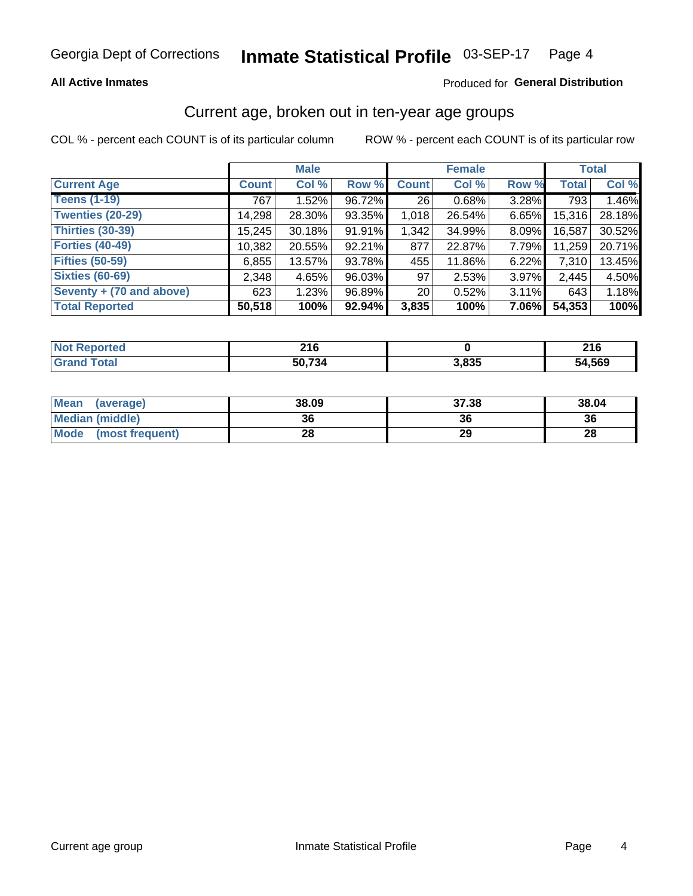# Georgia Dept of Corrections — Inmate Statistical Profile — 03-SEP-17

**All Active Inmates** — Produced for **General Distribution**

## Current age, broken out in ten-year age groups

COL % - percent each COUNT is of its particular column ROW % - percent each COUNT is of its particular row

| | Male | | | Female | | | Total | |
|---|---|---|---|---|---|---|---|---|
| **Current Age** | **Count** | **Col %** | **Row %** | **Count** | **Col %** | **Row %** | **Total** | **Col %** |
| Teens (1-19) | 767 | 1.52% | 96.72% | 26 | 0.68% | 3.28% | 793 | 1.46% |
| Twenties (20-29) | 14,298 | 28.30% | 93.35% | 1,018 | 26.54% | 6.65% | 15,316 | 28.18% |
| Thirties (30-39) | 15,245 | 30.18% | 91.91% | 1,342 | 34.99% | 8.09% | 16,587 | 30.52% |
| Forties (40-49) | 10,382 | 20.55% | 92.21% | 877 | 22.87% | 7.79% | 11,259 | 20.71% |
| Fifties (50-59) | 6,855 | 13.57% | 93.78% | 455 | 11.86% | 6.22% | 7,310 | 13.45% |
| Sixties (60-69) | 2,348 | 4.65% | 96.03% | 97 | 2.53% | 3.97% | 2,445 | 4.50% |
| Seventy + (70 and above) | 623 | 1.23% | 96.89% | 20 | 0.52% | 3.11% | 643 | 1.18% |
| **Total Reported** | **50,518** | **100%** | **92.94%** | **3,835** | **100%** | **7.06%** | **54,353** | **100%** |

| | Male | Female | Total |
|---|---|---|---|
| Not Reported | 216 | 0 | 216 |
| Grand Total | 50,734 | 3,835 | 54,569 |

| | Male | Female | Total |
|---|---|---|---|
| Mean (average) | 38.09 | 37.38 | 38.04 |
| Median (middle) | 36 | 36 | 36 |
| Mode (most frequent) | 28 | 29 | 28 |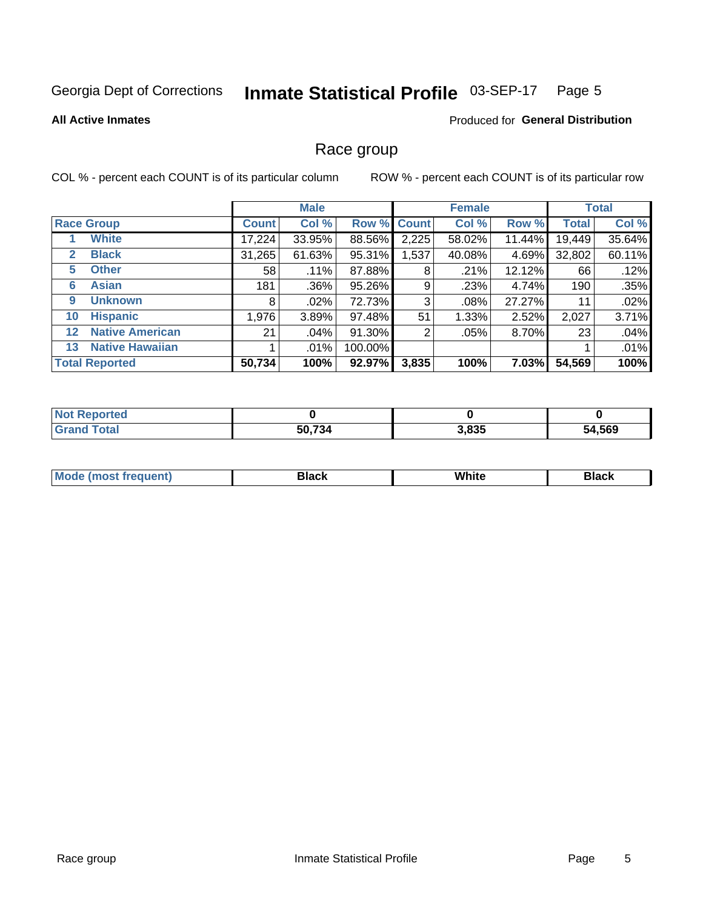Georgia Dept of Corrections **Inmate Statistical Profile** 03-SEP-17

**All Active Inmates**

Produced for **General Distribution**

## Race group

COL % - percent each COUNT is of its particular column ROW % - percent each COUNT is of its particular row

| | | Male | | | Female | | | Total | |
|---|---|---|---|---|---|---|---|---|---|
| **Race Group** | | **Count** | **Col %** | **Row %** | **Count** | **Col %** | **Row %** | **Total** | **Col %** |
| 1 | White | 17,224 | 33.95% | 88.56% | 2,225 | 58.02% | 11.44% | 19,449 | 35.64% |
| 2 | Black | 31,265 | 61.63% | 95.31% | 1,537 | 40.08% | 4.69% | 32,802 | 60.11% |
| 5 | Other | 58 | .11% | 87.88% | 8 | .21% | 12.12% | 66 | .12% |
| 6 | Asian | 181 | .36% | 95.26% | 9 | .23% | 4.74% | 190 | .35% |
| 9 | Unknown | 8 | .02% | 72.73% | 3 | .08% | 27.27% | 11 | .02% |
| 10 | Hispanic | 1,976 | 3.89% | 97.48% | 51 | 1.33% | 2.52% | 2,027 | 3.71% |
| 12 | Native American | 21 | .04% | 91.30% | 2 | .05% | 8.70% | 23 | .04% |
| 13 | Native Hawaiian | 1 | .01% | 100.00% | | | | 1 | .01% |
| **Total Reported** | | **50,734** | **100%** | **92.97%** | **3,835** | **100%** | **7.03%** | **54,569** | **100%** |

| | Male | Female | Total |
|---|---|---|---|
| Not Reported | 0 | 0 | 0 |
| Grand Total | 50,734 | 3,835 | 54,569 |

| | Male | Female | Total |
|---|---|---|---|
| Mode (most frequent) | Black | White | Black |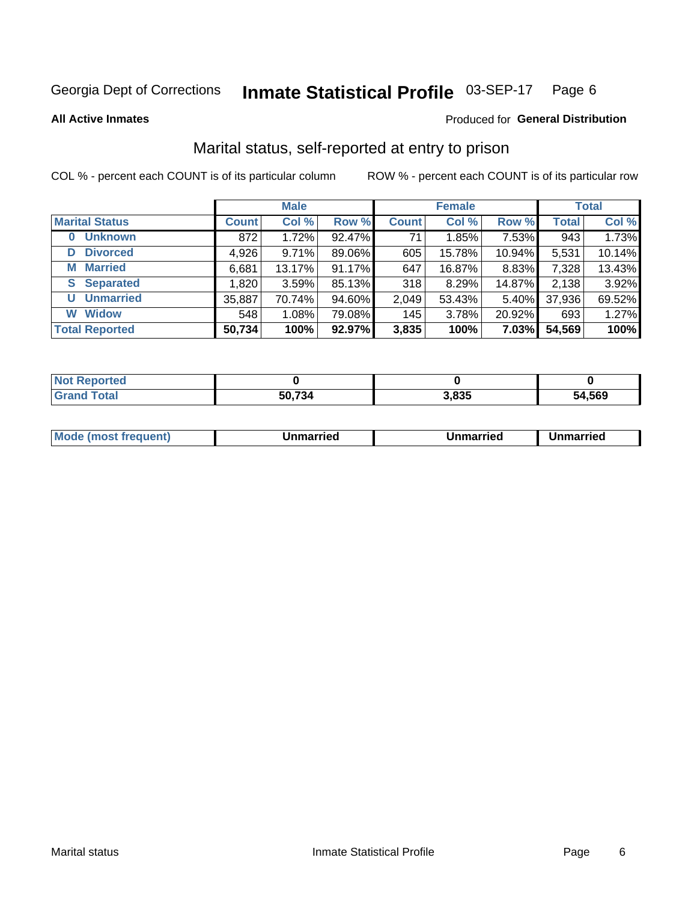Georgia Dept of Corrections **Inmate Statistical Profile** 03-SEP-17 Page 6

**All Active Inmates** Produced for **General Distribution**

## Marital status, self-reported at entry to prison

COL % - percent each COUNT is of its particular column ROW % - percent each COUNT is of its particular row

| | Male | | | Female | | | Total | |
|---|---|---|---|---|---|---|---|---|
| **Marital Status** | **Count** | **Col %** | **Row %** | **Count** | **Col %** | **Row %** | **Total** | **Col %** |
| **0 Unknown** | 872 | 1.72% | 92.47% | 71 | 1.85% | 7.53% | 943 | 1.73% |
| **D Divorced** | 4,926 | 9.71% | 89.06% | 605 | 15.78% | 10.94% | 5,531 | 10.14% |
| **M Married** | 6,681 | 13.17% | 91.17% | 647 | 16.87% | 8.83% | 7,328 | 13.43% |
| **S Separated** | 1,820 | 3.59% | 85.13% | 318 | 8.29% | 14.87% | 2,138 | 3.92% |
| **U Unmarried** | 35,887 | 70.74% | 94.60% | 2,049 | 53.43% | 5.40% | 37,936 | 69.52% |
| **W Widow** | 548 | 1.08% | 79.08% | 145 | 3.78% | 20.92% | 693 | 1.27% |
| **Total Reported** | **50,734** | **100%** | **92.97%** | **3,835** | **100%** | **7.03%** | **54,569** | **100%** |

| | Male | Female | Total |
|---|---|---|---|
| **Not Reported** | **0** | **0** | **0** |
| **Grand Total** | **50,734** | **3,835** | **54,569** |

| | Male | Female | Total |
|---|---|---|---|
| **Mode (most frequent)** | **Unmarried** | **Unmarried** | **Unmarried** |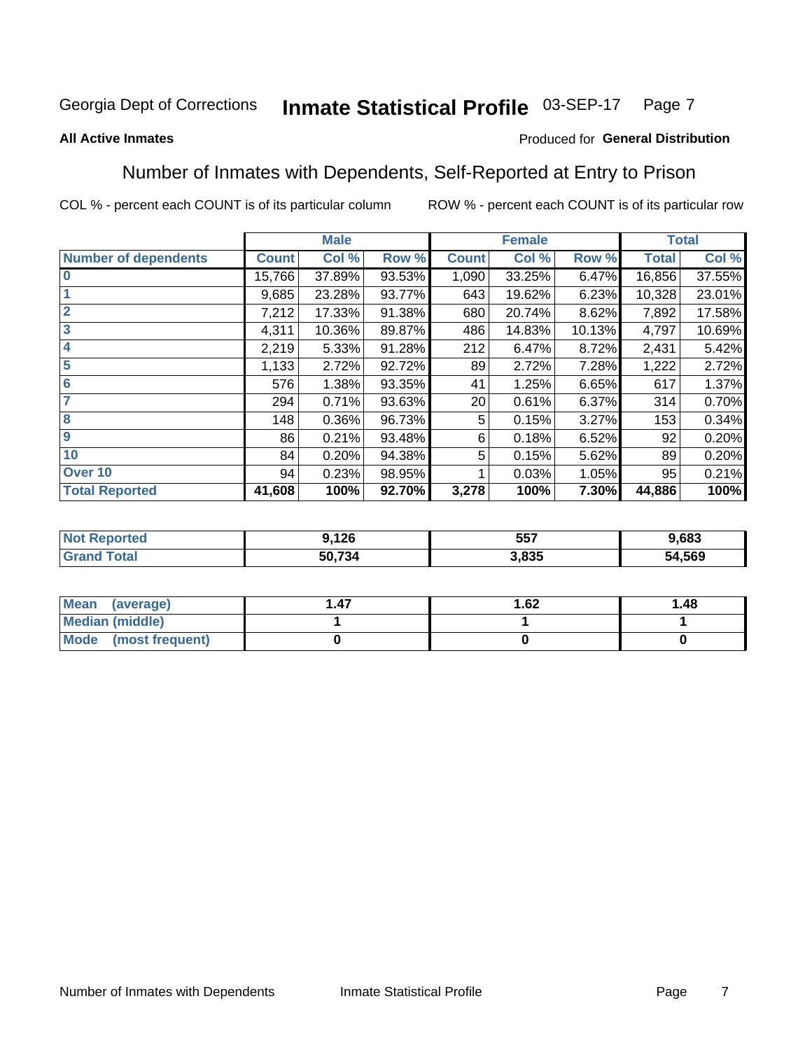Georgia Dept of Corrections **Inmate Statistical Profile** 03-SEP-17

**All Active Inmates** Produced for **General Distribution**

## Number of Inmates with Dependents, Self-Reported at Entry to Prison

COL % - percent each COUNT is of its particular column ROW % - percent each COUNT is of its particular row

| | Male | | | Female | | | Total | |
|---|---|---|---|---|---|---|---|---|
| **Number of dependents** | **Count** | **Col %** | **Row %** | **Count** | **Col %** | **Row %** | **Total** | **Col %** |
| **0** | 15,766 | 37.89% | 93.53% | 1,090 | 33.25% | 6.47% | 16,856 | 37.55% |
| **1** | 9,685 | 23.28% | 93.77% | 643 | 19.62% | 6.23% | 10,328 | 23.01% |
| **2** | 7,212 | 17.33% | 91.38% | 680 | 20.74% | 8.62% | 7,892 | 17.58% |
| **3** | 4,311 | 10.36% | 89.87% | 486 | 14.83% | 10.13% | 4,797 | 10.69% |
| **4** | 2,219 | 5.33% | 91.28% | 212 | 6.47% | 8.72% | 2,431 | 5.42% |
| **5** | 1,133 | 2.72% | 92.72% | 89 | 2.72% | 7.28% | 1,222 | 2.72% |
| **6** | 576 | 1.38% | 93.35% | 41 | 1.25% | 6.65% | 617 | 1.37% |
| **7** | 294 | 0.71% | 93.63% | 20 | 0.61% | 6.37% | 314 | 0.70% |
| **8** | 148 | 0.36% | 96.73% | 5 | 0.15% | 3.27% | 153 | 0.34% |
| **9** | 86 | 0.21% | 93.48% | 6 | 0.18% | 6.52% | 92 | 0.20% |
| **10** | 84 | 0.20% | 94.38% | 5 | 0.15% | 5.62% | 89 | 0.20% |
| **Over 10** | 94 | 0.23% | 98.95% | 1 | 0.03% | 1.05% | 95 | 0.21% |
| **Total Reported** | **41,608** | **100%** | **92.70%** | **3,278** | **100%** | **7.30%** | **44,886** | **100%** |

| | Male | Female | Total |
|---|---|---|---|
| **Not Reported** | **9,126** | **557** | **9,683** |
| **Grand Total** | **50,734** | **3,835** | **54,569** |

| | Male | Female | Total |
|---|---|---|---|
| **Mean (average)** | **1.47** | **1.62** | **1.48** |
| **Median (middle)** | **1** | **1** | **1** |
| **Mode (most frequent)** | **0** | **0** | **0** |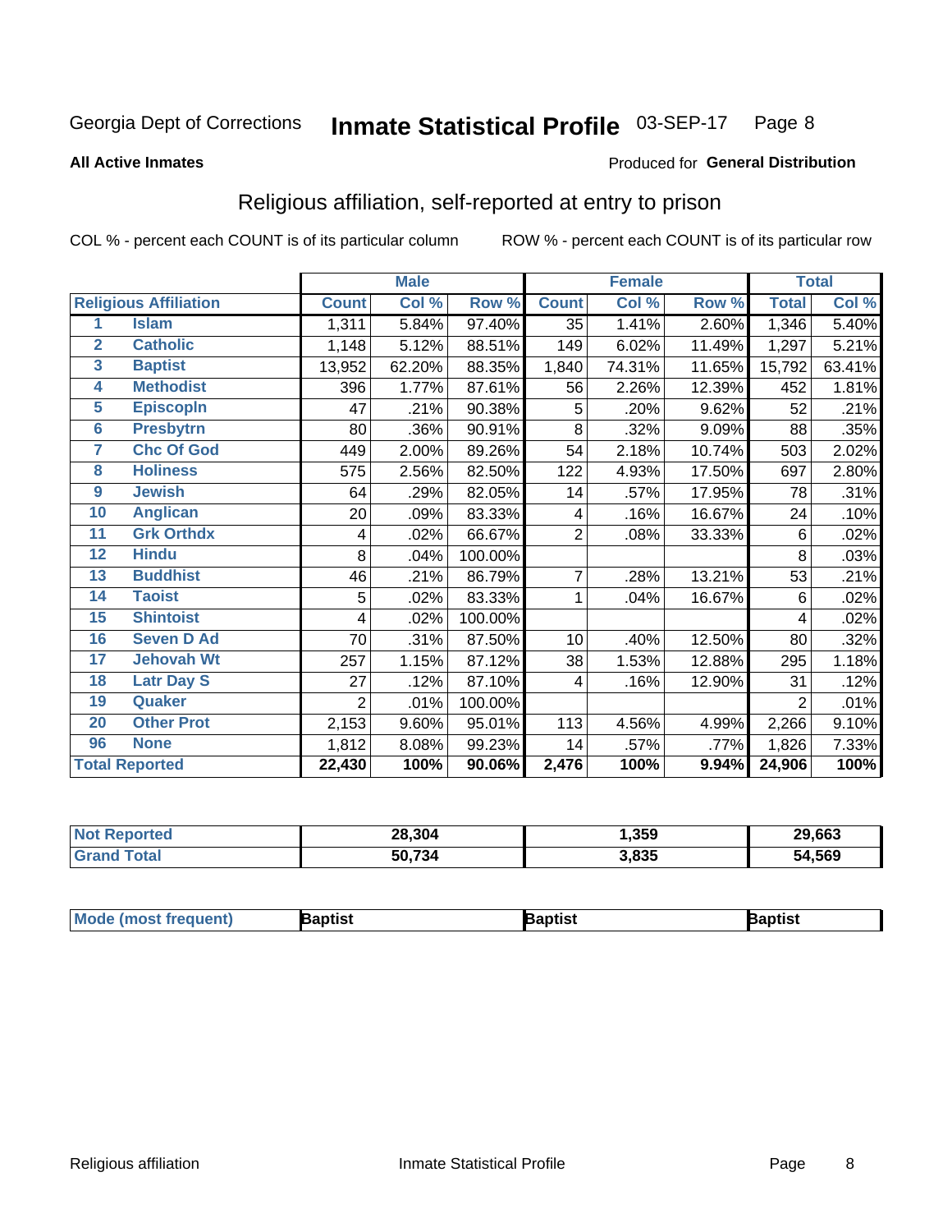Georgia Dept of Corrections **Inmate Statistical Profile** 03-SEP-17

**All Active Inmates** Produced for **General Distribution**

## Religious affiliation, self-reported at entry to prison

COL % - percent each COUNT is of its particular column ROW % - percent each COUNT is of its particular row

| | | Male | | | Female | | | Total | |
|---|---|---|---|---|---|---|---|---|---|
| **Religious Affiliation** | | **Count** | **Col %** | **Row %** | **Count** | **Col %** | **Row %** | **Total** | **Col %** |
| 1 | Islam | 1,311 | 5.84% | 97.40% | 35 | 1.41% | 2.60% | 1,346 | 5.40% |
| 2 | Catholic | 1,148 | 5.12% | 88.51% | 149 | 6.02% | 11.49% | 1,297 | 5.21% |
| 3 | Baptist | 13,952 | 62.20% | 88.35% | 1,840 | 74.31% | 11.65% | 15,792 | 63.41% |
| 4 | Methodist | 396 | 1.77% | 87.61% | 56 | 2.26% | 12.39% | 452 | 1.81% |
| 5 | Episcopln | 47 | .21% | 90.38% | 5 | .20% | 9.62% | 52 | .21% |
| 6 | Presbytrn | 80 | .36% | 90.91% | 8 | .32% | 9.09% | 88 | .35% |
| 7 | Chc Of God | 449 | 2.00% | 89.26% | 54 | 2.18% | 10.74% | 503 | 2.02% |
| 8 | Holiness | 575 | 2.56% | 82.50% | 122 | 4.93% | 17.50% | 697 | 2.80% |
| 9 | Jewish | 64 | .29% | 82.05% | 14 | .57% | 17.95% | 78 | .31% |
| 10 | Anglican | 20 | .09% | 83.33% | 4 | .16% | 16.67% | 24 | .10% |
| 11 | Grk Orthdx | 4 | .02% | 66.67% | 2 | .08% | 33.33% | 6 | .02% |
| 12 | Hindu | 8 | .04% | 100.00% | | | | 8 | .03% |
| 13 | Buddhist | 46 | .21% | 86.79% | 7 | .28% | 13.21% | 53 | .21% |
| 14 | Taoist | 5 | .02% | 83.33% | 1 | .04% | 16.67% | 6 | .02% |
| 15 | Shintoist | 4 | .02% | 100.00% | | | | 4 | .02% |
| 16 | Seven D Ad | 70 | .31% | 87.50% | 10 | .40% | 12.50% | 80 | .32% |
| 17 | Jehovah Wt | 257 | 1.15% | 87.12% | 38 | 1.53% | 12.88% | 295 | 1.18% |
| 18 | Latr Day S | 27 | .12% | 87.10% | 4 | .16% | 12.90% | 31 | .12% |
| 19 | Quaker | 2 | .01% | 100.00% | | | | 2 | .01% |
| 20 | Other Prot | 2,153 | 9.60% | 95.01% | 113 | 4.56% | 4.99% | 2,266 | 9.10% |
| 96 | None | 1,812 | 8.08% | 99.23% | 14 | .57% | .77% | 1,826 | 7.33% |
| **Total Reported** | | **22,430** | **100%** | **90.06%** | **2,476** | **100%** | **9.94%** | **24,906** | **100%** |

| | Male | Female | Total |
|---|---|---|---|
| Not Reported | 28,304 | 1,359 | 29,663 |
| Grand Total | 50,734 | 3,835 | 54,569 |

| | Male | Female | Total |
|---|---|---|---|
| Mode (most frequent) | Baptist | Baptist | Baptist |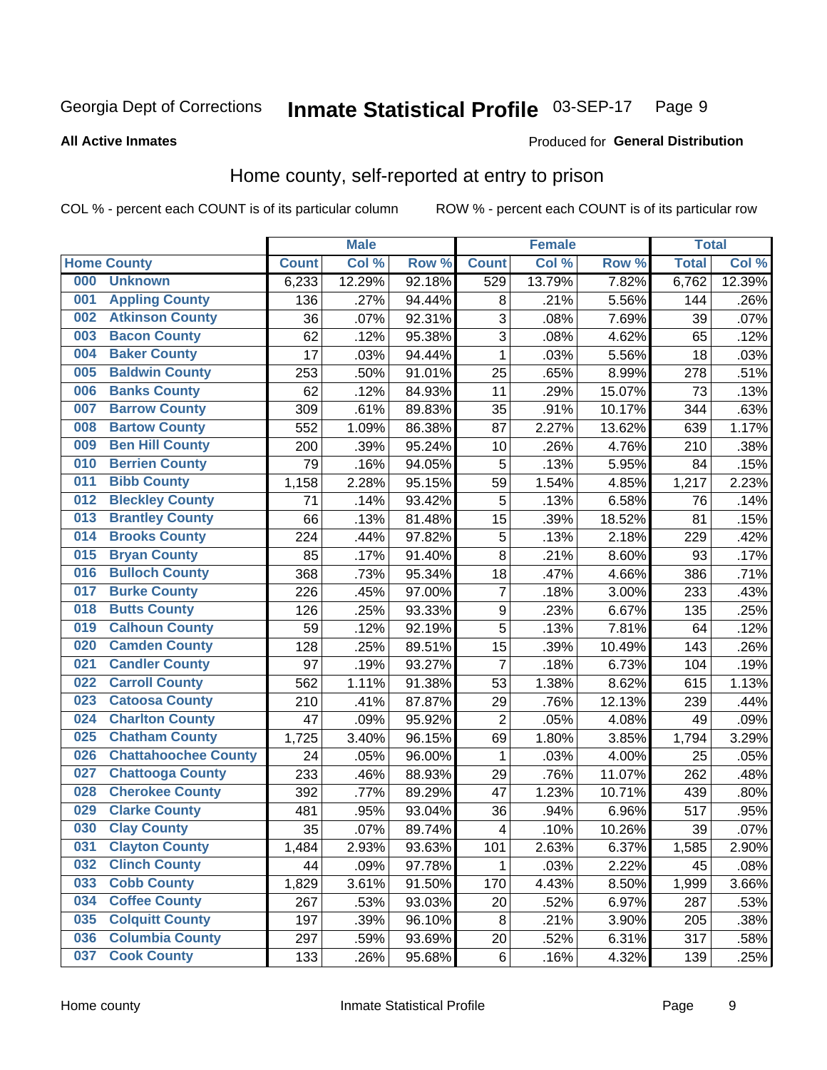Georgia Dept of Corrections **Inmate Statistical Profile** 03-SEP-17

**All Active Inmates**

Produced for **General Distribution**

## Home county, self-reported at entry to prison

COL % - percent each COUNT is of its particular column ROW % - percent each COUNT is of its particular row

| Home County | | Male | | | Female | | | Total | |
|---|---|---|---|---|---|---|---|---|---|
| | | Count | Col % | Row % | Count | Col % | Row % | Total | Col % |
| 000 | Unknown | 6,233 | 12.29% | 92.18% | 529 | 13.79% | 7.82% | 6,762 | 12.39% |
| 001 | Appling County | 136 | .27% | 94.44% | 8 | .21% | 5.56% | 144 | .26% |
| 002 | Atkinson County | 36 | .07% | 92.31% | 3 | .08% | 7.69% | 39 | .07% |
| 003 | Bacon County | 62 | .12% | 95.38% | 3 | .08% | 4.62% | 65 | .12% |
| 004 | Baker County | 17 | .03% | 94.44% | 1 | .03% | 5.56% | 18 | .03% |
| 005 | Baldwin County | 253 | .50% | 91.01% | 25 | .65% | 8.99% | 278 | .51% |
| 006 | Banks County | 62 | .12% | 84.93% | 11 | .29% | 15.07% | 73 | .13% |
| 007 | Barrow County | 309 | .61% | 89.83% | 35 | .91% | 10.17% | 344 | .63% |
| 008 | Bartow County | 552 | 1.09% | 86.38% | 87 | 2.27% | 13.62% | 639 | 1.17% |
| 009 | Ben Hill County | 200 | .39% | 95.24% | 10 | .26% | 4.76% | 210 | .38% |
| 010 | Berrien County | 79 | .16% | 94.05% | 5 | .13% | 5.95% | 84 | .15% |
| 011 | Bibb County | 1,158 | 2.28% | 95.15% | 59 | 1.54% | 4.85% | 1,217 | 2.23% |
| 012 | Bleckley County | 71 | .14% | 93.42% | 5 | .13% | 6.58% | 76 | .14% |
| 013 | Brantley County | 66 | .13% | 81.48% | 15 | .39% | 18.52% | 81 | .15% |
| 014 | Brooks County | 224 | .44% | 97.82% | 5 | .13% | 2.18% | 229 | .42% |
| 015 | Bryan County | 85 | .17% | 91.40% | 8 | .21% | 8.60% | 93 | .17% |
| 016 | Bulloch County | 368 | .73% | 95.34% | 18 | .47% | 4.66% | 386 | .71% |
| 017 | Burke County | 226 | .45% | 97.00% | 7 | .18% | 3.00% | 233 | .43% |
| 018 | Butts County | 126 | .25% | 93.33% | 9 | .23% | 6.67% | 135 | .25% |
| 019 | Calhoun County | 59 | .12% | 92.19% | 5 | .13% | 7.81% | 64 | .12% |
| 020 | Camden County | 128 | .25% | 89.51% | 15 | .39% | 10.49% | 143 | .26% |
| 021 | Candler County | 97 | .19% | 93.27% | 7 | .18% | 6.73% | 104 | .19% |
| 022 | Carroll County | 562 | 1.11% | 91.38% | 53 | 1.38% | 8.62% | 615 | 1.13% |
| 023 | Catoosa County | 210 | .41% | 87.87% | 29 | .76% | 12.13% | 239 | .44% |
| 024 | Charlton County | 47 | .09% | 95.92% | 2 | .05% | 4.08% | 49 | .09% |
| 025 | Chatham County | 1,725 | 3.40% | 96.15% | 69 | 1.80% | 3.85% | 1,794 | 3.29% |
| 026 | Chattahoochee County | 24 | .05% | 96.00% | 1 | .03% | 4.00% | 25 | .05% |
| 027 | Chattooga County | 233 | .46% | 88.93% | 29 | .76% | 11.07% | 262 | .48% |
| 028 | Cherokee County | 392 | .77% | 89.29% | 47 | 1.23% | 10.71% | 439 | .80% |
| 029 | Clarke County | 481 | .95% | 93.04% | 36 | .94% | 6.96% | 517 | .95% |
| 030 | Clay County | 35 | .07% | 89.74% | 4 | .10% | 10.26% | 39 | .07% |
| 031 | Clayton County | 1,484 | 2.93% | 93.63% | 101 | 2.63% | 6.37% | 1,585 | 2.90% |
| 032 | Clinch County | 44 | .09% | 97.78% | 1 | .03% | 2.22% | 45 | .08% |
| 033 | Cobb County | 1,829 | 3.61% | 91.50% | 170 | 4.43% | 8.50% | 1,999 | 3.66% |
| 034 | Coffee County | 267 | .53% | 93.03% | 20 | .52% | 6.97% | 287 | .53% |
| 035 | Colquitt County | 197 | .39% | 96.10% | 8 | .21% | 3.90% | 205 | .38% |
| 036 | Columbia County | 297 | .59% | 93.69% | 20 | .52% | 6.31% | 317 | .58% |
| 037 | Cook County | 133 | .26% | 95.68% | 6 | .16% | 4.32% | 139 | .25% |

Home county Inmate Statistical Profile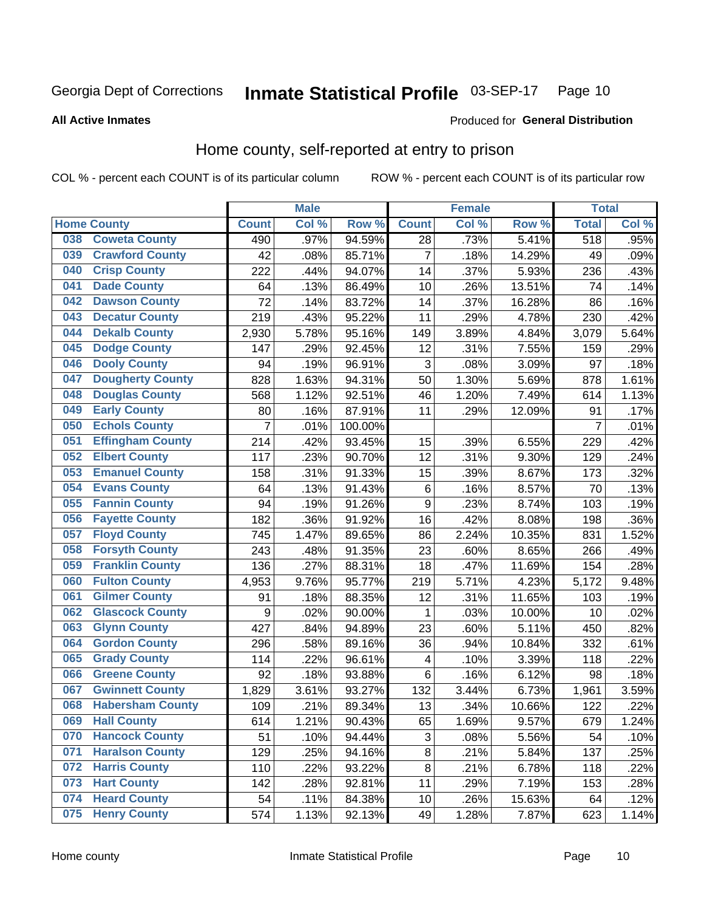Georgia Dept of Corrections **Inmate Statistical Profile** 03-SEP-17 Page 10

**All Active Inmates**

Produced for **General Distribution**

## Home county, self-reported at entry to prison

COL % - percent each COUNT is of its particular column ROW % - percent each COUNT is of its particular row

| Home County | Male | | | Female | | | Total | |
|---|---|---|---|---|---|---|---|---|
| | Count | Col % | Row % | Count | Col % | Row % | Total | Col % |
| 038 Coweta County | 490 | .97% | 94.59% | 28 | .73% | 5.41% | 518 | .95% |
| 039 Crawford County | 42 | .08% | 85.71% | 7 | .18% | 14.29% | 49 | .09% |
| 040 Crisp County | 222 | .44% | 94.07% | 14 | .37% | 5.93% | 236 | .43% |
| 041 Dade County | 64 | .13% | 86.49% | 10 | .26% | 13.51% | 74 | .14% |
| 042 Dawson County | 72 | .14% | 83.72% | 14 | .37% | 16.28% | 86 | .16% |
| 043 Decatur County | 219 | .43% | 95.22% | 11 | .29% | 4.78% | 230 | .42% |
| 044 Dekalb County | 2,930 | 5.78% | 95.16% | 149 | 3.89% | 4.84% | 3,079 | 5.64% |
| 045 Dodge County | 147 | .29% | 92.45% | 12 | .31% | 7.55% | 159 | .29% |
| 046 Dooly County | 94 | .19% | 96.91% | 3 | .08% | 3.09% | 97 | .18% |
| 047 Dougherty County | 828 | 1.63% | 94.31% | 50 | 1.30% | 5.69% | 878 | 1.61% |
| 048 Douglas County | 568 | 1.12% | 92.51% | 46 | 1.20% | 7.49% | 614 | 1.13% |
| 049 Early County | 80 | .16% | 87.91% | 11 | .29% | 12.09% | 91 | .17% |
| 050 Echols County | 7 | .01% | 100.00% | | | | 7 | .01% |
| 051 Effingham County | 214 | .42% | 93.45% | 15 | .39% | 6.55% | 229 | .42% |
| 052 Elbert County | 117 | .23% | 90.70% | 12 | .31% | 9.30% | 129 | .24% |
| 053 Emanuel County | 158 | .31% | 91.33% | 15 | .39% | 8.67% | 173 | .32% |
| 054 Evans County | 64 | .13% | 91.43% | 6 | .16% | 8.57% | 70 | .13% |
| 055 Fannin County | 94 | .19% | 91.26% | 9 | .23% | 8.74% | 103 | .19% |
| 056 Fayette County | 182 | .36% | 91.92% | 16 | .42% | 8.08% | 198 | .36% |
| 057 Floyd County | 745 | 1.47% | 89.65% | 86 | 2.24% | 10.35% | 831 | 1.52% |
| 058 Forsyth County | 243 | .48% | 91.35% | 23 | .60% | 8.65% | 266 | .49% |
| 059 Franklin County | 136 | .27% | 88.31% | 18 | .47% | 11.69% | 154 | .28% |
| 060 Fulton County | 4,953 | 9.76% | 95.77% | 219 | 5.71% | 4.23% | 5,172 | 9.48% |
| 061 Gilmer County | 91 | .18% | 88.35% | 12 | .31% | 11.65% | 103 | .19% |
| 062 Glascock County | 9 | .02% | 90.00% | 1 | .03% | 10.00% | 10 | .02% |
| 063 Glynn County | 427 | .84% | 94.89% | 23 | .60% | 5.11% | 450 | .82% |
| 064 Gordon County | 296 | .58% | 89.16% | 36 | .94% | 10.84% | 332 | .61% |
| 065 Grady County | 114 | .22% | 96.61% | 4 | .10% | 3.39% | 118 | .22% |
| 066 Greene County | 92 | .18% | 93.88% | 6 | .16% | 6.12% | 98 | .18% |
| 067 Gwinnett County | 1,829 | 3.61% | 93.27% | 132 | 3.44% | 6.73% | 1,961 | 3.59% |
| 068 Habersham County | 109 | .21% | 89.34% | 13 | .34% | 10.66% | 122 | .22% |
| 069 Hall County | 614 | 1.21% | 90.43% | 65 | 1.69% | 9.57% | 679 | 1.24% |
| 070 Hancock County | 51 | .10% | 94.44% | 3 | .08% | 5.56% | 54 | .10% |
| 071 Haralson County | 129 | .25% | 94.16% | 8 | .21% | 5.84% | 137 | .25% |
| 072 Harris County | 110 | .22% | 93.22% | 8 | .21% | 6.78% | 118 | .22% |
| 073 Hart County | 142 | .28% | 92.81% | 11 | .29% | 7.19% | 153 | .28% |
| 074 Heard County | 54 | .11% | 84.38% | 10 | .26% | 15.63% | 64 | .12% |
| 075 Henry County | 574 | 1.13% | 92.13% | 49 | 1.28% | 7.87% | 623 | 1.14% |

Home county Inmate Statistical Profile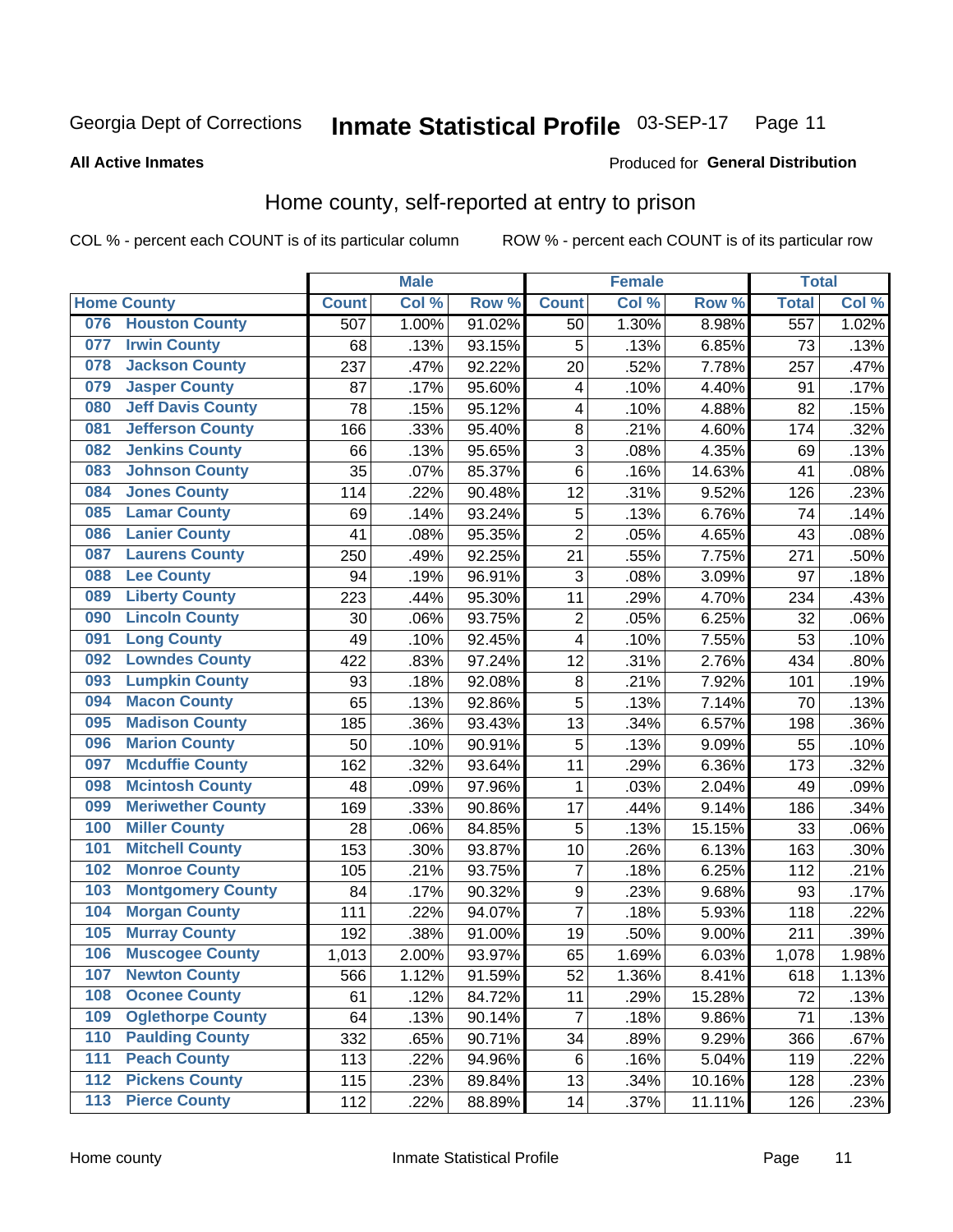Georgia Dept of Corrections **Inmate Statistical Profile** 03-SEP-17

**All Active Inmates**

Produced for **General Distribution**

## Home county, self-reported at entry to prison

COL % - percent each COUNT is of its particular column ROW % - percent each COUNT is of its particular row

| Home County | | Male | | | Female | | | Total | |
|---|---|---|---|---|---|---|---|---|---|
| | | Count | Col % | Row % | Count | Col % | Row % | Total | Col % |
| 076 | Houston County | 507 | 1.00% | 91.02% | 50 | 1.30% | 8.98% | 557 | 1.02% |
| 077 | Irwin County | 68 | .13% | 93.15% | 5 | .13% | 6.85% | 73 | .13% |
| 078 | Jackson County | 237 | .47% | 92.22% | 20 | .52% | 7.78% | 257 | .47% |
| 079 | Jasper County | 87 | .17% | 95.60% | 4 | .10% | 4.40% | 91 | .17% |
| 080 | Jeff Davis County | 78 | .15% | 95.12% | 4 | .10% | 4.88% | 82 | .15% |
| 081 | Jefferson County | 166 | .33% | 95.40% | 8 | .21% | 4.60% | 174 | .32% |
| 082 | Jenkins County | 66 | .13% | 95.65% | 3 | .08% | 4.35% | 69 | .13% |
| 083 | Johnson County | 35 | .07% | 85.37% | 6 | .16% | 14.63% | 41 | .08% |
| 084 | Jones County | 114 | .22% | 90.48% | 12 | .31% | 9.52% | 126 | .23% |
| 085 | Lamar County | 69 | .14% | 93.24% | 5 | .13% | 6.76% | 74 | .14% |
| 086 | Lanier County | 41 | .08% | 95.35% | 2 | .05% | 4.65% | 43 | .08% |
| 087 | Laurens County | 250 | .49% | 92.25% | 21 | .55% | 7.75% | 271 | .50% |
| 088 | Lee County | 94 | .19% | 96.91% | 3 | .08% | 3.09% | 97 | .18% |
| 089 | Liberty County | 223 | .44% | 95.30% | 11 | .29% | 4.70% | 234 | .43% |
| 090 | Lincoln County | 30 | .06% | 93.75% | 2 | .05% | 6.25% | 32 | .06% |
| 091 | Long County | 49 | .10% | 92.45% | 4 | .10% | 7.55% | 53 | .10% |
| 092 | Lowndes County | 422 | .83% | 97.24% | 12 | .31% | 2.76% | 434 | .80% |
| 093 | Lumpkin County | 93 | .18% | 92.08% | 8 | .21% | 7.92% | 101 | .19% |
| 094 | Macon County | 65 | .13% | 92.86% | 5 | .13% | 7.14% | 70 | .13% |
| 095 | Madison County | 185 | .36% | 93.43% | 13 | .34% | 6.57% | 198 | .36% |
| 096 | Marion County | 50 | .10% | 90.91% | 5 | .13% | 9.09% | 55 | .10% |
| 097 | Mcduffie County | 162 | .32% | 93.64% | 11 | .29% | 6.36% | 173 | .32% |
| 098 | Mcintosh County | 48 | .09% | 97.96% | 1 | .03% | 2.04% | 49 | .09% |
| 099 | Meriwether County | 169 | .33% | 90.86% | 17 | .44% | 9.14% | 186 | .34% |
| 100 | Miller County | 28 | .06% | 84.85% | 5 | .13% | 15.15% | 33 | .06% |
| 101 | Mitchell County | 153 | .30% | 93.87% | 10 | .26% | 6.13% | 163 | .30% |
| 102 | Monroe County | 105 | .21% | 93.75% | 7 | .18% | 6.25% | 112 | .21% |
| 103 | Montgomery County | 84 | .17% | 90.32% | 9 | .23% | 9.68% | 93 | .17% |
| 104 | Morgan County | 111 | .22% | 94.07% | 7 | .18% | 5.93% | 118 | .22% |
| 105 | Murray County | 192 | .38% | 91.00% | 19 | .50% | 9.00% | 211 | .39% |
| 106 | Muscogee County | 1,013 | 2.00% | 93.97% | 65 | 1.69% | 6.03% | 1,078 | 1.98% |
| 107 | Newton County | 566 | 1.12% | 91.59% | 52 | 1.36% | 8.41% | 618 | 1.13% |
| 108 | Oconee County | 61 | .12% | 84.72% | 11 | .29% | 15.28% | 72 | .13% |
| 109 | Oglethorpe County | 64 | .13% | 90.14% | 7 | .18% | 9.86% | 71 | .13% |
| 110 | Paulding County | 332 | .65% | 90.71% | 34 | .89% | 9.29% | 366 | .67% |
| 111 | Peach County | 113 | .22% | 94.96% | 6 | .16% | 5.04% | 119 | .22% |
| 112 | Pickens County | 115 | .23% | 89.84% | 13 | .34% | 10.16% | 128 | .23% |
| 113 | Pierce County | 112 | .22% | 88.89% | 14 | .37% | 11.11% | 126 | .23% |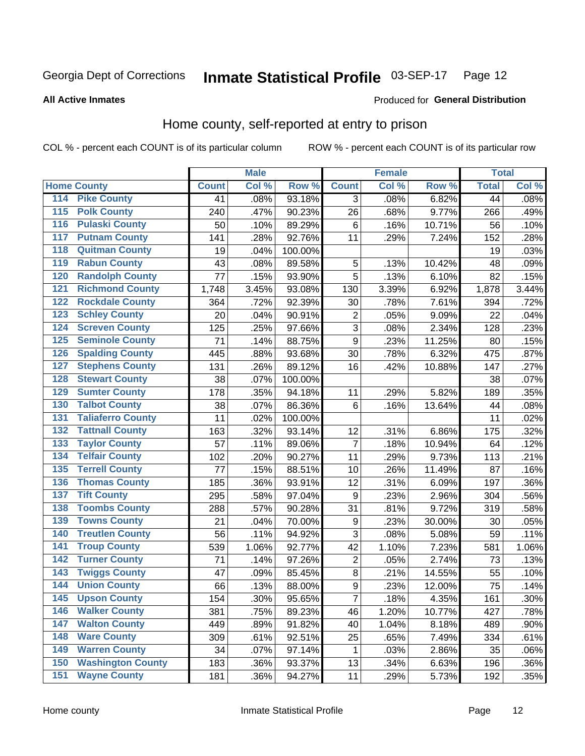Georgia Dept of Corrections **Inmate Statistical Profile** 03-SEP-17

**All Active Inmates**

Produced for **General Distribution**

## Home county, self-reported at entry to prison

COL % - percent each COUNT is of its particular column     ROW % - percent each COUNT is of its particular row

| | | Male | | | Female | | | Total | |
|---|---|---|---|---|---|---|---|---|---|
| **Home County** | | **Count** | **Col %** | **Row %** | **Count** | **Col %** | **Row %** | **Total** | **Col %** |
| 114 | Pike County | 41 | .08% | 93.18% | 3 | .08% | 6.82% | 44 | .08% |
| 115 | Polk County | 240 | .47% | 90.23% | 26 | .68% | 9.77% | 266 | .49% |
| 116 | Pulaski County | 50 | .10% | 89.29% | 6 | .16% | 10.71% | 56 | .10% |
| 117 | Putnam County | 141 | .28% | 92.76% | 11 | .29% | 7.24% | 152 | .28% |
| 118 | Quitman County | 19 | .04% | 100.00% | | | | 19 | .03% |
| 119 | Rabun County | 43 | .08% | 89.58% | 5 | .13% | 10.42% | 48 | .09% |
| 120 | Randolph County | 77 | .15% | 93.90% | 5 | .13% | 6.10% | 82 | .15% |
| 121 | Richmond County | 1,748 | 3.45% | 93.08% | 130 | 3.39% | 6.92% | 1,878 | 3.44% |
| 122 | Rockdale County | 364 | .72% | 92.39% | 30 | .78% | 7.61% | 394 | .72% |
| 123 | Schley County | 20 | .04% | 90.91% | 2 | .05% | 9.09% | 22 | .04% |
| 124 | Screven County | 125 | .25% | 97.66% | 3 | .08% | 2.34% | 128 | .23% |
| 125 | Seminole County | 71 | .14% | 88.75% | 9 | .23% | 11.25% | 80 | .15% |
| 126 | Spalding County | 445 | .88% | 93.68% | 30 | .78% | 6.32% | 475 | .87% |
| 127 | Stephens County | 131 | .26% | 89.12% | 16 | .42% | 10.88% | 147 | .27% |
| 128 | Stewart County | 38 | .07% | 100.00% | | | | 38 | .07% |
| 129 | Sumter County | 178 | .35% | 94.18% | 11 | .29% | 5.82% | 189 | .35% |
| 130 | Talbot County | 38 | .07% | 86.36% | 6 | .16% | 13.64% | 44 | .08% |
| 131 | Taliaferro County | 11 | .02% | 100.00% | | | | 11 | .02% |
| 132 | Tattnall County | 163 | .32% | 93.14% | 12 | .31% | 6.86% | 175 | .32% |
| 133 | Taylor County | 57 | .11% | 89.06% | 7 | .18% | 10.94% | 64 | .12% |
| 134 | Telfair County | 102 | .20% | 90.27% | 11 | .29% | 9.73% | 113 | .21% |
| 135 | Terrell County | 77 | .15% | 88.51% | 10 | .26% | 11.49% | 87 | .16% |
| 136 | Thomas County | 185 | .36% | 93.91% | 12 | .31% | 6.09% | 197 | .36% |
| 137 | Tift County | 295 | .58% | 97.04% | 9 | .23% | 2.96% | 304 | .56% |
| 138 | Toombs County | 288 | .57% | 90.28% | 31 | .81% | 9.72% | 319 | .58% |
| 139 | Towns County | 21 | .04% | 70.00% | 9 | .23% | 30.00% | 30 | .05% |
| 140 | Treutlen County | 56 | .11% | 94.92% | 3 | .08% | 5.08% | 59 | .11% |
| 141 | Troup County | 539 | 1.06% | 92.77% | 42 | 1.10% | 7.23% | 581 | 1.06% |
| 142 | Turner County | 71 | .14% | 97.26% | 2 | .05% | 2.74% | 73 | .13% |
| 143 | Twiggs County | 47 | .09% | 85.45% | 8 | .21% | 14.55% | 55 | .10% |
| 144 | Union County | 66 | .13% | 88.00% | 9 | .23% | 12.00% | 75 | .14% |
| 145 | Upson County | 154 | .30% | 95.65% | 7 | .18% | 4.35% | 161 | .30% |
| 146 | Walker County | 381 | .75% | 89.23% | 46 | 1.20% | 10.77% | 427 | .78% |
| 147 | Walton County | 449 | .89% | 91.82% | 40 | 1.04% | 8.18% | 489 | .90% |
| 148 | Ware County | 309 | .61% | 92.51% | 25 | .65% | 7.49% | 334 | .61% |
| 149 | Warren County | 34 | .07% | 97.14% | 1 | .03% | 2.86% | 35 | .06% |
| 150 | Washington County | 183 | .36% | 93.37% | 13 | .34% | 6.63% | 196 | .36% |
| 151 | Wayne County | 181 | .36% | 94.27% | 11 | .29% | 5.73% | 192 | .35% |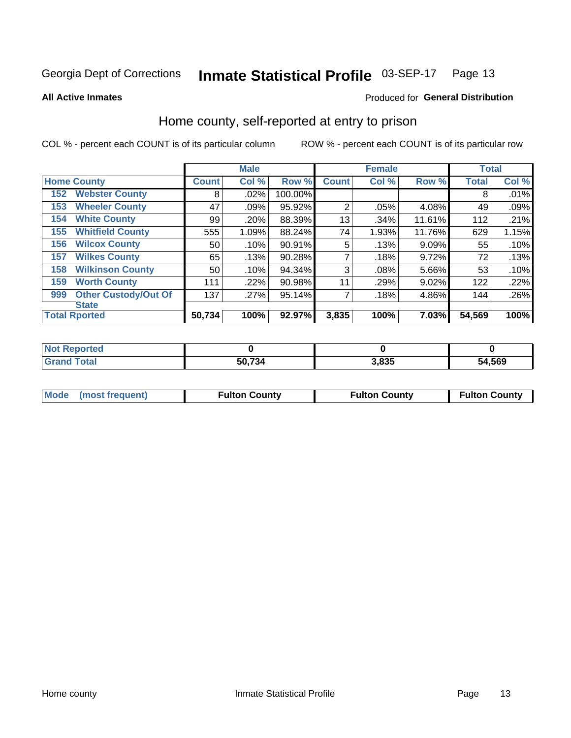Georgia Dept of Corrections **Inmate Statistical Profile** 03-SEP-17

**All Active Inmates** Produced for **General Distribution**

## Home county, self-reported at entry to prison

COL % - percent each COUNT is of its particular column     ROW % - percent each COUNT is of its particular row

| | | Male | | | Female | | | Total | |
|---|---|---|---|---|---|---|---|---|---|
| **Home County** | | **Count** | **Col %** | **Row %** | **Count** | **Col %** | **Row %** | **Total** | **Col %** |
| 152 | Webster County | 8 | .02% | 100.00% | | | | 8 | .01% |
| 153 | Wheeler County | 47 | .09% | 95.92% | 2 | .05% | 4.08% | 49 | .09% |
| 154 | White County | 99 | .20% | 88.39% | 13 | .34% | 11.61% | 112 | .21% |
| 155 | Whitfield County | 555 | 1.09% | 88.24% | 74 | 1.93% | 11.76% | 629 | 1.15% |
| 156 | Wilcox County | 50 | .10% | 90.91% | 5 | .13% | 9.09% | 55 | .10% |
| 157 | Wilkes County | 65 | .13% | 90.28% | 7 | .18% | 9.72% | 72 | .13% |
| 158 | Wilkinson County | 50 | .10% | 94.34% | 3 | .08% | 5.66% | 53 | .10% |
| 159 | Worth County | 111 | .22% | 90.98% | 11 | .29% | 9.02% | 122 | .22% |
| 999 | Other Custody/Out Of State | 137 | .27% | 95.14% | 7 | .18% | 4.86% | 144 | .26% |
| **Total Rported** | | **50,734** | **100%** | **92.97%** | **3,835** | **100%** | **7.03%** | **54,569** | **100%** |

| | Male | Female | Total |
|---|---|---|---|
| **Not Reported** | **0** | **0** | **0** |
| **Grand Total** | **50,734** | **3,835** | **54,569** |

| | Male | Female | Total |
|---|---|---|---|
| **Mode (most frequent)** | **Fulton County** | **Fulton County** | **Fulton County** |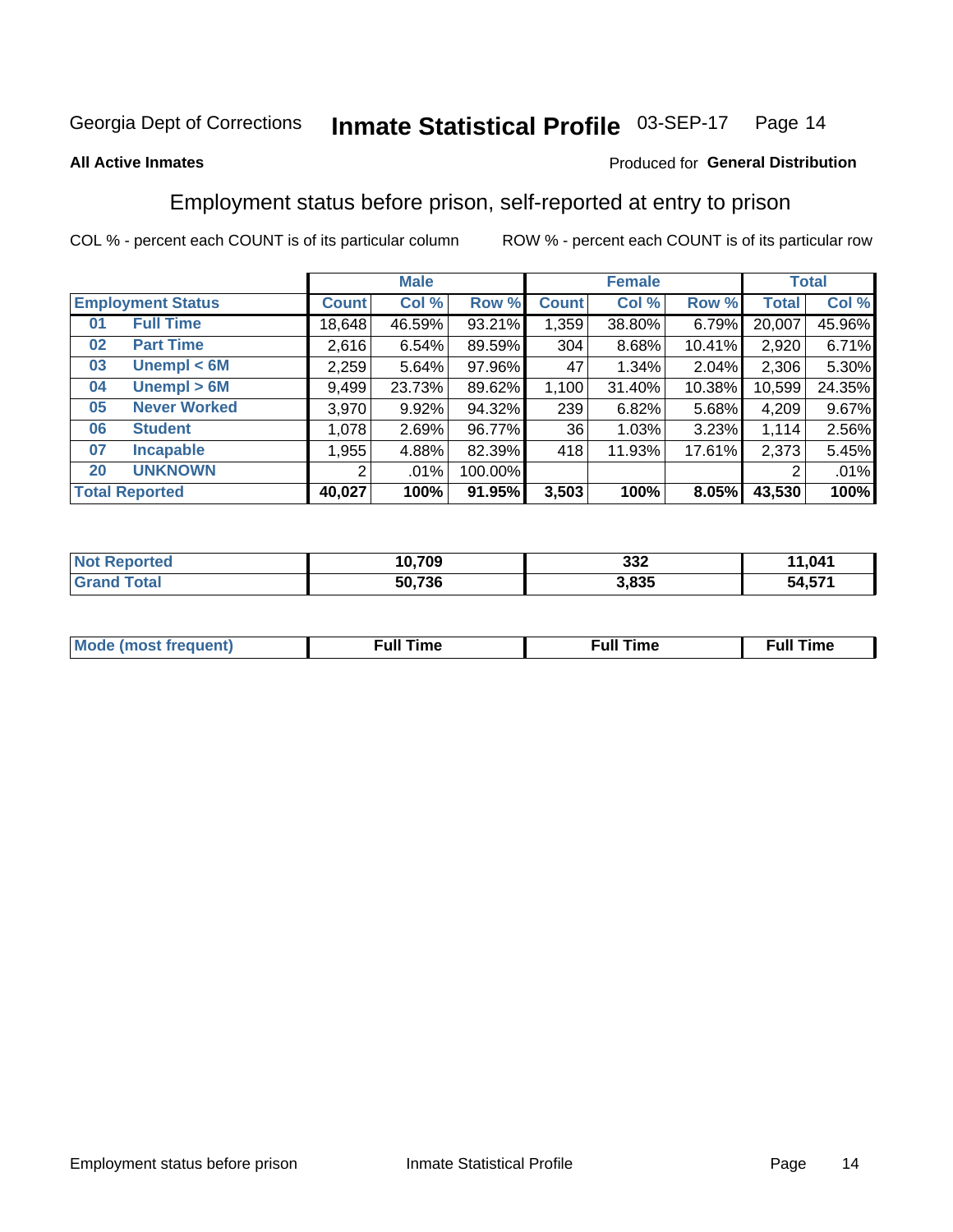# Georgia Dept of Corrections — Inmate Statistical Profile — 03-SEP-17

**All Active Inmates**

Produced for **General Distribution**

## Employment status before prison, self-reported at entry to prison

COL % - percent each COUNT is of its particular column

ROW % - percent each COUNT is of its particular row

| Employment Status | | Male | | | Female | | | Total | |
|---|---|---|---|---|---|---|---|---|---|
| | | Count | Col % | Row % | Count | Col % | Row % | Total | Col % |
| 01 | Full Time | 18,648 | 46.59% | 93.21% | 1,359 | 38.80% | 6.79% | 20,007 | 45.96% |
| 02 | Part Time | 2,616 | 6.54% | 89.59% | 304 | 8.68% | 10.41% | 2,920 | 6.71% |
| 03 | Unempl < 6M | 2,259 | 5.64% | 97.96% | 47 | 1.34% | 2.04% | 2,306 | 5.30% |
| 04 | Unempl > 6M | 9,499 | 23.73% | 89.62% | 1,100 | 31.40% | 10.38% | 10,599 | 24.35% |
| 05 | Never Worked | 3,970 | 9.92% | 94.32% | 239 | 6.82% | 5.68% | 4,209 | 9.67% |
| 06 | Student | 1,078 | 2.69% | 96.77% | 36 | 1.03% | 3.23% | 1,114 | 2.56% |
| 07 | Incapable | 1,955 | 4.88% | 82.39% | 418 | 11.93% | 17.61% | 2,373 | 5.45% |
| 20 | UNKNOWN | 2 | .01% | 100.00% | | | | 2 | .01% |
| **Total Reported** | | **40,027** | **100%** | **91.95%** | **3,503** | **100%** | **8.05%** | **43,530** | **100%** |

| | Male | Female | Total |
|---|---|---|---|
| Not Reported | 10,709 | 332 | 11,041 |
| Grand Total | 50,736 | 3,835 | 54,571 |

| | Male | Female | Total |
|---|---|---|---|
| Mode (most frequent) | Full Time | Full Time | Full Time |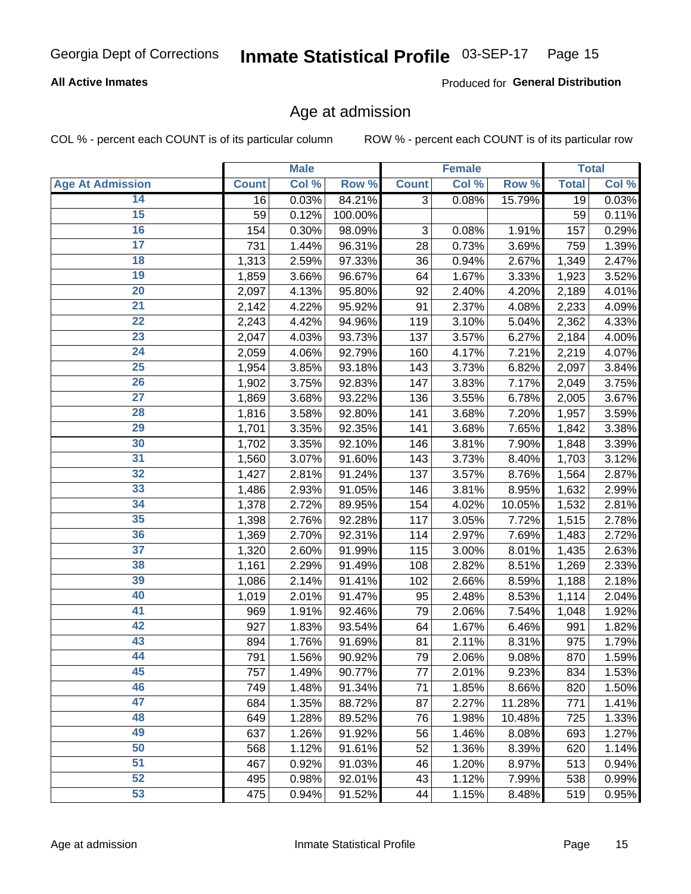Georgia Dept of Corrections **Inmate Statistical Profile** 03-SEP-17

**All Active Inmates**

Produced for **General Distribution**

## Age at admission

COL % - percent each COUNT is of its particular column ROW % - percent each COUNT is of its particular row

| | Male | | | Female | | | Total | |
|---|---|---|---|---|---|---|---|---|
| **Age At Admission** | **Count** | **Col %** | **Row %** | **Count** | **Col %** | **Row %** | **Total** | **Col %** |
| 14 | 16 | 0.03% | 84.21% | 3 | 0.08% | 15.79% | 19 | 0.03% |
| 15 | 59 | 0.12% | 100.00% | | | | 59 | 0.11% |
| 16 | 154 | 0.30% | 98.09% | 3 | 0.08% | 1.91% | 157 | 0.29% |
| 17 | 731 | 1.44% | 96.31% | 28 | 0.73% | 3.69% | 759 | 1.39% |
| 18 | 1,313 | 2.59% | 97.33% | 36 | 0.94% | 2.67% | 1,349 | 2.47% |
| 19 | 1,859 | 3.66% | 96.67% | 64 | 1.67% | 3.33% | 1,923 | 3.52% |
| 20 | 2,097 | 4.13% | 95.80% | 92 | 2.40% | 4.20% | 2,189 | 4.01% |
| 21 | 2,142 | 4.22% | 95.92% | 91 | 2.37% | 4.08% | 2,233 | 4.09% |
| 22 | 2,243 | 4.42% | 94.96% | 119 | 3.10% | 5.04% | 2,362 | 4.33% |
| 23 | 2,047 | 4.03% | 93.73% | 137 | 3.57% | 6.27% | 2,184 | 4.00% |
| 24 | 2,059 | 4.06% | 92.79% | 160 | 4.17% | 7.21% | 2,219 | 4.07% |
| 25 | 1,954 | 3.85% | 93.18% | 143 | 3.73% | 6.82% | 2,097 | 3.84% |
| 26 | 1,902 | 3.75% | 92.83% | 147 | 3.83% | 7.17% | 2,049 | 3.75% |
| 27 | 1,869 | 3.68% | 93.22% | 136 | 3.55% | 6.78% | 2,005 | 3.67% |
| 28 | 1,816 | 3.58% | 92.80% | 141 | 3.68% | 7.20% | 1,957 | 3.59% |
| 29 | 1,701 | 3.35% | 92.35% | 141 | 3.68% | 7.65% | 1,842 | 3.38% |
| 30 | 1,702 | 3.35% | 92.10% | 146 | 3.81% | 7.90% | 1,848 | 3.39% |
| 31 | 1,560 | 3.07% | 91.60% | 143 | 3.73% | 8.40% | 1,703 | 3.12% |
| 32 | 1,427 | 2.81% | 91.24% | 137 | 3.57% | 8.76% | 1,564 | 2.87% |
| 33 | 1,486 | 2.93% | 91.05% | 146 | 3.81% | 8.95% | 1,632 | 2.99% |
| 34 | 1,378 | 2.72% | 89.95% | 154 | 4.02% | 10.05% | 1,532 | 2.81% |
| 35 | 1,398 | 2.76% | 92.28% | 117 | 3.05% | 7.72% | 1,515 | 2.78% |
| 36 | 1,369 | 2.70% | 92.31% | 114 | 2.97% | 7.69% | 1,483 | 2.72% |
| 37 | 1,320 | 2.60% | 91.99% | 115 | 3.00% | 8.01% | 1,435 | 2.63% |
| 38 | 1,161 | 2.29% | 91.49% | 108 | 2.82% | 8.51% | 1,269 | 2.33% |
| 39 | 1,086 | 2.14% | 91.41% | 102 | 2.66% | 8.59% | 1,188 | 2.18% |
| 40 | 1,019 | 2.01% | 91.47% | 95 | 2.48% | 8.53% | 1,114 | 2.04% |
| 41 | 969 | 1.91% | 92.46% | 79 | 2.06% | 7.54% | 1,048 | 1.92% |
| 42 | 927 | 1.83% | 93.54% | 64 | 1.67% | 6.46% | 991 | 1.82% |
| 43 | 894 | 1.76% | 91.69% | 81 | 2.11% | 8.31% | 975 | 1.79% |
| 44 | 791 | 1.56% | 90.92% | 79 | 2.06% | 9.08% | 870 | 1.59% |
| 45 | 757 | 1.49% | 90.77% | 77 | 2.01% | 9.23% | 834 | 1.53% |
| 46 | 749 | 1.48% | 91.34% | 71 | 1.85% | 8.66% | 820 | 1.50% |
| 47 | 684 | 1.35% | 88.72% | 87 | 2.27% | 11.28% | 771 | 1.41% |
| 48 | 649 | 1.28% | 89.52% | 76 | 1.98% | 10.48% | 725 | 1.33% |
| 49 | 637 | 1.26% | 91.92% | 56 | 1.46% | 8.08% | 693 | 1.27% |
| 50 | 568 | 1.12% | 91.61% | 52 | 1.36% | 8.39% | 620 | 1.14% |
| 51 | 467 | 0.92% | 91.03% | 46 | 1.20% | 8.97% | 513 | 0.94% |
| 52 | 495 | 0.98% | 92.01% | 43 | 1.12% | 7.99% | 538 | 0.99% |
| 53 | 475 | 0.94% | 91.52% | 44 | 1.15% | 8.48% | 519 | 0.95% |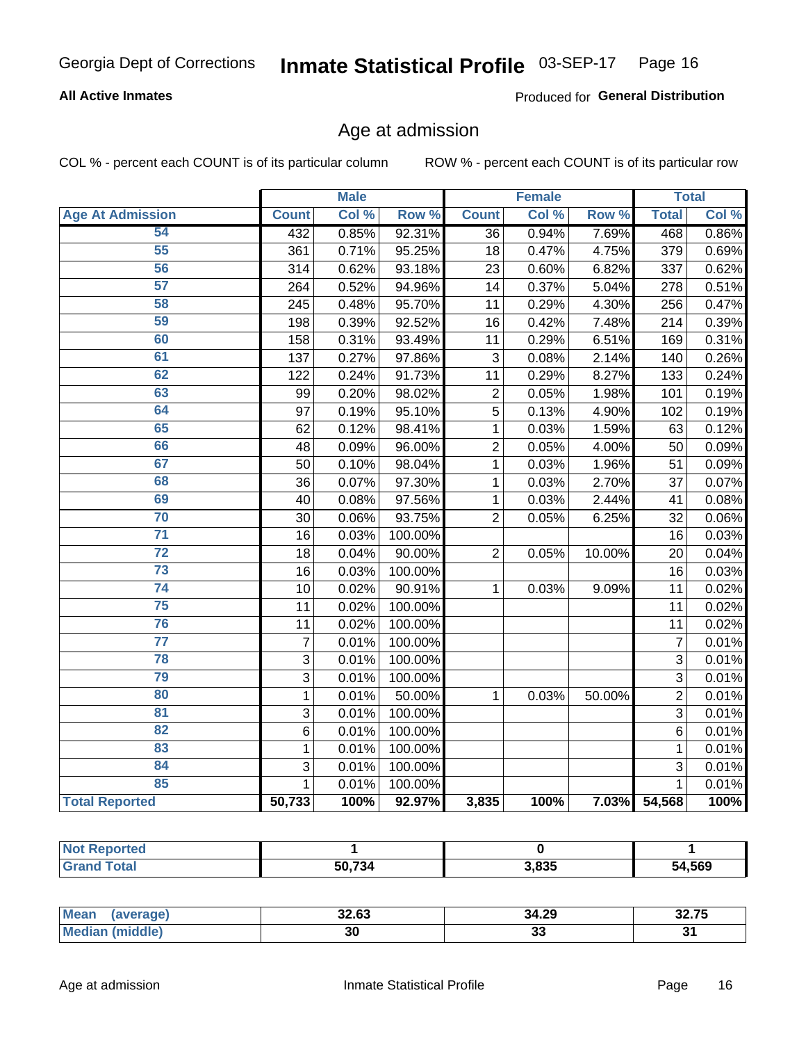**All Active Inmates**

Produced for **General Distribution**

## Age at admission

COL % - percent each COUNT is of its particular column

ROW % - percent each COUNT is of its particular row

| | Male | | | Female | | | Total | |
|---|---|---|---|---|---|---|---|---|
| **Age At Admission** | **Count** | **Col %** | **Row %** | **Count** | **Col %** | **Row %** | **Total** | **Col %** |
| 54 | 432 | 0.85% | 92.31% | 36 | 0.94% | 7.69% | 468 | 0.86% |
| 55 | 361 | 0.71% | 95.25% | 18 | 0.47% | 4.75% | 379 | 0.69% |
| 56 | 314 | 0.62% | 93.18% | 23 | 0.60% | 6.82% | 337 | 0.62% |
| 57 | 264 | 0.52% | 94.96% | 14 | 0.37% | 5.04% | 278 | 0.51% |
| 58 | 245 | 0.48% | 95.70% | 11 | 0.29% | 4.30% | 256 | 0.47% |
| 59 | 198 | 0.39% | 92.52% | 16 | 0.42% | 7.48% | 214 | 0.39% |
| 60 | 158 | 0.31% | 93.49% | 11 | 0.29% | 6.51% | 169 | 0.31% |
| 61 | 137 | 0.27% | 97.86% | 3 | 0.08% | 2.14% | 140 | 0.26% |
| 62 | 122 | 0.24% | 91.73% | 11 | 0.29% | 8.27% | 133 | 0.24% |
| 63 | 99 | 0.20% | 98.02% | 2 | 0.05% | 1.98% | 101 | 0.19% |
| 64 | 97 | 0.19% | 95.10% | 5 | 0.13% | 4.90% | 102 | 0.19% |
| 65 | 62 | 0.12% | 98.41% | 1 | 0.03% | 1.59% | 63 | 0.12% |
| 66 | 48 | 0.09% | 96.00% | 2 | 0.05% | 4.00% | 50 | 0.09% |
| 67 | 50 | 0.10% | 98.04% | 1 | 0.03% | 1.96% | 51 | 0.09% |
| 68 | 36 | 0.07% | 97.30% | 1 | 0.03% | 2.70% | 37 | 0.07% |
| 69 | 40 | 0.08% | 97.56% | 1 | 0.03% | 2.44% | 41 | 0.08% |
| 70 | 30 | 0.06% | 93.75% | 2 | 0.05% | 6.25% | 32 | 0.06% |
| 71 | 16 | 0.03% | 100.00% | | | | 16 | 0.03% |
| 72 | 18 | 0.04% | 90.00% | 2 | 0.05% | 10.00% | 20 | 0.04% |
| 73 | 16 | 0.03% | 100.00% | | | | 16 | 0.03% |
| 74 | 10 | 0.02% | 90.91% | 1 | 0.03% | 9.09% | 11 | 0.02% |
| 75 | 11 | 0.02% | 100.00% | | | | 11 | 0.02% |
| 76 | 11 | 0.02% | 100.00% | | | | 11 | 0.02% |
| 77 | 7 | 0.01% | 100.00% | | | | 7 | 0.01% |
| 78 | 3 | 0.01% | 100.00% | | | | 3 | 0.01% |
| 79 | 3 | 0.01% | 100.00% | | | | 3 | 0.01% |
| 80 | 1 | 0.01% | 50.00% | 1 | 0.03% | 50.00% | 2 | 0.01% |
| 81 | 3 | 0.01% | 100.00% | | | | 3 | 0.01% |
| 82 | 6 | 0.01% | 100.00% | | | | 6 | 0.01% |
| 83 | 1 | 0.01% | 100.00% | | | | 1 | 0.01% |
| 84 | 3 | 0.01% | 100.00% | | | | 3 | 0.01% |
| 85 | 1 | 0.01% | 100.00% | | | | 1 | 0.01% |
| **Total Reported** | **50,733** | **100%** | **92.97%** | **3,835** | **100%** | **7.03%** | **54,568** | **100%** |

| | Male | Female | Total |
|---|---|---|---|
| **Not Reported** | **1** | **0** | **1** |
| **Grand Total** | **50,734** | **3,835** | **54,569** |

| | Male | Female | Total |
|---|---|---|---|
| **Mean (average)** | **32.63** | **34.29** | **32.75** |
| **Median (middle)** | **30** | **33** | **31** |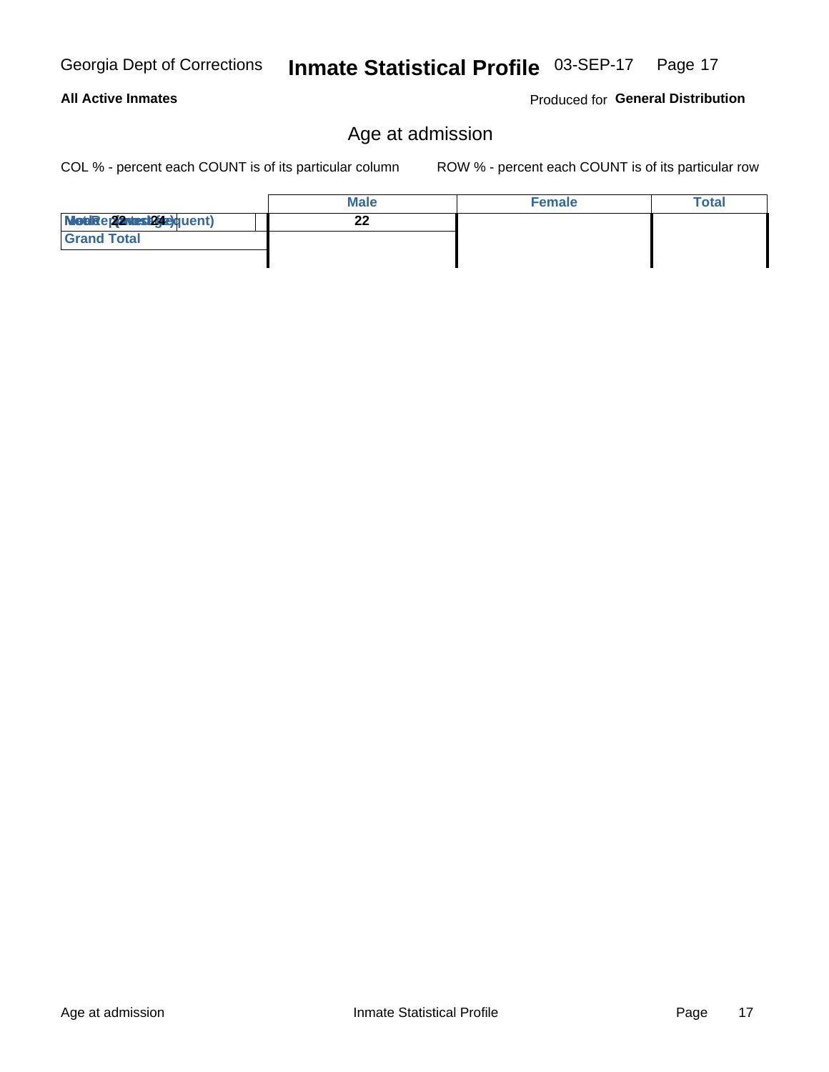## Age at admission

COL % - percent each COUNT is of its particular column

ROW % - percent each COUNT is of its particular row

| | Male | Female | Total |
|---|---|---|---|
| Mode (Most Frequent) / Median (Average) 22 / 24 | 22 | | |
| Grand Total | | | |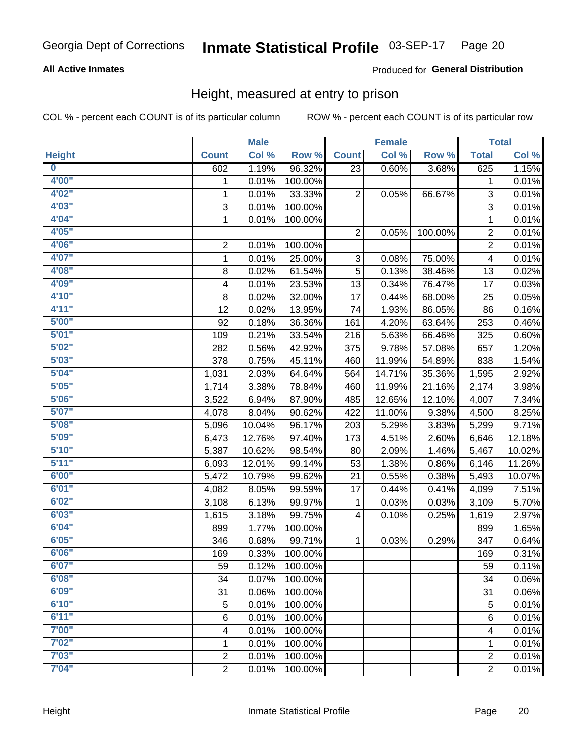Georgia Dept of Corrections **Inmate Statistical Profile** 03-SEP-17

**All Active Inmates**

Produced for **General Distribution**

## Height, measured at entry to prison

COL % - percent each COUNT is of its particular column ROW % - percent each COUNT is of its particular row

| Height | Male | | | Female | | | Total | |
|---|---|---|---|---|---|---|---|---|
| | Count | Col % | Row % | Count | Col % | Row % | Total | Col % |
| 0 | 602 | 1.19% | 96.32% | 23 | 0.60% | 3.68% | 625 | 1.15% |
| 4'00" | 1 | 0.01% | 100.00% | | | | 1 | 0.01% |
| 4'02" | 1 | 0.01% | 33.33% | 2 | 0.05% | 66.67% | 3 | 0.01% |
| 4'03" | 3 | 0.01% | 100.00% | | | | 3 | 0.01% |
| 4'04" | 1 | 0.01% | 100.00% | | | | 1 | 0.01% |
| 4'05" | | | | 2 | 0.05% | 100.00% | 2 | 0.01% |
| 4'06" | 2 | 0.01% | 100.00% | | | | 2 | 0.01% |
| 4'07" | 1 | 0.01% | 25.00% | 3 | 0.08% | 75.00% | 4 | 0.01% |
| 4'08" | 8 | 0.02% | 61.54% | 5 | 0.13% | 38.46% | 13 | 0.02% |
| 4'09" | 4 | 0.01% | 23.53% | 13 | 0.34% | 76.47% | 17 | 0.03% |
| 4'10" | 8 | 0.02% | 32.00% | 17 | 0.44% | 68.00% | 25 | 0.05% |
| 4'11" | 12 | 0.02% | 13.95% | 74 | 1.93% | 86.05% | 86 | 0.16% |
| 5'00" | 92 | 0.18% | 36.36% | 161 | 4.20% | 63.64% | 253 | 0.46% |
| 5'01" | 109 | 0.21% | 33.54% | 216 | 5.63% | 66.46% | 325 | 0.60% |
| 5'02" | 282 | 0.56% | 42.92% | 375 | 9.78% | 57.08% | 657 | 1.20% |
| 5'03" | 378 | 0.75% | 45.11% | 460 | 11.99% | 54.89% | 838 | 1.54% |
| 5'04" | 1,031 | 2.03% | 64.64% | 564 | 14.71% | 35.36% | 1,595 | 2.92% |
| 5'05" | 1,714 | 3.38% | 78.84% | 460 | 11.99% | 21.16% | 2,174 | 3.98% |
| 5'06" | 3,522 | 6.94% | 87.90% | 485 | 12.65% | 12.10% | 4,007 | 7.34% |
| 5'07" | 4,078 | 8.04% | 90.62% | 422 | 11.00% | 9.38% | 4,500 | 8.25% |
| 5'08" | 5,096 | 10.04% | 96.17% | 203 | 5.29% | 3.83% | 5,299 | 9.71% |
| 5'09" | 6,473 | 12.76% | 97.40% | 173 | 4.51% | 2.60% | 6,646 | 12.18% |
| 5'10" | 5,387 | 10.62% | 98.54% | 80 | 2.09% | 1.46% | 5,467 | 10.02% |
| 5'11" | 6,093 | 12.01% | 99.14% | 53 | 1.38% | 0.86% | 6,146 | 11.26% |
| 6'00" | 5,472 | 10.79% | 99.62% | 21 | 0.55% | 0.38% | 5,493 | 10.07% |
| 6'01" | 4,082 | 8.05% | 99.59% | 17 | 0.44% | 0.41% | 4,099 | 7.51% |
| 6'02" | 3,108 | 6.13% | 99.97% | 1 | 0.03% | 0.03% | 3,109 | 5.70% |
| 6'03" | 1,615 | 3.18% | 99.75% | 4 | 0.10% | 0.25% | 1,619 | 2.97% |
| 6'04" | 899 | 1.77% | 100.00% | | | | 899 | 1.65% |
| 6'05" | 346 | 0.68% | 99.71% | 1 | 0.03% | 0.29% | 347 | 0.64% |
| 6'06" | 169 | 0.33% | 100.00% | | | | 169 | 0.31% |
| 6'07" | 59 | 0.12% | 100.00% | | | | 59 | 0.11% |
| 6'08" | 34 | 0.07% | 100.00% | | | | 34 | 0.06% |
| 6'09" | 31 | 0.06% | 100.00% | | | | 31 | 0.06% |
| 6'10" | 5 | 0.01% | 100.00% | | | | 5 | 0.01% |
| 6'11" | 6 | 0.01% | 100.00% | | | | 6 | 0.01% |
| 7'00" | 4 | 0.01% | 100.00% | | | | 4 | 0.01% |
| 7'02" | 1 | 0.01% | 100.00% | | | | 1 | 0.01% |
| 7'03" | 2 | 0.01% | 100.00% | | | | 2 | 0.01% |
| 7'04" | 2 | 0.01% | 100.00% | | | | 2 | 0.01% |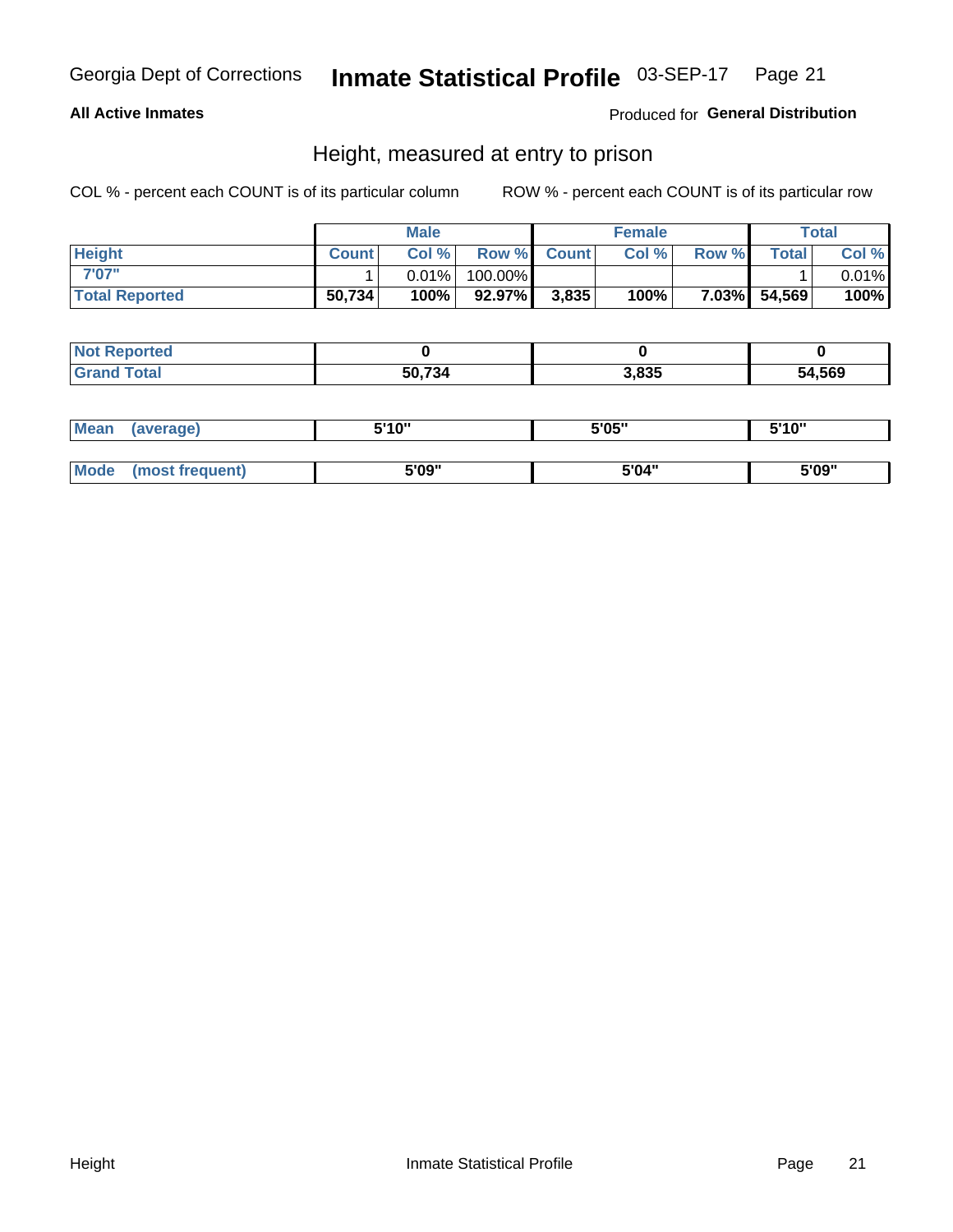Georgia Dept of Corrections **Inmate Statistical Profile** 03-SEP-17

**All Active Inmates**

Produced for **General Distribution**

## Height, measured at entry to prison

COL % - percent each COUNT is of its particular column

ROW % - percent each COUNT is of its particular row

| | Male | | | Female | | | Total | |
|---|---|---|---|---|---|---|---|---|
| **Height** | **Count** | **Col %** | **Row %** | **Count** | **Col %** | **Row %** | **Total** | **Col %** |
| **7'07"** | 1 | 0.01% | 100.00% | | | | 1 | 0.01% |
| **Total Reported** | **50,734** | **100%** | **92.97%** | **3,835** | **100%** | **7.03%** | **54,569** | **100%** |

| | Male | Female | Total |
|---|---|---|---|
| **Not Reported** | **0** | **0** | **0** |
| **Grand Total** | **50,734** | **3,835** | **54,569** |

| | Male | Female | Total |
|---|---|---|---|
| **Mean (average)** | **5'10"** | **5'05"** | **5'10"** |
| **Mode (most frequent)** | **5'09"** | **5'04"** | **5'09"** |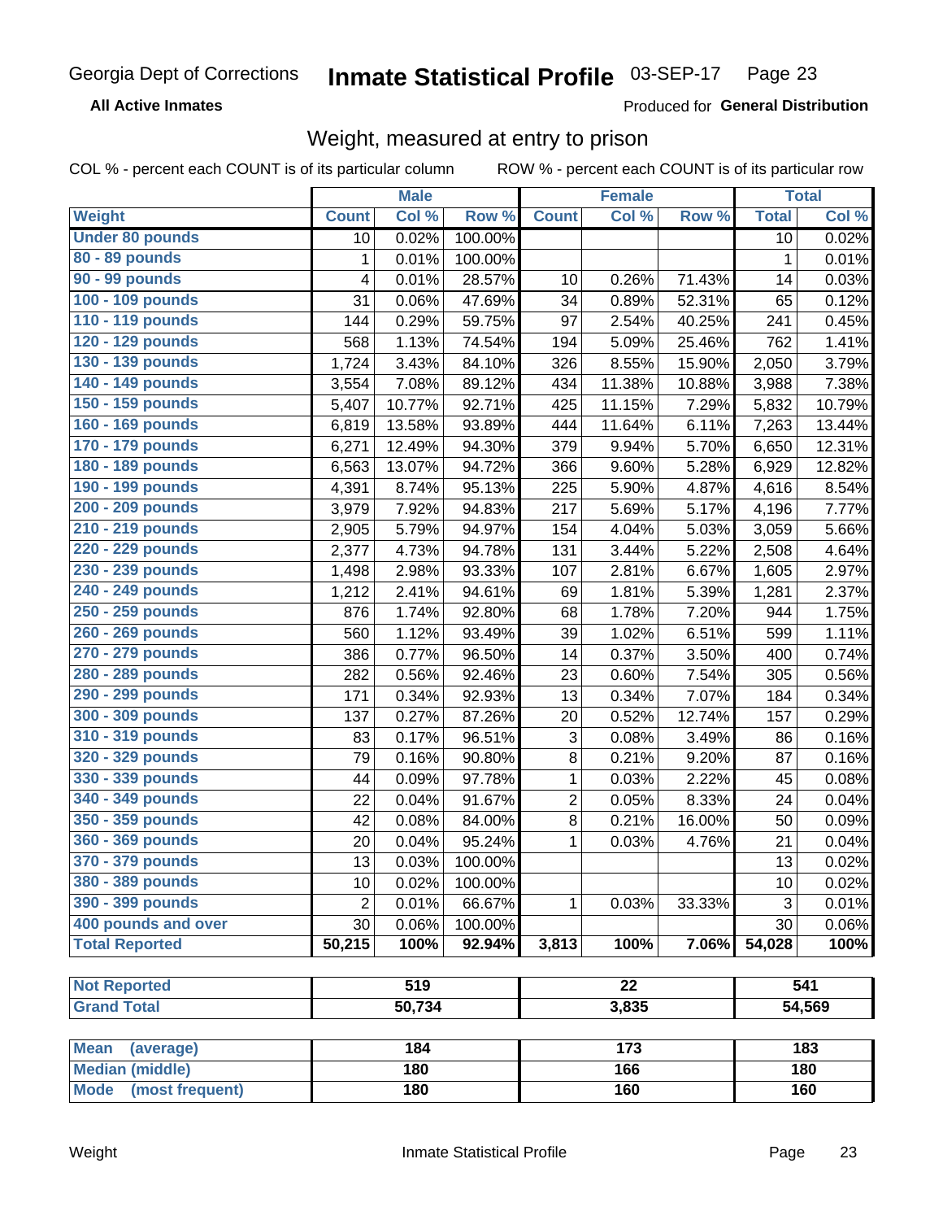Georgia Dept of Corrections **Inmate Statistical Profile** 03-SEP-17

**All Active Inmates**

Produced for **General Distribution**

## Weight, measured at entry to prison

COL % - percent each COUNT is of its particular column ROW % - percent each COUNT is of its particular row

| | Male | | | Female | | | Total | |
|---|---|---|---|---|---|---|---|---|
| **Weight** | **Count** | **Col %** | **Row %** | **Count** | **Col %** | **Row %** | **Total** | **Col %** |
| **Under 80 pounds** | 10 | 0.02% | 100.00% | | | | 10 | 0.02% |
| **80 - 89 pounds** | 1 | 0.01% | 100.00% | | | | 1 | 0.01% |
| **90 - 99 pounds** | 4 | 0.01% | 28.57% | 10 | 0.26% | 71.43% | 14 | 0.03% |
| **100 - 109 pounds** | 31 | 0.06% | 47.69% | 34 | 0.89% | 52.31% | 65 | 0.12% |
| **110 - 119 pounds** | 144 | 0.29% | 59.75% | 97 | 2.54% | 40.25% | 241 | 0.45% |
| **120 - 129 pounds** | 568 | 1.13% | 74.54% | 194 | 5.09% | 25.46% | 762 | 1.41% |
| **130 - 139 pounds** | 1,724 | 3.43% | 84.10% | 326 | 8.55% | 15.90% | 2,050 | 3.79% |
| **140 - 149 pounds** | 3,554 | 7.08% | 89.12% | 434 | 11.38% | 10.88% | 3,988 | 7.38% |
| **150 - 159 pounds** | 5,407 | 10.77% | 92.71% | 425 | 11.15% | 7.29% | 5,832 | 10.79% |
| **160 - 169 pounds** | 6,819 | 13.58% | 93.89% | 444 | 11.64% | 6.11% | 7,263 | 13.44% |
| **170 - 179 pounds** | 6,271 | 12.49% | 94.30% | 379 | 9.94% | 5.70% | 6,650 | 12.31% |
| **180 - 189 pounds** | 6,563 | 13.07% | 94.72% | 366 | 9.60% | 5.28% | 6,929 | 12.82% |
| **190 - 199 pounds** | 4,391 | 8.74% | 95.13% | 225 | 5.90% | 4.87% | 4,616 | 8.54% |
| **200 - 209 pounds** | 3,979 | 7.92% | 94.83% | 217 | 5.69% | 5.17% | 4,196 | 7.77% |
| **210 - 219 pounds** | 2,905 | 5.79% | 94.97% | 154 | 4.04% | 5.03% | 3,059 | 5.66% |
| **220 - 229 pounds** | 2,377 | 4.73% | 94.78% | 131 | 3.44% | 5.22% | 2,508 | 4.64% |
| **230 - 239 pounds** | 1,498 | 2.98% | 93.33% | 107 | 2.81% | 6.67% | 1,605 | 2.97% |
| **240 - 249 pounds** | 1,212 | 2.41% | 94.61% | 69 | 1.81% | 5.39% | 1,281 | 2.37% |
| **250 - 259 pounds** | 876 | 1.74% | 92.80% | 68 | 1.78% | 7.20% | 944 | 1.75% |
| **260 - 269 pounds** | 560 | 1.12% | 93.49% | 39 | 1.02% | 6.51% | 599 | 1.11% |
| **270 - 279 pounds** | 386 | 0.77% | 96.50% | 14 | 0.37% | 3.50% | 400 | 0.74% |
| **280 - 289 pounds** | 282 | 0.56% | 92.46% | 23 | 0.60% | 7.54% | 305 | 0.56% |
| **290 - 299 pounds** | 171 | 0.34% | 92.93% | 13 | 0.34% | 7.07% | 184 | 0.34% |
| **300 - 309 pounds** | 137 | 0.27% | 87.26% | 20 | 0.52% | 12.74% | 157 | 0.29% |
| **310 - 319 pounds** | 83 | 0.17% | 96.51% | 3 | 0.08% | 3.49% | 86 | 0.16% |
| **320 - 329 pounds** | 79 | 0.16% | 90.80% | 8 | 0.21% | 9.20% | 87 | 0.16% |
| **330 - 339 pounds** | 44 | 0.09% | 97.78% | 1 | 0.03% | 2.22% | 45 | 0.08% |
| **340 - 349 pounds** | 22 | 0.04% | 91.67% | 2 | 0.05% | 8.33% | 24 | 0.04% |
| **350 - 359 pounds** | 42 | 0.08% | 84.00% | 8 | 0.21% | 16.00% | 50 | 0.09% |
| **360 - 369 pounds** | 20 | 0.04% | 95.24% | 1 | 0.03% | 4.76% | 21 | 0.04% |
| **370 - 379 pounds** | 13 | 0.03% | 100.00% | | | | 13 | 0.02% |
| **380 - 389 pounds** | 10 | 0.02% | 100.00% | | | | 10 | 0.02% |
| **390 - 399 pounds** | 2 | 0.01% | 66.67% | 1 | 0.03% | 33.33% | 3 | 0.01% |
| **400 pounds and over** | 30 | 0.06% | 100.00% | | | | 30 | 0.06% |
| **Total Reported** | **50,215** | **100%** | **92.94%** | **3,813** | **100%** | **7.06%** | **54,028** | **100%** |

| | Male | Female | Total |
|---|---|---|---|
| **Not Reported** | **519** | **22** | **541** |
| **Grand Total** | **50,734** | **3,835** | **54,569** |

| | Male | Female | Total |
|---|---|---|---|
| **Mean (average)** | **184** | **173** | **183** |
| **Median (middle)** | **180** | **166** | **180** |
| **Mode (most frequent)** | **180** | **160** | **160** |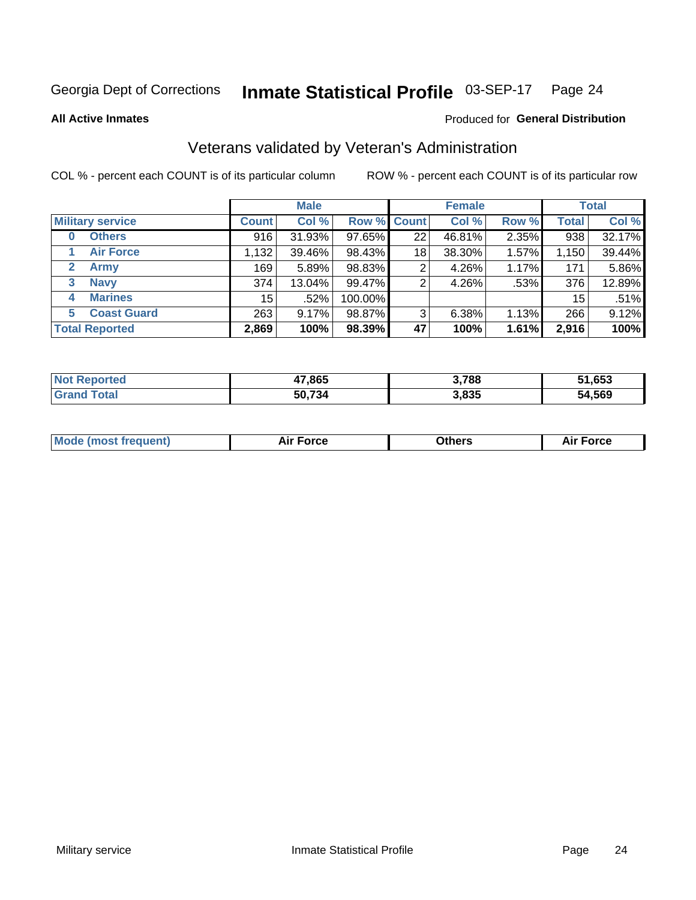Georgia Dept of Corrections **Inmate Statistical Profile** 03-SEP-17

**All Active Inmates**

Produced for **General Distribution**

## Veterans validated by Veteran's Administration

COL % - percent each COUNT is of its particular column

ROW % - percent each COUNT is of its particular row

| | Male | | | Female | | | Total | |
|---|---|---|---|---|---|---|---|---|
| **Military service** | **Count** | **Col %** | **Row %** | **Count** | **Col %** | **Row %** | **Total** | **Col %** |
| 0 Others | 916 | 31.93% | 97.65% | 22 | 46.81% | 2.35% | 938 | 32.17% |
| 1 Air Force | 1,132 | 39.46% | 98.43% | 18 | 38.30% | 1.57% | 1,150 | 39.44% |
| 2 Army | 169 | 5.89% | 98.83% | 2 | 4.26% | 1.17% | 171 | 5.86% |
| 3 Navy | 374 | 13.04% | 99.47% | 2 | 4.26% | .53% | 376 | 12.89% |
| 4 Marines | 15 | .52% | 100.00% | | | | 15 | .51% |
| 5 Coast Guard | 263 | 9.17% | 98.87% | 3 | 6.38% | 1.13% | 266 | 9.12% |
| **Total Reported** | **2,869** | **100%** | **98.39%** | **47** | **100%** | **1.61%** | **2,916** | **100%** |

| | Male | Female | Total |
|---|---|---|---|
| Not Reported | 47,865 | 3,788 | 51,653 |
| Grand Total | 50,734 | 3,835 | 54,569 |

| | Male | Female | Total |
|---|---|---|---|
| Mode (most frequent) | Air Force | Others | Air Force |

Military service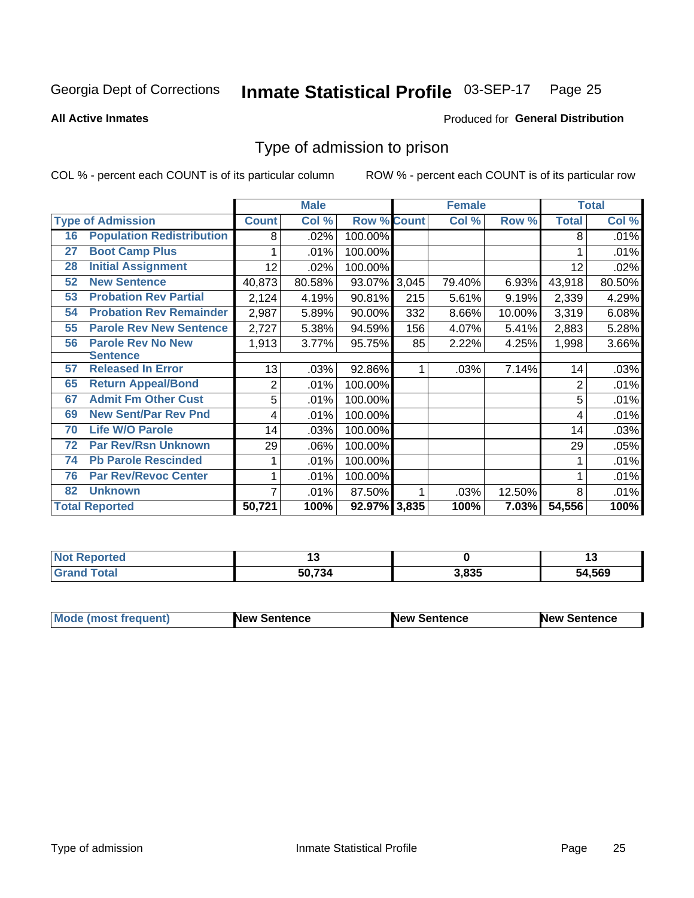Georgia Dept of Corrections **Inmate Statistical Profile** 03-SEP-17

**All Active Inmates** Produced for **General Distribution**

## Type of admission to prison

COL % - percent each COUNT is of its particular column    ROW % - percent each COUNT is of its particular row

| Type of Admission | | Male | | | Female | | | Total | |
|---|---|---|---|---|---|---|---|---|---|
| | | Count | Col % | Row % | Count | Col % | Row % | Total | Col % |
| 16 | Population Redistribution | 8 | .02% | 100.00% | | | | 8 | .01% |
| 27 | Boot Camp Plus | 1 | .01% | 100.00% | | | | 1 | .01% |
| 28 | Initial Assignment | 12 | .02% | 100.00% | | | | 12 | .02% |
| 52 | New Sentence | 40,873 | 80.58% | 93.07% | 3,045 | 79.40% | 6.93% | 43,918 | 80.50% |
| 53 | Probation Rev Partial | 2,124 | 4.19% | 90.81% | 215 | 5.61% | 9.19% | 2,339 | 4.29% |
| 54 | Probation Rev Remainder | 2,987 | 5.89% | 90.00% | 332 | 8.66% | 10.00% | 3,319 | 6.08% |
| 55 | Parole Rev New Sentence | 2,727 | 5.38% | 94.59% | 156 | 4.07% | 5.41% | 2,883 | 5.28% |
| 56 | Parole Rev No New Sentence | 1,913 | 3.77% | 95.75% | 85 | 2.22% | 4.25% | 1,998 | 3.66% |
| 57 | Released In Error | 13 | .03% | 92.86% | 1 | .03% | 7.14% | 14 | .03% |
| 65 | Return Appeal/Bond | 2 | .01% | 100.00% | | | | 2 | .01% |
| 67 | Admit Fm Other Cust | 5 | .01% | 100.00% | | | | 5 | .01% |
| 69 | New Sent/Par Rev Pnd | 4 | .01% | 100.00% | | | | 4 | .01% |
| 70 | Life W/O Parole | 14 | .03% | 100.00% | | | | 14 | .03% |
| 72 | Par Rev/Rsn Unknown | 29 | .06% | 100.00% | | | | 29 | .05% |
| 74 | Pb Parole Rescinded | 1 | .01% | 100.00% | | | | 1 | .01% |
| 76 | Par Rev/Revoc Center | 1 | .01% | 100.00% | | | | 1 | .01% |
| 82 | Unknown | 7 | .01% | 87.50% | 1 | .03% | 12.50% | 8 | .01% |
| **Total Reported** | | **50,721** | **100%** | **92.97%** | **3,835** | **100%** | **7.03%** | **54,556** | **100%** |

| | Male | Female | Total |
|---|---|---|---|
| Not Reported | 13 | 0 | 13 |
| Grand Total | 50,734 | 3,835 | 54,569 |

| | Male | Female | Total |
|---|---|---|---|
| Mode (most frequent) | New Sentence | New Sentence | New Sentence |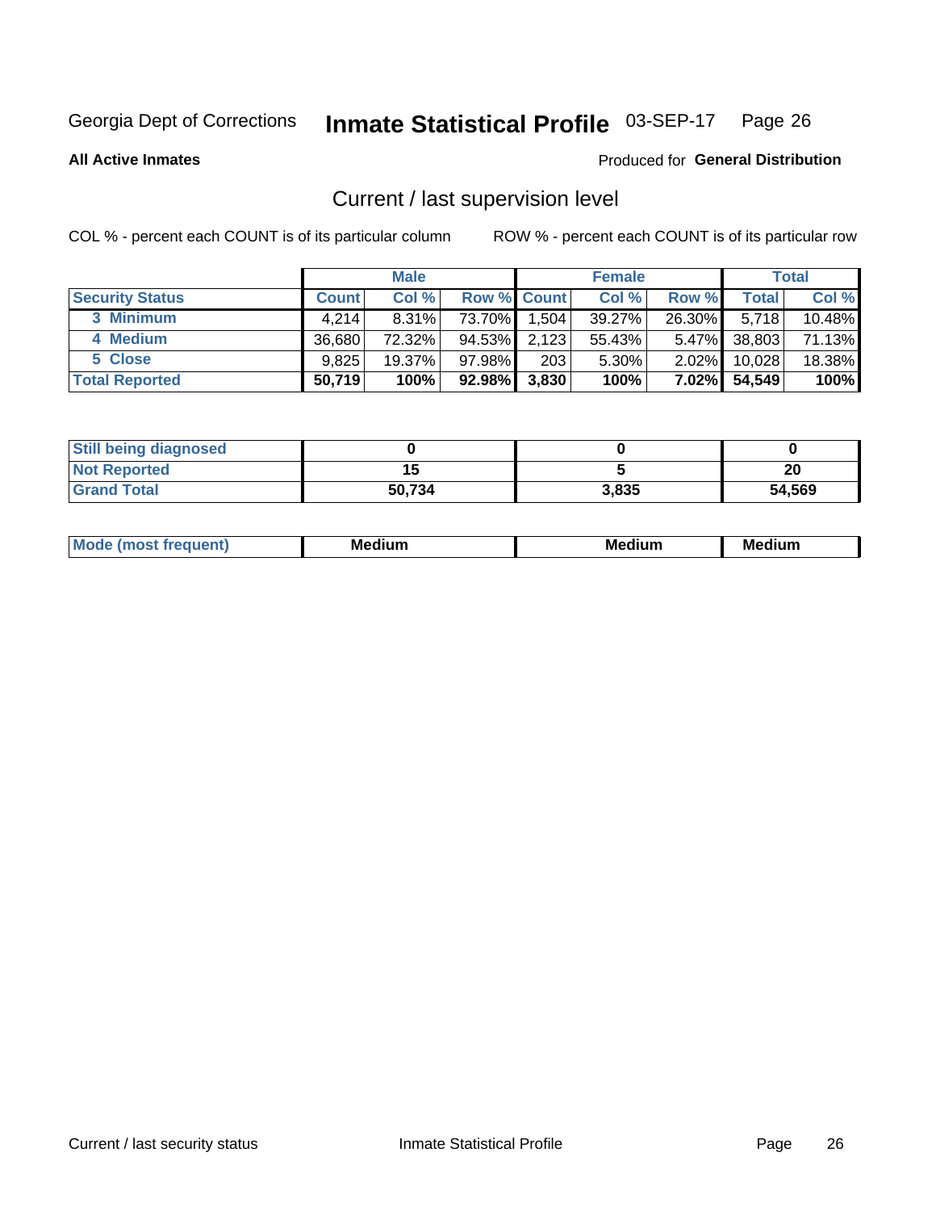Georgia Dept of Corrections **Inmate Statistical Profile** 03-SEP-17

**All Active Inmates**

Produced for **General Distribution**

## Current / last supervision level

COL % - percent each COUNT is of its particular column    ROW % - percent each COUNT is of its particular row

| | Male | | | Female | | | Total | |
|---|---|---|---|---|---|---|---|---|
| **Security Status** | **Count** | **Col %** | **Row %** | **Count** | **Col %** | **Row %** | **Total** | **Col %** |
| 3 Minimum | 4,214 | 8.31% | 73.70% | 1,504 | 39.27% | 26.30% | 5,718 | 10.48% |
| 4 Medium | 36,680 | 72.32% | 94.53% | 2,123 | 55.43% | 5.47% | 38,803 | 71.13% |
| 5 Close | 9,825 | 19.37% | 97.98% | 203 | 5.30% | 2.02% | 10,028 | 18.38% |
| **Total Reported** | **50,719** | **100%** | **92.98%** | **3,830** | **100%** | **7.02%** | **54,549** | **100%** |

| | Male | Female | Total |
|---|---|---|---|
| **Still being diagnosed** | **0** | **0** | **0** |
| **Not Reported** | **15** | **5** | **20** |
| **Grand Total** | **50,734** | **3,835** | **54,569** |

| | Male | Female | Total |
|---|---|---|---|
| **Mode (most frequent)** | **Medium** | **Medium** | **Medium** |

Current / last security status    Inmate Statistical Profile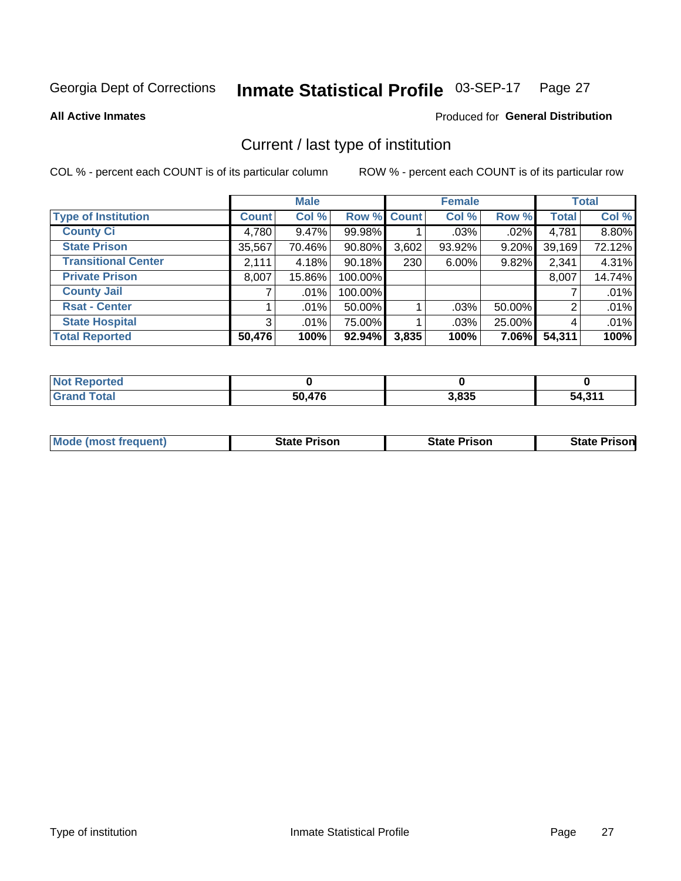Georgia Dept of Corrections **Inmate Statistical Profile** 03-SEP-17 Page 27

**All Active Inmates**

Produced for **General Distribution**

## Current / last type of institution

COL % - percent each COUNT is of its particular column ROW % - percent each COUNT is of its particular row

| | Male | | | Female | | | Total | |
|---|---|---|---|---|---|---|---|---|
| **Type of Institution** | **Count** | **Col %** | **Row %** | **Count** | **Col %** | **Row %** | **Total** | **Col %** |
| **County Ci** | 4,780 | 9.47% | 99.98% | 1 | .03% | .02% | 4,781 | 8.80% |
| **State Prison** | 35,567 | 70.46% | 90.80% | 3,602 | 93.92% | 9.20% | 39,169 | 72.12% |
| **Transitional Center** | 2,111 | 4.18% | 90.18% | 230 | 6.00% | 9.82% | 2,341 | 4.31% |
| **Private Prison** | 8,007 | 15.86% | 100.00% | | | | 8,007 | 14.74% |
| **County Jail** | 7 | .01% | 100.00% | | | | 7 | .01% |
| **Rsat - Center** | 1 | .01% | 50.00% | 1 | .03% | 50.00% | 2 | .01% |
| **State Hospital** | 3 | .01% | 75.00% | 1 | .03% | 25.00% | 4 | .01% |
| **Total Reported** | **50,476** | **100%** | **92.94%** | **3,835** | **100%** | **7.06%** | **54,311** | **100%** |

| | Male | Female | Total |
|---|---|---|---|
| **Not Reported** | **0** | **0** | **0** |
| **Grand Total** | **50,476** | **3,835** | **54,311** |

| | Male | Female | Total |
|---|---|---|---|
| **Mode (most frequent)** | **State Prison** | **State Prison** | **State Prison** |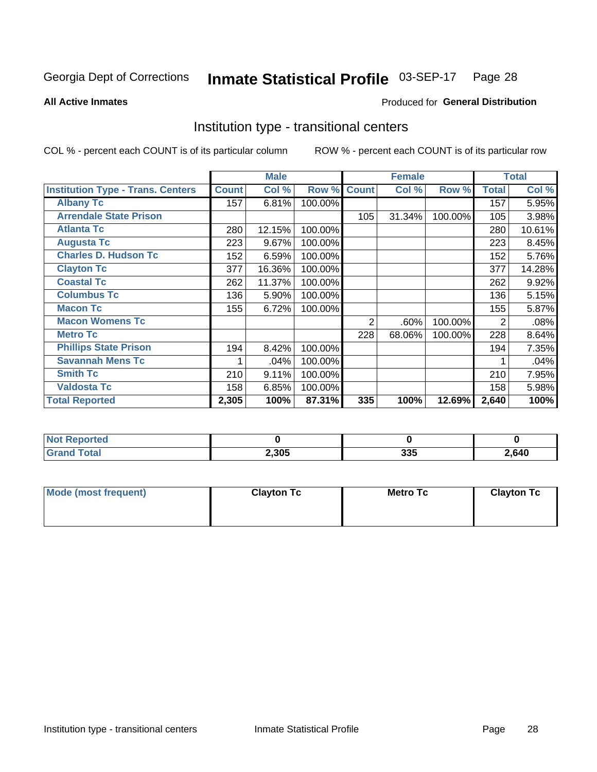Georgia Dept of Corrections **Inmate Statistical Profile** 03-SEP-17

**All Active Inmates**

Produced for **General Distribution**

## Institution type - transitional centers

COL % - percent each COUNT is of its particular column ROW % - percent each COUNT is of its particular row

| | Male | | | Female | | | Total | |
|---|---|---|---|---|---|---|---|---|
| **Institution Type - Trans. Centers** | **Count** | **Col %** | **Row %** | **Count** | **Col %** | **Row %** | **Total** | **Col %** |
| **Albany Tc** | 157 | 6.81% | 100.00% | | | | 157 | 5.95% |
| **Arrendale State Prison** | | | | 105 | 31.34% | 100.00% | 105 | 3.98% |
| **Atlanta Tc** | 280 | 12.15% | 100.00% | | | | 280 | 10.61% |
| **Augusta Tc** | 223 | 9.67% | 100.00% | | | | 223 | 8.45% |
| **Charles D. Hudson Tc** | 152 | 6.59% | 100.00% | | | | 152 | 5.76% |
| **Clayton Tc** | 377 | 16.36% | 100.00% | | | | 377 | 14.28% |
| **Coastal Tc** | 262 | 11.37% | 100.00% | | | | 262 | 9.92% |
| **Columbus Tc** | 136 | 5.90% | 100.00% | | | | 136 | 5.15% |
| **Macon Tc** | 155 | 6.72% | 100.00% | | | | 155 | 5.87% |
| **Macon Womens Tc** | | | | 2 | .60% | 100.00% | 2 | .08% |
| **Metro Tc** | | | | 228 | 68.06% | 100.00% | 228 | 8.64% |
| **Phillips State Prison** | 194 | 8.42% | 100.00% | | | | 194 | 7.35% |
| **Savannah Mens Tc** | 1 | .04% | 100.00% | | | | 1 | .04% |
| **Smith Tc** | 210 | 9.11% | 100.00% | | | | 210 | 7.95% |
| **Valdosta Tc** | 158 | 6.85% | 100.00% | | | | 158 | 5.98% |
| **Total Reported** | **2,305** | **100%** | **87.31%** | **335** | **100%** | **12.69%** | **2,640** | **100%** |

| | Male | Female | Total |
|---|---|---|---|
| **Not Reported** | **0** | **0** | **0** |
| **Grand Total** | **2,305** | **335** | **2,640** |

| | Male | Female | Total |
|---|---|---|---|
| **Mode (most frequent)** | **Clayton Tc** | **Metro Tc** | **Clayton Tc** |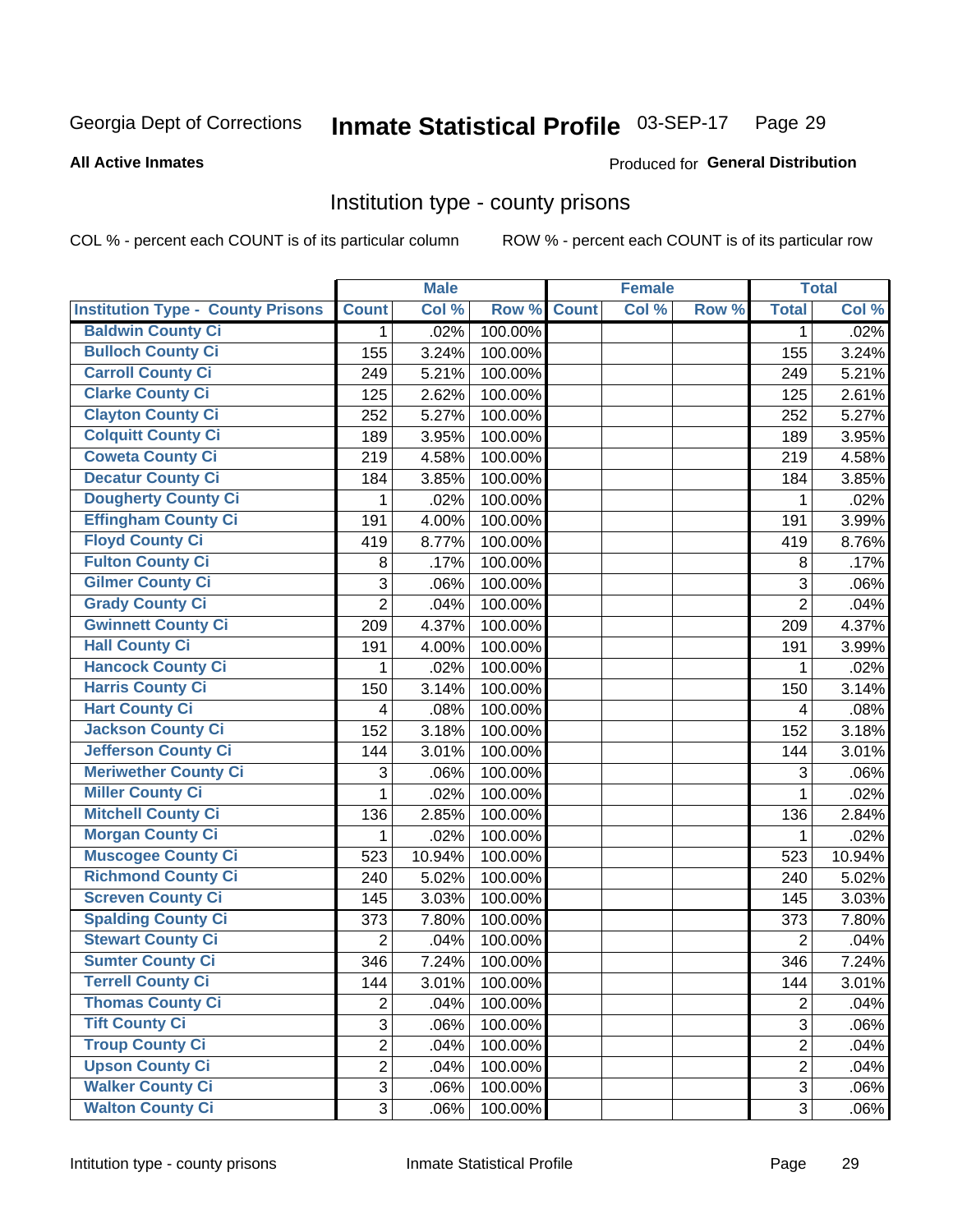Georgia Dept of Corrections **Inmate Statistical Profile** 03-SEP-17

**All Active Inmates**

Produced for **General Distribution**

## Institution type - county prisons

COL % - percent each COUNT is of its particular column ROW % - percent each COUNT is of its particular row

| Institution Type - County Prisons | Male | | | Female | | | Total | |
|---|---|---|---|---|---|---|---|---|
| | Count | Col % | Row % | Count | Col % | Row % | Total | Col % |
| Baldwin County Ci | 1 | .02% | 100.00% | | | | 1 | .02% |
| Bulloch County Ci | 155 | 3.24% | 100.00% | | | | 155 | 3.24% |
| Carroll County Ci | 249 | 5.21% | 100.00% | | | | 249 | 5.21% |
| Clarke County Ci | 125 | 2.62% | 100.00% | | | | 125 | 2.61% |
| Clayton County Ci | 252 | 5.27% | 100.00% | | | | 252 | 5.27% |
| Colquitt County Ci | 189 | 3.95% | 100.00% | | | | 189 | 3.95% |
| Coweta County Ci | 219 | 4.58% | 100.00% | | | | 219 | 4.58% |
| Decatur County Ci | 184 | 3.85% | 100.00% | | | | 184 | 3.85% |
| Dougherty County Ci | 1 | .02% | 100.00% | | | | 1 | .02% |
| Effingham County Ci | 191 | 4.00% | 100.00% | | | | 191 | 3.99% |
| Floyd County Ci | 419 | 8.77% | 100.00% | | | | 419 | 8.76% |
| Fulton County Ci | 8 | .17% | 100.00% | | | | 8 | .17% |
| Gilmer County Ci | 3 | .06% | 100.00% | | | | 3 | .06% |
| Grady County Ci | 2 | .04% | 100.00% | | | | 2 | .04% |
| Gwinnett County Ci | 209 | 4.37% | 100.00% | | | | 209 | 4.37% |
| Hall County Ci | 191 | 4.00% | 100.00% | | | | 191 | 3.99% |
| Hancock County Ci | 1 | .02% | 100.00% | | | | 1 | .02% |
| Harris County Ci | 150 | 3.14% | 100.00% | | | | 150 | 3.14% |
| Hart County Ci | 4 | .08% | 100.00% | | | | 4 | .08% |
| Jackson County Ci | 152 | 3.18% | 100.00% | | | | 152 | 3.18% |
| Jefferson County Ci | 144 | 3.01% | 100.00% | | | | 144 | 3.01% |
| Meriwether County Ci | 3 | .06% | 100.00% | | | | 3 | .06% |
| Miller County Ci | 1 | .02% | 100.00% | | | | 1 | .02% |
| Mitchell County Ci | 136 | 2.85% | 100.00% | | | | 136 | 2.84% |
| Morgan County Ci | 1 | .02% | 100.00% | | | | 1 | .02% |
| Muscogee County Ci | 523 | 10.94% | 100.00% | | | | 523 | 10.94% |
| Richmond County Ci | 240 | 5.02% | 100.00% | | | | 240 | 5.02% |
| Screven County Ci | 145 | 3.03% | 100.00% | | | | 145 | 3.03% |
| Spalding County Ci | 373 | 7.80% | 100.00% | | | | 373 | 7.80% |
| Stewart County Ci | 2 | .04% | 100.00% | | | | 2 | .04% |
| Sumter County Ci | 346 | 7.24% | 100.00% | | | | 346 | 7.24% |
| Terrell County Ci | 144 | 3.01% | 100.00% | | | | 144 | 3.01% |
| Thomas County Ci | 2 | .04% | 100.00% | | | | 2 | .04% |
| Tift County Ci | 3 | .06% | 100.00% | | | | 3 | .06% |
| Troup County Ci | 2 | .04% | 100.00% | | | | 2 | .04% |
| Upson County Ci | 2 | .04% | 100.00% | | | | 2 | .04% |
| Walker County Ci | 3 | .06% | 100.00% | | | | 3 | .06% |
| Walton County Ci | 3 | .06% | 100.00% | | | | 3 | .06% |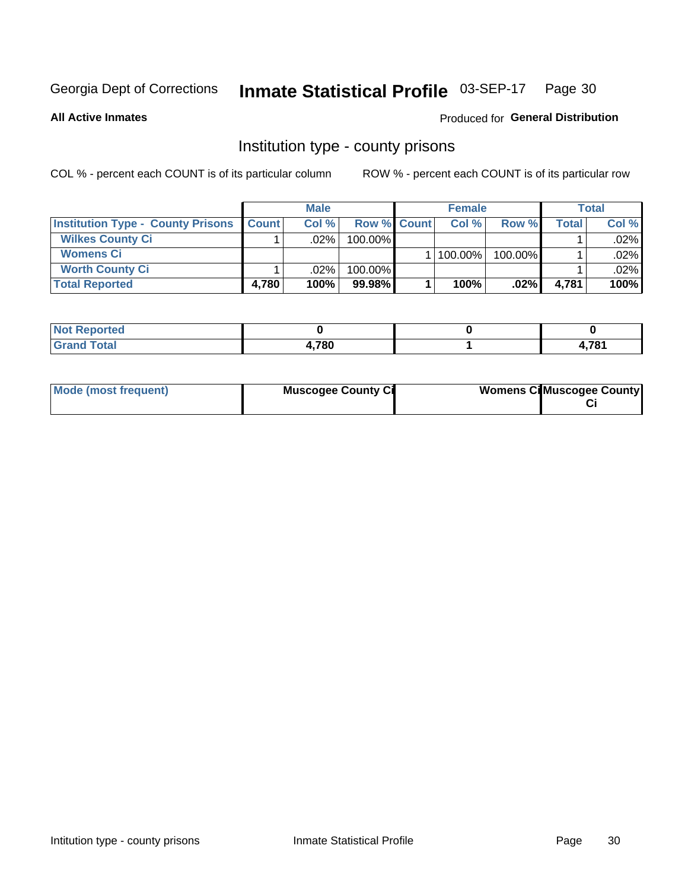Georgia Dept of Corrections **Inmate Statistical Profile** 03-SEP-17

**All Active Inmates**

Produced for **General Distribution**

## Institution type - county prisons

COL % - percent each COUNT is of its particular column

ROW % - percent each COUNT is of its particular row

| | Male | | | Female | | | Total | |
|---|---|---|---|---|---|---|---|---|
| **Institution Type - County Prisons** | **Count** | **Col %** | **Row %** | **Count** | **Col %** | **Row %** | **Total** | **Col %** |
| **Wilkes County Ci** | 1 | .02% | 100.00% | | | | 1 | .02% |
| **Womens Ci** | | | | 1 | 100.00% | 100.00% | 1 | .02% |
| **Worth County Ci** | 1 | .02% | 100.00% | | | | 1 | .02% |
| **Total Reported** | **4,780** | **100%** | **99.98%** | **1** | **100%** | **.02%** | **4,781** | **100%** |

| | Male | Female | Total |
|---|---|---|---|
| **Not Reported** | **0** | **0** | **0** |
| **Grand Total** | **4,780** | **1** | **4,781** |

| | Male | Female | Total |
|---|---|---|---|
| **Mode (most frequent)** | **Muscogee County Ci** | **Womens Ci** | **Muscogee County Ci** |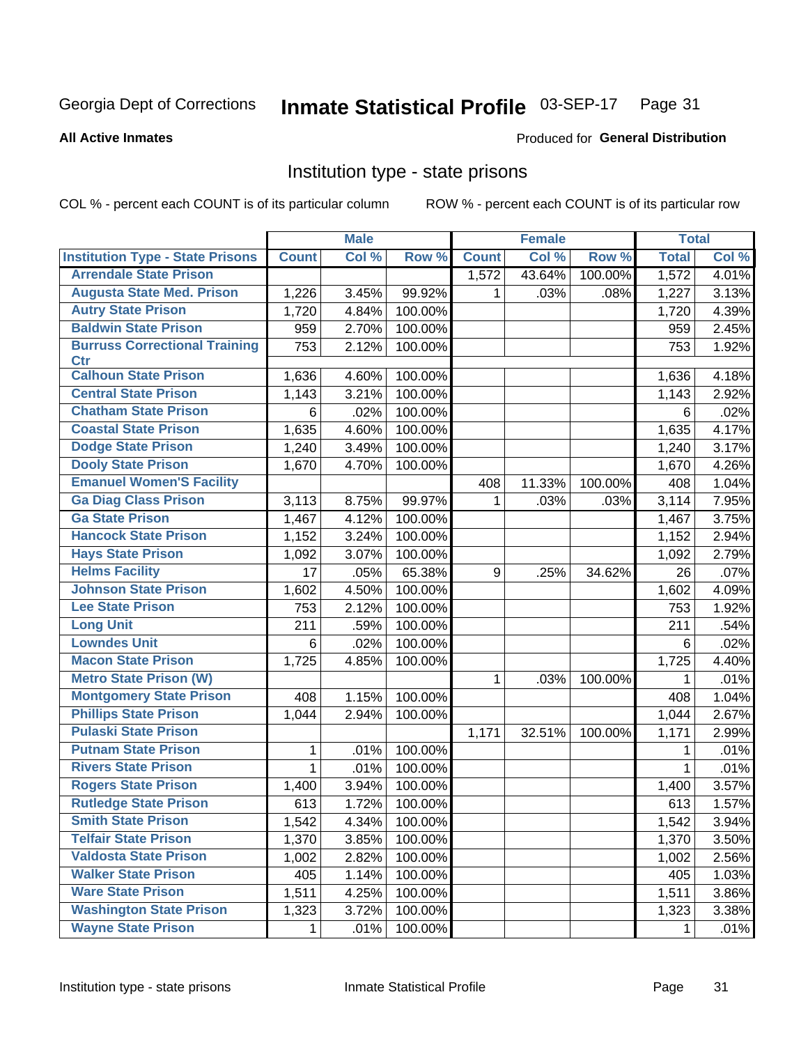Georgia Dept of Corrections **Inmate Statistical Profile** 03-SEP-17

**All Active Inmates**

Produced for **General Distribution**

## Institution type - state prisons

COL % - percent each COUNT is of its particular column

ROW % - percent each COUNT is of its particular row

| | Male | | | Female | | | Total | |
|---|---|---|---|---|---|---|---|---|
| Institution Type - State Prisons | Count | Col % | Row % | Count | Col % | Row % | Total | Col % |
| Arrendale State Prison | | | | 1,572 | 43.64% | 100.00% | 1,572 | 4.01% |
| Augusta State Med. Prison | 1,226 | 3.45% | 99.92% | 1 | .03% | .08% | 1,227 | 3.13% |
| Autry State Prison | 1,720 | 4.84% | 100.00% | | | | 1,720 | 4.39% |
| Baldwin State Prison | 959 | 2.70% | 100.00% | | | | 959 | 2.45% |
| Burruss Correctional Training Ctr | 753 | 2.12% | 100.00% | | | | 753 | 1.92% |
| Calhoun State Prison | 1,636 | 4.60% | 100.00% | | | | 1,636 | 4.18% |
| Central State Prison | 1,143 | 3.21% | 100.00% | | | | 1,143 | 2.92% |
| Chatham State Prison | 6 | .02% | 100.00% | | | | 6 | .02% |
| Coastal State Prison | 1,635 | 4.60% | 100.00% | | | | 1,635 | 4.17% |
| Dodge State Prison | 1,240 | 3.49% | 100.00% | | | | 1,240 | 3.17% |
| Dooly State Prison | 1,670 | 4.70% | 100.00% | | | | 1,670 | 4.26% |
| Emanuel Women'S Facility | | | | 408 | 11.33% | 100.00% | 408 | 1.04% |
| Ga Diag Class Prison | 3,113 | 8.75% | 99.97% | 1 | .03% | .03% | 3,114 | 7.95% |
| Ga State Prison | 1,467 | 4.12% | 100.00% | | | | 1,467 | 3.75% |
| Hancock State Prison | 1,152 | 3.24% | 100.00% | | | | 1,152 | 2.94% |
| Hays State Prison | 1,092 | 3.07% | 100.00% | | | | 1,092 | 2.79% |
| Helms Facility | 17 | .05% | 65.38% | 9 | .25% | 34.62% | 26 | .07% |
| Johnson State Prison | 1,602 | 4.50% | 100.00% | | | | 1,602 | 4.09% |
| Lee State Prison | 753 | 2.12% | 100.00% | | | | 753 | 1.92% |
| Long Unit | 211 | .59% | 100.00% | | | | 211 | .54% |
| Lowndes Unit | 6 | .02% | 100.00% | | | | 6 | .02% |
| Macon State Prison | 1,725 | 4.85% | 100.00% | | | | 1,725 | 4.40% |
| Metro State Prison (W) | | | | 1 | .03% | 100.00% | 1 | .01% |
| Montgomery State Prison | 408 | 1.15% | 100.00% | | | | 408 | 1.04% |
| Phillips State Prison | 1,044 | 2.94% | 100.00% | | | | 1,044 | 2.67% |
| Pulaski State Prison | | | | 1,171 | 32.51% | 100.00% | 1,171 | 2.99% |
| Putnam State Prison | 1 | .01% | 100.00% | | | | 1 | .01% |
| Rivers State Prison | 1 | .01% | 100.00% | | | | 1 | .01% |
| Rogers State Prison | 1,400 | 3.94% | 100.00% | | | | 1,400 | 3.57% |
| Rutledge State Prison | 613 | 1.72% | 100.00% | | | | 613 | 1.57% |
| Smith State Prison | 1,542 | 4.34% | 100.00% | | | | 1,542 | 3.94% |
| Telfair State Prison | 1,370 | 3.85% | 100.00% | | | | 1,370 | 3.50% |
| Valdosta State Prison | 1,002 | 2.82% | 100.00% | | | | 1,002 | 2.56% |
| Walker State Prison | 405 | 1.14% | 100.00% | | | | 405 | 1.03% |
| Ware State Prison | 1,511 | 4.25% | 100.00% | | | | 1,511 | 3.86% |
| Washington State Prison | 1,323 | 3.72% | 100.00% | | | | 1,323 | 3.38% |
| Wayne State Prison | 1 | .01% | 100.00% | | | | 1 | .01% |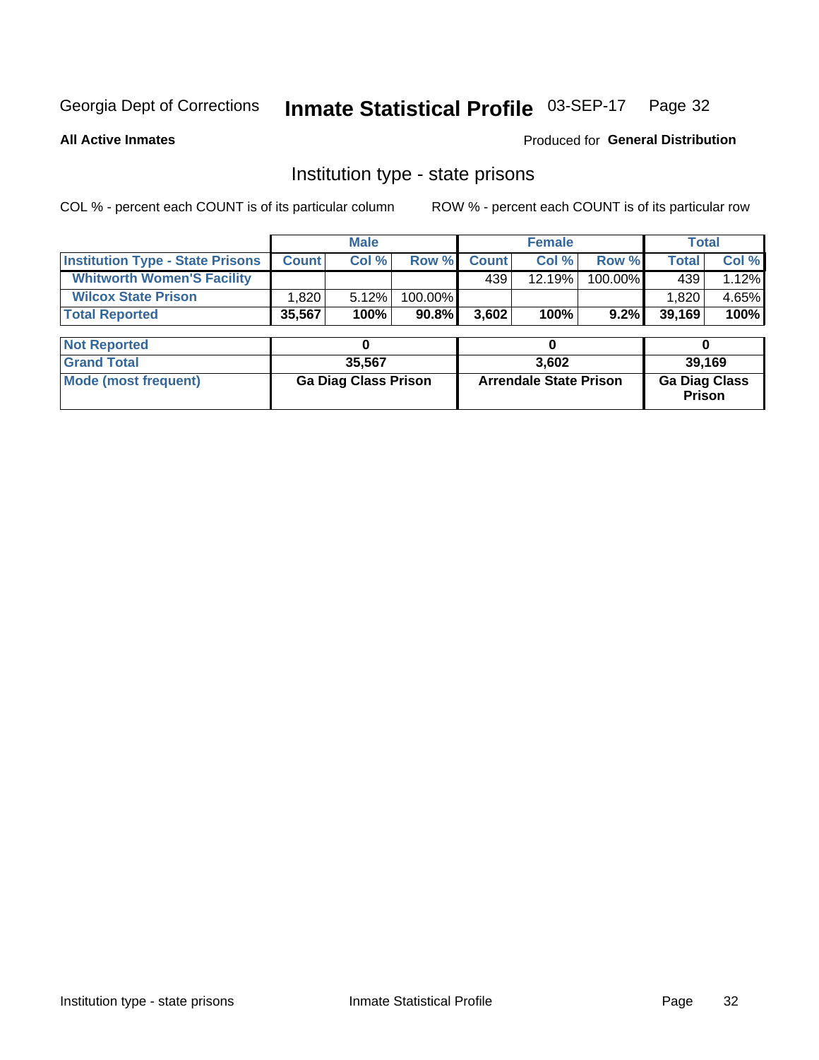Georgia Dept of Corrections **Inmate Statistical Profile** 03-SEP-17 Page 32

**All Active Inmates**

Produced for **General Distribution**

## Institution type - state prisons

COL % - percent each COUNT is of its particular column    ROW % - percent each COUNT is of its particular row

| | Male | | | Female | | | Total | |
|---|---|---|---|---|---|---|---|---|
| **Institution Type - State Prisons** | **Count** | **Col %** | **Row %** | **Count** | **Col %** | **Row %** | **Total** | **Col %** |
| **Whitworth Women'S Facility** | | | | 439 | 12.19% | 100.00% | 439 | 1.12% |
| **Wilcox State Prison** | 1,820 | 5.12% | 100.00% | | | | 1,820 | 4.65% |
| **Total Reported** | **35,567** | **100%** | **90.8%** | **3,602** | **100%** | **9.2%** | **39,169** | **100%** |

| | Male | Female | Total |
|---|---|---|---|
| **Not Reported** | **0** | **0** | **0** |
| **Grand Total** | **35,567** | **3,602** | **39,169** |
| **Mode (most frequent)** | **Ga Diag Class Prison** | **Arrendale State Prison** | **Ga Diag Class Prison** |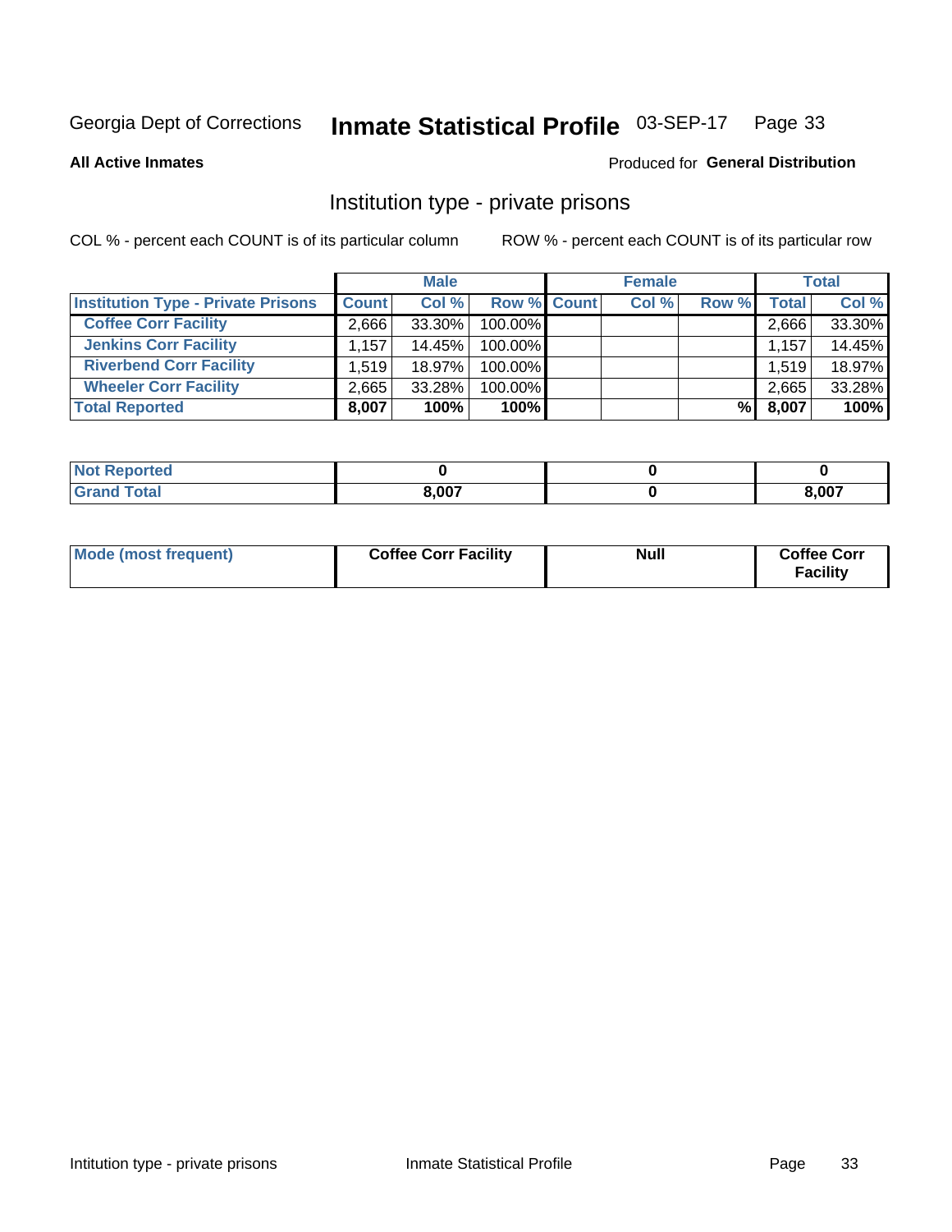Georgia Dept of Corrections **Inmate Statistical Profile** 03-SEP-17

**All Active Inmates**

Produced for **General Distribution**

## Institution type - private prisons

COL % - percent each COUNT is of its particular column

ROW % - percent each COUNT is of its particular row

| | Male | | | Female | | | Total | |
|---|---|---|---|---|---|---|---|---|
| **Institution Type - Private Prisons** | **Count** | **Col %** | **Row %** | **Count** | **Col %** | **Row %** | **Total** | **Col %** |
| **Coffee Corr Facility** | 2,666 | 33.30% | 100.00% | | | | 2,666 | 33.30% |
| **Jenkins Corr Facility** | 1,157 | 14.45% | 100.00% | | | | 1,157 | 14.45% |
| **Riverbend Corr Facility** | 1,519 | 18.97% | 100.00% | | | | 1,519 | 18.97% |
| **Wheeler Corr Facility** | 2,665 | 33.28% | 100.00% | | | | 2,665 | 33.28% |
| **Total Reported** | **8,007** | **100%** | **100%** | | | **%** | **8,007** | **100%** |

| | Male | Female | Total |
|---|---|---|---|
| **Not Reported** | **0** | **0** | **0** |
| **Grand Total** | **8,007** | **0** | **8,007** |

| | Male | Female | Total |
|---|---|---|---|
| **Mode (most frequent)** | **Coffee Corr Facility** | **Null** | **Coffee Corr Facility** |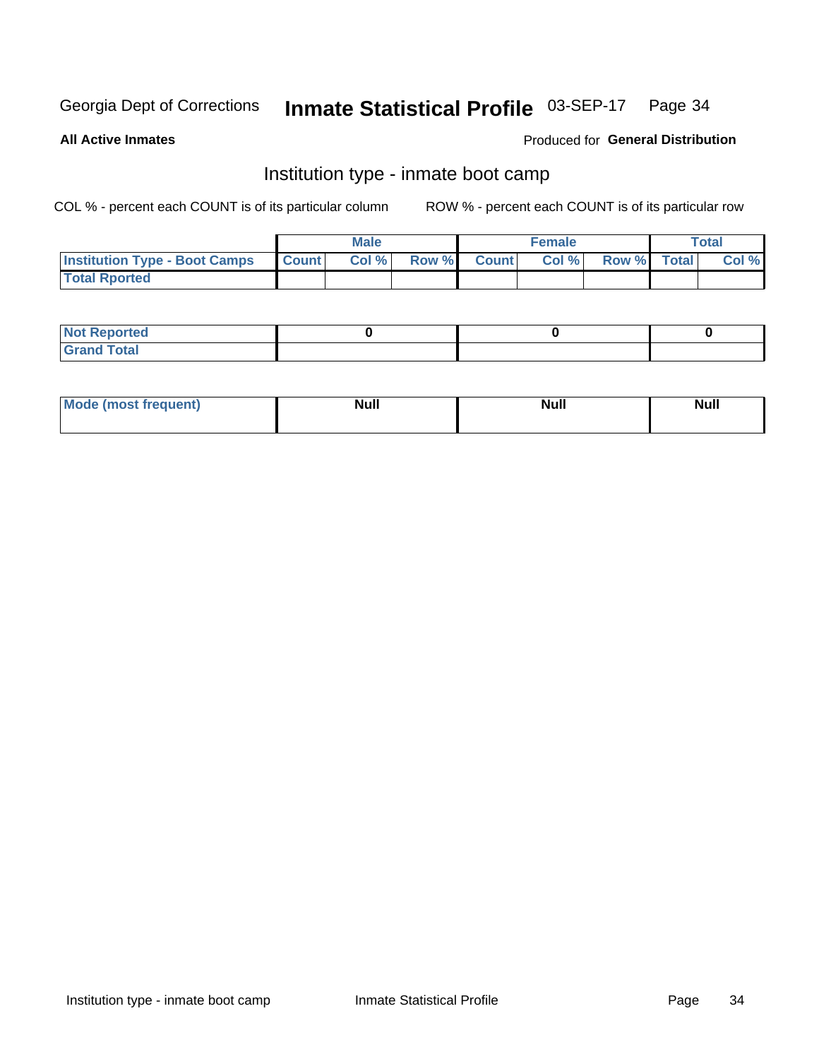Georgia Dept of Corrections **Inmate Statistical Profile** 03-SEP-17

**All Active Inmates**

Produced for **General Distribution**

## Institution type - inmate boot camp

COL % - percent each COUNT is of its particular column

ROW % - percent each COUNT is of its particular row

| | Male | | | Female | | | Total | |
|---|---|---|---|---|---|---|---|---|
| **Institution Type - Boot Camps** | **Count** | **Col %** | **Row %** | **Count** | **Col %** | **Row %** | **Total** | **Col %** |
| **Total Rported** | | | | | | | | |

| | Male | Female | Total |
|---|---|---|---|
| **Not Reported** | **0** | **0** | **0** |
| **Grand Total** | | | |

| | Male | Female | Total |
|---|---|---|---|
| **Mode (most frequent)** | **Null** | **Null** | **Null** |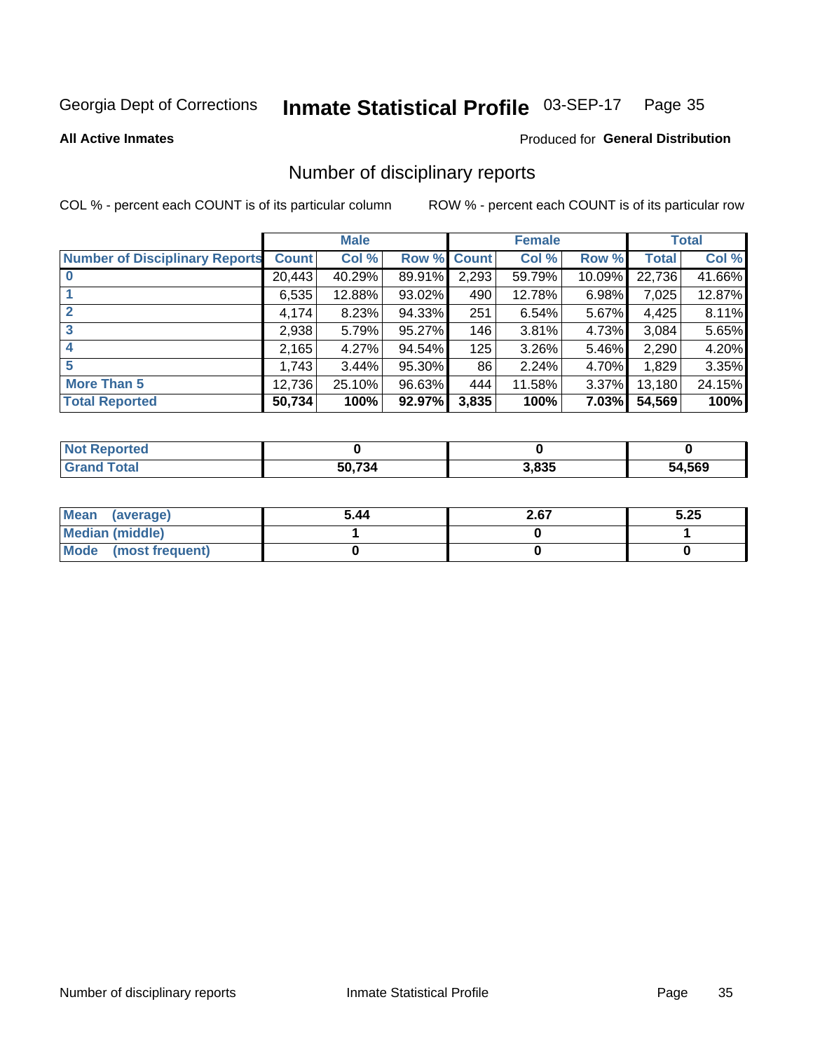Georgia Dept of Corrections **Inmate Statistical Profile** 03-SEP-17 Page 35

**All Active Inmates**

Produced for **General Distribution**

## Number of disciplinary reports

COL % - percent each COUNT is of its particular column ROW % - percent each COUNT is of its particular row

| | Male | | | Female | | | Total | |
|---|---|---|---|---|---|---|---|---|
| Number of Disciplinary Reports | Count | Col % | Row % | Count | Col % | Row % | Total | Col % |
| 0 | 20,443 | 40.29% | 89.91% | 2,293 | 59.79% | 10.09% | 22,736 | 41.66% |
| 1 | 6,535 | 12.88% | 93.02% | 490 | 12.78% | 6.98% | 7,025 | 12.87% |
| 2 | 4,174 | 8.23% | 94.33% | 251 | 6.54% | 5.67% | 4,425 | 8.11% |
| 3 | 2,938 | 5.79% | 95.27% | 146 | 3.81% | 4.73% | 3,084 | 5.65% |
| 4 | 2,165 | 4.27% | 94.54% | 125 | 3.26% | 5.46% | 2,290 | 4.20% |
| 5 | 1,743 | 3.44% | 95.30% | 86 | 2.24% | 4.70% | 1,829 | 3.35% |
| More Than 5 | 12,736 | 25.10% | 96.63% | 444 | 11.58% | 3.37% | 13,180 | 24.15% |
| **Total Reported** | **50,734** | **100%** | **92.97%** | **3,835** | **100%** | **7.03%** | **54,569** | **100%** |

| | Male | Female | Total |
|---|---|---|---|
| Not Reported | 0 | 0 | 0 |
| Grand Total | 50,734 | 3,835 | 54,569 |

| | Male | Female | Total |
|---|---|---|---|
| Mean (average) | 5.44 | 2.67 | 5.25 |
| Median (middle) | 1 | 0 | 1 |
| Mode (most frequent) | 0 | 0 | 0 |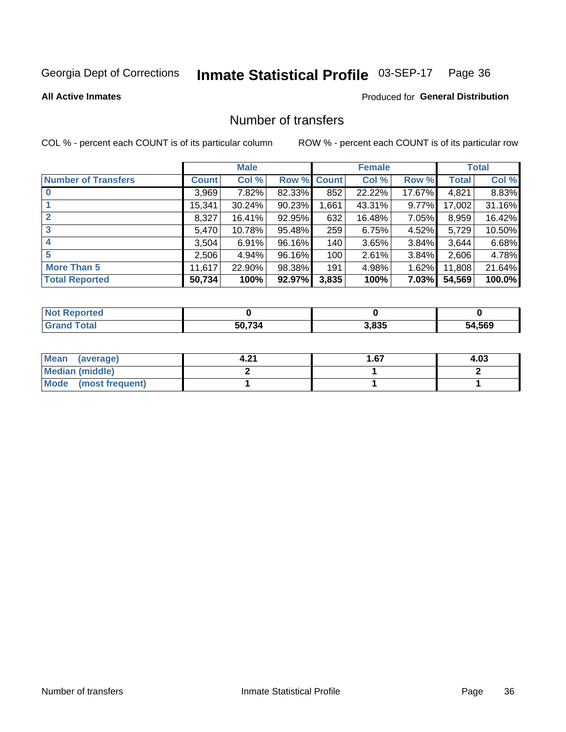Georgia Dept of Corrections **Inmate Statistical Profile** 03-SEP-17

**All Active Inmates**

Produced for **General Distribution**

# Number of transfers

COL % - percent each COUNT is of its particular column

ROW % - percent each COUNT is of its particular row

| | Male | | | Female | | | Total | |
|---|---|---|---|---|---|---|---|---|
| **Number of Transfers** | **Count** | **Col %** | **Row %** | **Count** | **Col %** | **Row %** | **Total** | **Col %** |
| **0** | 3,969 | 7.82% | 82.33% | 852 | 22.22% | 17.67% | 4,821 | 8.83% |
| **1** | 15,341 | 30.24% | 90.23% | 1,661 | 43.31% | 9.77% | 17,002 | 31.16% |
| **2** | 8,327 | 16.41% | 92.95% | 632 | 16.48% | 7.05% | 8,959 | 16.42% |
| **3** | 5,470 | 10.78% | 95.48% | 259 | 6.75% | 4.52% | 5,729 | 10.50% |
| **4** | 3,504 | 6.91% | 96.16% | 140 | 3.65% | 3.84% | 3,644 | 6.68% |
| **5** | 2,506 | 4.94% | 96.16% | 100 | 2.61% | 3.84% | 2,606 | 4.78% |
| **More Than 5** | 11,617 | 22.90% | 98.38% | 191 | 4.98% | 1.62% | 11,808 | 21.64% |
| **Total Reported** | **50,734** | **100%** | **92.97%** | **3,835** | **100%** | **7.03%** | **54,569** | **100.0%** |

| | Male | Female | Total |
|---|---|---|---|
| **Not Reported** | **0** | **0** | **0** |
| **Grand Total** | **50,734** | **3,835** | **54,569** |

| | Male | Female | Total |
|---|---|---|---|
| **Mean (average)** | **4.21** | **1.67** | **4.03** |
| **Median (middle)** | **2** | **1** | **2** |
| **Mode (most frequent)** | **1** | **1** | **1** |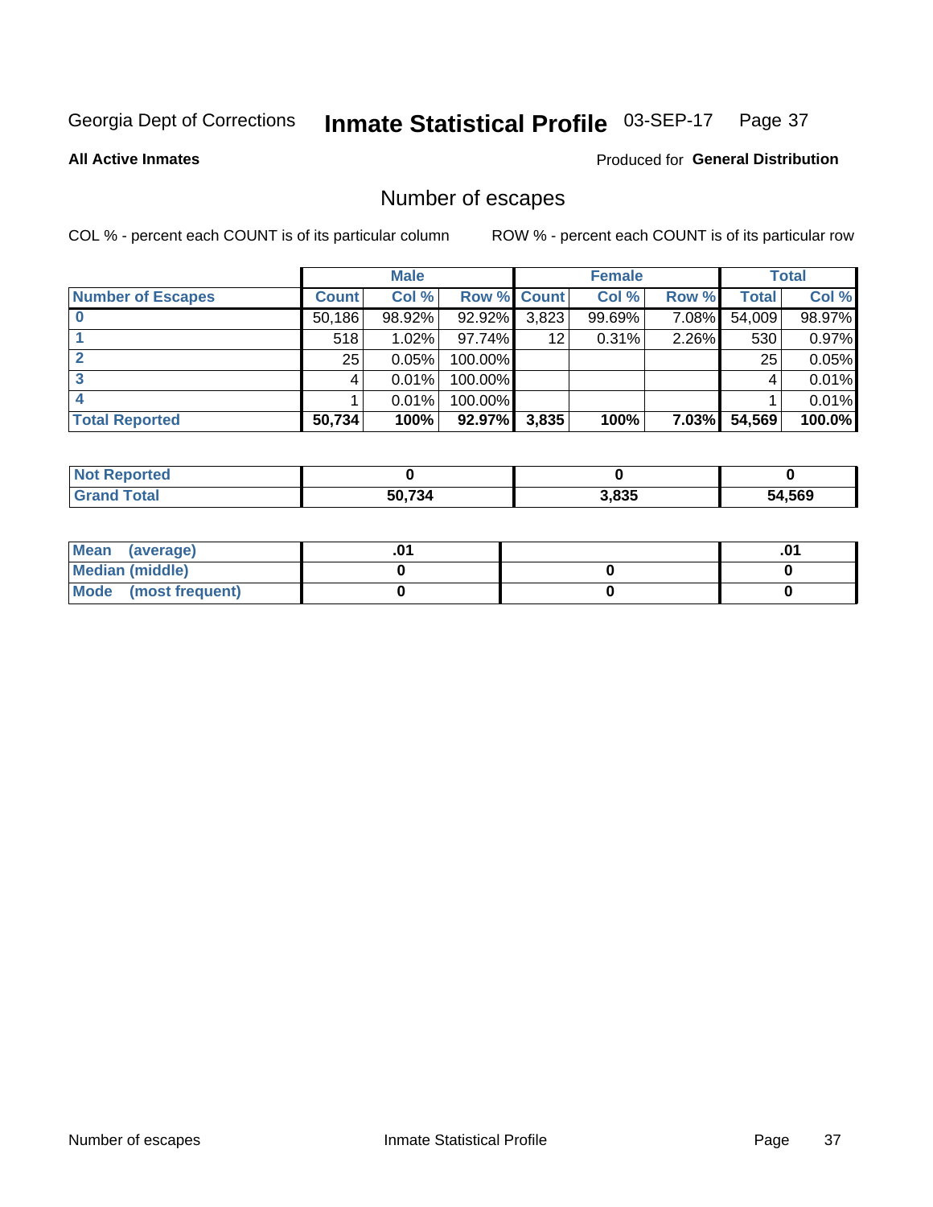Georgia Dept of Corrections **Inmate Statistical Profile** 03-SEP-17

**All Active Inmates**

Produced for **General Distribution**

## Number of escapes

COL % - percent each COUNT is of its particular column ROW % - percent each COUNT is of its particular row

| | Male | | | Female | | | Total | |
|---|---|---|---|---|---|---|---|---|
| **Number of Escapes** | **Count** | **Col %** | **Row %** | **Count** | **Col %** | **Row %** | **Total** | **Col %** |
| **0** | 50,186 | 98.92% | 92.92% | 3,823 | 99.69% | 7.08% | 54,009 | 98.97% |
| **1** | 518 | 1.02% | 97.74% | 12 | 0.31% | 2.26% | 530 | 0.97% |
| **2** | 25 | 0.05% | 100.00% | | | | 25 | 0.05% |
| **3** | 4 | 0.01% | 100.00% | | | | 4 | 0.01% |
| **4** | 1 | 0.01% | 100.00% | | | | 1 | 0.01% |
| **Total Reported** | **50,734** | **100%** | **92.97%** | **3,835** | **100%** | **7.03%** | **54,569** | **100.0%** |

| | Male | Female | Total |
|---|---|---|---|
| **Not Reported** | **0** | **0** | **0** |
| **Grand Total** | **50,734** | **3,835** | **54,569** |

| | Male | Female | Total |
|---|---|---|---|
| **Mean (average)** | **.01** | | **.01** |
| **Median (middle)** | **0** | **0** | **0** |
| **Mode (most frequent)** | **0** | **0** | **0** |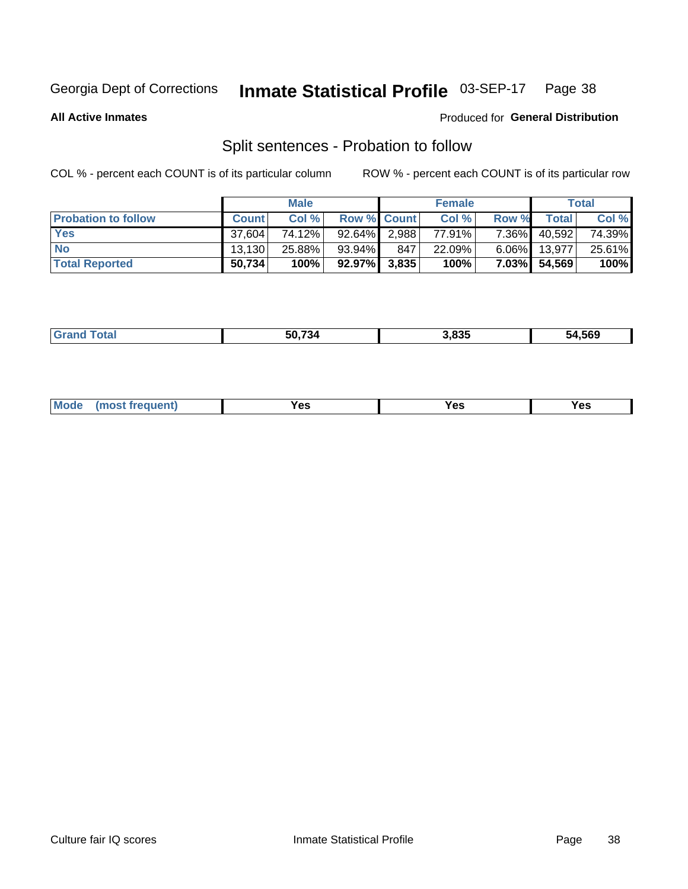Georgia Dept of Corrections **Inmate Statistical Profile** 03-SEP-17

**All Active Inmates**

Produced for **General Distribution**

## Split sentences - Probation to follow

COL % - percent each COUNT is of its particular column

ROW % - percent each COUNT is of its particular row

| | Male | | | Female | | | Total | |
|---|---|---|---|---|---|---|---|---|
| **Probation to follow** | **Count** | **Col %** | **Row %** | **Count** | **Col %** | **Row %** | **Total** | **Col %** |
| **Yes** | 37,604 | 74.12% | 92.64% | 2,988 | 77.91% | 7.36% | 40,592 | 74.39% |
| **No** | 13,130 | 25.88% | 93.94% | 847 | 22.09% | 6.06% | 13,977 | 25.61% |
| **Total Reported** | **50,734** | **100%** | **92.97%** | **3,835** | **100%** | **7.03%** | **54,569** | **100%** |

| | | | |
|---|---|---|---|
| **Grand Total** | **50,734** | **3,835** | **54,569** |

| | | | |
|---|---|---|---|
| **Mode (most frequent)** | **Yes** | **Yes** | **Yes** |

Culture fair IQ scores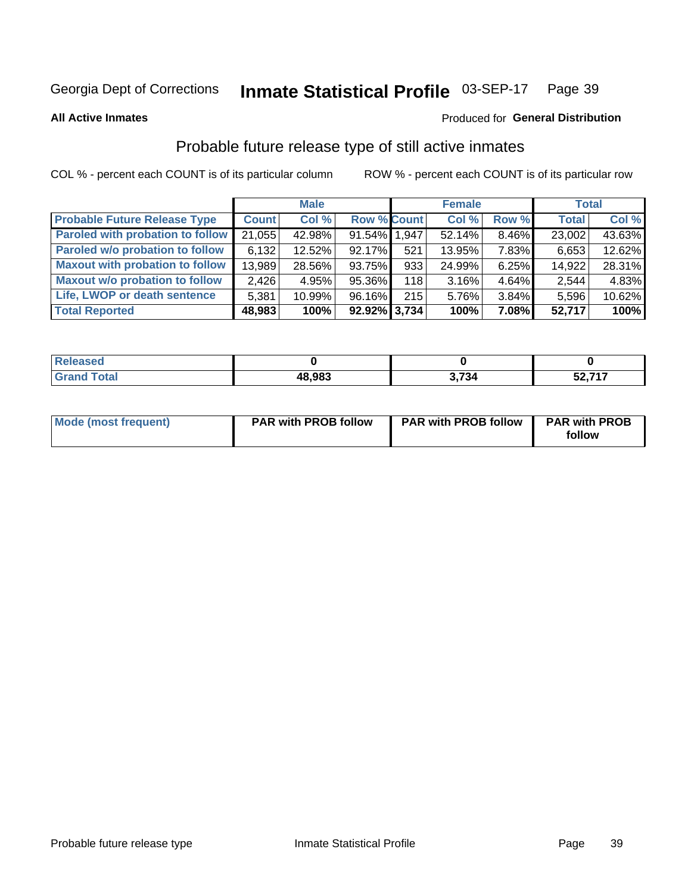Georgia Dept of Corrections **Inmate Statistical Profile** 03-SEP-17

**All Active Inmates** Produced for **General Distribution**

## Probable future release type of still active inmates

COL % - percent each COUNT is of its particular column ROW % - percent each COUNT is of its particular row

| | Male | | | Female | | | Total | |
|---|---|---|---|---|---|---|---|---|
| **Probable Future Release Type** | **Count** | **Col %** | **Row %** | **Count** | **Col %** | **Row %** | **Total** | **Col %** |
| Paroled with probation to follow | 21,055 | 42.98% | 91.54% | 1,947 | 52.14% | 8.46% | 23,002 | 43.63% |
| Paroled w/o probation to follow | 6,132 | 12.52% | 92.17% | 521 | 13.95% | 7.83% | 6,653 | 12.62% |
| Maxout with probation to follow | 13,989 | 28.56% | 93.75% | 933 | 24.99% | 6.25% | 14,922 | 28.31% |
| Maxout w/o probation to follow | 2,426 | 4.95% | 95.36% | 118 | 3.16% | 4.64% | 2,544 | 4.83% |
| Life, LWOP or death sentence | 5,381 | 10.99% | 96.16% | 215 | 5.76% | 3.84% | 5,596 | 10.62% |
| **Total Reported** | **48,983** | **100%** | **92.92%** | **3,734** | **100%** | **7.08%** | **52,717** | **100%** |

| | Male | Female | Total |
|---|---|---|---|
| Released | 0 | 0 | 0 |
| Grand Total | 48,983 | 3,734 | 52,717 |

| | Male | Female | Total |
|---|---|---|---|
| Mode (most frequent) | PAR with PROB follow | PAR with PROB follow | PAR with PROB follow |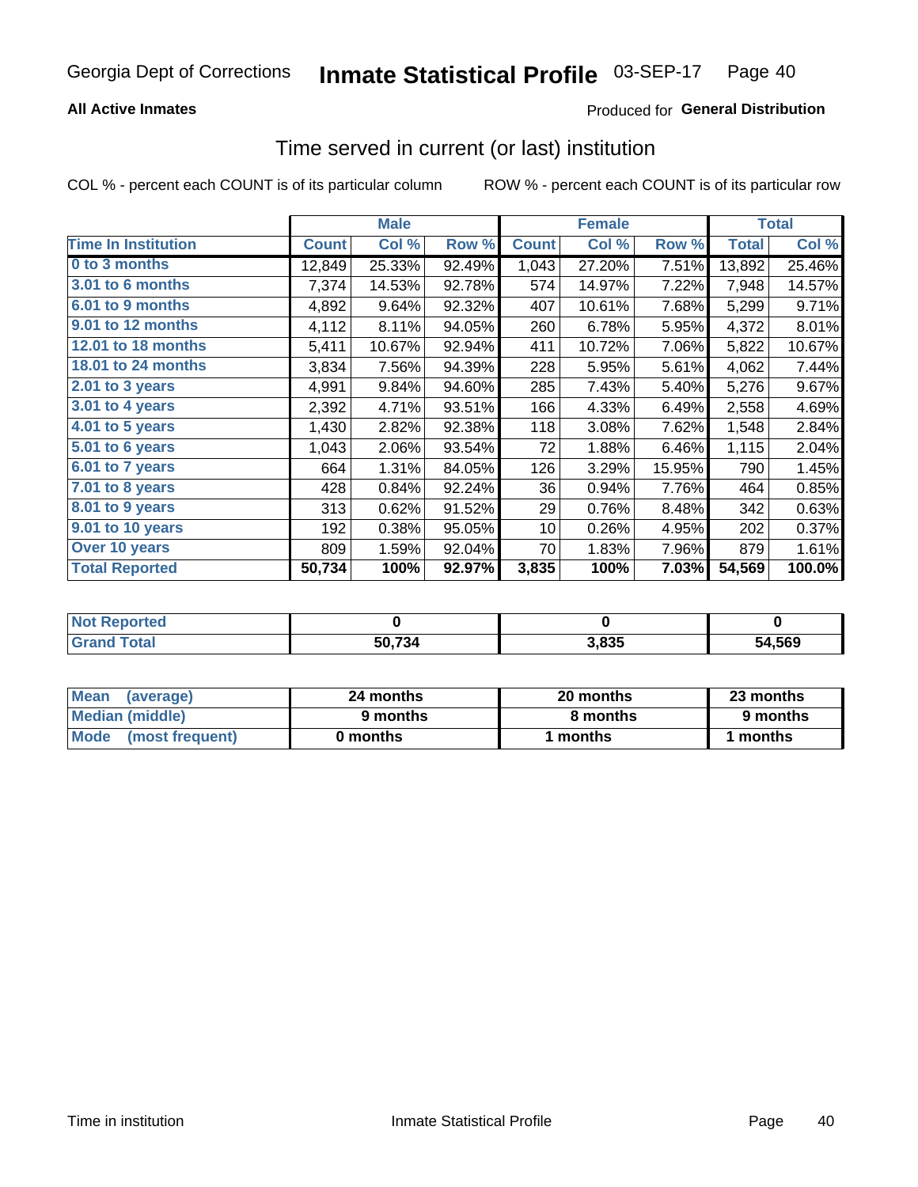**All Active Inmates**

Produced for **General Distribution**

## Time served in current (or last) institution

COL % - percent each COUNT is of its particular column

ROW % - percent each COUNT is of its particular row

| | Male | | | Female | | | Total | |
|---|---|---|---|---|---|---|---|---|
| **Time In Institution** | **Count** | **Col %** | **Row %** | **Count** | **Col %** | **Row %** | **Total** | **Col %** |
| 0 to 3 months | 12,849 | 25.33% | 92.49% | 1,043 | 27.20% | 7.51% | 13,892 | 25.46% |
| 3.01 to 6 months | 7,374 | 14.53% | 92.78% | 574 | 14.97% | 7.22% | 7,948 | 14.57% |
| 6.01 to 9 months | 4,892 | 9.64% | 92.32% | 407 | 10.61% | 7.68% | 5,299 | 9.71% |
| 9.01 to 12 months | 4,112 | 8.11% | 94.05% | 260 | 6.78% | 5.95% | 4,372 | 8.01% |
| 12.01 to 18 months | 5,411 | 10.67% | 92.94% | 411 | 10.72% | 7.06% | 5,822 | 10.67% |
| 18.01 to 24 months | 3,834 | 7.56% | 94.39% | 228 | 5.95% | 5.61% | 4,062 | 7.44% |
| 2.01 to 3 years | 4,991 | 9.84% | 94.60% | 285 | 7.43% | 5.40% | 5,276 | 9.67% |
| 3.01 to 4 years | 2,392 | 4.71% | 93.51% | 166 | 4.33% | 6.49% | 2,558 | 4.69% |
| 4.01 to 5 years | 1,430 | 2.82% | 92.38% | 118 | 3.08% | 7.62% | 1,548 | 2.84% |
| 5.01 to 6 years | 1,043 | 2.06% | 93.54% | 72 | 1.88% | 6.46% | 1,115 | 2.04% |
| 6.01 to 7 years | 664 | 1.31% | 84.05% | 126 | 3.29% | 15.95% | 790 | 1.45% |
| 7.01 to 8 years | 428 | 0.84% | 92.24% | 36 | 0.94% | 7.76% | 464 | 0.85% |
| 8.01 to 9 years | 313 | 0.62% | 91.52% | 29 | 0.76% | 8.48% | 342 | 0.63% |
| 9.01 to 10 years | 192 | 0.38% | 95.05% | 10 | 0.26% | 4.95% | 202 | 0.37% |
| Over 10 years | 809 | 1.59% | 92.04% | 70 | 1.83% | 7.96% | 879 | 1.61% |
| **Total Reported** | **50,734** | **100%** | **92.97%** | **3,835** | **100%** | **7.03%** | **54,569** | **100.0%** |

| | Male | Female | Total |
|---|---|---|---|
| Not Reported | 0 | 0 | 0 |
| Grand Total | 50,734 | 3,835 | 54,569 |

| | Male | Female | Total |
|---|---|---|---|
| Mean (average) | 24 months | 20 months | 23 months |
| Median (middle) | 9 months | 8 months | 9 months |
| Mode (most frequent) | 0 months | 1 months | 1 months |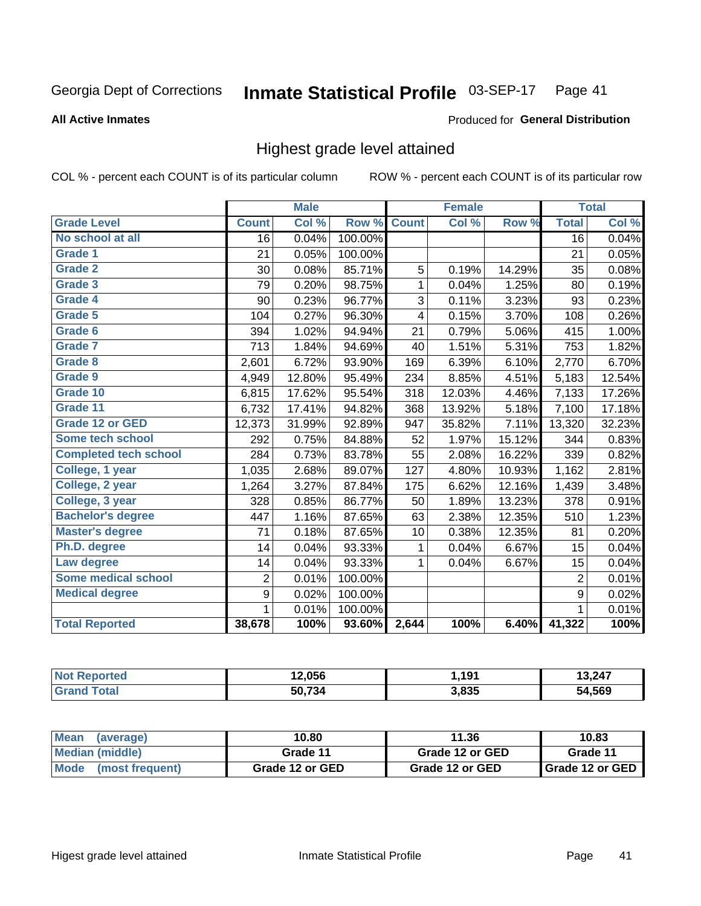Georgia Dept of Corrections **Inmate Statistical Profile** 03-SEP-17

**All Active Inmates**

Produced for **General Distribution**

## Highest grade level attained

COL % - percent each COUNT is of its particular column ROW % - percent each COUNT is of its particular row

| | Male | | | Female | | | Total | |
|---|---|---|---|---|---|---|---|---|
| **Grade Level** | **Count** | **Col %** | **Row %** | **Count** | **Col %** | **Row %** | **Total** | **Col %** |
| **No school at all** | 16 | 0.04% | 100.00% | | | | 16 | 0.04% |
| **Grade 1** | 21 | 0.05% | 100.00% | | | | 21 | 0.05% |
| **Grade 2** | 30 | 0.08% | 85.71% | 5 | 0.19% | 14.29% | 35 | 0.08% |
| **Grade 3** | 79 | 0.20% | 98.75% | 1 | 0.04% | 1.25% | 80 | 0.19% |
| **Grade 4** | 90 | 0.23% | 96.77% | 3 | 0.11% | 3.23% | 93 | 0.23% |
| **Grade 5** | 104 | 0.27% | 96.30% | 4 | 0.15% | 3.70% | 108 | 0.26% |
| **Grade 6** | 394 | 1.02% | 94.94% | 21 | 0.79% | 5.06% | 415 | 1.00% |
| **Grade 7** | 713 | 1.84% | 94.69% | 40 | 1.51% | 5.31% | 753 | 1.82% |
| **Grade 8** | 2,601 | 6.72% | 93.90% | 169 | 6.39% | 6.10% | 2,770 | 6.70% |
| **Grade 9** | 4,949 | 12.80% | 95.49% | 234 | 8.85% | 4.51% | 5,183 | 12.54% |
| **Grade 10** | 6,815 | 17.62% | 95.54% | 318 | 12.03% | 4.46% | 7,133 | 17.26% |
| **Grade 11** | 6,732 | 17.41% | 94.82% | 368 | 13.92% | 5.18% | 7,100 | 17.18% |
| **Grade 12 or GED** | 12,373 | 31.99% | 92.89% | 947 | 35.82% | 7.11% | 13,320 | 32.23% |
| **Some tech school** | 292 | 0.75% | 84.88% | 52 | 1.97% | 15.12% | 344 | 0.83% |
| **Completed tech school** | 284 | 0.73% | 83.78% | 55 | 2.08% | 16.22% | 339 | 0.82% |
| **College, 1 year** | 1,035 | 2.68% | 89.07% | 127 | 4.80% | 10.93% | 1,162 | 2.81% |
| **College, 2 year** | 1,264 | 3.27% | 87.84% | 175 | 6.62% | 12.16% | 1,439 | 3.48% |
| **College, 3 year** | 328 | 0.85% | 86.77% | 50 | 1.89% | 13.23% | 378 | 0.91% |
| **Bachelor's degree** | 447 | 1.16% | 87.65% | 63 | 2.38% | 12.35% | 510 | 1.23% |
| **Master's degree** | 71 | 0.18% | 87.65% | 10 | 0.38% | 12.35% | 81 | 0.20% |
| **Ph.D. degree** | 14 | 0.04% | 93.33% | 1 | 0.04% | 6.67% | 15 | 0.04% |
| **Law degree** | 14 | 0.04% | 93.33% | 1 | 0.04% | 6.67% | 15 | 0.04% |
| **Some medical school** | 2 | 0.01% | 100.00% | | | | 2 | 0.01% |
| **Medical degree** | 9 | 0.02% | 100.00% | | | | 9 | 0.02% |
| | 1 | 0.01% | 100.00% | | | | 1 | 0.01% |
| **Total Reported** | **38,678** | **100%** | **93.60%** | **2,644** | **100%** | **6.40%** | **41,322** | **100%** |

| | Male | Female | Total |
|---|---|---|---|
| **Not Reported** | **12,056** | **1,191** | **13,247** |
| **Grand Total** | **50,734** | **3,835** | **54,569** |

| | Male | Female | Total |
|---|---|---|---|
| **Mean (average)** | **10.80** | **11.36** | **10.83** |
| **Median (middle)** | **Grade 11** | **Grade 12 or GED** | **Grade 11** |
| **Mode (most frequent)** | **Grade 12 or GED** | **Grade 12 or GED** | **Grade 12 or GED** |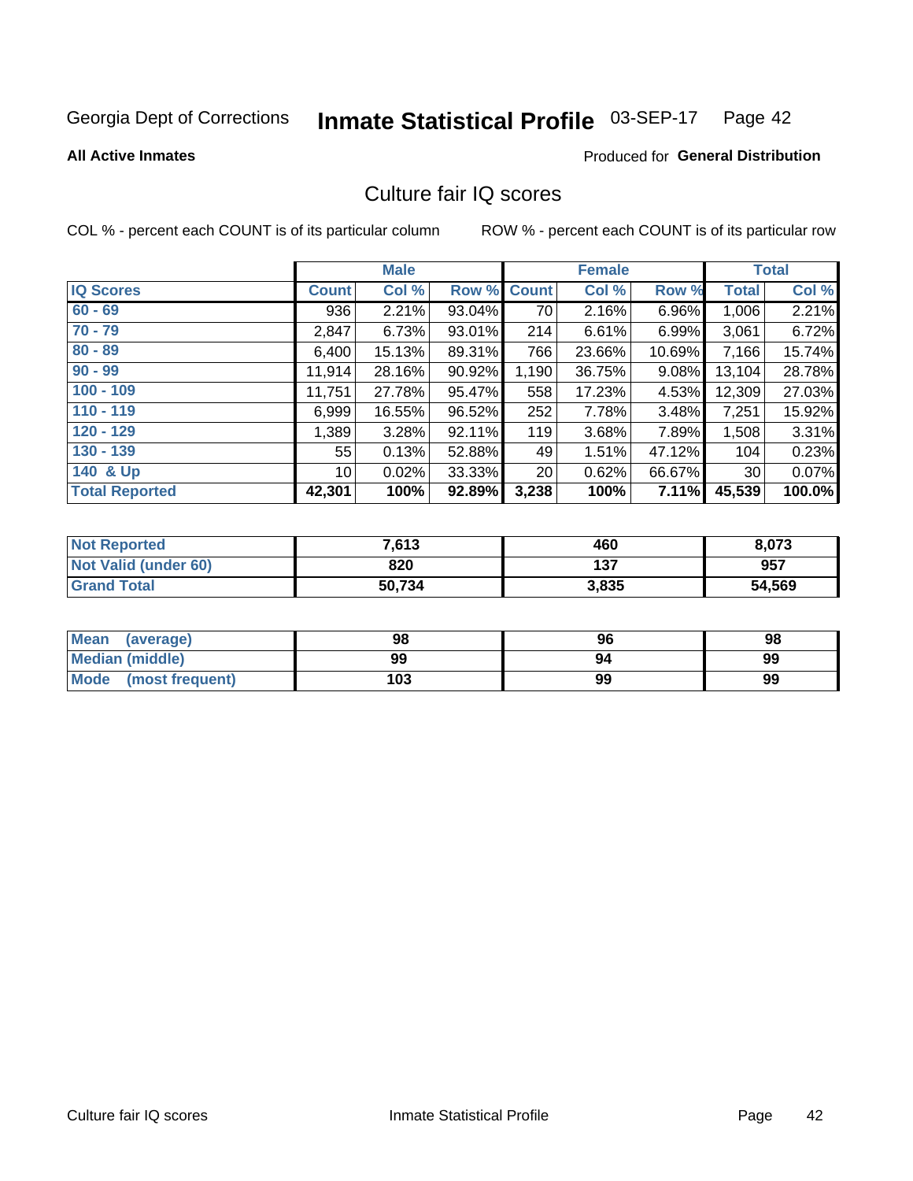Georgia Dept of Corrections **Inmate Statistical Profile** 03-SEP-17 Page 42

**All Active Inmates**

Produced for **General Distribution**

## Culture fair IQ scores

COL % - percent each COUNT is of its particular column

ROW % - percent each COUNT is of its particular row

| | Male | | | Female | | | Total | |
|---|---|---|---|---|---|---|---|---|
| **IQ Scores** | **Count** | **Col %** | **Row %** | **Count** | **Col %** | **Row %** | **Total** | **Col %** |
| 60 - 69 | 936 | 2.21% | 93.04% | 70 | 2.16% | 6.96% | 1,006 | 2.21% |
| 70 - 79 | 2,847 | 6.73% | 93.01% | 214 | 6.61% | 6.99% | 3,061 | 6.72% |
| 80 - 89 | 6,400 | 15.13% | 89.31% | 766 | 23.66% | 10.69% | 7,166 | 15.74% |
| 90 - 99 | 11,914 | 28.16% | 90.92% | 1,190 | 36.75% | 9.08% | 13,104 | 28.78% |
| 100 - 109 | 11,751 | 27.78% | 95.47% | 558 | 17.23% | 4.53% | 12,309 | 27.03% |
| 110 - 119 | 6,999 | 16.55% | 96.52% | 252 | 7.78% | 3.48% | 7,251 | 15.92% |
| 120 - 129 | 1,389 | 3.28% | 92.11% | 119 | 3.68% | 7.89% | 1,508 | 3.31% |
| 130 - 139 | 55 | 0.13% | 52.88% | 49 | 1.51% | 47.12% | 104 | 0.23% |
| 140 & Up | 10 | 0.02% | 33.33% | 20 | 0.62% | 66.67% | 30 | 0.07% |
| **Total Reported** | **42,301** | **100%** | **92.89%** | **3,238** | **100%** | **7.11%** | **45,539** | **100.0%** |

| | Male | Female | Total |
|---|---|---|---|
| Not Reported | 7,613 | 460 | 8,073 |
| Not Valid (under 60) | 820 | 137 | 957 |
| Grand Total | 50,734 | 3,835 | 54,569 |

| | Male | Female | Total |
|---|---|---|---|
| Mean (average) | 98 | 96 | 98 |
| Median (middle) | 99 | 94 | 99 |
| Mode (most frequent) | 103 | 99 | 99 |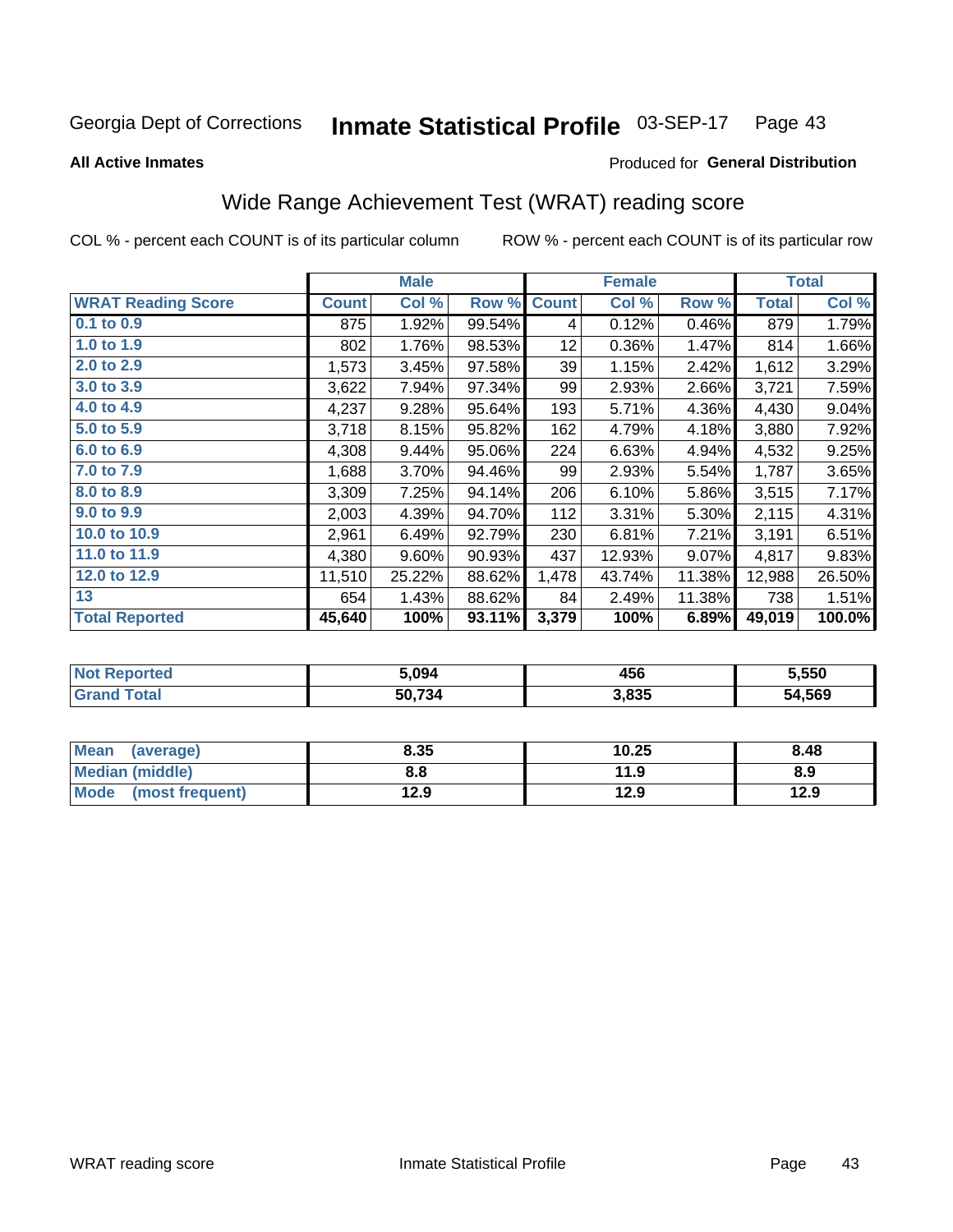Georgia Dept of Corrections **Inmate Statistical Profile** 03-SEP-17

**All Active Inmates** Produced for **General Distribution**

## Wide Range Achievement Test (WRAT) reading score

COL % - percent each COUNT is of its particular column ROW % - percent each COUNT is of its particular row

| | Male | | | Female | | | Total | |
|---|---|---|---|---|---|---|---|---|
| **WRAT Reading Score** | **Count** | **Col %** | **Row %** | **Count** | **Col %** | **Row %** | **Total** | **Col %** |
| 0.1 to 0.9 | 875 | 1.92% | 99.54% | 4 | 0.12% | 0.46% | 879 | 1.79% |
| 1.0 to 1.9 | 802 | 1.76% | 98.53% | 12 | 0.36% | 1.47% | 814 | 1.66% |
| 2.0 to 2.9 | 1,573 | 3.45% | 97.58% | 39 | 1.15% | 2.42% | 1,612 | 3.29% |
| 3.0 to 3.9 | 3,622 | 7.94% | 97.34% | 99 | 2.93% | 2.66% | 3,721 | 7.59% |
| 4.0 to 4.9 | 4,237 | 9.28% | 95.64% | 193 | 5.71% | 4.36% | 4,430 | 9.04% |
| 5.0 to 5.9 | 3,718 | 8.15% | 95.82% | 162 | 4.79% | 4.18% | 3,880 | 7.92% |
| 6.0 to 6.9 | 4,308 | 9.44% | 95.06% | 224 | 6.63% | 4.94% | 4,532 | 9.25% |
| 7.0 to 7.9 | 1,688 | 3.70% | 94.46% | 99 | 2.93% | 5.54% | 1,787 | 3.65% |
| 8.0 to 8.9 | 3,309 | 7.25% | 94.14% | 206 | 6.10% | 5.86% | 3,515 | 7.17% |
| 9.0 to 9.9 | 2,003 | 4.39% | 94.70% | 112 | 3.31% | 5.30% | 2,115 | 4.31% |
| 10.0 to 10.9 | 2,961 | 6.49% | 92.79% | 230 | 6.81% | 7.21% | 3,191 | 6.51% |
| 11.0 to 11.9 | 4,380 | 9.60% | 90.93% | 437 | 12.93% | 9.07% | 4,817 | 9.83% |
| 12.0 to 12.9 | 11,510 | 25.22% | 88.62% | 1,478 | 43.74% | 11.38% | 12,988 | 26.50% |
| 13 | 654 | 1.43% | 88.62% | 84 | 2.49% | 11.38% | 738 | 1.51% |
| **Total Reported** | **45,640** | **100%** | **93.11%** | **3,379** | **100%** | **6.89%** | **49,019** | **100.0%** |

| | Male | Female | Total |
|---|---|---|---|
| **Not Reported** | **5,094** | **456** | **5,550** |
| **Grand Total** | **50,734** | **3,835** | **54,569** |

| | Male | Female | Total |
|---|---|---|---|
| **Mean (average)** | **8.35** | **10.25** | **8.48** |
| **Median (middle)** | **8.8** | **11.9** | **8.9** |
| **Mode (most frequent)** | **12.9** | **12.9** | **12.9** |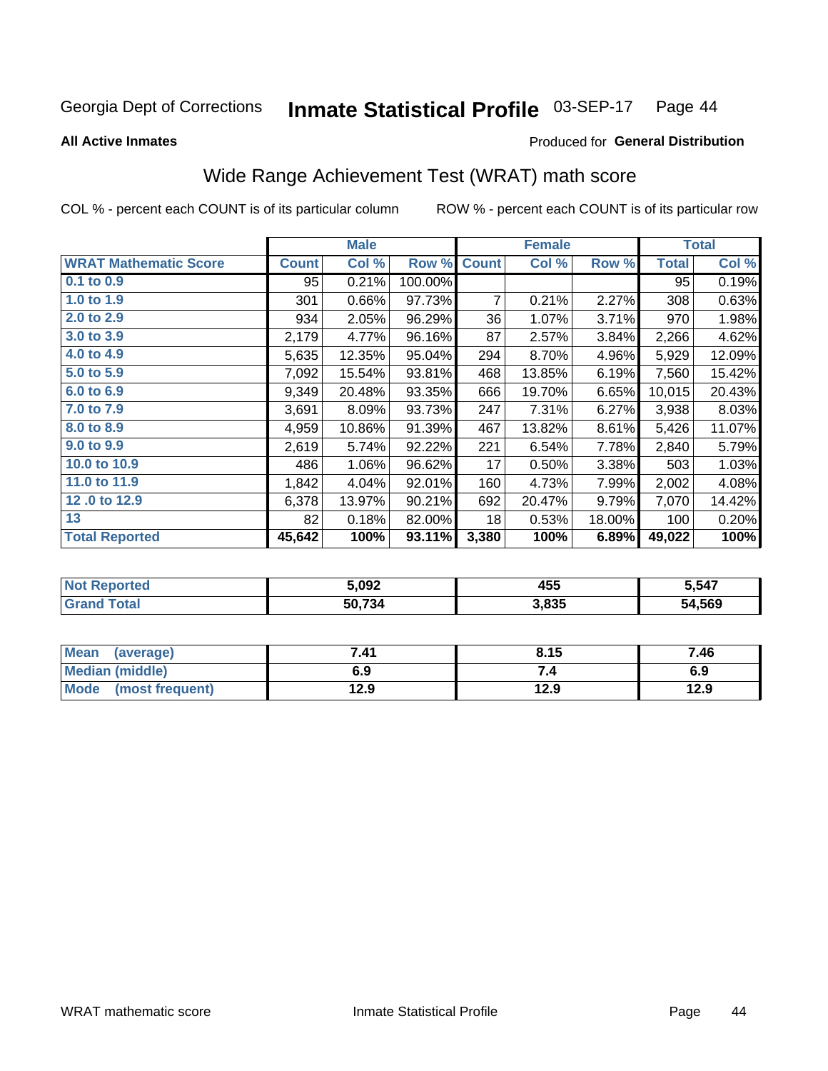Georgia Dept of Corrections **Inmate Statistical Profile** 03-SEP-17 Page 44

**All Active Inmates**

Produced for **General Distribution**

## Wide Range Achievement Test (WRAT) math score

COL % - percent each COUNT is of its particular column ROW % - percent each COUNT is of its particular row

| | Male | | | Female | | | Total | |
|---|---|---|---|---|---|---|---|---|
| **WRAT Mathematic Score** | **Count** | **Col %** | **Row %** | **Count** | **Col %** | **Row %** | **Total** | **Col %** |
| **0.1 to 0.9** | 95 | 0.21% | 100.00% | | | | 95 | 0.19% |
| **1.0 to 1.9** | 301 | 0.66% | 97.73% | 7 | 0.21% | 2.27% | 308 | 0.63% |
| **2.0 to 2.9** | 934 | 2.05% | 96.29% | 36 | 1.07% | 3.71% | 970 | 1.98% |
| **3.0 to 3.9** | 2,179 | 4.77% | 96.16% | 87 | 2.57% | 3.84% | 2,266 | 4.62% |
| **4.0 to 4.9** | 5,635 | 12.35% | 95.04% | 294 | 8.70% | 4.96% | 5,929 | 12.09% |
| **5.0 to 5.9** | 7,092 | 15.54% | 93.81% | 468 | 13.85% | 6.19% | 7,560 | 15.42% |
| **6.0 to 6.9** | 9,349 | 20.48% | 93.35% | 666 | 19.70% | 6.65% | 10,015 | 20.43% |
| **7.0 to 7.9** | 3,691 | 8.09% | 93.73% | 247 | 7.31% | 6.27% | 3,938 | 8.03% |
| **8.0 to 8.9** | 4,959 | 10.86% | 91.39% | 467 | 13.82% | 8.61% | 5,426 | 11.07% |
| **9.0 to 9.9** | 2,619 | 5.74% | 92.22% | 221 | 6.54% | 7.78% | 2,840 | 5.79% |
| **10.0 to 10.9** | 486 | 1.06% | 96.62% | 17 | 0.50% | 3.38% | 503 | 1.03% |
| **11.0 to 11.9** | 1,842 | 4.04% | 92.01% | 160 | 4.73% | 7.99% | 2,002 | 4.08% |
| **12 .0 to 12.9** | 6,378 | 13.97% | 90.21% | 692 | 20.47% | 9.79% | 7,070 | 14.42% |
| **13** | 82 | 0.18% | 82.00% | 18 | 0.53% | 18.00% | 100 | 0.20% |
| **Total Reported** | **45,642** | **100%** | **93.11%** | **3,380** | **100%** | **6.89%** | **49,022** | **100%** |

| | Male | Female | Total |
|---|---|---|---|
| **Not Reported** | **5,092** | **455** | **5,547** |
| **Grand Total** | **50,734** | **3,835** | **54,569** |

| | Male | Female | Total |
|---|---|---|---|
| **Mean (average)** | **7.41** | **8.15** | **7.46** |
| **Median (middle)** | **6.9** | **7.4** | **6.9** |
| **Mode (most frequent)** | **12.9** | **12.9** | **12.9** |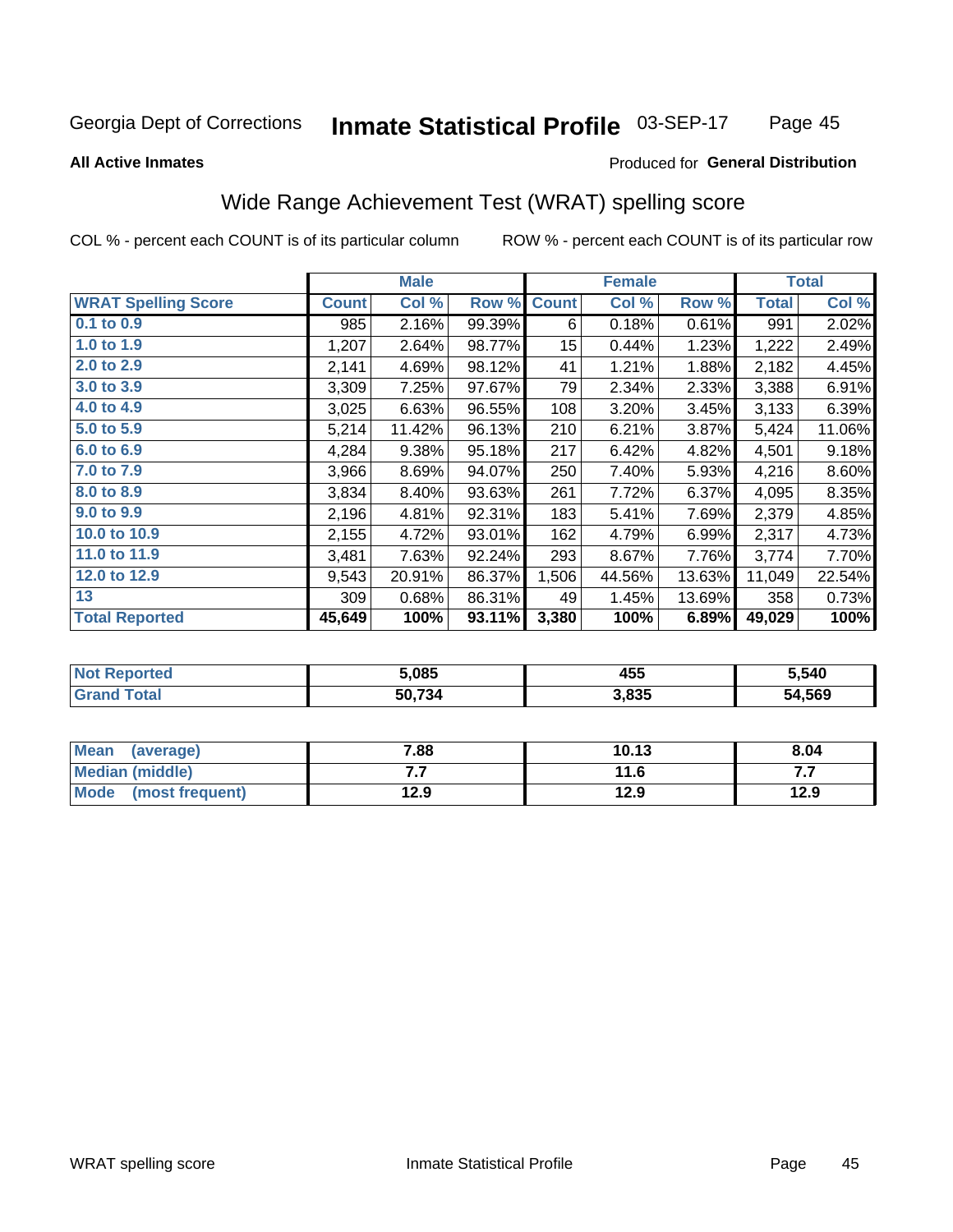Georgia Dept of Corrections **Inmate Statistical Profile** 03-SEP-17

**All Active Inmates** Produced for **General Distribution**

## Wide Range Achievement Test (WRAT) spelling score

COL % - percent each COUNT is of its particular column ROW % - percent each COUNT is of its particular row

| | Male | | | Female | | | Total | |
|---|---|---|---|---|---|---|---|---|
| **WRAT Spelling Score** | **Count** | **Col %** | **Row %** | **Count** | **Col %** | **Row %** | **Total** | **Col %** |
| 0.1 to 0.9 | 985 | 2.16% | 99.39% | 6 | 0.18% | 0.61% | 991 | 2.02% |
| 1.0 to 1.9 | 1,207 | 2.64% | 98.77% | 15 | 0.44% | 1.23% | 1,222 | 2.49% |
| 2.0 to 2.9 | 2,141 | 4.69% | 98.12% | 41 | 1.21% | 1.88% | 2,182 | 4.45% |
| 3.0 to 3.9 | 3,309 | 7.25% | 97.67% | 79 | 2.34% | 2.33% | 3,388 | 6.91% |
| 4.0 to 4.9 | 3,025 | 6.63% | 96.55% | 108 | 3.20% | 3.45% | 3,133 | 6.39% |
| 5.0 to 5.9 | 5,214 | 11.42% | 96.13% | 210 | 6.21% | 3.87% | 5,424 | 11.06% |
| 6.0 to 6.9 | 4,284 | 9.38% | 95.18% | 217 | 6.42% | 4.82% | 4,501 | 9.18% |
| 7.0 to 7.9 | 3,966 | 8.69% | 94.07% | 250 | 7.40% | 5.93% | 4,216 | 8.60% |
| 8.0 to 8.9 | 3,834 | 8.40% | 93.63% | 261 | 7.72% | 6.37% | 4,095 | 8.35% |
| 9.0 to 9.9 | 2,196 | 4.81% | 92.31% | 183 | 5.41% | 7.69% | 2,379 | 4.85% |
| 10.0 to 10.9 | 2,155 | 4.72% | 93.01% | 162 | 4.79% | 6.99% | 2,317 | 4.73% |
| 11.0 to 11.9 | 3,481 | 7.63% | 92.24% | 293 | 8.67% | 7.76% | 3,774 | 7.70% |
| 12.0 to 12.9 | 9,543 | 20.91% | 86.37% | 1,506 | 44.56% | 13.63% | 11,049 | 22.54% |
| 13 | 309 | 0.68% | 86.31% | 49 | 1.45% | 13.69% | 358 | 0.73% |
| **Total Reported** | **45,649** | **100%** | **93.11%** | **3,380** | **100%** | **6.89%** | **49,029** | **100%** |

| | Male | Female | Total |
|---|---|---|---|
| Not Reported | 5,085 | 455 | 5,540 |
| Grand Total | 50,734 | 3,835 | 54,569 |

| | Male | Female | Total |
|---|---|---|---|
| Mean (average) | 7.88 | 10.13 | 8.04 |
| Median (middle) | 7.7 | 11.6 | 7.7 |
| Mode (most frequent) | 12.9 | 12.9 | 12.9 |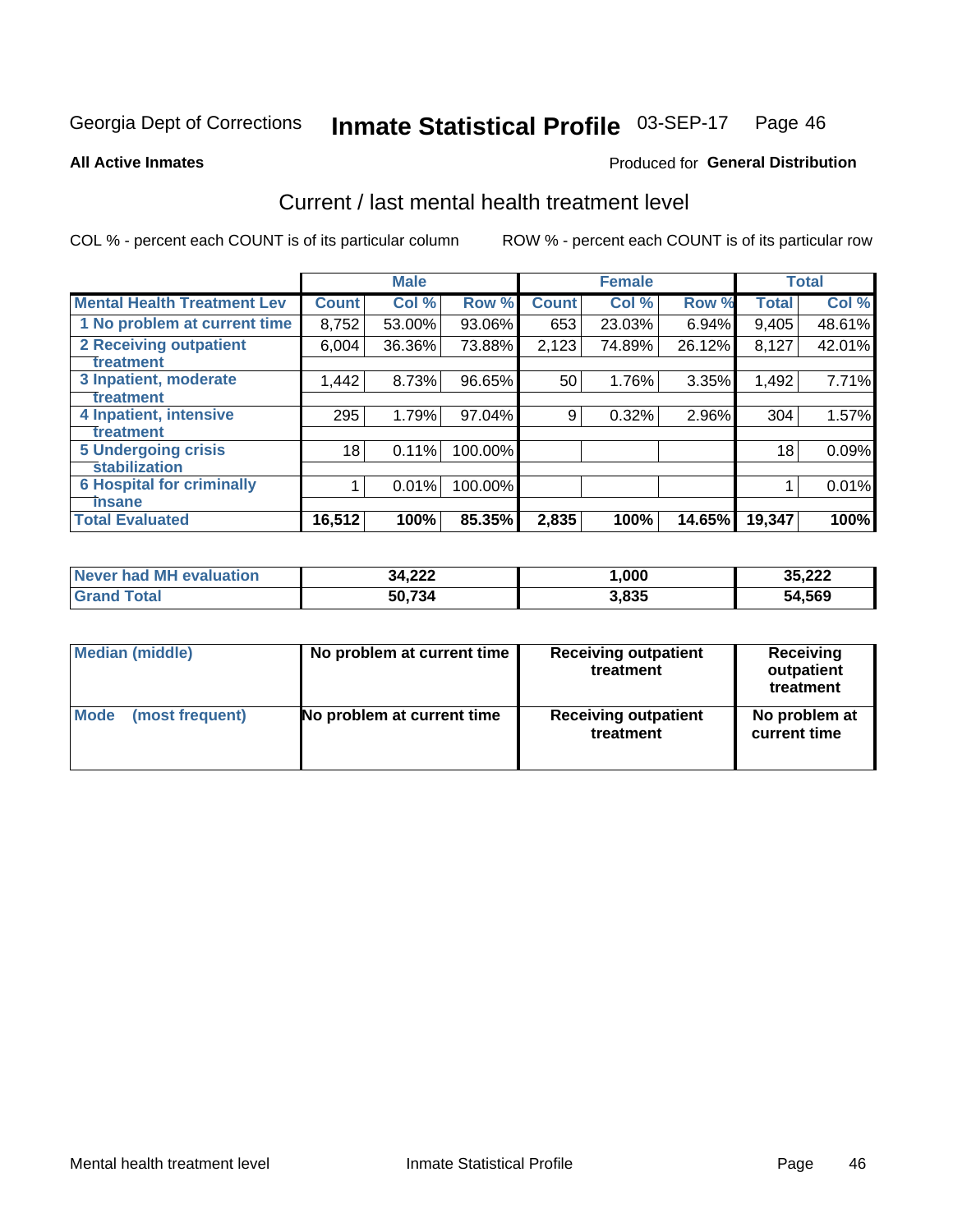Georgia Dept of Corrections **Inmate Statistical Profile** 03-SEP-17

**All Active Inmates**

Produced for **General Distribution**

## Current / last mental health treatment level

COL % - percent each COUNT is of its particular column ROW % - percent each COUNT is of its particular row

| | Male | | | Female | | | Total | |
|---|---|---|---|---|---|---|---|---|
| **Mental Health Treatment Lev** | **Count** | **Col %** | **Row %** | **Count** | **Col %** | **Row %** | **Total** | **Col %** |
| 1 No problem at current time | 8,752 | 53.00% | 93.06% | 653 | 23.03% | 6.94% | 9,405 | 48.61% |
| 2 Receiving outpatient treatment | 6,004 | 36.36% | 73.88% | 2,123 | 74.89% | 26.12% | 8,127 | 42.01% |
| 3 Inpatient, moderate treatment | 1,442 | 8.73% | 96.65% | 50 | 1.76% | 3.35% | 1,492 | 7.71% |
| 4 Inpatient, intensive treatment | 295 | 1.79% | 97.04% | 9 | 0.32% | 2.96% | 304 | 1.57% |
| 5 Undergoing crisis stabilization | 18 | 0.11% | 100.00% | | | | 18 | 0.09% |
| 6 Hospital for criminally insane | 1 | 0.01% | 100.00% | | | | 1 | 0.01% |
| **Total Evaluated** | **16,512** | **100%** | **85.35%** | **2,835** | **100%** | **14.65%** | **19,347** | **100%** |

| | Male | Female | Total |
|---|---|---|---|
| **Never had MH evaluation** | **34,222** | **1,000** | **35,222** |
| **Grand Total** | **50,734** | **3,835** | **54,569** |

| | Male | Female | Total |
|---|---|---|---|
| **Median (middle)** | **No problem at current time** | **Receiving outpatient treatment** | **Receiving outpatient treatment** |
| **Mode (most frequent)** | **No problem at current time** | **Receiving outpatient treatment** | **No problem at current time** |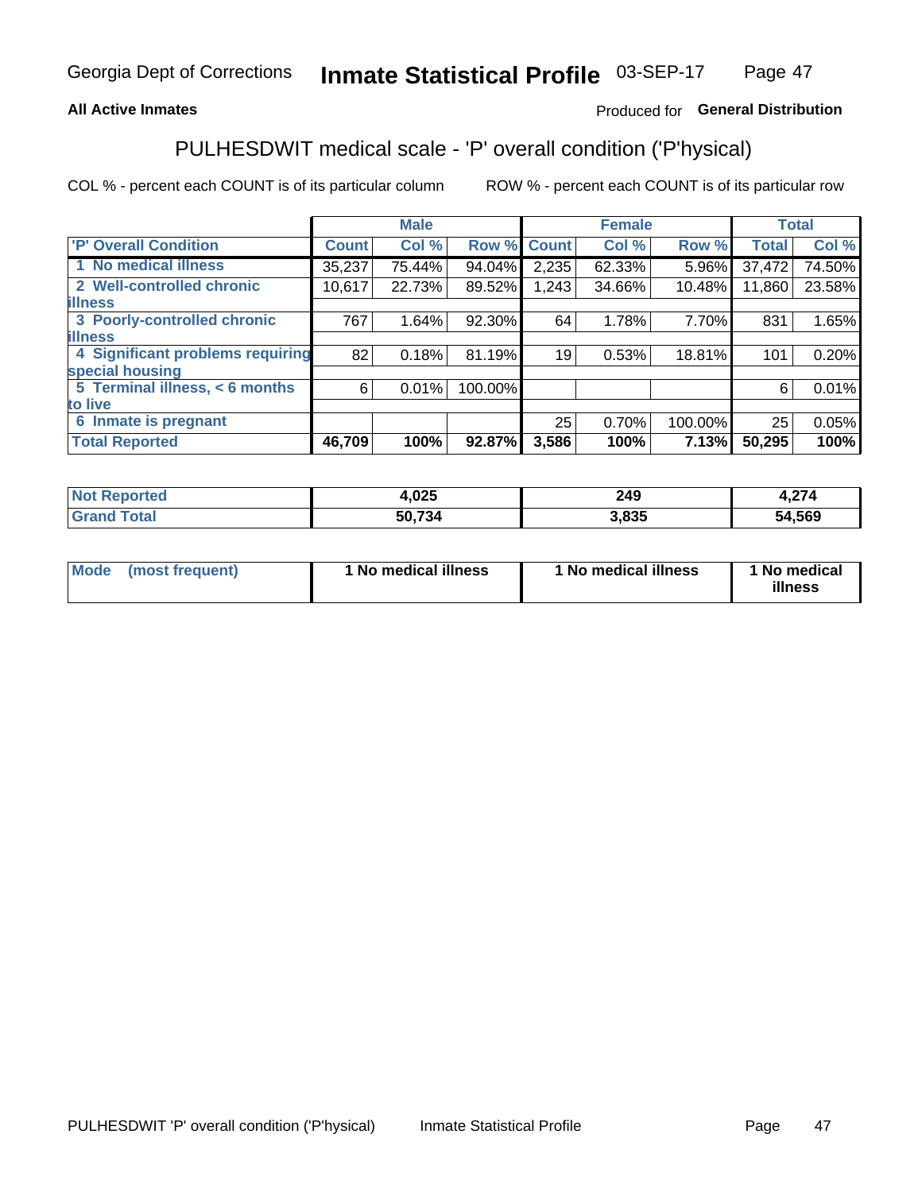Georgia Dept of Corrections **Inmate Statistical Profile** 03-SEP-17

**All Active Inmates**

Produced for **General Distribution**

## PULHESDWIT medical scale - 'P' overall condition ('P'hysical)

COL % - percent each COUNT is of its particular column

ROW % - percent each COUNT is of its particular row

| 'P' Overall Condition | Male | | | Female | | | Total | |
|---|---|---|---|---|---|---|---|---|
| | Count | Col % | Row % | Count | Col % | Row % | Total | Col % |
| 1 No medical illness | 35,237 | 75.44% | 94.04% | 2,235 | 62.33% | 5.96% | 37,472 | 74.50% |
| 2 Well-controlled chronic illness | 10,617 | 22.73% | 89.52% | 1,243 | 34.66% | 10.48% | 11,860 | 23.58% |
| 3 Poorly-controlled chronic illness | 767 | 1.64% | 92.30% | 64 | 1.78% | 7.70% | 831 | 1.65% |
| 4 Significant problems requiring special housing | 82 | 0.18% | 81.19% | 19 | 0.53% | 18.81% | 101 | 0.20% |
| 5 Terminal illness, < 6 months to live | 6 | 0.01% | 100.00% | | | | 6 | 0.01% |
| 6 Inmate is pregnant | | | | 25 | 0.70% | 100.00% | 25 | 0.05% |
| **Total Reported** | **46,709** | **100%** | **92.87%** | **3,586** | **100%** | **7.13%** | **50,295** | **100%** |

| | Male | Female | Total |
|---|---|---|---|
| Not Reported | 4,025 | 249 | 4,274 |
| Grand Total | 50,734 | 3,835 | 54,569 |

| | Male | Female | Total |
|---|---|---|---|
| Mode (most frequent) | 1 No medical illness | 1 No medical illness | 1 No medical illness |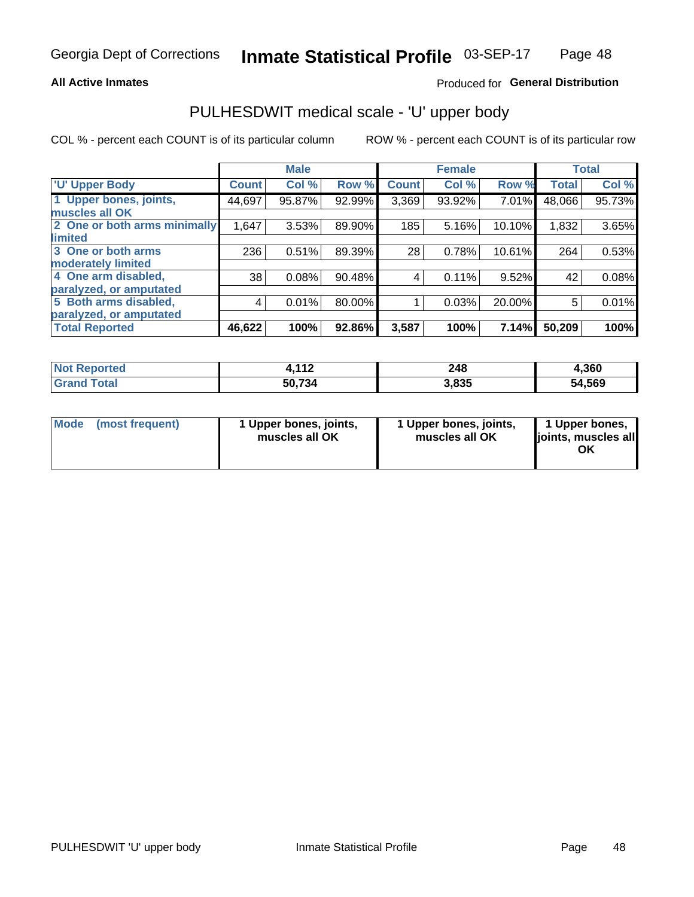Georgia Dept of Corrections **Inmate Statistical Profile** 03-SEP-17

**All Active Inmates**

Produced for **General Distribution**

## PULHESDWIT medical scale - 'U' upper body

COL % - percent each COUNT is of its particular column     ROW % - percent each COUNT is of its particular row

| | Male | | | Female | | | Total | |
|---|---|---|---|---|---|---|---|---|
| **'U' Upper Body** | **Count** | **Col %** | **Row %** | **Count** | **Col %** | **Row %** | **Total** | **Col %** |
| **1 Upper bones, joints, muscles all OK** | 44,697 | 95.87% | 92.99% | 3,369 | 93.92% | 7.01% | 48,066 | 95.73% |
| **2 One or both arms minimally limited** | 1,647 | 3.53% | 89.90% | 185 | 5.16% | 10.10% | 1,832 | 3.65% |
| **3 One or both arms moderately limited** | 236 | 0.51% | 89.39% | 28 | 0.78% | 10.61% | 264 | 0.53% |
| **4 One arm disabled, paralyzed, or amputated** | 38 | 0.08% | 90.48% | 4 | 0.11% | 9.52% | 42 | 0.08% |
| **5 Both arms disabled, paralyzed, or amputated** | 4 | 0.01% | 80.00% | 1 | 0.03% | 20.00% | 5 | 0.01% |
| **Total Reported** | **46,622** | **100%** | **92.86%** | **3,587** | **100%** | **7.14%** | **50,209** | **100%** |

| | Male | Female | Total |
|---|---|---|---|
| **Not Reported** | **4,112** | **248** | **4,360** |
| **Grand Total** | **50,734** | **3,835** | **54,569** |

| | Male | Female | Total |
|---|---|---|---|
| **Mode (most frequent)** | **1 Upper bones, joints, muscles all OK** | **1 Upper bones, joints, muscles all OK** | **1 Upper bones, joints, muscles all OK** |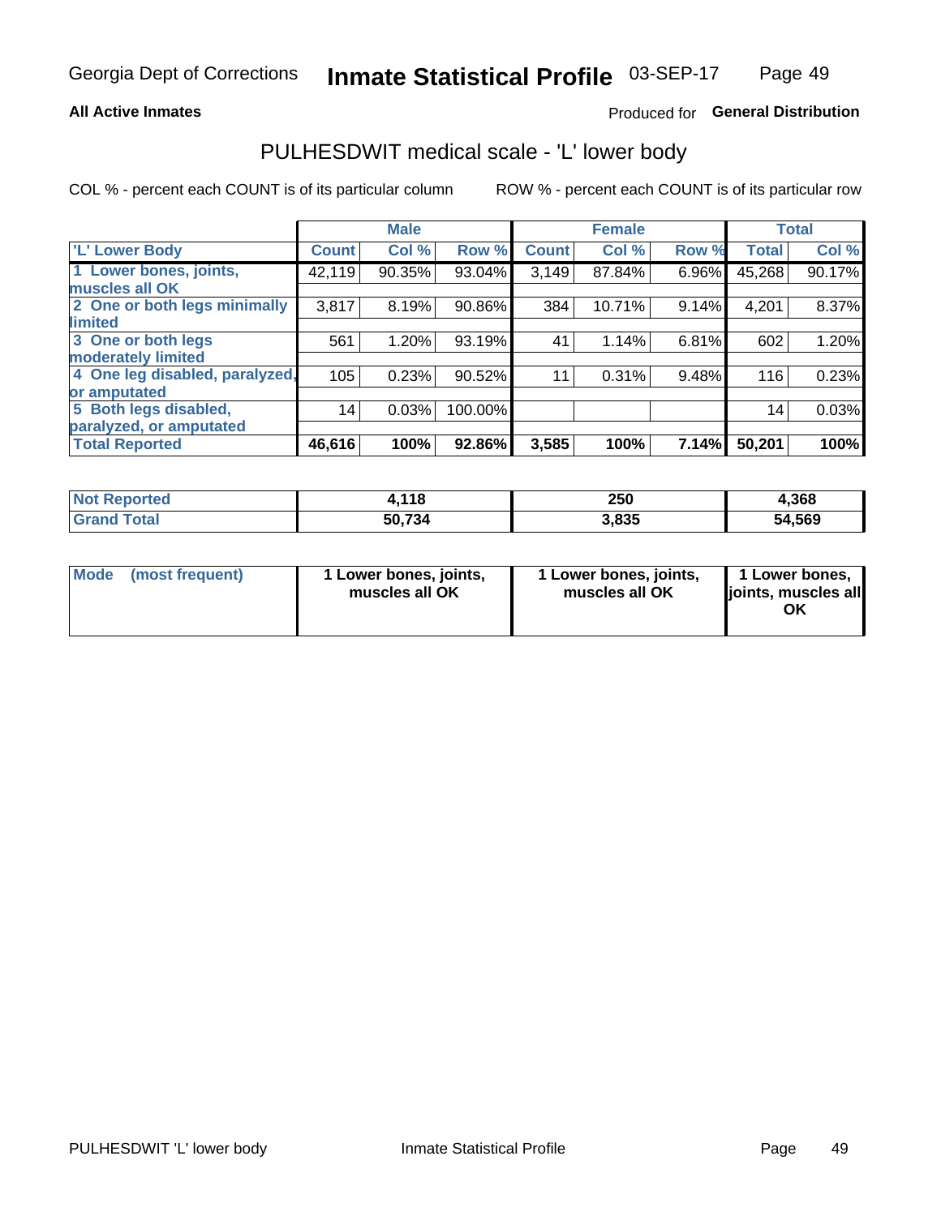Georgia Dept of Corrections **Inmate Statistical Profile** 03-SEP-17

**All Active Inmates**

Produced for **General Distribution**

## PULHESDWIT medical scale - 'L' lower body

COL % - percent each COUNT is of its particular column

ROW % - percent each COUNT is of its particular row

| | Male | | | Female | | | Total | |
|---|---|---|---|---|---|---|---|---|
| 'L' Lower Body | Count | Col % | Row % | Count | Col % | Row % | Total | Col % |
| 1 Lower bones, joints, muscles all OK | 42,119 | 90.35% | 93.04% | 3,149 | 87.84% | 6.96% | 45,268 | 90.17% |
| 2 One or both legs minimally limited | 3,817 | 8.19% | 90.86% | 384 | 10.71% | 9.14% | 4,201 | 8.37% |
| 3 One or both legs moderately limited | 561 | 1.20% | 93.19% | 41 | 1.14% | 6.81% | 602 | 1.20% |
| 4 One leg disabled, paralyzed, or amputated | 105 | 0.23% | 90.52% | 11 | 0.31% | 9.48% | 116 | 0.23% |
| 5 Both legs disabled, paralyzed, or amputated | 14 | 0.03% | 100.00% | | | | 14 | 0.03% |
| **Total Reported** | **46,616** | **100%** | **92.86%** | **3,585** | **100%** | **7.14%** | **50,201** | **100%** |

| | Male | Female | Total |
|---|---|---|---|
| Not Reported | 4,118 | 250 | 4,368 |
| Grand Total | 50,734 | 3,835 | 54,569 |

| | Male | Female | Total |
|---|---|---|---|
| Mode (most frequent) | 1 Lower bones, joints, muscles all OK | 1 Lower bones, joints, muscles all OK | 1 Lower bones, joints, muscles all OK |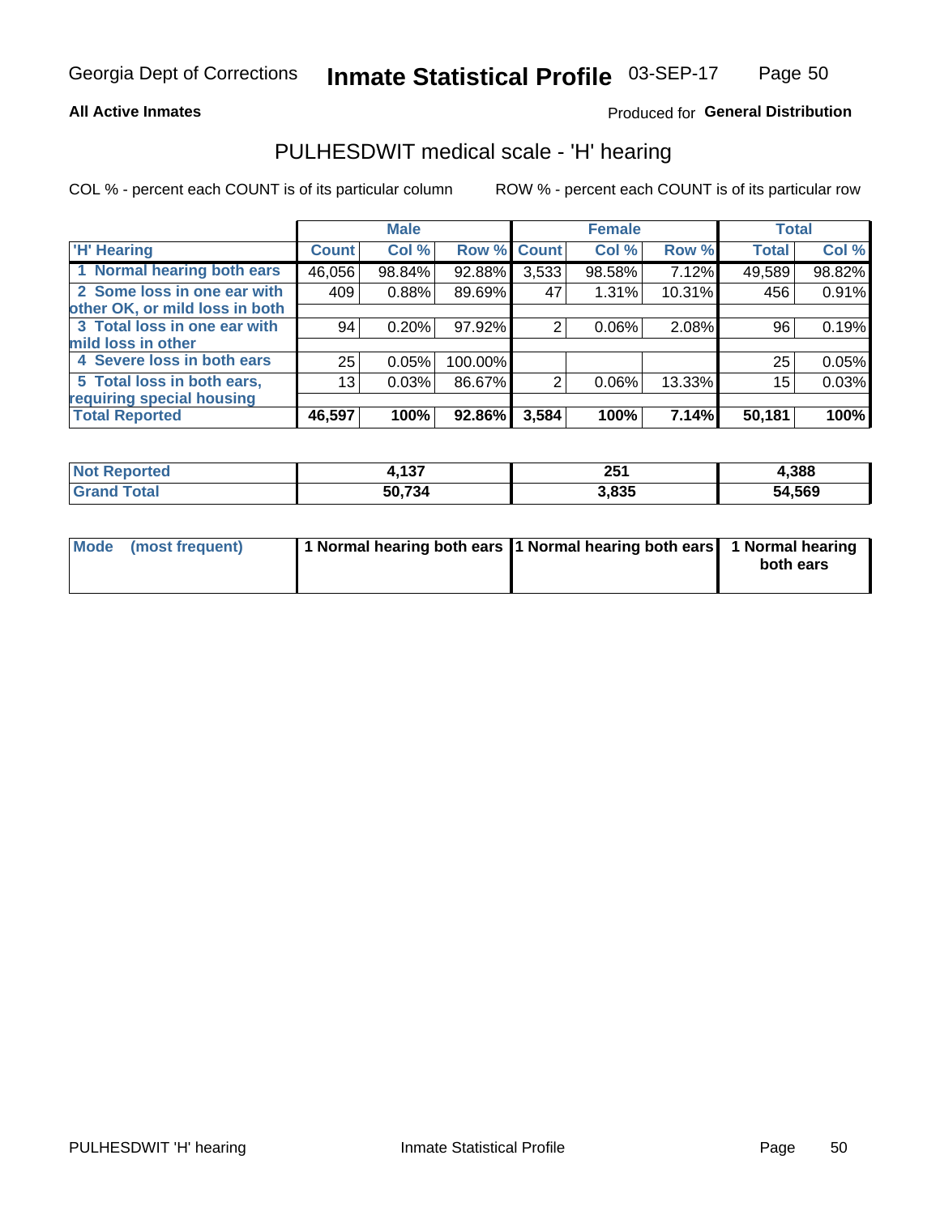Georgia Dept of Corrections **Inmate Statistical Profile** 03-SEP-17

**All Active Inmates** Produced for **General Distribution**

## PULHESDWIT medical scale - 'H' hearing

COL % - percent each COUNT is of its particular column ROW % - percent each COUNT is of its particular row

| | Male | | | Female | | | Total | |
|---|---|---|---|---|---|---|---|---|
| 'H' Hearing | Count | Col % | Row % | Count | Col % | Row % | Total | Col % |
| 1 Normal hearing both ears | 46,056 | 98.84% | 92.88% | 3,533 | 98.58% | 7.12% | 49,589 | 98.82% |
| 2 Some loss in one ear with other OK, or mild loss in both | 409 | 0.88% | 89.69% | 47 | 1.31% | 10.31% | 456 | 0.91% |
| 3 Total loss in one ear with mild loss in other | 94 | 0.20% | 97.92% | 2 | 0.06% | 2.08% | 96 | 0.19% |
| 4 Severe loss in both ears | 25 | 0.05% | 100.00% | | | | 25 | 0.05% |
| 5 Total loss in both ears, requiring special housing | 13 | 0.03% | 86.67% | 2 | 0.06% | 13.33% | 15 | 0.03% |
| **Total Reported** | **46,597** | **100%** | **92.86%** | **3,584** | **100%** | **7.14%** | **50,181** | **100%** |

| | Male | Female | Total |
|---|---|---|---|
| Not Reported | 4,137 | 251 | 4,388 |
| Grand Total | 50,734 | 3,835 | 54,569 |

| | Male | Female | Total |
|---|---|---|---|
| Mode (most frequent) | 1 Normal hearing both ears | 1 Normal hearing both ears | 1 Normal hearing both ears |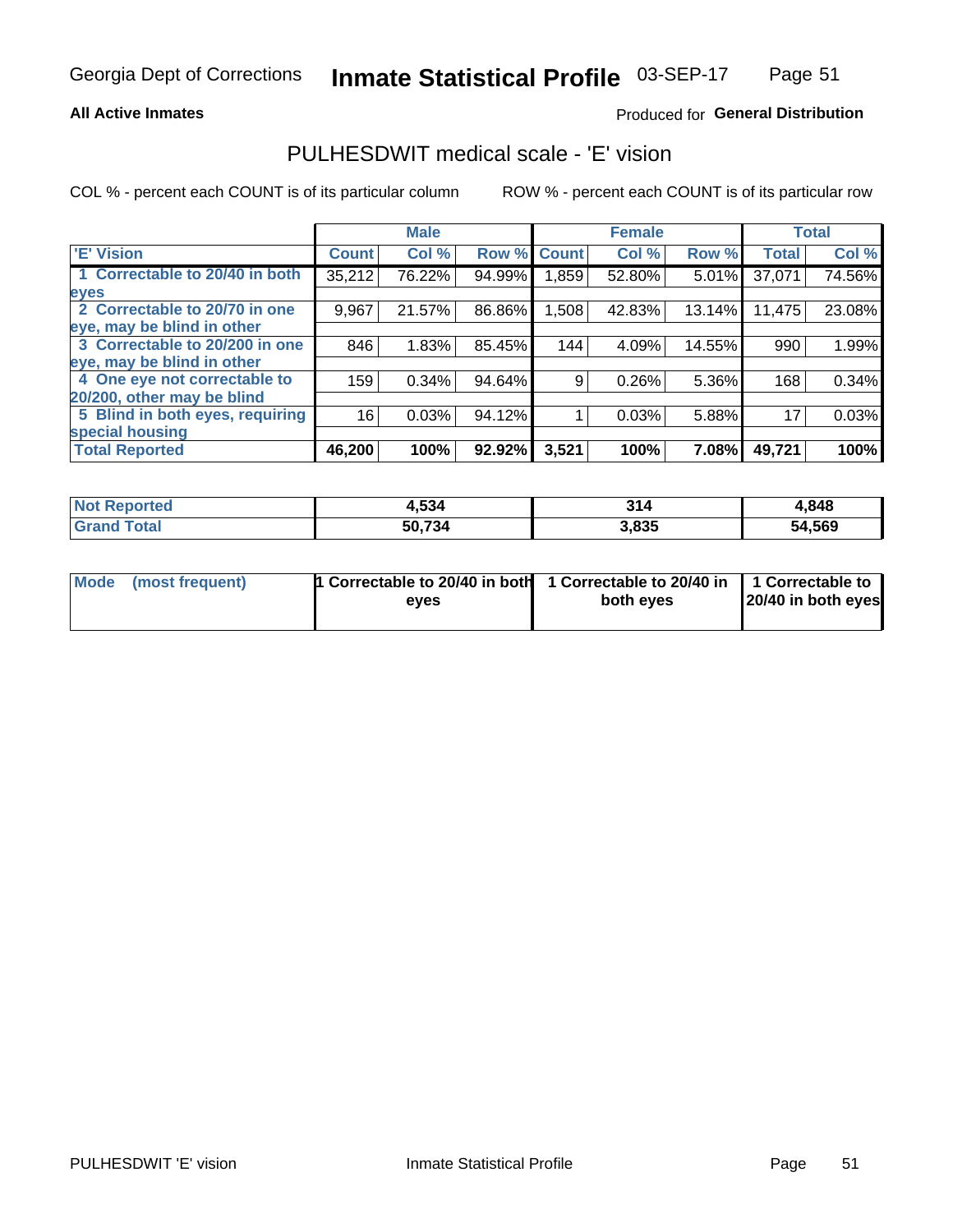Georgia Dept of Corrections **Inmate Statistical Profile** 03-SEP-17

**All Active Inmates**

Produced for **General Distribution**

## PULHESDWIT medical scale - 'E' vision

COL % - percent each COUNT is of its particular column

ROW % - percent each COUNT is of its particular row

| | Male | | | Female | | | Total | |
|---|---|---|---|---|---|---|---|---|
| 'E' Vision | Count | Col % | Row % | Count | Col % | Row % | Total | Col % |
| 1 Correctable to 20/40 in both eyes | 35,212 | 76.22% | 94.99% | 1,859 | 52.80% | 5.01% | 37,071 | 74.56% |
| 2 Correctable to 20/70 in one eye, may be blind in other | 9,967 | 21.57% | 86.86% | 1,508 | 42.83% | 13.14% | 11,475 | 23.08% |
| 3 Correctable to 20/200 in one eye, may be blind in other | 846 | 1.83% | 85.45% | 144 | 4.09% | 14.55% | 990 | 1.99% |
| 4 One eye not correctable to 20/200, other may be blind | 159 | 0.34% | 94.64% | 9 | 0.26% | 5.36% | 168 | 0.34% |
| 5 Blind in both eyes, requiring special housing | 16 | 0.03% | 94.12% | 1 | 0.03% | 5.88% | 17 | 0.03% |
| **Total Reported** | **46,200** | **100%** | **92.92%** | **3,521** | **100%** | **7.08%** | **49,721** | **100%** |

| | Male | Female | Total |
|---|---|---|---|
| Not Reported | 4,534 | 314 | 4,848 |
| Grand Total | 50,734 | 3,835 | 54,569 |

| | Male | Female | Total |
|---|---|---|---|
| Mode (most frequent) | 1 Correctable to 20/40 in both eyes | 1 Correctable to 20/40 in both eyes | 1 Correctable to 20/40 in both eyes |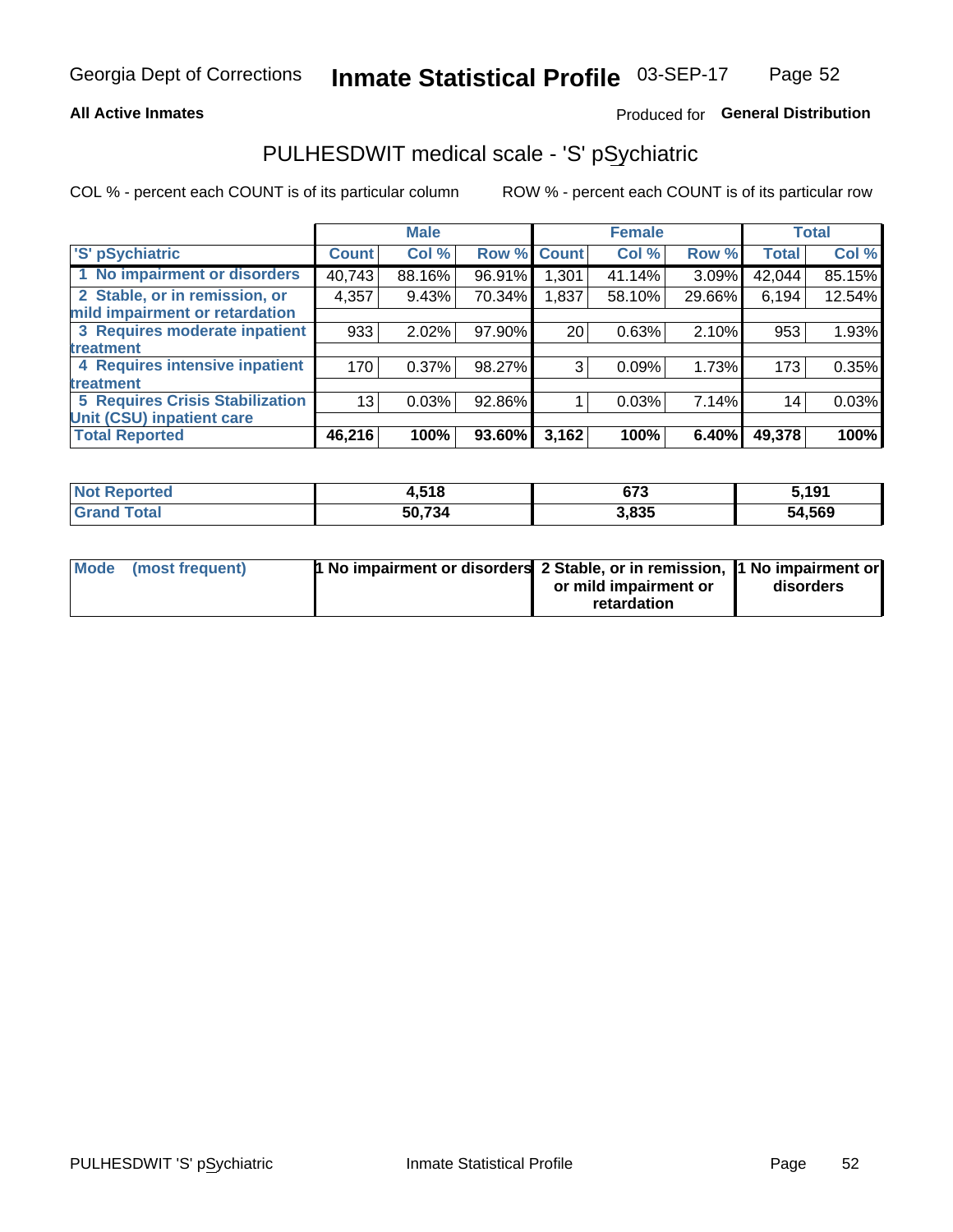Georgia Dept of Corrections **Inmate Statistical Profile** 03-SEP-17

**All Active Inmates**

Produced for **General Distribution**

## PULHESDWIT medical scale - 'S' pSychiatric

COL % - percent each COUNT is of its particular column ROW % - percent each COUNT is of its particular row

| 'S' pSychiatric | Male | | | Female | | | Total | |
|---|---|---|---|---|---|---|---|---|
| | Count | Col % | Row % | Count | Col % | Row % | Total | Col % |
| 1 No impairment or disorders | 40,743 | 88.16% | 96.91% | 1,301 | 41.14% | 3.09% | 42,044 | 85.15% |
| 2 Stable, or in remission, or mild impairment or retardation | 4,357 | 9.43% | 70.34% | 1,837 | 58.10% | 29.66% | 6,194 | 12.54% |
| 3 Requires moderate inpatient treatment | 933 | 2.02% | 97.90% | 20 | 0.63% | 2.10% | 953 | 1.93% |
| 4 Requires intensive inpatient treatment | 170 | 0.37% | 98.27% | 3 | 0.09% | 1.73% | 173 | 0.35% |
| 5 Requires Crisis Stabilization Unit (CSU) inpatient care | 13 | 0.03% | 92.86% | 1 | 0.03% | 7.14% | 14 | 0.03% |
| **Total Reported** | **46,216** | **100%** | **93.60%** | **3,162** | **100%** | **6.40%** | **49,378** | **100%** |

| | Male | Female | Total |
|---|---|---|---|
| Not Reported | 4,518 | 673 | 5,191 |
| Grand Total | 50,734 | 3,835 | 54,569 |

| | Male | Female | Total |
|---|---|---|---|
| Mode (most frequent) | 1 No impairment or disorders | 2 Stable, or in remission, or mild impairment or retardation | 1 No impairment or disorders |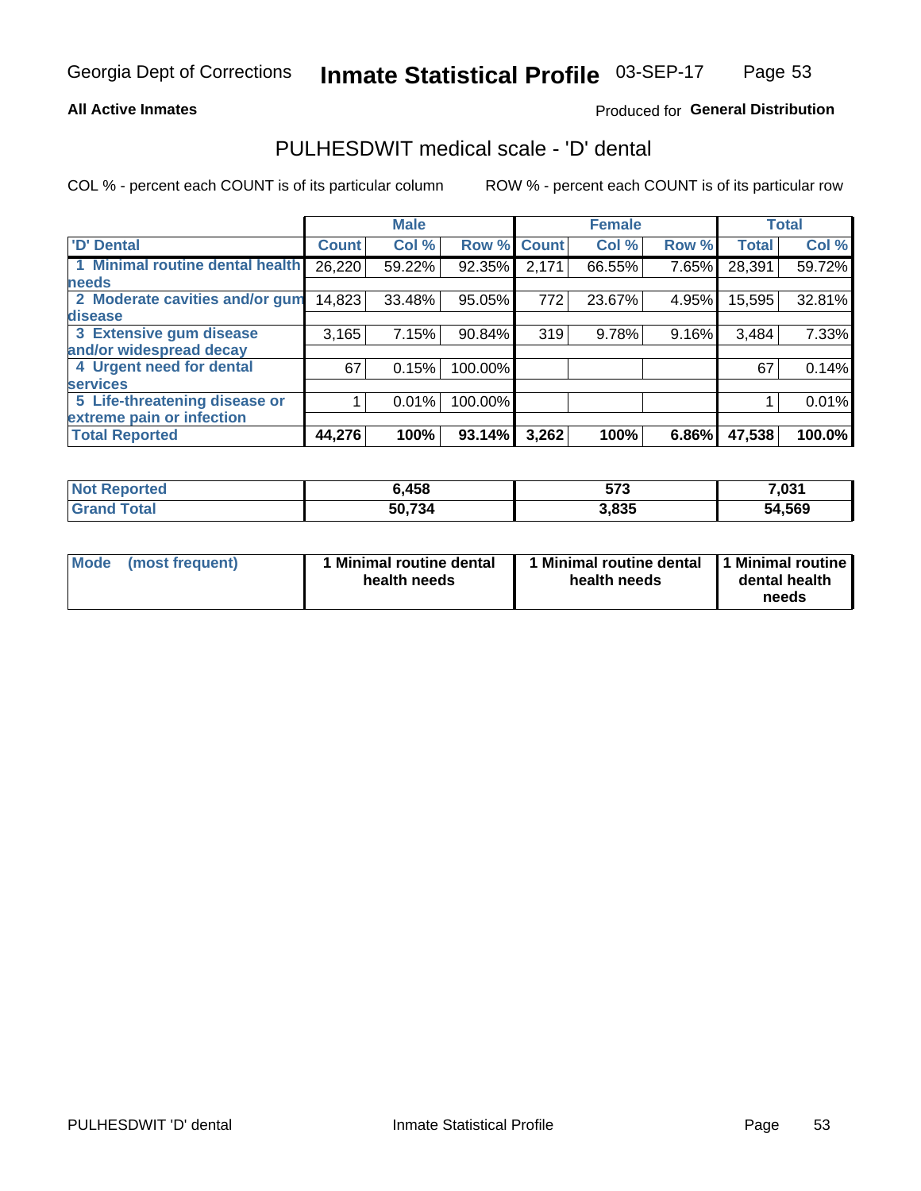Georgia Dept of Corrections **Inventory Statistical Profile** 03-SEP-17

**All Active Inmates**

Produced for **General Distribution**

## PULHESDWIT medical scale - 'D' dental

COL % - percent each COUNT is of its particular column

ROW % - percent each COUNT is of its particular row

| | Male | | | Female | | | Total | |
|---|---|---|---|---|---|---|---|---|
| **'D' Dental** | **Count** | **Col %** | **Row %** | **Count** | **Col %** | **Row %** | **Total** | **Col %** |
| **1 Minimal routine dental health needs** | 26,220 | 59.22% | 92.35% | 2,171 | 66.55% | 7.65% | 28,391 | 59.72% |
| **2 Moderate cavities and/or gum disease** | 14,823 | 33.48% | 95.05% | 772 | 23.67% | 4.95% | 15,595 | 32.81% |
| **3 Extensive gum disease and/or widespread decay** | 3,165 | 7.15% | 90.84% | 319 | 9.78% | 9.16% | 3,484 | 7.33% |
| **4 Urgent need for dental services** | 67 | 0.15% | 100.00% | | | | 67 | 0.14% |
| **5 Life-threatening disease or extreme pain or infection** | 1 | 0.01% | 100.00% | | | | 1 | 0.01% |
| **Total Reported** | **44,276** | **100%** | **93.14%** | **3,262** | **100%** | **6.86%** | **47,538** | **100.0%** |

| | Male | Female | Total |
|---|---|---|---|
| **Not Reported** | **6,458** | **573** | **7,031** |
| **Grand Total** | **50,734** | **3,835** | **54,569** |

| | Male | Female | Total |
|---|---|---|---|
| **Mode (most frequent)** | **1 Minimal routine dental health needs** | **1 Minimal routine dental health needs** | **1 Minimal routine dental health needs** |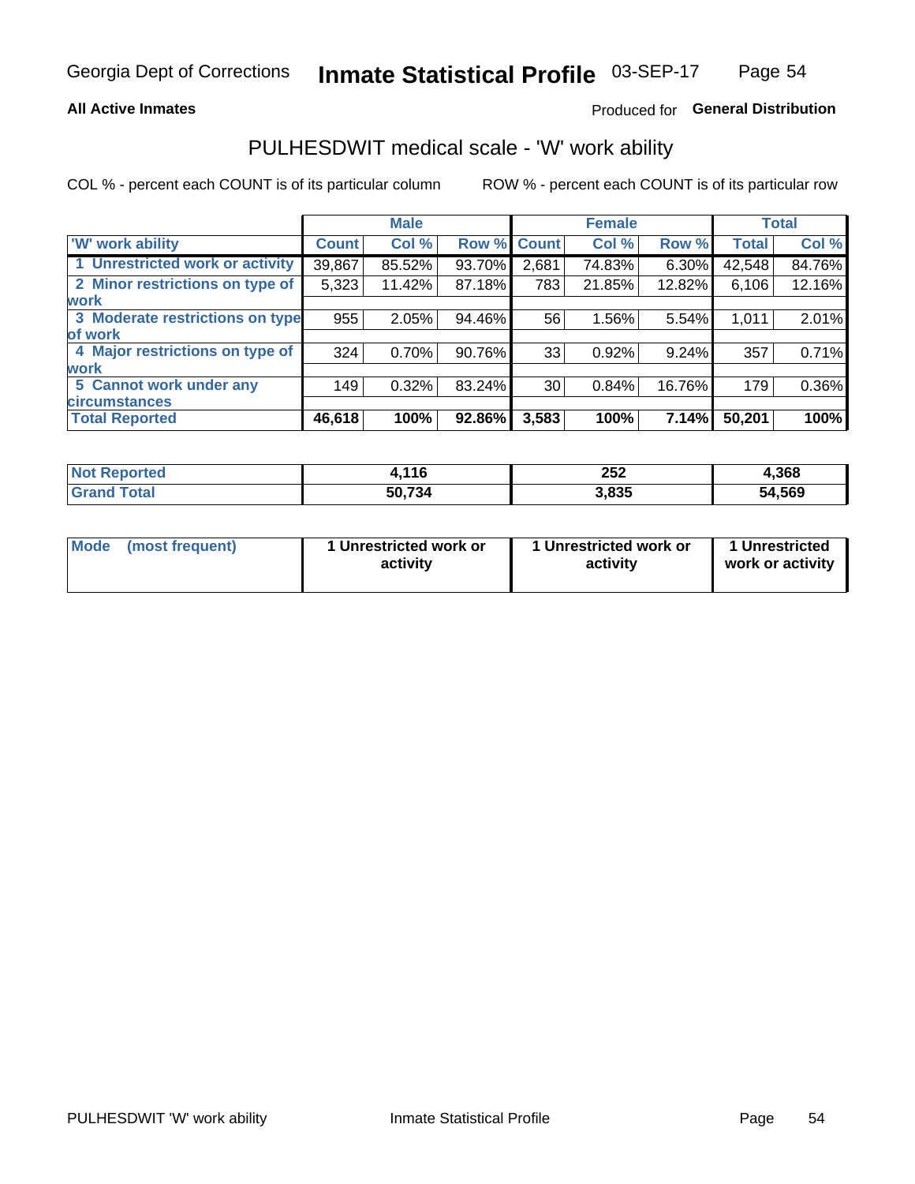Georgia Dept of Corrections **Inmate Statistical Profile** 03-SEP-17

**All Active Inmates** Produced for **General Distribution**

## PULHESDWIT medical scale - 'W' work ability

COL % - percent each COUNT is of its particular column ROW % - percent each COUNT is of its particular row

| | Male | | | Female | | | Total | |
|---|---|---|---|---|---|---|---|---|
| 'W' work ability | Count | Col % | Row % | Count | Col % | Row % | Total | Col % |
| 1 Unrestricted work or activity | 39,867 | 85.52% | 93.70% | 2,681 | 74.83% | 6.30% | 42,548 | 84.76% |
| 2 Minor restrictions on type of work | 5,323 | 11.42% | 87.18% | 783 | 21.85% | 12.82% | 6,106 | 12.16% |
| 3 Moderate restrictions on type of work | 955 | 2.05% | 94.46% | 56 | 1.56% | 5.54% | 1,011 | 2.01% |
| 4 Major restrictions on type of work | 324 | 0.70% | 90.76% | 33 | 0.92% | 9.24% | 357 | 0.71% |
| 5 Cannot work under any circumstances | 149 | 0.32% | 83.24% | 30 | 0.84% | 16.76% | 179 | 0.36% |
| **Total Reported** | **46,618** | **100%** | **92.86%** | **3,583** | **100%** | **7.14%** | **50,201** | **100%** |

| | Male | Female | Total |
|---|---|---|---|
| Not Reported | 4,116 | 252 | 4,368 |
| Grand Total | 50,734 | 3,835 | 54,569 |

| | Male | Female | Total |
|---|---|---|---|
| Mode (most frequent) | 1 Unrestricted work or activity | 1 Unrestricted work or activity | 1 Unrestricted work or activity |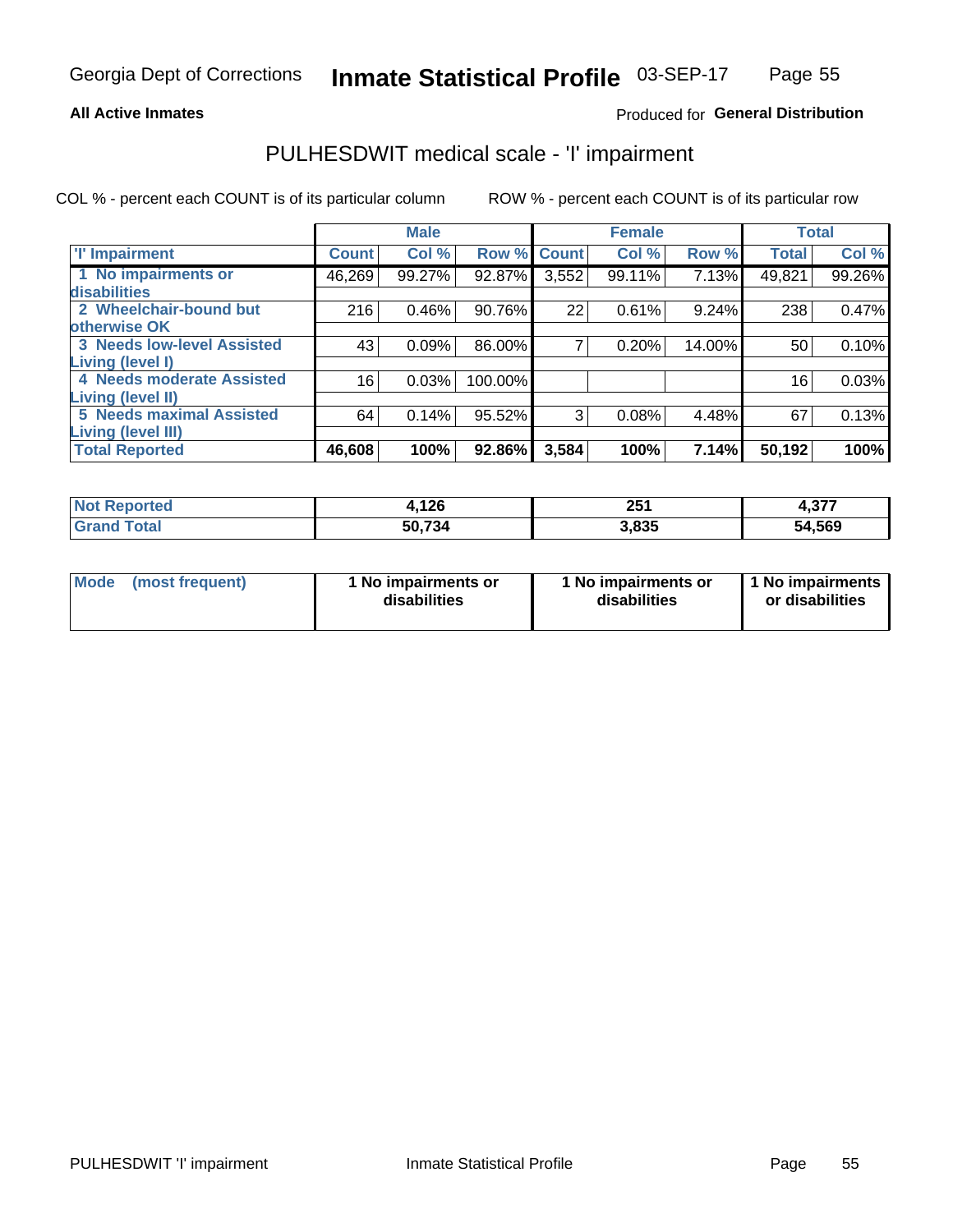Georgia Dept of Corrections **Inmate Statistical Profile** 03-SEP-17

**All Active Inmates**

Produced for **General Distribution**

# PULHESDWIT medical scale - 'I' impairment

COL % - percent each COUNT is of its particular column ROW % - percent each COUNT is of its particular row

| | Male | | | Female | | | Total | |
|---|---|---|---|---|---|---|---|---|
| **'I' Impairment** | **Count** | **Col %** | **Row %** | **Count** | **Col %** | **Row %** | **Total** | **Col %** |
| **1 No impairments or disabilities** | 46,269 | 99.27% | 92.87% | 3,552 | 99.11% | 7.13% | 49,821 | 99.26% |
| **2 Wheelchair-bound but otherwise OK** | 216 | 0.46% | 90.76% | 22 | 0.61% | 9.24% | 238 | 0.47% |
| **3 Needs low-level Assisted Living (level I)** | 43 | 0.09% | 86.00% | 7 | 0.20% | 14.00% | 50 | 0.10% |
| **4 Needs moderate Assisted Living (level II)** | 16 | 0.03% | 100.00% | | | | 16 | 0.03% |
| **5 Needs maximal Assisted Living (level III)** | 64 | 0.14% | 95.52% | 3 | 0.08% | 4.48% | 67 | 0.13% |
| **Total Reported** | **46,608** | **100%** | **92.86%** | **3,584** | **100%** | **7.14%** | **50,192** | **100%** |

| | Male | Female | Total |
|---|---|---|---|
| **Not Reported** | **4,126** | **251** | **4,377** |
| **Grand Total** | **50,734** | **3,835** | **54,569** |

| | Male | Female | Total |
|---|---|---|---|
| **Mode (most frequent)** | **1 No impairments or disabilities** | **1 No impairments or disabilities** | **1 No impairments or disabilities** |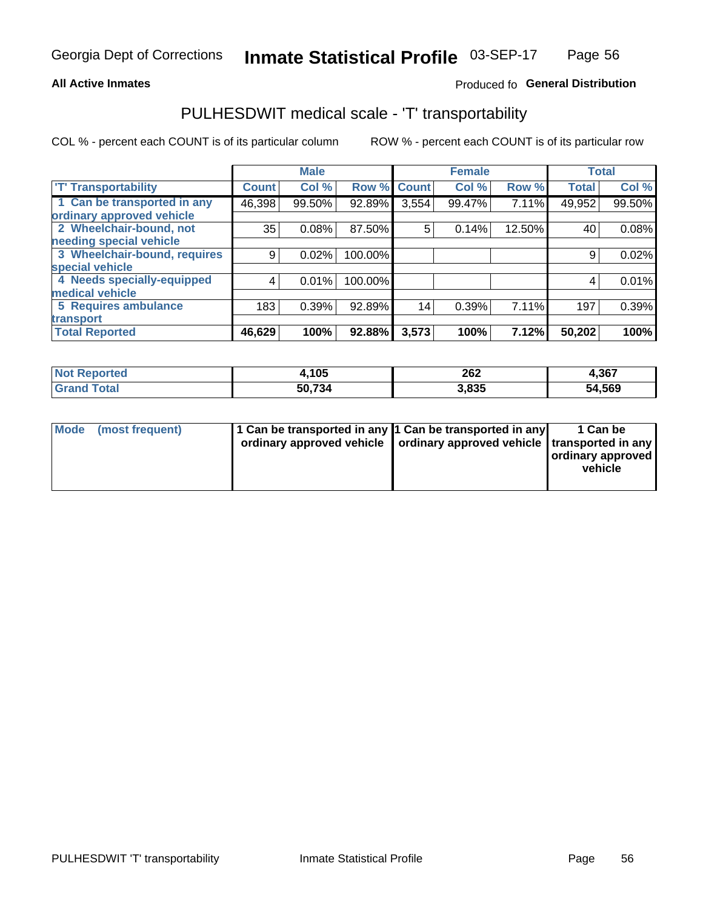## All Active Inmates

Produced fo **General Distribution**

# PULHESDWIT medical scale - 'T' transportability

COL % - percent each COUNT is of its particular column ROW % - percent each COUNT is of its particular row

| | Male | | | Female | | | Total | |
|---|---|---|---|---|---|---|---|---|
| 'T' Transportability | Count | Col % | Row % | Count | Col % | Row % | Total | Col % |
| 1 Can be transported in any ordinary approved vehicle | 46,398 | 99.50% | 92.89% | 3,554 | 99.47% | 7.11% | 49,952 | 99.50% |
| 2 Wheelchair-bound, not needing special vehicle | 35 | 0.08% | 87.50% | 5 | 0.14% | 12.50% | 40 | 0.08% |
| 3 Wheelchair-bound, requires special vehicle | 9 | 0.02% | 100.00% | | | | 9 | 0.02% |
| 4 Needs specially-equipped medical vehicle | 4 | 0.01% | 100.00% | | | | 4 | 0.01% |
| 5 Requires ambulance transport | 183 | 0.39% | 92.89% | 14 | 0.39% | 7.11% | 197 | 0.39% |
| **Total Reported** | **46,629** | **100%** | **92.88%** | **3,573** | **100%** | **7.12%** | **50,202** | **100%** |

| | Male | Female | Total |
|---|---|---|---|
| **Not Reported** | **4,105** | **262** | **4,367** |
| **Grand Total** | **50,734** | **3,835** | **54,569** |

| | Male | Female | Total |
|---|---|---|---|
| **Mode (most frequent)** | **1 Can be transported in any ordinary approved vehicle** | **1 Can be transported in any ordinary approved vehicle** | **1 Can be transported in any ordinary approved vehicle** |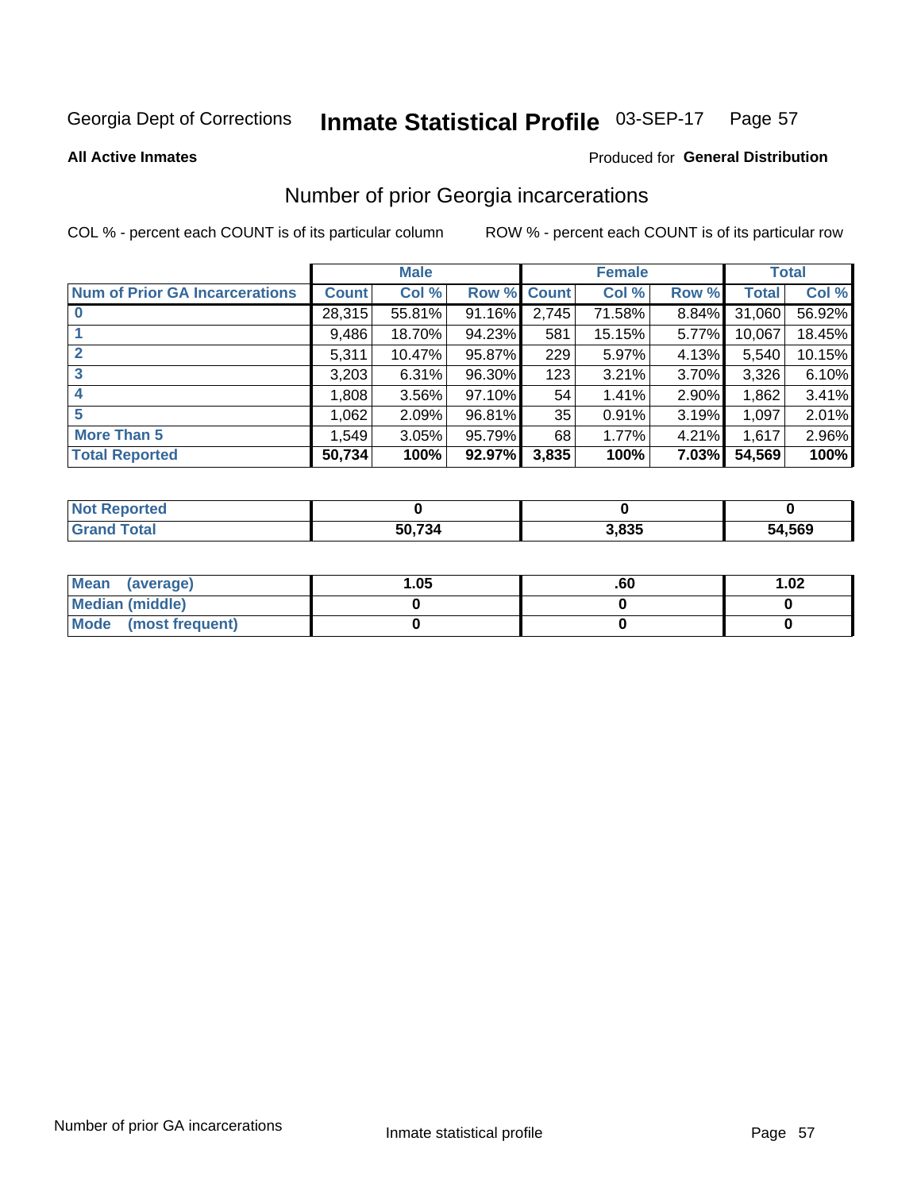Georgia Dept of Corrections **Inmate Statistical Profile** 03-SEP-17

**All Active Inmates**

Produced for **General Distribution**

## Number of prior Georgia incarcerations

COL % - percent each COUNT is of its particular column

ROW % - percent each COUNT is of its particular row

| | Male | | | Female | | | Total | |
|---|---|---|---|---|---|---|---|---|
| **Num of Prior GA Incarcerations** | **Count** | **Col %** | **Row %** | **Count** | **Col %** | **Row %** | **Total** | **Col %** |
| **0** | 28,315 | 55.81% | 91.16% | 2,745 | 71.58% | 8.84% | 31,060 | 56.92% |
| **1** | 9,486 | 18.70% | 94.23% | 581 | 15.15% | 5.77% | 10,067 | 18.45% |
| **2** | 5,311 | 10.47% | 95.87% | 229 | 5.97% | 4.13% | 5,540 | 10.15% |
| **3** | 3,203 | 6.31% | 96.30% | 123 | 3.21% | 3.70% | 3,326 | 6.10% |
| **4** | 1,808 | 3.56% | 97.10% | 54 | 1.41% | 2.90% | 1,862 | 3.41% |
| **5** | 1,062 | 2.09% | 96.81% | 35 | 0.91% | 3.19% | 1,097 | 2.01% |
| **More Than 5** | 1,549 | 3.05% | 95.79% | 68 | 1.77% | 4.21% | 1,617 | 2.96% |
| **Total Reported** | **50,734** | **100%** | **92.97%** | **3,835** | **100%** | **7.03%** | **54,569** | **100%** |

| | Male | Female | Total |
|---|---|---|---|
| **Not Reported** | **0** | **0** | **0** |
| **Grand Total** | **50,734** | **3,835** | **54,569** |

| | Male | Female | Total |
|---|---|---|---|
| **Mean (average)** | **1.05** | **.60** | **1.02** |
| **Median (middle)** | **0** | **0** | **0** |
| **Mode (most frequent)** | **0** | **0** | **0** |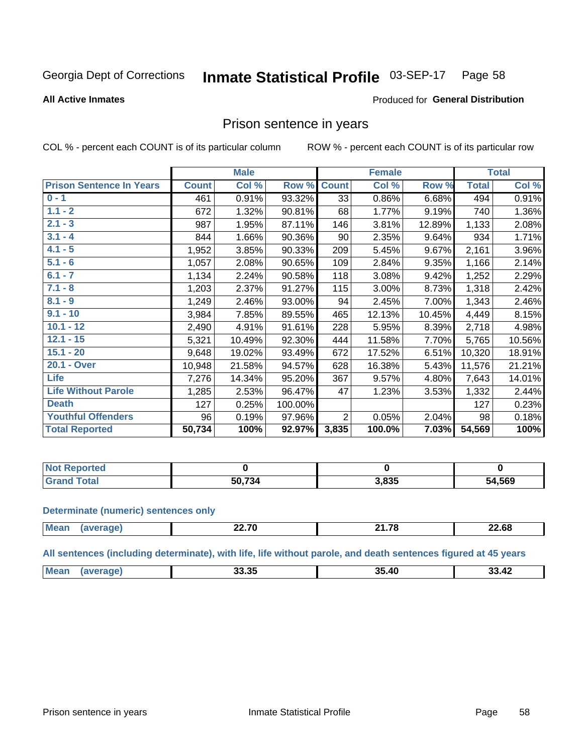Georgia Dept of Corrections **Inmate Statistical Profile** 03-SEP-17 Page 58

**All Active Inmates**

Produced for **General Distribution**

## Prison sentence in years

COL % - percent each COUNT is of its particular column ROW % - percent each COUNT is of its particular row

| | Male | | | Female | | | Total | |
|---|---|---|---|---|---|---|---|---|
| **Prison Sentence In Years** | **Count** | **Col %** | **Row %** | **Count** | **Col %** | **Row %** | **Total** | **Col %** |
| **0 - 1** | 461 | 0.91% | 93.32% | 33 | 0.86% | 6.68% | 494 | 0.91% |
| **1.1 - 2** | 672 | 1.32% | 90.81% | 68 | 1.77% | 9.19% | 740 | 1.36% |
| **2.1 - 3** | 987 | 1.95% | 87.11% | 146 | 3.81% | 12.89% | 1,133 | 2.08% |
| **3.1 - 4** | 844 | 1.66% | 90.36% | 90 | 2.35% | 9.64% | 934 | 1.71% |
| **4.1 - 5** | 1,952 | 3.85% | 90.33% | 209 | 5.45% | 9.67% | 2,161 | 3.96% |
| **5.1 - 6** | 1,057 | 2.08% | 90.65% | 109 | 2.84% | 9.35% | 1,166 | 2.14% |
| **6.1 - 7** | 1,134 | 2.24% | 90.58% | 118 | 3.08% | 9.42% | 1,252 | 2.29% |
| **7.1 - 8** | 1,203 | 2.37% | 91.27% | 115 | 3.00% | 8.73% | 1,318 | 2.42% |
| **8.1 - 9** | 1,249 | 2.46% | 93.00% | 94 | 2.45% | 7.00% | 1,343 | 2.46% |
| **9.1 - 10** | 3,984 | 7.85% | 89.55% | 465 | 12.13% | 10.45% | 4,449 | 8.15% |
| **10.1 - 12** | 2,490 | 4.91% | 91.61% | 228 | 5.95% | 8.39% | 2,718 | 4.98% |
| **12.1 - 15** | 5,321 | 10.49% | 92.30% | 444 | 11.58% | 7.70% | 5,765 | 10.56% |
| **15.1 - 20** | 9,648 | 19.02% | 93.49% | 672 | 17.52% | 6.51% | 10,320 | 18.91% |
| **20.1 - Over** | 10,948 | 21.58% | 94.57% | 628 | 16.38% | 5.43% | 11,576 | 21.21% |
| **Life** | 7,276 | 14.34% | 95.20% | 367 | 9.57% | 4.80% | 7,643 | 14.01% |
| **Life Without Parole** | 1,285 | 2.53% | 96.47% | 47 | 1.23% | 3.53% | 1,332 | 2.44% |
| **Death** | 127 | 0.25% | 100.00% | | | | 127 | 0.23% |
| **Youthful Offenders** | 96 | 0.19% | 97.96% | 2 | 0.05% | 2.04% | 98 | 0.18% |
| **Total Reported** | **50,734** | **100%** | **92.97%** | **3,835** | **100.0%** | **7.03%** | **54,569** | **100%** |

| | Male | Female | Total |
|---|---|---|---|
| **Not Reported** | **0** | **0** | **0** |
| **Grand Total** | **50,734** | **3,835** | **54,569** |

**Determinate (numeric) sentences only**

| | Male | Female | Total |
|---|---|---|---|
| **Mean (average)** | **22.70** | **21.78** | **22.68** |

**All sentences (including determinate), with life, life without parole, and death sentences figured at 45 years**

| | Male | Female | Total |
|---|---|---|---|
| **Mean (average)** | **33.35** | **35.40** | **33.42** |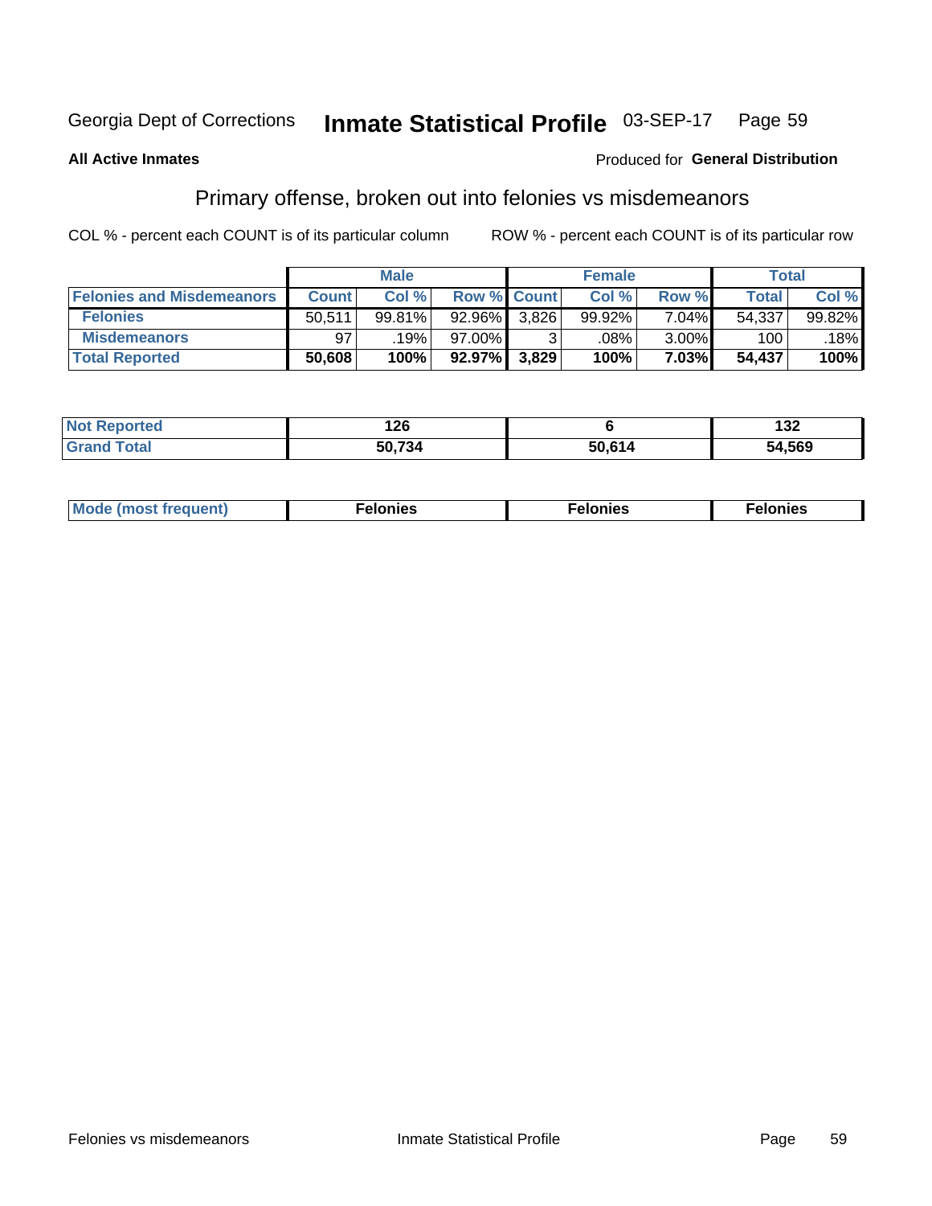Georgia Dept of Corrections **Inmate Statistical Profile** 03-SEP-17

**All Active Inmates**

Produced for **General Distribution**

## Primary offense, broken out into felonies vs misdemeanors

COL % - percent each COUNT is of its particular column ROW % - percent each COUNT is of its particular row

| | Male | | | Female | | | Total | |
|---|---|---|---|---|---|---|---|---|
| **Felonies and Misdemeanors** | **Count** | **Col %** | **Row %** | **Count** | **Col %** | **Row %** | **Total** | **Col %** |
| **Felonies** | 50,511 | 99.81% | 92.96% | 3,826 | 99.92% | 7.04% | 54,337 | 99.82% |
| **Misdemeanors** | 97 | .19% | 97.00% | 3 | .08% | 3.00% | 100 | .18% |
| **Total Reported** | **50,608** | **100%** | **92.97%** | **3,829** | **100%** | **7.03%** | **54,437** | **100%** |

| | Male | Female | Total |
|---|---|---|---|
| **Not Reported** | **126** | **6** | **132** |
| **Grand Total** | **50,734** | **50,614** | **54,569** |

| | Male | Female | Total |
|---|---|---|---|
| **Mode (most frequent)** | **Felonies** | **Felonies** | **Felonies** |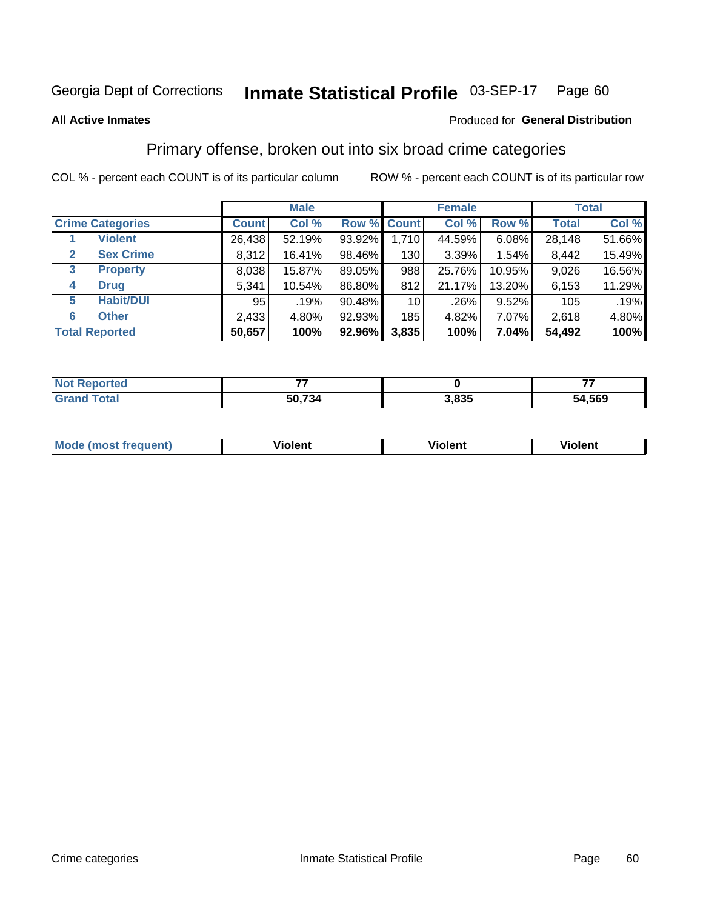Georgia Dept of Corrections **Inmate Statistical Profile** 03-SEP-17

**All Active Inmates**

Produced for **General Distribution**

## Primary offense, broken out into six broad crime categories

COL % - percent each COUNT is of its particular column ROW % - percent each COUNT is of its particular row

| | | Male | | | Female | | | Total | |
|---|---|---|---|---|---|---|---|---|---|
| **Crime Categories** | | **Count** | **Col %** | **Row %** | **Count** | **Col %** | **Row %** | **Total** | **Col %** |
| **1** | **Violent** | 26,438 | 52.19% | 93.92% | 1,710 | 44.59% | 6.08% | 28,148 | 51.66% |
| **2** | **Sex Crime** | 8,312 | 16.41% | 98.46% | 130 | 3.39% | 1.54% | 8,442 | 15.49% |
| **3** | **Property** | 8,038 | 15.87% | 89.05% | 988 | 25.76% | 10.95% | 9,026 | 16.56% |
| **4** | **Drug** | 5,341 | 10.54% | 86.80% | 812 | 21.17% | 13.20% | 6,153 | 11.29% |
| **5** | **Habit/DUI** | 95 | .19% | 90.48% | 10 | .26% | 9.52% | 105 | .19% |
| **6** | **Other** | 2,433 | 4.80% | 92.93% | 185 | 4.82% | 7.07% | 2,618 | 4.80% |
| **Total Reported** | | **50,657** | **100%** | **92.96%** | **3,835** | **100%** | **7.04%** | **54,492** | **100%** |

| | Male | Female | Total |
|---|---|---|---|
| **Not Reported** | **77** | **0** | **77** |
| **Grand Total** | **50,734** | **3,835** | **54,569** |

| | Male | Female | Total |
|---|---|---|---|
| **Mode (most frequent)** | **Violent** | **Violent** | **Violent** |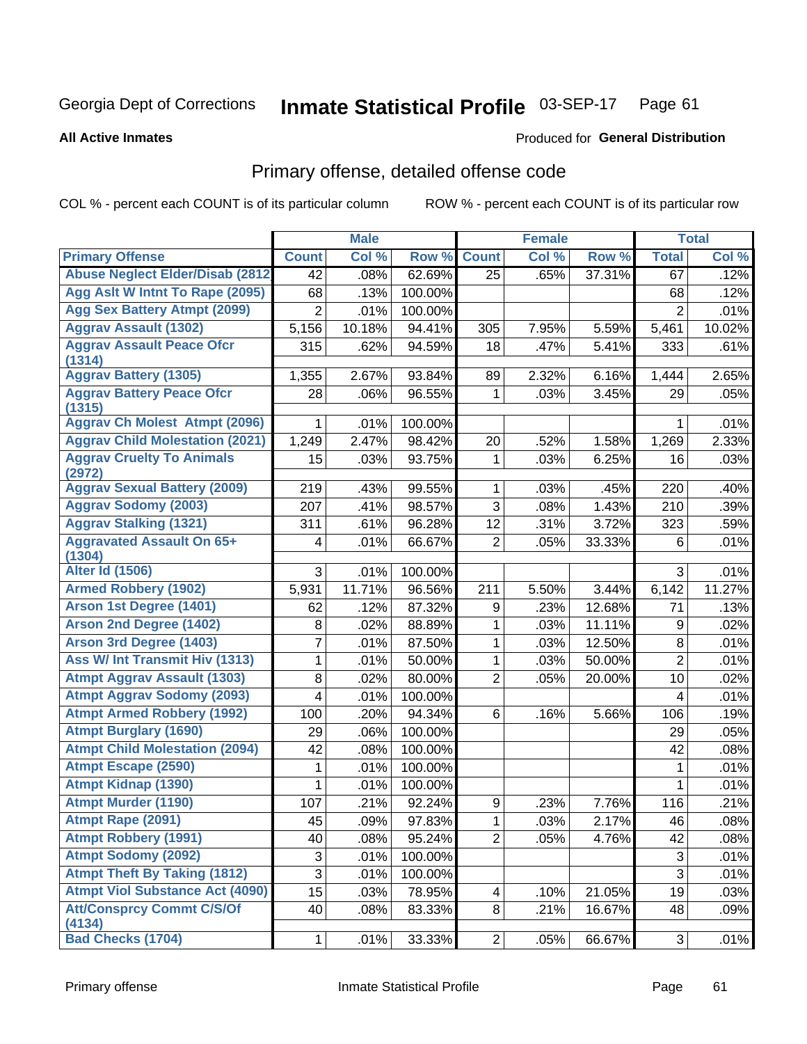Georgia Dept of Corrections **Inmate Statistical Profile** 03-SEP-17

**All Active Inmates**

Produced for **General Distribution**

## Primary offense, detailed offense code

COL % - percent each COUNT is of its particular column ROW % - percent each COUNT is of its particular row

| | Male | | | Female | | | Total | |
|---|---|---|---|---|---|---|---|---|
| Primary Offense | Count | Col % | Row % | Count | Col % | Row % | Total | Col % |
| Abuse Neglect Elder/Disab (2812 | 42 | .08% | 62.69% | 25 | .65% | 37.31% | 67 | .12% |
| Agg Aslt W Intnt To Rape (2095) | 68 | .13% | 100.00% | | | | 68 | .12% |
| Agg Sex Battery Atmpt (2099) | 2 | .01% | 100.00% | | | | 2 | .01% |
| Aggrav Assault (1302) | 5,156 | 10.18% | 94.41% | 305 | 7.95% | 5.59% | 5,461 | 10.02% |
| Aggrav Assault Peace Ofcr (1314) | 315 | .62% | 94.59% | 18 | .47% | 5.41% | 333 | .61% |
| Aggrav Battery (1305) | 1,355 | 2.67% | 93.84% | 89 | 2.32% | 6.16% | 1,444 | 2.65% |
| Aggrav Battery Peace Ofcr (1315) | 28 | .06% | 96.55% | 1 | .03% | 3.45% | 29 | .05% |
| Aggrav Ch Molest Atmpt (2096) | 1 | .01% | 100.00% | | | | 1 | .01% |
| Aggrav Child Molestation (2021) | 1,249 | 2.47% | 98.42% | 20 | .52% | 1.58% | 1,269 | 2.33% |
| Aggrav Cruelty To Animals (2972) | 15 | .03% | 93.75% | 1 | .03% | 6.25% | 16 | .03% |
| Aggrav Sexual Battery (2009) | 219 | .43% | 99.55% | 1 | .03% | .45% | 220 | .40% |
| Aggrav Sodomy (2003) | 207 | .41% | 98.57% | 3 | .08% | 1.43% | 210 | .39% |
| Aggrav Stalking (1321) | 311 | .61% | 96.28% | 12 | .31% | 3.72% | 323 | .59% |
| Aggravated Assault On 65+ (1304) | 4 | .01% | 66.67% | 2 | .05% | 33.33% | 6 | .01% |
| Alter Id (1506) | 3 | .01% | 100.00% | | | | 3 | .01% |
| Armed Robbery (1902) | 5,931 | 11.71% | 96.56% | 211 | 5.50% | 3.44% | 6,142 | 11.27% |
| Arson 1st Degree (1401) | 62 | .12% | 87.32% | 9 | .23% | 12.68% | 71 | .13% |
| Arson 2nd Degree (1402) | 8 | .02% | 88.89% | 1 | .03% | 11.11% | 9 | .02% |
| Arson 3rd Degree (1403) | 7 | .01% | 87.50% | 1 | .03% | 12.50% | 8 | .01% |
| Ass W/ Int Transmit Hiv (1313) | 1 | .01% | 50.00% | 1 | .03% | 50.00% | 2 | .01% |
| Atmpt Aggrav Assault (1303) | 8 | .02% | 80.00% | 2 | .05% | 20.00% | 10 | .02% |
| Atmpt Aggrav Sodomy (2093) | 4 | .01% | 100.00% | | | | 4 | .01% |
| Atmpt Armed Robbery (1992) | 100 | .20% | 94.34% | 6 | .16% | 5.66% | 106 | .19% |
| Atmpt Burglary (1690) | 29 | .06% | 100.00% | | | | 29 | .05% |
| Atmpt Child Molestation (2094) | 42 | .08% | 100.00% | | | | 42 | .08% |
| Atmpt Escape (2590) | 1 | .01% | 100.00% | | | | 1 | .01% |
| Atmpt Kidnap (1390) | 1 | .01% | 100.00% | | | | 1 | .01% |
| Atmpt Murder (1190) | 107 | .21% | 92.24% | 9 | .23% | 7.76% | 116 | .21% |
| Atmpt Rape (2091) | 45 | .09% | 97.83% | 1 | .03% | 2.17% | 46 | .08% |
| Atmpt Robbery (1991) | 40 | .08% | 95.24% | 2 | .05% | 4.76% | 42 | .08% |
| Atmpt Sodomy (2092) | 3 | .01% | 100.00% | | | | 3 | .01% |
| Atmpt Theft By Taking (1812) | 3 | .01% | 100.00% | | | | 3 | .01% |
| Atmpt Viol Substance Act (4090) | 15 | .03% | 78.95% | 4 | .10% | 21.05% | 19 | .03% |
| Att/Consprcy Commt C/S/Of (4134) | 40 | .08% | 83.33% | 8 | .21% | 16.67% | 48 | .09% |
| Bad Checks (1704) | 1 | .01% | 33.33% | 2 | .05% | 66.67% | 3 | .01% |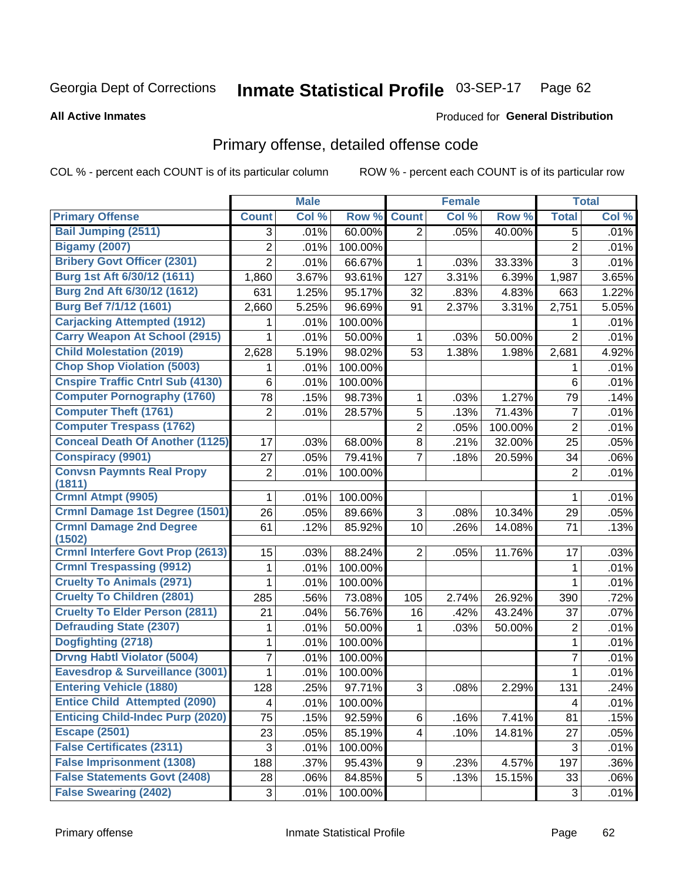Georgia Dept of Corrections **Inmate Statistical Profile** 03-SEP-17

**All Active Inmates**

Produced for **General Distribution**

## Primary offense, detailed offense code

COL % - percent each COUNT is of its particular column

ROW % - percent each COUNT is of its particular row

| | Male | | | Female | | | Total | |
|---|---|---|---|---|---|---|---|---|
| **Primary Offense** | **Count** | **Col %** | **Row %** | **Count** | **Col %** | **Row %** | **Total** | **Col %** |
| Bail Jumping (2511) | 3 | .01% | 60.00% | 2 | .05% | 40.00% | 5 | .01% |
| Bigamy (2007) | 2 | .01% | 100.00% | | | | 2 | .01% |
| Bribery Govt Officer (2301) | 2 | .01% | 66.67% | 1 | .03% | 33.33% | 3 | .01% |
| Burg 1st Aft 6/30/12 (1611) | 1,860 | 3.67% | 93.61% | 127 | 3.31% | 6.39% | 1,987 | 3.65% |
| Burg 2nd Aft 6/30/12 (1612) | 631 | 1.25% | 95.17% | 32 | .83% | 4.83% | 663 | 1.22% |
| Burg Bef 7/1/12 (1601) | 2,660 | 5.25% | 96.69% | 91 | 2.37% | 3.31% | 2,751 | 5.05% |
| Carjacking Attempted (1912) | 1 | .01% | 100.00% | | | | 1 | .01% |
| Carry Weapon At School (2915) | 1 | .01% | 50.00% | 1 | .03% | 50.00% | 2 | .01% |
| Child Molestation (2019) | 2,628 | 5.19% | 98.02% | 53 | 1.38% | 1.98% | 2,681 | 4.92% |
| Chop Shop Violation (5003) | 1 | .01% | 100.00% | | | | 1 | .01% |
| Cnspire Traffic Cntrl Sub (4130) | 6 | .01% | 100.00% | | | | 6 | .01% |
| Computer Pornography (1760) | 78 | .15% | 98.73% | 1 | .03% | 1.27% | 79 | .14% |
| Computer Theft (1761) | 2 | .01% | 28.57% | 5 | .13% | 71.43% | 7 | .01% |
| Computer Trespass (1762) | | | | 2 | .05% | 100.00% | 2 | .01% |
| Conceal Death Of Another (1125) | 17 | .03% | 68.00% | 8 | .21% | 32.00% | 25 | .05% |
| Conspiracy (9901) | 27 | .05% | 79.41% | 7 | .18% | 20.59% | 34 | .06% |
| Convsn Paymnts Real Propy (1811) | 2 | .01% | 100.00% | | | | 2 | .01% |
| Crmnl Atmpt (9905) | 1 | .01% | 100.00% | | | | 1 | .01% |
| Crmnl Damage 1st Degree (1501) | 26 | .05% | 89.66% | 3 | .08% | 10.34% | 29 | .05% |
| Crmnl Damage 2nd Degree (1502) | 61 | .12% | 85.92% | 10 | .26% | 14.08% | 71 | .13% |
| Crmnl Interfere Govt Prop (2613) | 15 | .03% | 88.24% | 2 | .05% | 11.76% | 17 | .03% |
| Crmnl Trespassing (9912) | 1 | .01% | 100.00% | | | | 1 | .01% |
| Cruelty To Animals (2971) | 1 | .01% | 100.00% | | | | 1 | .01% |
| Cruelty To Children (2801) | 285 | .56% | 73.08% | 105 | 2.74% | 26.92% | 390 | .72% |
| Cruelty To Elder Person (2811) | 21 | .04% | 56.76% | 16 | .42% | 43.24% | 37 | .07% |
| Defrauding State (2307) | 1 | .01% | 50.00% | 1 | .03% | 50.00% | 2 | .01% |
| Dogfighting (2718) | 1 | .01% | 100.00% | | | | 1 | .01% |
| Drvng Habtl Violator (5004) | 7 | .01% | 100.00% | | | | 7 | .01% |
| Eavesdrop & Surveillance (3001) | 1 | .01% | 100.00% | | | | 1 | .01% |
| Entering Vehicle (1880) | 128 | .25% | 97.71% | 3 | .08% | 2.29% | 131 | .24% |
| Entice Child Attempted (2090) | 4 | .01% | 100.00% | | | | 4 | .01% |
| Enticing Child-Indec Purp (2020) | 75 | .15% | 92.59% | 6 | .16% | 7.41% | 81 | .15% |
| Escape (2501) | 23 | .05% | 85.19% | 4 | .10% | 14.81% | 27 | .05% |
| False Certificates (2311) | 3 | .01% | 100.00% | | | | 3 | .01% |
| False Imprisonment (1308) | 188 | .37% | 95.43% | 9 | .23% | 4.57% | 197 | .36% |
| False Statements Govt (2408) | 28 | .06% | 84.85% | 5 | .13% | 15.15% | 33 | .06% |
| False Swearing (2402) | 3 | .01% | 100.00% | | | | 3 | .01% |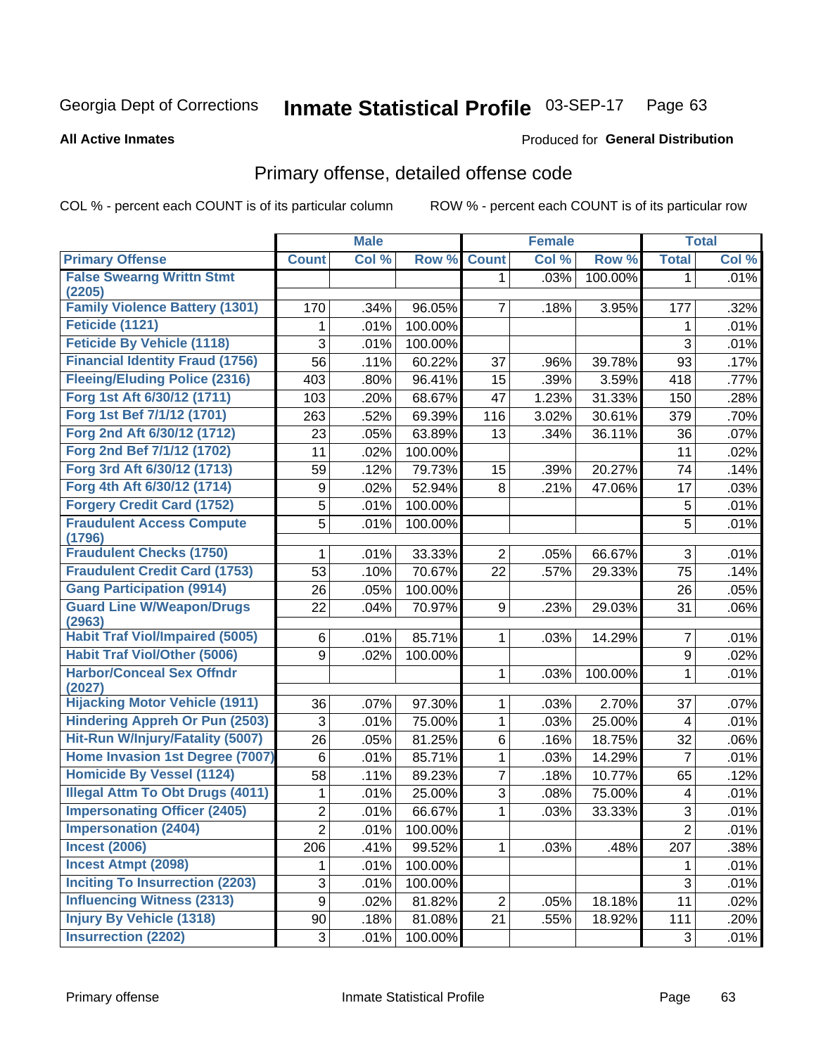Georgia Dept of Corrections **Inmate Statistical Profile** 03-SEP-17

**All Active Inmates**

Produced for **General Distribution**

## Primary offense, detailed offense code

COL % - percent each COUNT is of its particular column

ROW % - percent each COUNT is of its particular row

| | Male | | | Female | | | Total | |
|---|---|---|---|---|---|---|---|---|
| **Primary Offense** | **Count** | **Col %** | **Row %** | **Count** | **Col %** | **Row %** | **Total** | **Col %** |
| False Swearng Writtn Stmt (2205) | | | | 1 | .03% | 100.00% | 1 | .01% |
| Family Violence Battery (1301) | 170 | .34% | 96.05% | 7 | .18% | 3.95% | 177 | .32% |
| Feticide (1121) | 1 | .01% | 100.00% | | | | 1 | .01% |
| Feticide By Vehicle (1118) | 3 | .01% | 100.00% | | | | 3 | .01% |
| Financial Identity Fraud (1756) | 56 | .11% | 60.22% | 37 | .96% | 39.78% | 93 | .17% |
| Fleeing/Eluding Police (2316) | 403 | .80% | 96.41% | 15 | .39% | 3.59% | 418 | .77% |
| Forg 1st Aft 6/30/12 (1711) | 103 | .20% | 68.67% | 47 | 1.23% | 31.33% | 150 | .28% |
| Forg 1st Bef 7/1/12 (1701) | 263 | .52% | 69.39% | 116 | 3.02% | 30.61% | 379 | .70% |
| Forg 2nd Aft 6/30/12 (1712) | 23 | .05% | 63.89% | 13 | .34% | 36.11% | 36 | .07% |
| Forg 2nd Bef 7/1/12 (1702) | 11 | .02% | 100.00% | | | | 11 | .02% |
| Forg 3rd Aft 6/30/12 (1713) | 59 | .12% | 79.73% | 15 | .39% | 20.27% | 74 | .14% |
| Forg 4th Aft 6/30/12 (1714) | 9 | .02% | 52.94% | 8 | .21% | 47.06% | 17 | .03% |
| Forgery Credit Card (1752) | 5 | .01% | 100.00% | | | | 5 | .01% |
| Fraudulent Access Compute (1796) | 5 | .01% | 100.00% | | | | 5 | .01% |
| Fraudulent Checks (1750) | 1 | .01% | 33.33% | 2 | .05% | 66.67% | 3 | .01% |
| Fraudulent Credit Card (1753) | 53 | .10% | 70.67% | 22 | .57% | 29.33% | 75 | .14% |
| Gang Participation (9914) | 26 | .05% | 100.00% | | | | 26 | .05% |
| Guard Line W/Weapon/Drugs (2963) | 22 | .04% | 70.97% | 9 | .23% | 29.03% | 31 | .06% |
| Habit Traf Viol/Impaired (5005) | 6 | .01% | 85.71% | 1 | .03% | 14.29% | 7 | .01% |
| Habit Traf Viol/Other (5006) | 9 | .02% | 100.00% | | | | 9 | .02% |
| Harbor/Conceal Sex Offndr (2027) | | | | 1 | .03% | 100.00% | 1 | .01% |
| Hijacking Motor Vehicle (1911) | 36 | .07% | 97.30% | 1 | .03% | 2.70% | 37 | .07% |
| Hindering Appreh Or Pun (2503) | 3 | .01% | 75.00% | 1 | .03% | 25.00% | 4 | .01% |
| Hit-Run W/Injury/Fatality (5007) | 26 | .05% | 81.25% | 6 | .16% | 18.75% | 32 | .06% |
| Home Invasion 1st Degree (7007) | 6 | .01% | 85.71% | 1 | .03% | 14.29% | 7 | .01% |
| Homicide By Vessel (1124) | 58 | .11% | 89.23% | 7 | .18% | 10.77% | 65 | .12% |
| Illegal Attm To Obt Drugs (4011) | 1 | .01% | 25.00% | 3 | .08% | 75.00% | 4 | .01% |
| Impersonating Officer (2405) | 2 | .01% | 66.67% | 1 | .03% | 33.33% | 3 | .01% |
| Impersonation (2404) | 2 | .01% | 100.00% | | | | 2 | .01% |
| Incest (2006) | 206 | .41% | 99.52% | 1 | .03% | .48% | 207 | .38% |
| Incest Atmpt (2098) | 1 | .01% | 100.00% | | | | 1 | .01% |
| Inciting To Insurrection (2203) | 3 | .01% | 100.00% | | | | 3 | .01% |
| Influencing Witness (2313) | 9 | .02% | 81.82% | 2 | .05% | 18.18% | 11 | .02% |
| Injury By Vehicle (1318) | 90 | .18% | 81.08% | 21 | .55% | 18.92% | 111 | .20% |
| Insurrection (2202) | 3 | .01% | 100.00% | | | | 3 | .01% |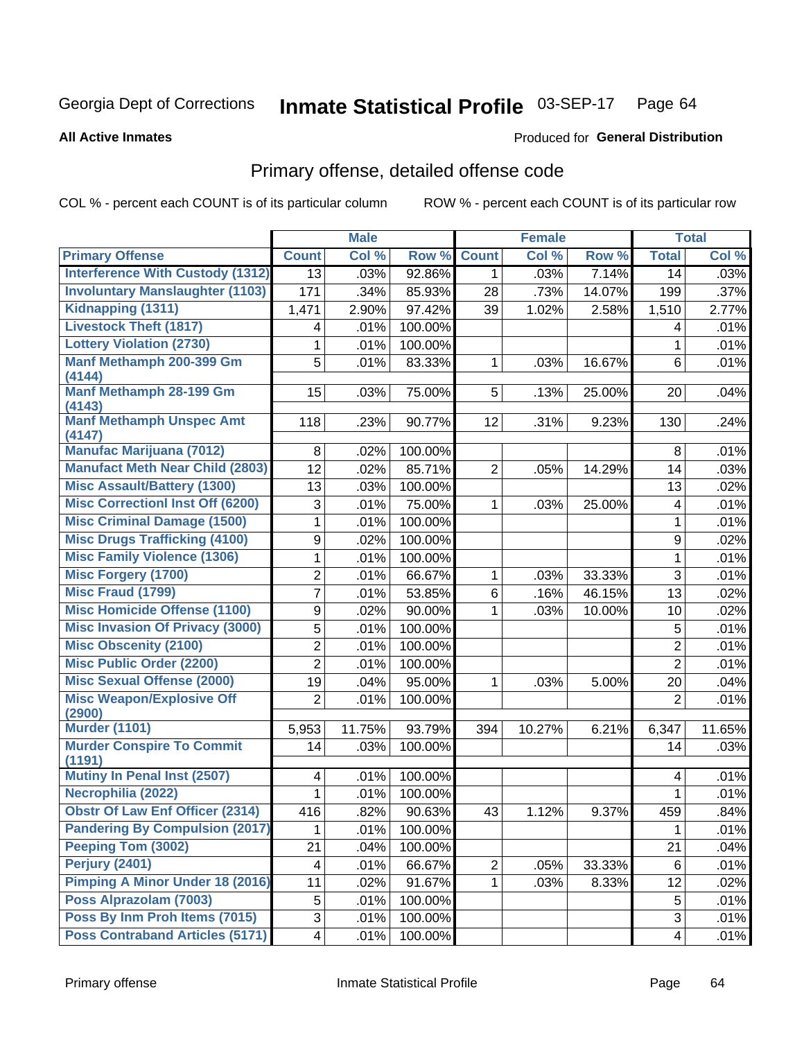Georgia Dept of Corrections **Inmate Statistical Profile** 03-SEP-17

**All Active Inmates**

Produced for **General Distribution**

## Primary offense, detailed offense code

COL % - percent each COUNT is of its particular column ROW % - percent each COUNT is of its particular row

| | Male | | | Female | | | Total | |
|---|---|---|---|---|---|---|---|---|
| **Primary Offense** | **Count** | **Col %** | **Row %** | **Count** | **Col %** | **Row %** | **Total** | **Col %** |
| Interference With Custody (1312) | 13 | .03% | 92.86% | 1 | .03% | 7.14% | 14 | .03% |
| Involuntary Manslaughter (1103) | 171 | .34% | 85.93% | 28 | .73% | 14.07% | 199 | .37% |
| Kidnapping (1311) | 1,471 | 2.90% | 97.42% | 39 | 1.02% | 2.58% | 1,510 | 2.77% |
| Livestock Theft (1817) | 4 | .01% | 100.00% | | | | 4 | .01% |
| Lottery Violation (2730) | 1 | .01% | 100.00% | | | | 1 | .01% |
| Manf Methamph 200-399 Gm (4144) | 5 | .01% | 83.33% | 1 | .03% | 16.67% | 6 | .01% |
| Manf Methamph 28-199 Gm (4143) | 15 | .03% | 75.00% | 5 | .13% | 25.00% | 20 | .04% |
| Manf Methamph Unspec Amt (4147) | 118 | .23% | 90.77% | 12 | .31% | 9.23% | 130 | .24% |
| Manufac Marijuana (7012) | 8 | .02% | 100.00% | | | | 8 | .01% |
| Manufact Meth Near Child (2803) | 12 | .02% | 85.71% | 2 | .05% | 14.29% | 14 | .03% |
| Misc Assault/Battery (1300) | 13 | .03% | 100.00% | | | | 13 | .02% |
| Misc Correctionl Inst Off (6200) | 3 | .01% | 75.00% | 1 | .03% | 25.00% | 4 | .01% |
| Misc Criminal Damage (1500) | 1 | .01% | 100.00% | | | | 1 | .01% |
| Misc Drugs Trafficking (4100) | 9 | .02% | 100.00% | | | | 9 | .02% |
| Misc Family Violence (1306) | 1 | .01% | 100.00% | | | | 1 | .01% |
| Misc Forgery (1700) | 2 | .01% | 66.67% | 1 | .03% | 33.33% | 3 | .01% |
| Misc Fraud (1799) | 7 | .01% | 53.85% | 6 | .16% | 46.15% | 13 | .02% |
| Misc Homicide Offense (1100) | 9 | .02% | 90.00% | 1 | .03% | 10.00% | 10 | .02% |
| Misc Invasion Of Privacy (3000) | 5 | .01% | 100.00% | | | | 5 | .01% |
| Misc Obscenity (2100) | 2 | .01% | 100.00% | | | | 2 | .01% |
| Misc Public Order (2200) | 2 | .01% | 100.00% | | | | 2 | .01% |
| Misc Sexual Offense (2000) | 19 | .04% | 95.00% | 1 | .03% | 5.00% | 20 | .04% |
| Misc Weapon/Explosive Off (2900) | 2 | .01% | 100.00% | | | | 2 | .01% |
| Murder (1101) | 5,953 | 11.75% | 93.79% | 394 | 10.27% | 6.21% | 6,347 | 11.65% |
| Murder Conspire To Commit (1191) | 14 | .03% | 100.00% | | | | 14 | .03% |
| Mutiny In Penal Inst (2507) | 4 | .01% | 100.00% | | | | 4 | .01% |
| Necrophilia (2022) | 1 | .01% | 100.00% | | | | 1 | .01% |
| Obstr Of Law Enf Officer (2314) | 416 | .82% | 90.63% | 43 | 1.12% | 9.37% | 459 | .84% |
| Pandering By Compulsion (2017) | 1 | .01% | 100.00% | | | | 1 | .01% |
| Peeping Tom (3002) | 21 | .04% | 100.00% | | | | 21 | .04% |
| Perjury (2401) | 4 | .01% | 66.67% | 2 | .05% | 33.33% | 6 | .01% |
| Pimping A Minor Under 18 (2016) | 11 | .02% | 91.67% | 1 | .03% | 8.33% | 12 | .02% |
| Poss Alprazolam (7003) | 5 | .01% | 100.00% | | | | 5 | .01% |
| Poss By Inm Proh Items (7015) | 3 | .01% | 100.00% | | | | 3 | .01% |
| Poss Contraband Articles (5171) | 4 | .01% | 100.00% | | | | 4 | .01% |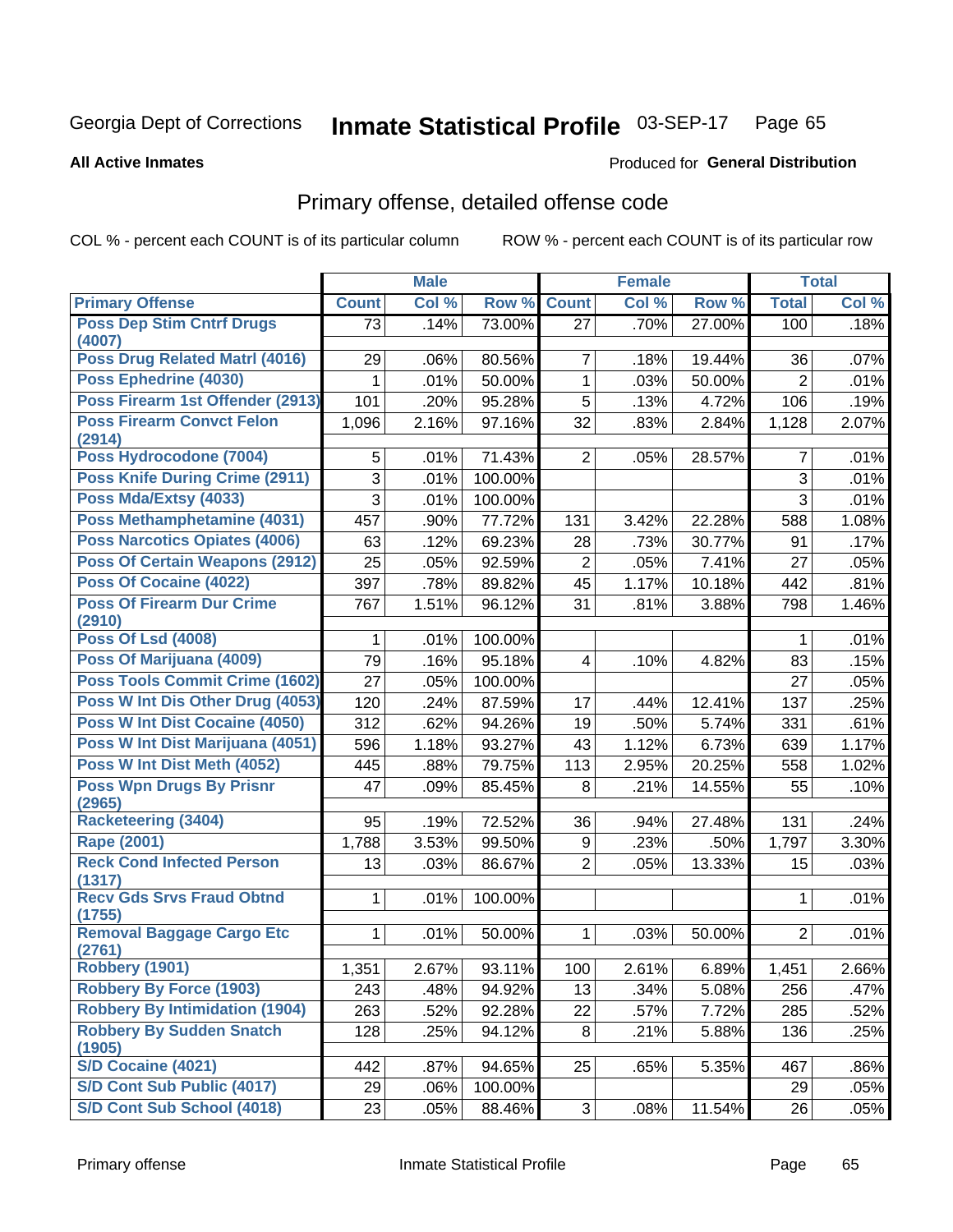Georgia Dept of Corrections **Inmate Statistical Profile** 03-SEP-17

**All Active Inmates**

Produced for **General Distribution**

## Primary offense, detailed offense code

COL % - percent each COUNT is of its particular column ROW % - percent each COUNT is of its particular row

| | Male | | | Female | | | Total | |
|---|---|---|---|---|---|---|---|---|
| **Primary Offense** | **Count** | **Col %** | **Row %** | **Count** | **Col %** | **Row %** | **Total** | **Col %** |
| **Poss Dep Stim Cntrf Drugs (4007)** | 73 | .14% | 73.00% | 27 | .70% | 27.00% | 100 | .18% |
| **Poss Drug Related Matrl (4016)** | 29 | .06% | 80.56% | 7 | .18% | 19.44% | 36 | .07% |
| **Poss Ephedrine (4030)** | 1 | .01% | 50.00% | 1 | .03% | 50.00% | 2 | .01% |
| **Poss Firearm 1st Offender (2913)** | 101 | .20% | 95.28% | 5 | .13% | 4.72% | 106 | .19% |
| **Poss Firearm Convct Felon (2914)** | 1,096 | 2.16% | 97.16% | 32 | .83% | 2.84% | 1,128 | 2.07% |
| **Poss Hydrocodone (7004)** | 5 | .01% | 71.43% | 2 | .05% | 28.57% | 7 | .01% |
| **Poss Knife During Crime (2911)** | 3 | .01% | 100.00% | | | | 3 | .01% |
| **Poss Mda/Extsy (4033)** | 3 | .01% | 100.00% | | | | 3 | .01% |
| **Poss Methamphetamine (4031)** | 457 | .90% | 77.72% | 131 | 3.42% | 22.28% | 588 | 1.08% |
| **Poss Narcotics Opiates (4006)** | 63 | .12% | 69.23% | 28 | .73% | 30.77% | 91 | .17% |
| **Poss Of Certain Weapons (2912)** | 25 | .05% | 92.59% | 2 | .05% | 7.41% | 27 | .05% |
| **Poss Of Cocaine (4022)** | 397 | .78% | 89.82% | 45 | 1.17% | 10.18% | 442 | .81% |
| **Poss Of Firearm Dur Crime (2910)** | 767 | 1.51% | 96.12% | 31 | .81% | 3.88% | 798 | 1.46% |
| **Poss Of Lsd (4008)** | 1 | .01% | 100.00% | | | | 1 | .01% |
| **Poss Of Marijuana (4009)** | 79 | .16% | 95.18% | 4 | .10% | 4.82% | 83 | .15% |
| **Poss Tools Commit Crime (1602)** | 27 | .05% | 100.00% | | | | 27 | .05% |
| **Poss W Int Dis Other Drug (4053)** | 120 | .24% | 87.59% | 17 | .44% | 12.41% | 137 | .25% |
| **Poss W Int Dist Cocaine (4050)** | 312 | .62% | 94.26% | 19 | .50% | 5.74% | 331 | .61% |
| **Poss W Int Dist Marijuana (4051)** | 596 | 1.18% | 93.27% | 43 | 1.12% | 6.73% | 639 | 1.17% |
| **Poss W Int Dist Meth (4052)** | 445 | .88% | 79.75% | 113 | 2.95% | 20.25% | 558 | 1.02% |
| **Poss Wpn Drugs By Prisnr (2965)** | 47 | .09% | 85.45% | 8 | .21% | 14.55% | 55 | .10% |
| **Racketeering (3404)** | 95 | .19% | 72.52% | 36 | .94% | 27.48% | 131 | .24% |
| **Rape (2001)** | 1,788 | 3.53% | 99.50% | 9 | .23% | .50% | 1,797 | 3.30% |
| **Reck Cond Infected Person (1317)** | 13 | .03% | 86.67% | 2 | .05% | 13.33% | 15 | .03% |
| **Recv Gds Srvs Fraud Obtnd (1755)** | 1 | .01% | 100.00% | | | | 1 | .01% |
| **Removal Baggage Cargo Etc (2761)** | 1 | .01% | 50.00% | 1 | .03% | 50.00% | 2 | .01% |
| **Robbery (1901)** | 1,351 | 2.67% | 93.11% | 100 | 2.61% | 6.89% | 1,451 | 2.66% |
| **Robbery By Force (1903)** | 243 | .48% | 94.92% | 13 | .34% | 5.08% | 256 | .47% |
| **Robbery By Intimidation (1904)** | 263 | .52% | 92.28% | 22 | .57% | 7.72% | 285 | .52% |
| **Robbery By Sudden Snatch (1905)** | 128 | .25% | 94.12% | 8 | .21% | 5.88% | 136 | .25% |
| **S/D Cocaine (4021)** | 442 | .87% | 94.65% | 25 | .65% | 5.35% | 467 | .86% |
| **S/D Cont Sub Public (4017)** | 29 | .06% | 100.00% | | | | 29 | .05% |
| **S/D Cont Sub School (4018)** | 23 | .05% | 88.46% | 3 | .08% | 11.54% | 26 | .05% |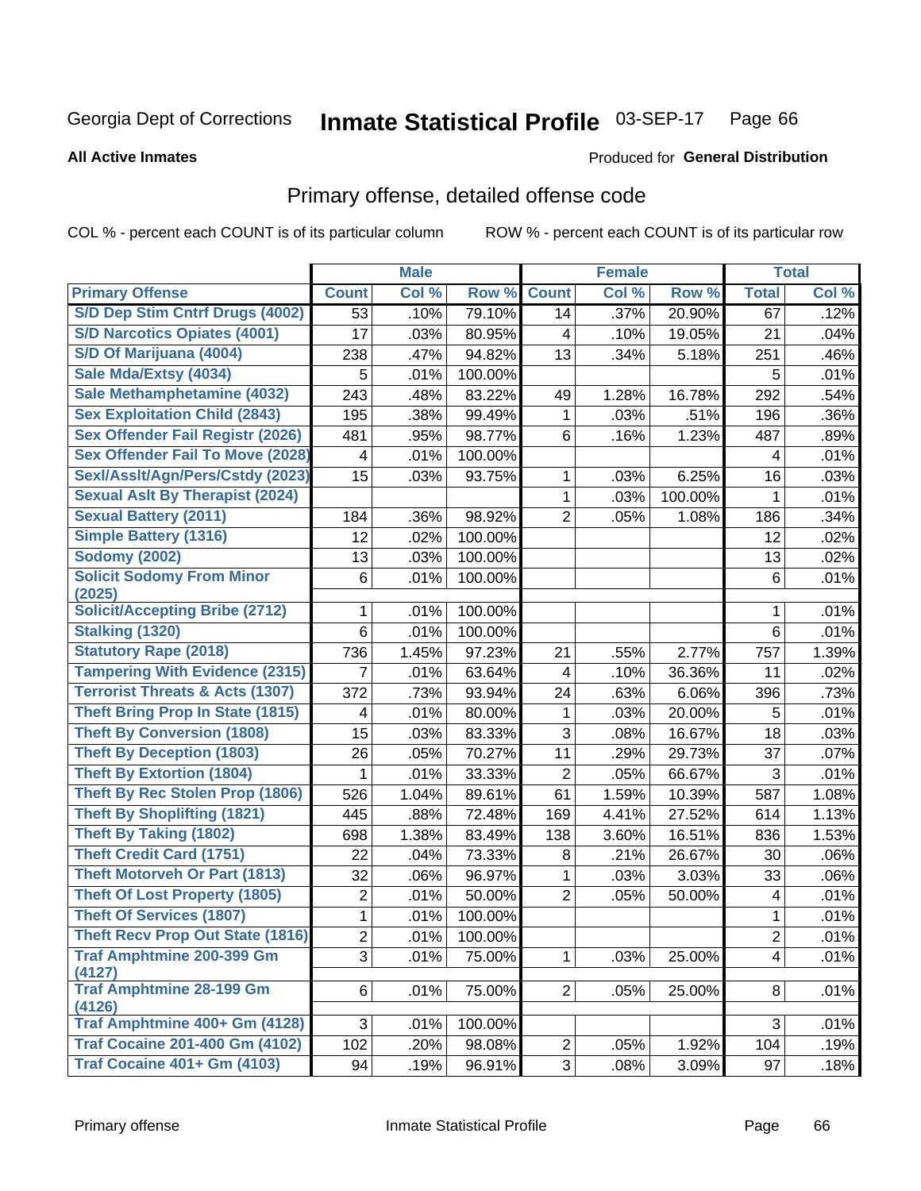Georgia Dept of Corrections **Inmate Statistical Profile** 03-SEP-17

**All Active Inmates**

Produced for **General Distribution**

## Primary offense, detailed offense code

COL % - percent each COUNT is of its particular column

ROW % - percent each COUNT is of its particular row

| | Male | | | Female | | | Total | |
|---|---|---|---|---|---|---|---|---|
| **Primary Offense** | **Count** | **Col %** | **Row %** | **Count** | **Col %** | **Row %** | **Total** | **Col %** |
| S/D Dep Stim Cntrf Drugs (4002) | 53 | .10% | 79.10% | 14 | .37% | 20.90% | 67 | .12% |
| S/D Narcotics Opiates (4001) | 17 | .03% | 80.95% | 4 | .10% | 19.05% | 21 | .04% |
| S/D Of Marijuana (4004) | 238 | .47% | 94.82% | 13 | .34% | 5.18% | 251 | .46% |
| Sale Mda/Extsy (4034) | 5 | .01% | 100.00% | | | | 5 | .01% |
| Sale Methamphetamine (4032) | 243 | .48% | 83.22% | 49 | 1.28% | 16.78% | 292 | .54% |
| Sex Exploitation Child (2843) | 195 | .38% | 99.49% | 1 | .03% | .51% | 196 | .36% |
| Sex Offender Fail Registr (2026) | 481 | .95% | 98.77% | 6 | .16% | 1.23% | 487 | .89% |
| Sex Offender Fail To Move (2028) | 4 | .01% | 100.00% | | | | 4 | .01% |
| Sexl/Asslt/Agn/Pers/Cstdy (2023) | 15 | .03% | 93.75% | 1 | .03% | 6.25% | 16 | .03% |
| Sexual Aslt By Therapist (2024) | | | | 1 | .03% | 100.00% | 1 | .01% |
| Sexual Battery (2011) | 184 | .36% | 98.92% | 2 | .05% | 1.08% | 186 | .34% |
| Simple Battery (1316) | 12 | .02% | 100.00% | | | | 12 | .02% |
| Sodomy (2002) | 13 | .03% | 100.00% | | | | 13 | .02% |
| Solicit Sodomy From Minor (2025) | 6 | .01% | 100.00% | | | | 6 | .01% |
| Solicit/Accepting Bribe (2712) | 1 | .01% | 100.00% | | | | 1 | .01% |
| Stalking (1320) | 6 | .01% | 100.00% | | | | 6 | .01% |
| Statutory Rape (2018) | 736 | 1.45% | 97.23% | 21 | .55% | 2.77% | 757 | 1.39% |
| Tampering With Evidence (2315) | 7 | .01% | 63.64% | 4 | .10% | 36.36% | 11 | .02% |
| Terrorist Threats & Acts (1307) | 372 | .73% | 93.94% | 24 | .63% | 6.06% | 396 | .73% |
| Theft Bring Prop In State (1815) | 4 | .01% | 80.00% | 1 | .03% | 20.00% | 5 | .01% |
| Theft By Conversion (1808) | 15 | .03% | 83.33% | 3 | .08% | 16.67% | 18 | .03% |
| Theft By Deception (1803) | 26 | .05% | 70.27% | 11 | .29% | 29.73% | 37 | .07% |
| Theft By Extortion (1804) | 1 | .01% | 33.33% | 2 | .05% | 66.67% | 3 | .01% |
| Theft By Rec Stolen Prop (1806) | 526 | 1.04% | 89.61% | 61 | 1.59% | 10.39% | 587 | 1.08% |
| Theft By Shoplifting (1821) | 445 | .88% | 72.48% | 169 | 4.41% | 27.52% | 614 | 1.13% |
| Theft By Taking (1802) | 698 | 1.38% | 83.49% | 138 | 3.60% | 16.51% | 836 | 1.53% |
| Theft Credit Card (1751) | 22 | .04% | 73.33% | 8 | .21% | 26.67% | 30 | .06% |
| Theft Motorveh Or Part (1813) | 32 | .06% | 96.97% | 1 | .03% | 3.03% | 33 | .06% |
| Theft Of Lost Property (1805) | 2 | .01% | 50.00% | 2 | .05% | 50.00% | 4 | .01% |
| Theft Of Services (1807) | 1 | .01% | 100.00% | | | | 1 | .01% |
| Theft Recv Prop Out State (1816) | 2 | .01% | 100.00% | | | | 2 | .01% |
| Traf Amphtmine 200-399 Gm (4127) | 3 | .01% | 75.00% | 1 | .03% | 25.00% | 4 | .01% |
| Traf Amphtmine 28-199 Gm (4126) | 6 | .01% | 75.00% | 2 | .05% | 25.00% | 8 | .01% |
| Traf Amphtmine 400+ Gm (4128) | 3 | .01% | 100.00% | | | | 3 | .01% |
| Traf Cocaine 201-400 Gm (4102) | 102 | .20% | 98.08% | 2 | .05% | 1.92% | 104 | .19% |
| Traf Cocaine 401+ Gm (4103) | 94 | .19% | 96.91% | 3 | .08% | 3.09% | 97 | .18% |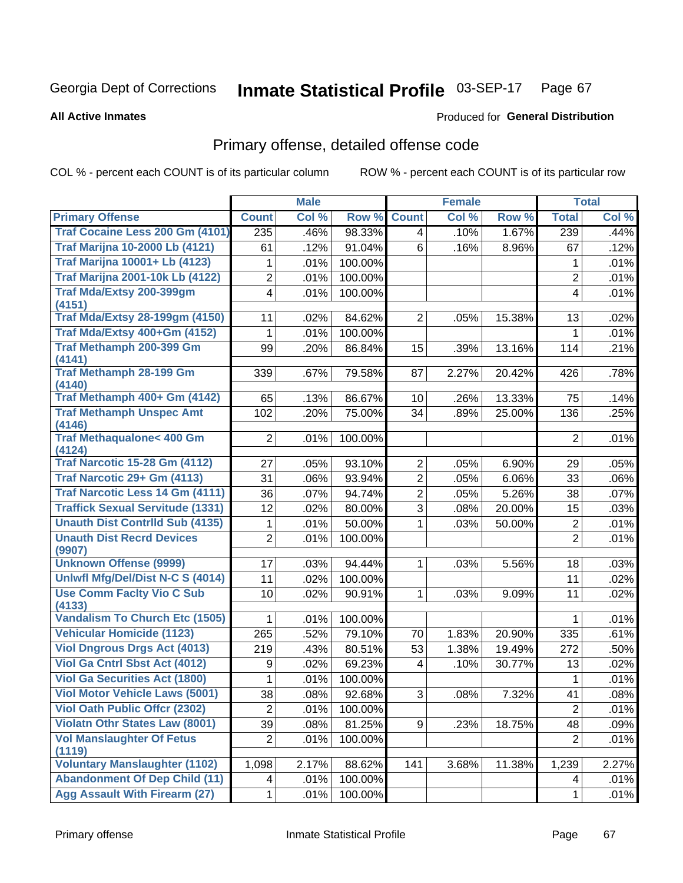Georgia Dept of Corrections **Inmate Statistical Profile** 03-SEP-17 Page 67

**All Active Inmates**

Produced for **General Distribution**

## Primary offense, detailed offense code

COL % - percent each COUNT is of its particular column ROW % - percent each COUNT is of its particular row

| | Male | | | Female | | | Total | |
|---|---|---|---|---|---|---|---|---|
| **Primary Offense** | **Count** | **Col %** | **Row %** | **Count** | **Col %** | **Row %** | **Total** | **Col %** |
| **Traf Cocaine Less 200 Gm (4101)** | 235 | .46% | 98.33% | 4 | .10% | 1.67% | 239 | .44% |
| **Traf Marijna 10-2000 Lb (4121)** | 61 | .12% | 91.04% | 6 | .16% | 8.96% | 67 | .12% |
| **Traf Marijna 10001+ Lb (4123)** | 1 | .01% | 100.00% | | | | 1 | .01% |
| **Traf Marijna 2001-10k Lb (4122)** | 2 | .01% | 100.00% | | | | 2 | .01% |
| **Traf Mda/Extsy 200-399gm (4151)** | 4 | .01% | 100.00% | | | | 4 | .01% |
| **Traf Mda/Extsy 28-199gm (4150)** | 11 | .02% | 84.62% | 2 | .05% | 15.38% | 13 | .02% |
| **Traf Mda/Extsy 400+Gm (4152)** | 1 | .01% | 100.00% | | | | 1 | .01% |
| **Traf Methamph 200-399 Gm (4141)** | 99 | .20% | 86.84% | 15 | .39% | 13.16% | 114 | .21% |
| **Traf Methamph 28-199 Gm (4140)** | 339 | .67% | 79.58% | 87 | 2.27% | 20.42% | 426 | .78% |
| **Traf Methamph 400+ Gm (4142)** | 65 | .13% | 86.67% | 10 | .26% | 13.33% | 75 | .14% |
| **Traf Methamph Unspec Amt (4146)** | 102 | .20% | 75.00% | 34 | .89% | 25.00% | 136 | .25% |
| **Traf Methaqualone< 400 Gm (4124)** | 2 | .01% | 100.00% | | | | 2 | .01% |
| **Traf Narcotic 15-28 Gm (4112)** | 27 | .05% | 93.10% | 2 | .05% | 6.90% | 29 | .05% |
| **Traf Narcotic 29+ Gm (4113)** | 31 | .06% | 93.94% | 2 | .05% | 6.06% | 33 | .06% |
| **Traf Narcotic Less 14 Gm (4111)** | 36 | .07% | 94.74% | 2 | .05% | 5.26% | 38 | .07% |
| **Traffick Sexual Servitude (1331)** | 12 | .02% | 80.00% | 3 | .08% | 20.00% | 15 | .03% |
| **Unauth Dist Contrlld Sub (4135)** | 1 | .01% | 50.00% | 1 | .03% | 50.00% | 2 | .01% |
| **Unauth Dist Recrd Devices (9907)** | 2 | .01% | 100.00% | | | | 2 | .01% |
| **Unknown Offense (9999)** | 17 | .03% | 94.44% | 1 | .03% | 5.56% | 18 | .03% |
| **Unlwfl Mfg/Del/Dist N-C S (4014)** | 11 | .02% | 100.00% | | | | 11 | .02% |
| **Use Comm Faclty Vio C Sub (4133)** | 10 | .02% | 90.91% | 1 | .03% | 9.09% | 11 | .02% |
| **Vandalism To Church Etc (1505)** | 1 | .01% | 100.00% | | | | 1 | .01% |
| **Vehicular Homicide (1123)** | 265 | .52% | 79.10% | 70 | 1.83% | 20.90% | 335 | .61% |
| **Viol Dngrous Drgs Act (4013)** | 219 | .43% | 80.51% | 53 | 1.38% | 19.49% | 272 | .50% |
| **Viol Ga Cntrl Sbst Act (4012)** | 9 | .02% | 69.23% | 4 | .10% | 30.77% | 13 | .02% |
| **Viol Ga Securities Act (1800)** | 1 | .01% | 100.00% | | | | 1 | .01% |
| **Viol Motor Vehicle Laws (5001)** | 38 | .08% | 92.68% | 3 | .08% | 7.32% | 41 | .08% |
| **Viol Oath Public Offcr (2302)** | 2 | .01% | 100.00% | | | | 2 | .01% |
| **Violatn Othr States Law (8001)** | 39 | .08% | 81.25% | 9 | .23% | 18.75% | 48 | .09% |
| **Vol Manslaughter Of Fetus (1119)** | 2 | .01% | 100.00% | | | | 2 | .01% |
| **Voluntary Manslaughter (1102)** | 1,098 | 2.17% | 88.62% | 141 | 3.68% | 11.38% | 1,239 | 2.27% |
| **Abandonment Of Dep Child (11)** | 4 | .01% | 100.00% | | | | 4 | .01% |
| **Agg Assault With Firearm (27)** | 1 | .01% | 100.00% | | | | 1 | .01% |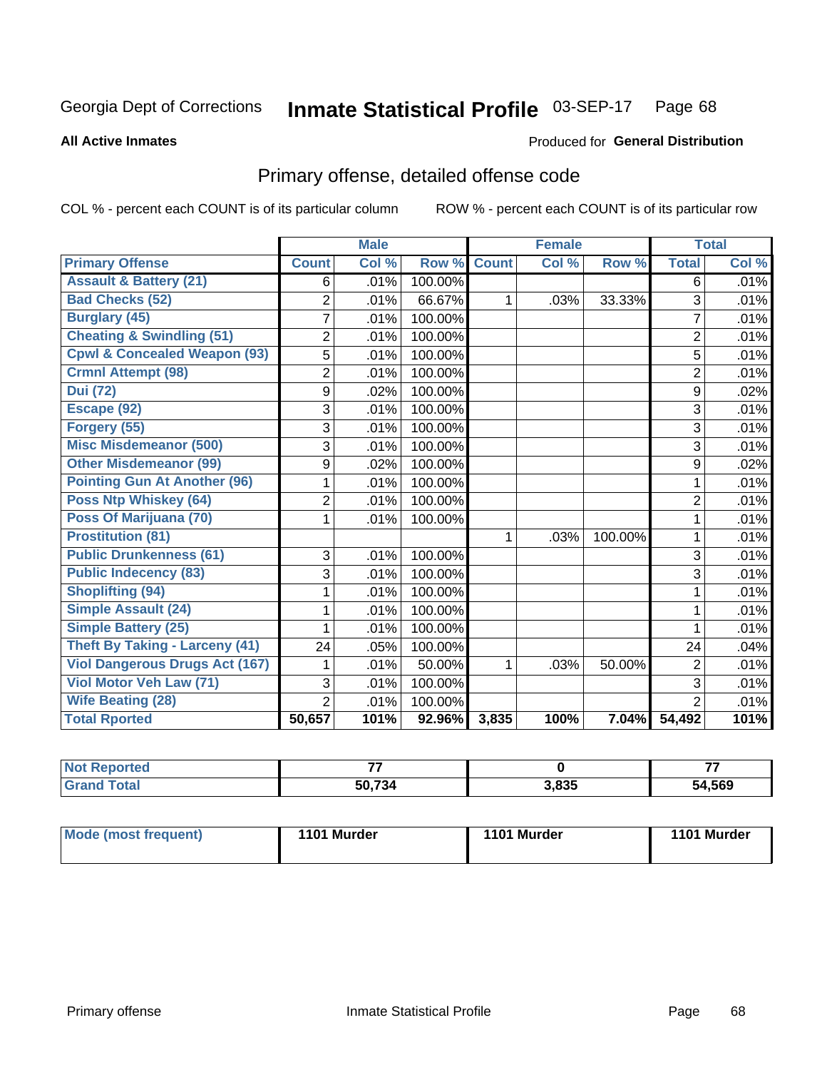Georgia Dept of Corrections **Inmate Statistical Profile** 03-SEP-17

**All Active Inmates**

Produced for **General Distribution**

## Primary offense, detailed offense code

COL % - percent each COUNT is of its particular column ROW % - percent each COUNT is of its particular row

| | Male | | | Female | | | Total | |
|---|---|---|---|---|---|---|---|---|
| **Primary Offense** | **Count** | **Col %** | **Row %** | **Count** | **Col %** | **Row %** | **Total** | **Col %** |
| Assault & Battery (21) | 6 | .01% | 100.00% | | | | 6 | .01% |
| Bad Checks (52) | 2 | .01% | 66.67% | 1 | .03% | 33.33% | 3 | .01% |
| Burglary (45) | 7 | .01% | 100.00% | | | | 7 | .01% |
| Cheating & Swindling (51) | 2 | .01% | 100.00% | | | | 2 | .01% |
| Cpwl & Concealed Weapon (93) | 5 | .01% | 100.00% | | | | 5 | .01% |
| Crmnl Attempt (98) | 2 | .01% | 100.00% | | | | 2 | .01% |
| Dui (72) | 9 | .02% | 100.00% | | | | 9 | .02% |
| Escape (92) | 3 | .01% | 100.00% | | | | 3 | .01% |
| Forgery (55) | 3 | .01% | 100.00% | | | | 3 | .01% |
| Misc Misdemeanor (500) | 3 | .01% | 100.00% | | | | 3 | .01% |
| Other Misdemeanor (99) | 9 | .02% | 100.00% | | | | 9 | .02% |
| Pointing Gun At Another (96) | 1 | .01% | 100.00% | | | | 1 | .01% |
| Poss Ntp Whiskey (64) | 2 | .01% | 100.00% | | | | 2 | .01% |
| Poss Of Marijuana (70) | 1 | .01% | 100.00% | | | | 1 | .01% |
| Prostitution (81) | | | | 1 | .03% | 100.00% | 1 | .01% |
| Public Drunkenness (61) | 3 | .01% | 100.00% | | | | 3 | .01% |
| Public Indecency (83) | 3 | .01% | 100.00% | | | | 3 | .01% |
| Shoplifting (94) | 1 | .01% | 100.00% | | | | 1 | .01% |
| Simple Assault (24) | 1 | .01% | 100.00% | | | | 1 | .01% |
| Simple Battery (25) | 1 | .01% | 100.00% | | | | 1 | .01% |
| Theft By Taking - Larceny (41) | 24 | .05% | 100.00% | | | | 24 | .04% |
| Viol Dangerous Drugs Act (167) | 1 | .01% | 50.00% | 1 | .03% | 50.00% | 2 | .01% |
| Viol Motor Veh Law (71) | 3 | .01% | 100.00% | | | | 3 | .01% |
| Wife Beating (28) | 2 | .01% | 100.00% | | | | 2 | .01% |
| **Total Rported** | **50,657** | **101%** | **92.96%** | **3,835** | **100%** | **7.04%** | **54,492** | **101%** |

| | Male | Female | Total |
|---|---|---|---|
| Not Reported | 77 | 0 | 77 |
| Grand Total | 50,734 | 3,835 | 54,569 |

| | Male | Female | Total |
|---|---|---|---|
| Mode (most frequent) | 1101 Murder | 1101 Murder | 1101 Murder |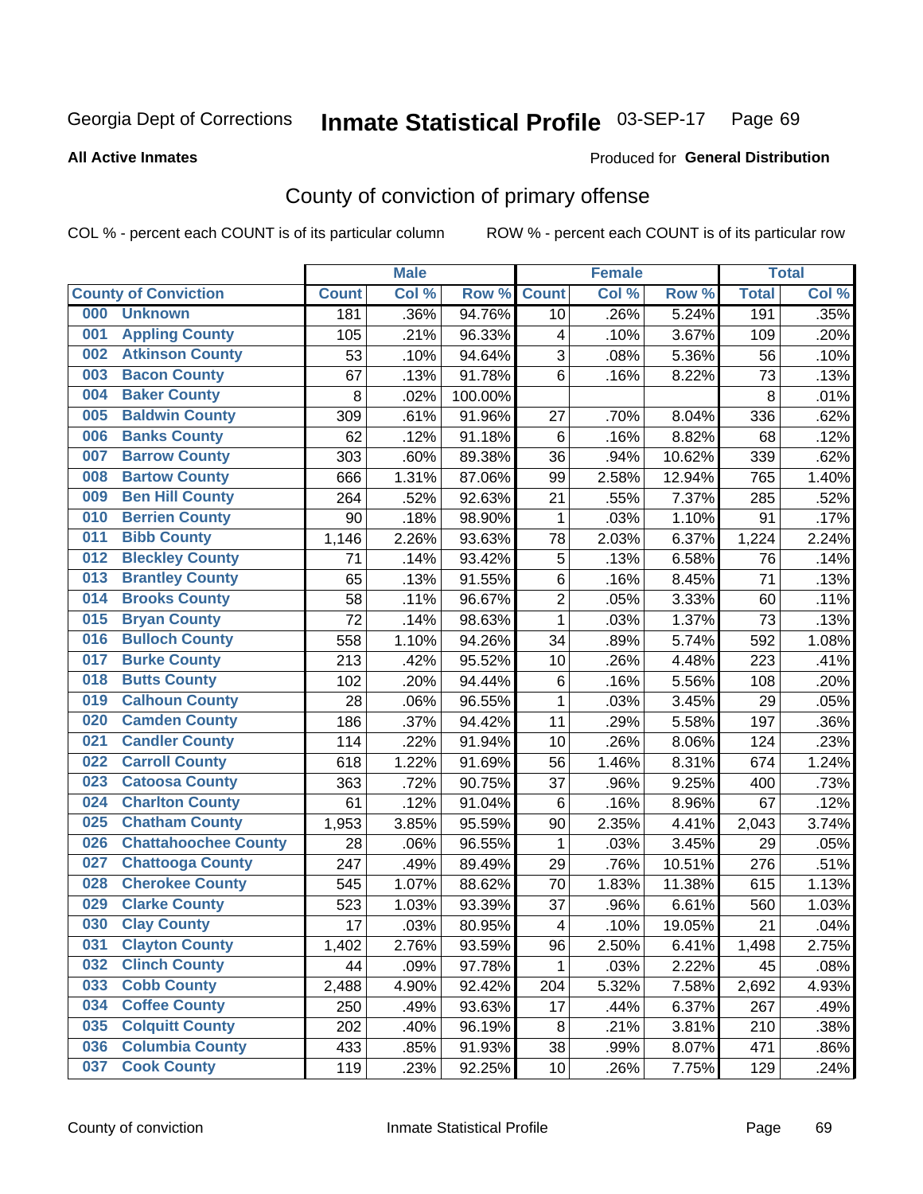Georgia Dept of Corrections **Inmate Statistical Profile** 03-SEP-17

**All Active Inmates**

Produced for **General Distribution**

## County of conviction of primary offense

COL % - percent each COUNT is of its particular column ROW % - percent each COUNT is of its particular row

| County of Conviction | Male | | | Female | | | Total | |
|---|---|---|---|---|---|---|---|---|
| | Count | Col % | Row % | Count | Col % | Row % | Total | Col % |
| 000 Unknown | 181 | .36% | 94.76% | 10 | .26% | 5.24% | 191 | .35% |
| 001 Appling County | 105 | .21% | 96.33% | 4 | .10% | 3.67% | 109 | .20% |
| 002 Atkinson County | 53 | .10% | 94.64% | 3 | .08% | 5.36% | 56 | .10% |
| 003 Bacon County | 67 | .13% | 91.78% | 6 | .16% | 8.22% | 73 | .13% |
| 004 Baker County | 8 | .02% | 100.00% | | | | 8 | .01% |
| 005 Baldwin County | 309 | .61% | 91.96% | 27 | .70% | 8.04% | 336 | .62% |
| 006 Banks County | 62 | .12% | 91.18% | 6 | .16% | 8.82% | 68 | .12% |
| 007 Barrow County | 303 | .60% | 89.38% | 36 | .94% | 10.62% | 339 | .62% |
| 008 Bartow County | 666 | 1.31% | 87.06% | 99 | 2.58% | 12.94% | 765 | 1.40% |
| 009 Ben Hill County | 264 | .52% | 92.63% | 21 | .55% | 7.37% | 285 | .52% |
| 010 Berrien County | 90 | .18% | 98.90% | 1 | .03% | 1.10% | 91 | .17% |
| 011 Bibb County | 1,146 | 2.26% | 93.63% | 78 | 2.03% | 6.37% | 1,224 | 2.24% |
| 012 Bleckley County | 71 | .14% | 93.42% | 5 | .13% | 6.58% | 76 | .14% |
| 013 Brantley County | 65 | .13% | 91.55% | 6 | .16% | 8.45% | 71 | .13% |
| 014 Brooks County | 58 | .11% | 96.67% | 2 | .05% | 3.33% | 60 | .11% |
| 015 Bryan County | 72 | .14% | 98.63% | 1 | .03% | 1.37% | 73 | .13% |
| 016 Bulloch County | 558 | 1.10% | 94.26% | 34 | .89% | 5.74% | 592 | 1.08% |
| 017 Burke County | 213 | .42% | 95.52% | 10 | .26% | 4.48% | 223 | .41% |
| 018 Butts County | 102 | .20% | 94.44% | 6 | .16% | 5.56% | 108 | .20% |
| 019 Calhoun County | 28 | .06% | 96.55% | 1 | .03% | 3.45% | 29 | .05% |
| 020 Camden County | 186 | .37% | 94.42% | 11 | .29% | 5.58% | 197 | .36% |
| 021 Candler County | 114 | .22% | 91.94% | 10 | .26% | 8.06% | 124 | .23% |
| 022 Carroll County | 618 | 1.22% | 91.69% | 56 | 1.46% | 8.31% | 674 | 1.24% |
| 023 Catoosa County | 363 | .72% | 90.75% | 37 | .96% | 9.25% | 400 | .73% |
| 024 Charlton County | 61 | .12% | 91.04% | 6 | .16% | 8.96% | 67 | .12% |
| 025 Chatham County | 1,953 | 3.85% | 95.59% | 90 | 2.35% | 4.41% | 2,043 | 3.74% |
| 026 Chattahoochee County | 28 | .06% | 96.55% | 1 | .03% | 3.45% | 29 | .05% |
| 027 Chattooga County | 247 | .49% | 89.49% | 29 | .76% | 10.51% | 276 | .51% |
| 028 Cherokee County | 545 | 1.07% | 88.62% | 70 | 1.83% | 11.38% | 615 | 1.13% |
| 029 Clarke County | 523 | 1.03% | 93.39% | 37 | .96% | 6.61% | 560 | 1.03% |
| 030 Clay County | 17 | .03% | 80.95% | 4 | .10% | 19.05% | 21 | .04% |
| 031 Clayton County | 1,402 | 2.76% | 93.59% | 96 | 2.50% | 6.41% | 1,498 | 2.75% |
| 032 Clinch County | 44 | .09% | 97.78% | 1 | .03% | 2.22% | 45 | .08% |
| 033 Cobb County | 2,488 | 4.90% | 92.42% | 204 | 5.32% | 7.58% | 2,692 | 4.93% |
| 034 Coffee County | 250 | .49% | 93.63% | 17 | .44% | 6.37% | 267 | .49% |
| 035 Colquitt County | 202 | .40% | 96.19% | 8 | .21% | 3.81% | 210 | .38% |
| 036 Columbia County | 433 | .85% | 91.93% | 38 | .99% | 8.07% | 471 | .86% |
| 037 Cook County | 119 | .23% | 92.25% | 10 | .26% | 7.75% | 129 | .24% |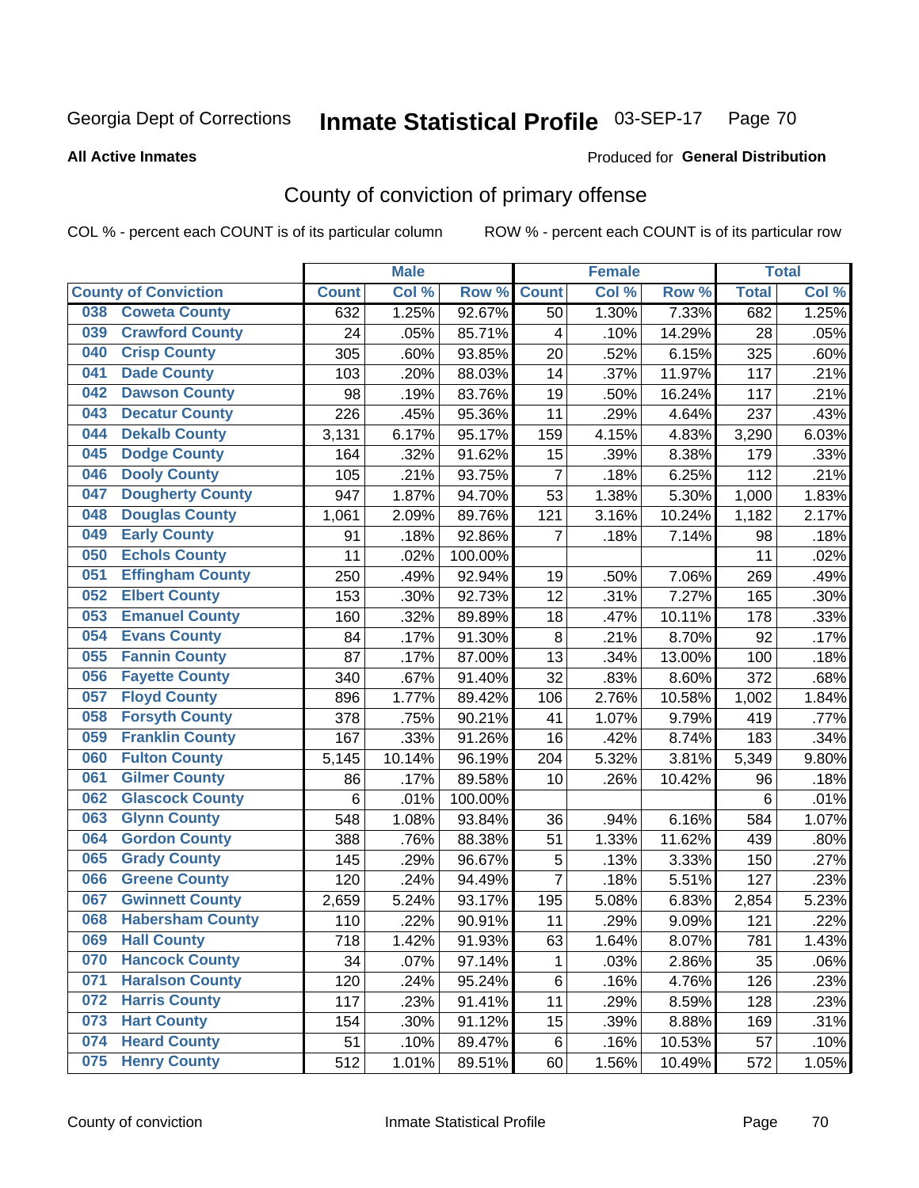Georgia Dept of Corrections **Inmate Statistical Profile** 03-SEP-17

**All Active Inmates**

Produced for **General Distribution**

## County of conviction of primary offense

COL % - percent each COUNT is of its particular column ROW % - percent each COUNT is of its particular row

| County of Conviction | Male | | | Female | | | Total | |
|---|---|---|---|---|---|---|---|---|
| | Count | Col % | Row % | Count | Col % | Row % | Total | Col % |
| 038 Coweta County | 632 | 1.25% | 92.67% | 50 | 1.30% | 7.33% | 682 | 1.25% |
| 039 Crawford County | 24 | .05% | 85.71% | 4 | .10% | 14.29% | 28 | .05% |
| 040 Crisp County | 305 | .60% | 93.85% | 20 | .52% | 6.15% | 325 | .60% |
| 041 Dade County | 103 | .20% | 88.03% | 14 | .37% | 11.97% | 117 | .21% |
| 042 Dawson County | 98 | .19% | 83.76% | 19 | .50% | 16.24% | 117 | .21% |
| 043 Decatur County | 226 | .45% | 95.36% | 11 | .29% | 4.64% | 237 | .43% |
| 044 Dekalb County | 3,131 | 6.17% | 95.17% | 159 | 4.15% | 4.83% | 3,290 | 6.03% |
| 045 Dodge County | 164 | .32% | 91.62% | 15 | .39% | 8.38% | 179 | .33% |
| 046 Dooly County | 105 | .21% | 93.75% | 7 | .18% | 6.25% | 112 | .21% |
| 047 Dougherty County | 947 | 1.87% | 94.70% | 53 | 1.38% | 5.30% | 1,000 | 1.83% |
| 048 Douglas County | 1,061 | 2.09% | 89.76% | 121 | 3.16% | 10.24% | 1,182 | 2.17% |
| 049 Early County | 91 | .18% | 92.86% | 7 | .18% | 7.14% | 98 | .18% |
| 050 Echols County | 11 | .02% | 100.00% | | | | 11 | .02% |
| 051 Effingham County | 250 | .49% | 92.94% | 19 | .50% | 7.06% | 269 | .49% |
| 052 Elbert County | 153 | .30% | 92.73% | 12 | .31% | 7.27% | 165 | .30% |
| 053 Emanuel County | 160 | .32% | 89.89% | 18 | .47% | 10.11% | 178 | .33% |
| 054 Evans County | 84 | .17% | 91.30% | 8 | .21% | 8.70% | 92 | .17% |
| 055 Fannin County | 87 | .17% | 87.00% | 13 | .34% | 13.00% | 100 | .18% |
| 056 Fayette County | 340 | .67% | 91.40% | 32 | .83% | 8.60% | 372 | .68% |
| 057 Floyd County | 896 | 1.77% | 89.42% | 106 | 2.76% | 10.58% | 1,002 | 1.84% |
| 058 Forsyth County | 378 | .75% | 90.21% | 41 | 1.07% | 9.79% | 419 | .77% |
| 059 Franklin County | 167 | .33% | 91.26% | 16 | .42% | 8.74% | 183 | .34% |
| 060 Fulton County | 5,145 | 10.14% | 96.19% | 204 | 5.32% | 3.81% | 5,349 | 9.80% |
| 061 Gilmer County | 86 | .17% | 89.58% | 10 | .26% | 10.42% | 96 | .18% |
| 062 Glascock County | 6 | .01% | 100.00% | | | | 6 | .01% |
| 063 Glynn County | 548 | 1.08% | 93.84% | 36 | .94% | 6.16% | 584 | 1.07% |
| 064 Gordon County | 388 | .76% | 88.38% | 51 | 1.33% | 11.62% | 439 | .80% |
| 065 Grady County | 145 | .29% | 96.67% | 5 | .13% | 3.33% | 150 | .27% |
| 066 Greene County | 120 | .24% | 94.49% | 7 | .18% | 5.51% | 127 | .23% |
| 067 Gwinnett County | 2,659 | 5.24% | 93.17% | 195 | 5.08% | 6.83% | 2,854 | 5.23% |
| 068 Habersham County | 110 | .22% | 90.91% | 11 | .29% | 9.09% | 121 | .22% |
| 069 Hall County | 718 | 1.42% | 91.93% | 63 | 1.64% | 8.07% | 781 | 1.43% |
| 070 Hancock County | 34 | .07% | 97.14% | 1 | .03% | 2.86% | 35 | .06% |
| 071 Haralson County | 120 | .24% | 95.24% | 6 | .16% | 4.76% | 126 | .23% |
| 072 Harris County | 117 | .23% | 91.41% | 11 | .29% | 8.59% | 128 | .23% |
| 073 Hart County | 154 | .30% | 91.12% | 15 | .39% | 8.88% | 169 | .31% |
| 074 Heard County | 51 | .10% | 89.47% | 6 | .16% | 10.53% | 57 | .10% |
| 075 Henry County | 512 | 1.01% | 89.51% | 60 | 1.56% | 10.49% | 572 | 1.05% |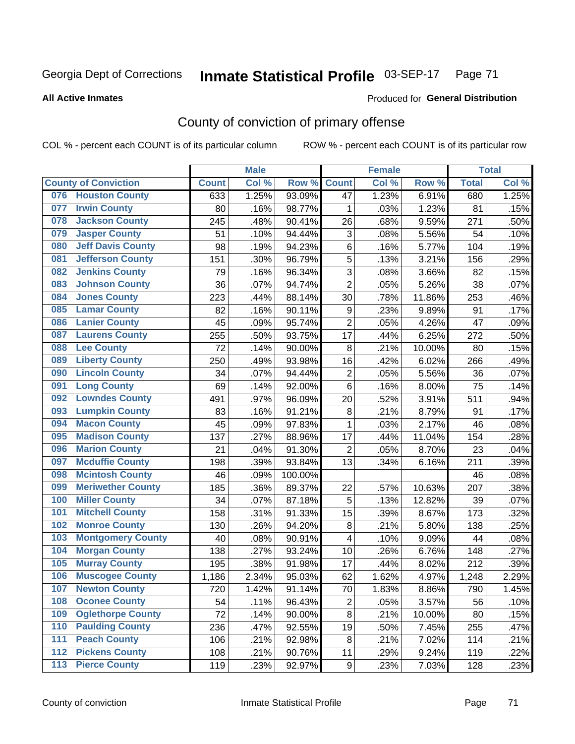Georgia Dept of Corrections **Inmate Statistical Profile** 03-SEP-17

**All Active Inmates**

Produced for **General Distribution**

## County of conviction of primary offense

COL % - percent each COUNT is of its particular column ROW % - percent each COUNT is of its particular row

| County of Conviction | Male | | | Female | | | Total | |
|---|---|---|---|---|---|---|---|---|
| | Count | Col % | Row % | Count | Col % | Row % | Total | Col % |
| 076 Houston County | 633 | 1.25% | 93.09% | 47 | 1.23% | 6.91% | 680 | 1.25% |
| 077 Irwin County | 80 | .16% | 98.77% | 1 | .03% | 1.23% | 81 | .15% |
| 078 Jackson County | 245 | .48% | 90.41% | 26 | .68% | 9.59% | 271 | .50% |
| 079 Jasper County | 51 | .10% | 94.44% | 3 | .08% | 5.56% | 54 | .10% |
| 080 Jeff Davis County | 98 | .19% | 94.23% | 6 | .16% | 5.77% | 104 | .19% |
| 081 Jefferson County | 151 | .30% | 96.79% | 5 | .13% | 3.21% | 156 | .29% |
| 082 Jenkins County | 79 | .16% | 96.34% | 3 | .08% | 3.66% | 82 | .15% |
| 083 Johnson County | 36 | .07% | 94.74% | 2 | .05% | 5.26% | 38 | .07% |
| 084 Jones County | 223 | .44% | 88.14% | 30 | .78% | 11.86% | 253 | .46% |
| 085 Lamar County | 82 | .16% | 90.11% | 9 | .23% | 9.89% | 91 | .17% |
| 086 Lanier County | 45 | .09% | 95.74% | 2 | .05% | 4.26% | 47 | .09% |
| 087 Laurens County | 255 | .50% | 93.75% | 17 | .44% | 6.25% | 272 | .50% |
| 088 Lee County | 72 | .14% | 90.00% | 8 | .21% | 10.00% | 80 | .15% |
| 089 Liberty County | 250 | .49% | 93.98% | 16 | .42% | 6.02% | 266 | .49% |
| 090 Lincoln County | 34 | .07% | 94.44% | 2 | .05% | 5.56% | 36 | .07% |
| 091 Long County | 69 | .14% | 92.00% | 6 | .16% | 8.00% | 75 | .14% |
| 092 Lowndes County | 491 | .97% | 96.09% | 20 | .52% | 3.91% | 511 | .94% |
| 093 Lumpkin County | 83 | .16% | 91.21% | 8 | .21% | 8.79% | 91 | .17% |
| 094 Macon County | 45 | .09% | 97.83% | 1 | .03% | 2.17% | 46 | .08% |
| 095 Madison County | 137 | .27% | 88.96% | 17 | .44% | 11.04% | 154 | .28% |
| 096 Marion County | 21 | .04% | 91.30% | 2 | .05% | 8.70% | 23 | .04% |
| 097 Mcduffie County | 198 | .39% | 93.84% | 13 | .34% | 6.16% | 211 | .39% |
| 098 Mcintosh County | 46 | .09% | 100.00% | | | | 46 | .08% |
| 099 Meriwether County | 185 | .36% | 89.37% | 22 | .57% | 10.63% | 207 | .38% |
| 100 Miller County | 34 | .07% | 87.18% | 5 | .13% | 12.82% | 39 | .07% |
| 101 Mitchell County | 158 | .31% | 91.33% | 15 | .39% | 8.67% | 173 | .32% |
| 102 Monroe County | 130 | .26% | 94.20% | 8 | .21% | 5.80% | 138 | .25% |
| 103 Montgomery County | 40 | .08% | 90.91% | 4 | .10% | 9.09% | 44 | .08% |
| 104 Morgan County | 138 | .27% | 93.24% | 10 | .26% | 6.76% | 148 | .27% |
| 105 Murray County | 195 | .38% | 91.98% | 17 | .44% | 8.02% | 212 | .39% |
| 106 Muscogee County | 1,186 | 2.34% | 95.03% | 62 | 1.62% | 4.97% | 1,248 | 2.29% |
| 107 Newton County | 720 | 1.42% | 91.14% | 70 | 1.83% | 8.86% | 790 | 1.45% |
| 108 Oconee County | 54 | .11% | 96.43% | 2 | .05% | 3.57% | 56 | .10% |
| 109 Oglethorpe County | 72 | .14% | 90.00% | 8 | .21% | 10.00% | 80 | .15% |
| 110 Paulding County | 236 | .47% | 92.55% | 19 | .50% | 7.45% | 255 | .47% |
| 111 Peach County | 106 | .21% | 92.98% | 8 | .21% | 7.02% | 114 | .21% |
| 112 Pickens County | 108 | .21% | 90.76% | 11 | .29% | 9.24% | 119 | .22% |
| 113 Pierce County | 119 | .23% | 92.97% | 9 | .23% | 7.03% | 128 | .23% |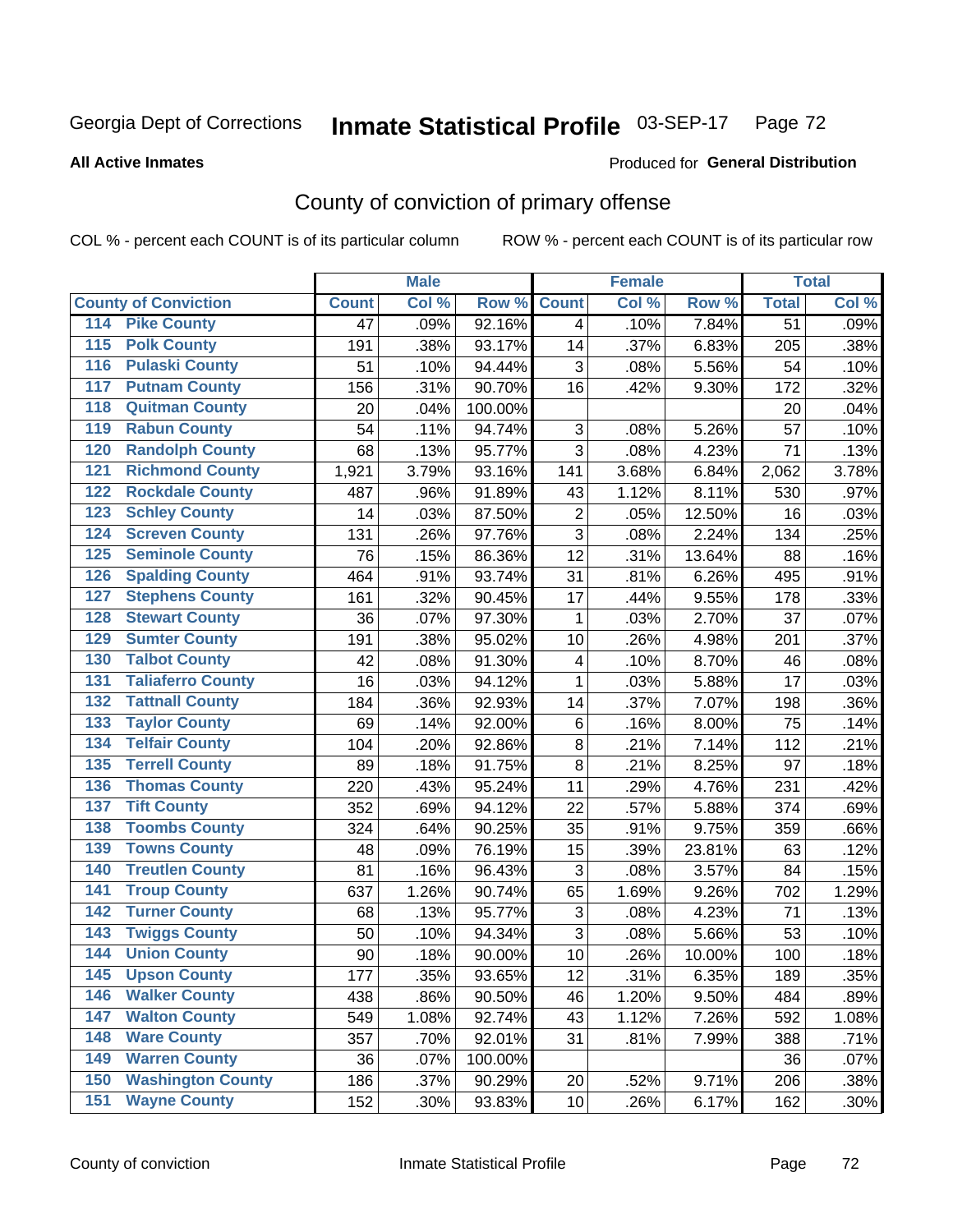Georgia Dept of Corrections **Inmate Statistical Profile** 03-SEP-17 Page 72

**All Active Inmates**

Produced for **General Distribution**

## County of conviction of primary offense

COL % - percent each COUNT is of its particular column ROW % - percent each COUNT is of its particular row

| County of Conviction | Male | | | Female | | | Total | |
|---|---|---|---|---|---|---|---|---|
| | Count | Col % | Row % | Count | Col % | Row % | Total | Col % |
| 114 Pike County | 47 | .09% | 92.16% | 4 | .10% | 7.84% | 51 | .09% |
| 115 Polk County | 191 | .38% | 93.17% | 14 | .37% | 6.83% | 205 | .38% |
| 116 Pulaski County | 51 | .10% | 94.44% | 3 | .08% | 5.56% | 54 | .10% |
| 117 Putnam County | 156 | .31% | 90.70% | 16 | .42% | 9.30% | 172 | .32% |
| 118 Quitman County | 20 | .04% | 100.00% | | | | 20 | .04% |
| 119 Rabun County | 54 | .11% | 94.74% | 3 | .08% | 5.26% | 57 | .10% |
| 120 Randolph County | 68 | .13% | 95.77% | 3 | .08% | 4.23% | 71 | .13% |
| 121 Richmond County | 1,921 | 3.79% | 93.16% | 141 | 3.68% | 6.84% | 2,062 | 3.78% |
| 122 Rockdale County | 487 | .96% | 91.89% | 43 | 1.12% | 8.11% | 530 | .97% |
| 123 Schley County | 14 | .03% | 87.50% | 2 | .05% | 12.50% | 16 | .03% |
| 124 Screven County | 131 | .26% | 97.76% | 3 | .08% | 2.24% | 134 | .25% |
| 125 Seminole County | 76 | .15% | 86.36% | 12 | .31% | 13.64% | 88 | .16% |
| 126 Spalding County | 464 | .91% | 93.74% | 31 | .81% | 6.26% | 495 | .91% |
| 127 Stephens County | 161 | .32% | 90.45% | 17 | .44% | 9.55% | 178 | .33% |
| 128 Stewart County | 36 | .07% | 97.30% | 1 | .03% | 2.70% | 37 | .07% |
| 129 Sumter County | 191 | .38% | 95.02% | 10 | .26% | 4.98% | 201 | .37% |
| 130 Talbot County | 42 | .08% | 91.30% | 4 | .10% | 8.70% | 46 | .08% |
| 131 Taliaferro County | 16 | .03% | 94.12% | 1 | .03% | 5.88% | 17 | .03% |
| 132 Tattnall County | 184 | .36% | 92.93% | 14 | .37% | 7.07% | 198 | .36% |
| 133 Taylor County | 69 | .14% | 92.00% | 6 | .16% | 8.00% | 75 | .14% |
| 134 Telfair County | 104 | .20% | 92.86% | 8 | .21% | 7.14% | 112 | .21% |
| 135 Terrell County | 89 | .18% | 91.75% | 8 | .21% | 8.25% | 97 | .18% |
| 136 Thomas County | 220 | .43% | 95.24% | 11 | .29% | 4.76% | 231 | .42% |
| 137 Tift County | 352 | .69% | 94.12% | 22 | .57% | 5.88% | 374 | .69% |
| 138 Toombs County | 324 | .64% | 90.25% | 35 | .91% | 9.75% | 359 | .66% |
| 139 Towns County | 48 | .09% | 76.19% | 15 | .39% | 23.81% | 63 | .12% |
| 140 Treutlen County | 81 | .16% | 96.43% | 3 | .08% | 3.57% | 84 | .15% |
| 141 Troup County | 637 | 1.26% | 90.74% | 65 | 1.69% | 9.26% | 702 | 1.29% |
| 142 Turner County | 68 | .13% | 95.77% | 3 | .08% | 4.23% | 71 | .13% |
| 143 Twiggs County | 50 | .10% | 94.34% | 3 | .08% | 5.66% | 53 | .10% |
| 144 Union County | 90 | .18% | 90.00% | 10 | .26% | 10.00% | 100 | .18% |
| 145 Upson County | 177 | .35% | 93.65% | 12 | .31% | 6.35% | 189 | .35% |
| 146 Walker County | 438 | .86% | 90.50% | 46 | 1.20% | 9.50% | 484 | .89% |
| 147 Walton County | 549 | 1.08% | 92.74% | 43 | 1.12% | 7.26% | 592 | 1.08% |
| 148 Ware County | 357 | .70% | 92.01% | 31 | .81% | 7.99% | 388 | .71% |
| 149 Warren County | 36 | .07% | 100.00% | | | | 36 | .07% |
| 150 Washington County | 186 | .37% | 90.29% | 20 | .52% | 9.71% | 206 | .38% |
| 151 Wayne County | 152 | .30% | 93.83% | 10 | .26% | 6.17% | 162 | .30% |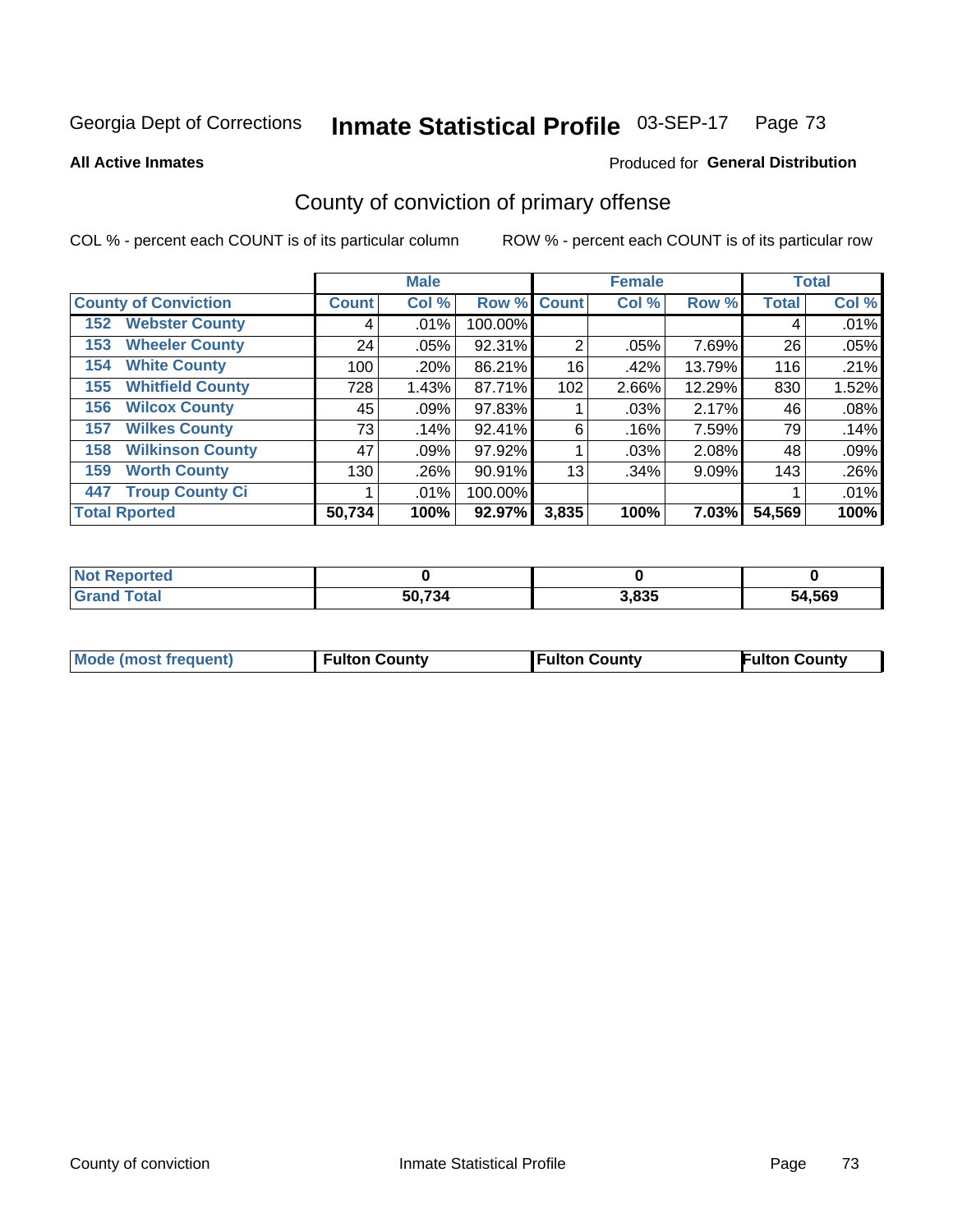Georgia Dept of Corrections **Inmate Statistical Profile** 03-SEP-17

**All Active Inmates**

Produced for **General Distribution**

## County of conviction of primary offense

COL % - percent each COUNT is of its particular column

ROW % - percent each COUNT is of its particular row

| | | Male | | | Female | | | Total | |
|---|---|---|---|---|---|---|---|---|---|
| County of Conviction | | Count | Col % | Row % | Count | Col % | Row % | Total | Col % |
| 152 | Webster County | 4 | .01% | 100.00% | | | | 4 | .01% |
| 153 | Wheeler County | 24 | .05% | 92.31% | 2 | .05% | 7.69% | 26 | .05% |
| 154 | White County | 100 | .20% | 86.21% | 16 | .42% | 13.79% | 116 | .21% |
| 155 | Whitfield County | 728 | 1.43% | 87.71% | 102 | 2.66% | 12.29% | 830 | 1.52% |
| 156 | Wilcox County | 45 | .09% | 97.83% | 1 | .03% | 2.17% | 46 | .08% |
| 157 | Wilkes County | 73 | .14% | 92.41% | 6 | .16% | 7.59% | 79 | .14% |
| 158 | Wilkinson County | 47 | .09% | 97.92% | 1 | .03% | 2.08% | 48 | .09% |
| 159 | Worth County | 130 | .26% | 90.91% | 13 | .34% | 9.09% | 143 | .26% |
| 447 | Troup County Ci | 1 | .01% | 100.00% | | | | 1 | .01% |
| Total Rported | | 50,734 | 100% | 92.97% | 3,835 | 100% | 7.03% | 54,569 | 100% |

| | Male | Female | Total |
|---|---|---|---|
| Not Reported | 0 | 0 | 0 |
| Grand Total | 50,734 | 3,835 | 54,569 |

| | Male | Female | Total |
|---|---|---|---|
| Mode (most frequent) | Fulton County | Fulton County | Fulton County |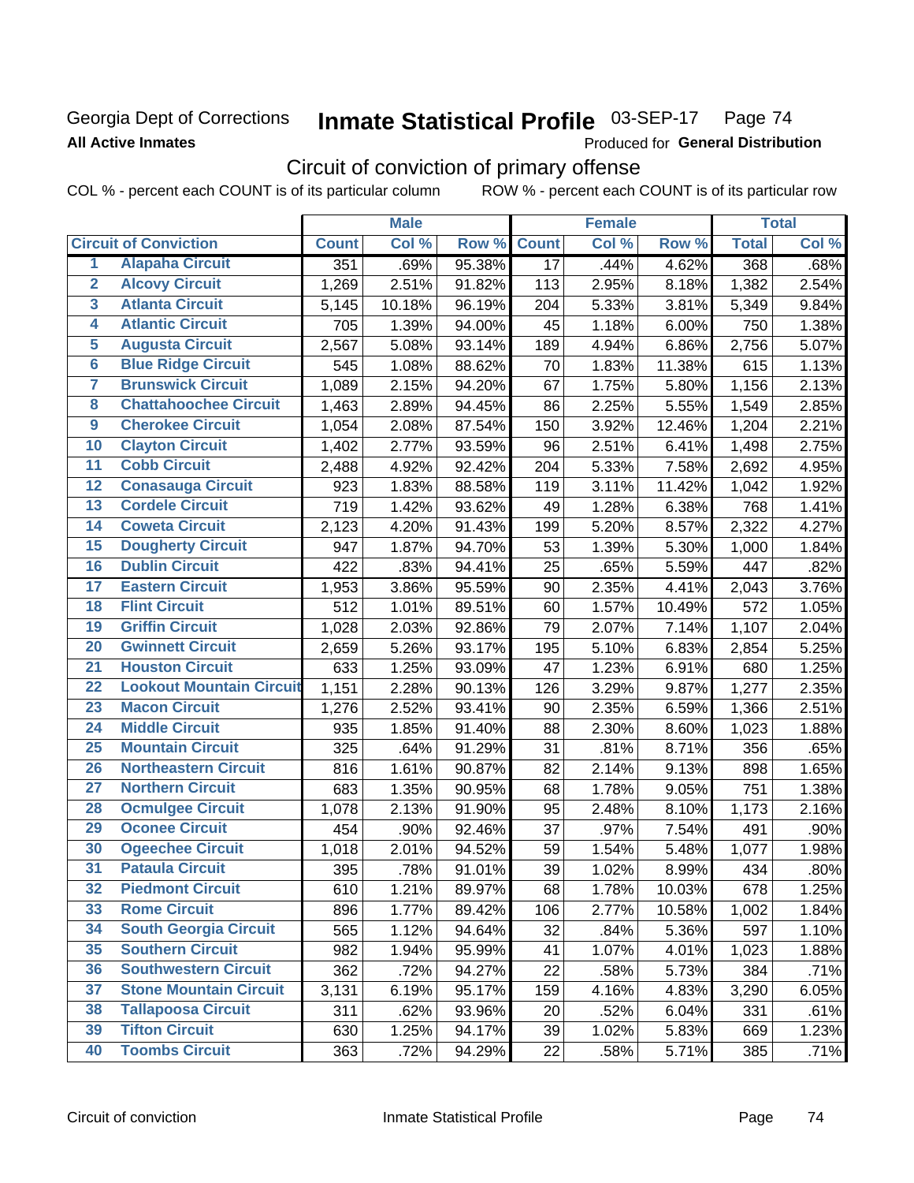Georgia Dept of Corrections **Inmate Statistical Profile** 03-SEP-17 Page 74

**All Active Inmates** Produced for **General Distribution**

## Circuit of conviction of primary offense

COL % - percent each COUNT is of its particular column ROW % - percent each COUNT is of its particular row

| | | Male | | | Female | | | Total | |
|---|---|---|---|---|---|---|---|---|---|
| **Circuit of Conviction** | | **Count** | **Col %** | **Row %** | **Count** | **Col %** | **Row %** | **Total** | **Col %** |
| 1 | Alapaha Circuit | 351 | .69% | 95.38% | 17 | .44% | 4.62% | 368 | .68% |
| 2 | Alcovy Circuit | 1,269 | 2.51% | 91.82% | 113 | 2.95% | 8.18% | 1,382 | 2.54% |
| 3 | Atlanta Circuit | 5,145 | 10.18% | 96.19% | 204 | 5.33% | 3.81% | 5,349 | 9.84% |
| 4 | Atlantic Circuit | 705 | 1.39% | 94.00% | 45 | 1.18% | 6.00% | 750 | 1.38% |
| 5 | Augusta Circuit | 2,567 | 5.08% | 93.14% | 189 | 4.94% | 6.86% | 2,756 | 5.07% |
| 6 | Blue Ridge Circuit | 545 | 1.08% | 88.62% | 70 | 1.83% | 11.38% | 615 | 1.13% |
| 7 | Brunswick Circuit | 1,089 | 2.15% | 94.20% | 67 | 1.75% | 5.80% | 1,156 | 2.13% |
| 8 | Chattahoochee Circuit | 1,463 | 2.89% | 94.45% | 86 | 2.25% | 5.55% | 1,549 | 2.85% |
| 9 | Cherokee Circuit | 1,054 | 2.08% | 87.54% | 150 | 3.92% | 12.46% | 1,204 | 2.21% |
| 10 | Clayton Circuit | 1,402 | 2.77% | 93.59% | 96 | 2.51% | 6.41% | 1,498 | 2.75% |
| 11 | Cobb Circuit | 2,488 | 4.92% | 92.42% | 204 | 5.33% | 7.58% | 2,692 | 4.95% |
| 12 | Conasauga Circuit | 923 | 1.83% | 88.58% | 119 | 3.11% | 11.42% | 1,042 | 1.92% |
| 13 | Cordele Circuit | 719 | 1.42% | 93.62% | 49 | 1.28% | 6.38% | 768 | 1.41% |
| 14 | Coweta Circuit | 2,123 | 4.20% | 91.43% | 199 | 5.20% | 8.57% | 2,322 | 4.27% |
| 15 | Dougherty Circuit | 947 | 1.87% | 94.70% | 53 | 1.39% | 5.30% | 1,000 | 1.84% |
| 16 | Dublin Circuit | 422 | .83% | 94.41% | 25 | .65% | 5.59% | 447 | .82% |
| 17 | Eastern Circuit | 1,953 | 3.86% | 95.59% | 90 | 2.35% | 4.41% | 2,043 | 3.76% |
| 18 | Flint Circuit | 512 | 1.01% | 89.51% | 60 | 1.57% | 10.49% | 572 | 1.05% |
| 19 | Griffin Circuit | 1,028 | 2.03% | 92.86% | 79 | 2.07% | 7.14% | 1,107 | 2.04% |
| 20 | Gwinnett Circuit | 2,659 | 5.26% | 93.17% | 195 | 5.10% | 6.83% | 2,854 | 5.25% |
| 21 | Houston Circuit | 633 | 1.25% | 93.09% | 47 | 1.23% | 6.91% | 680 | 1.25% |
| 22 | Lookout Mountain Circuit | 1,151 | 2.28% | 90.13% | 126 | 3.29% | 9.87% | 1,277 | 2.35% |
| 23 | Macon Circuit | 1,276 | 2.52% | 93.41% | 90 | 2.35% | 6.59% | 1,366 | 2.51% |
| 24 | Middle Circuit | 935 | 1.85% | 91.40% | 88 | 2.30% | 8.60% | 1,023 | 1.88% |
| 25 | Mountain Circuit | 325 | .64% | 91.29% | 31 | .81% | 8.71% | 356 | .65% |
| 26 | Northeastern Circuit | 816 | 1.61% | 90.87% | 82 | 2.14% | 9.13% | 898 | 1.65% |
| 27 | Northern Circuit | 683 | 1.35% | 90.95% | 68 | 1.78% | 9.05% | 751 | 1.38% |
| 28 | Ocmulgee Circuit | 1,078 | 2.13% | 91.90% | 95 | 2.48% | 8.10% | 1,173 | 2.16% |
| 29 | Oconee Circuit | 454 | .90% | 92.46% | 37 | .97% | 7.54% | 491 | .90% |
| 30 | Ogeechee Circuit | 1,018 | 2.01% | 94.52% | 59 | 1.54% | 5.48% | 1,077 | 1.98% |
| 31 | Pataula Circuit | 395 | .78% | 91.01% | 39 | 1.02% | 8.99% | 434 | .80% |
| 32 | Piedmont Circuit | 610 | 1.21% | 89.97% | 68 | 1.78% | 10.03% | 678 | 1.25% |
| 33 | Rome Circuit | 896 | 1.77% | 89.42% | 106 | 2.77% | 10.58% | 1,002 | 1.84% |
| 34 | South Georgia Circuit | 565 | 1.12% | 94.64% | 32 | .84% | 5.36% | 597 | 1.10% |
| 35 | Southern Circuit | 982 | 1.94% | 95.99% | 41 | 1.07% | 4.01% | 1,023 | 1.88% |
| 36 | Southwestern Circuit | 362 | .72% | 94.27% | 22 | .58% | 5.73% | 384 | .71% |
| 37 | Stone Mountain Circuit | 3,131 | 6.19% | 95.17% | 159 | 4.16% | 4.83% | 3,290 | 6.05% |
| 38 | Tallapoosa Circuit | 311 | .62% | 93.96% | 20 | .52% | 6.04% | 331 | .61% |
| 39 | Tifton Circuit | 630 | 1.25% | 94.17% | 39 | 1.02% | 5.83% | 669 | 1.23% |
| 40 | Toombs Circuit | 363 | .72% | 94.29% | 22 | .58% | 5.71% | 385 | .71% |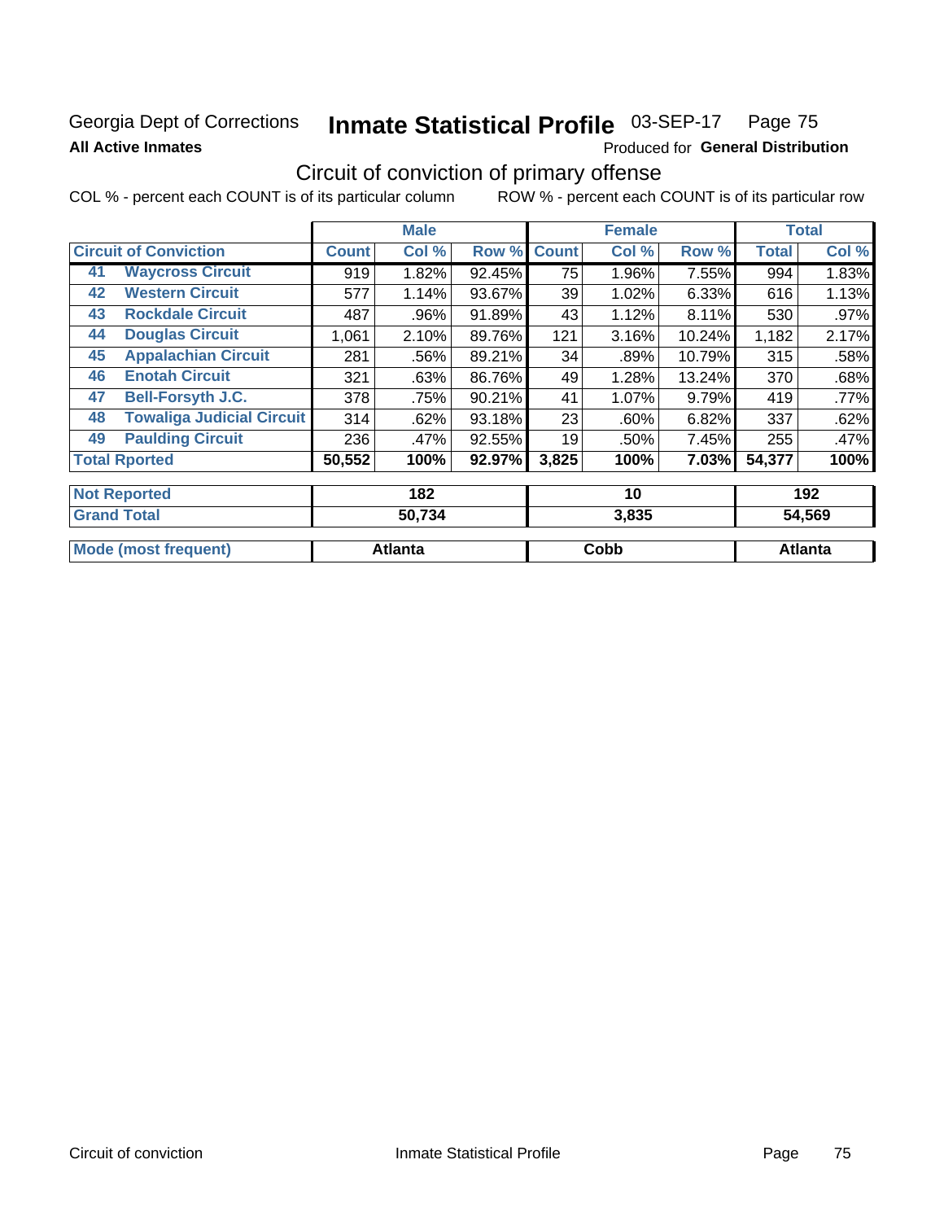Georgia Dept of Corrections **Inmate Statistical Profile** 03-SEP-17 Page 75

**All Active Inmates**

Produced for **General Distribution**

## Circuit of conviction of primary offense

COL % - percent each COUNT is of its particular column ROW % - percent each COUNT is of its particular row

| Circuit of Conviction | Male | | | Female | | | Total | |
|---|---|---|---|---|---|---|---|---|
| | Count | Col % | Row % | Count | Col % | Row % | Total | Col % |
| 41 Waycross Circuit | 919 | 1.82% | 92.45% | 75 | 1.96% | 7.55% | 994 | 1.83% |
| 42 Western Circuit | 577 | 1.14% | 93.67% | 39 | 1.02% | 6.33% | 616 | 1.13% |
| 43 Rockdale Circuit | 487 | .96% | 91.89% | 43 | 1.12% | 8.11% | 530 | .97% |
| 44 Douglas Circuit | 1,061 | 2.10% | 89.76% | 121 | 3.16% | 10.24% | 1,182 | 2.17% |
| 45 Appalachian Circuit | 281 | .56% | 89.21% | 34 | .89% | 10.79% | 315 | .58% |
| 46 Enotah Circuit | 321 | .63% | 86.76% | 49 | 1.28% | 13.24% | 370 | .68% |
| 47 Bell-Forsyth J.C. | 378 | .75% | 90.21% | 41 | 1.07% | 9.79% | 419 | .77% |
| 48 Towaliga Judicial Circuit | 314 | .62% | 93.18% | 23 | .60% | 6.82% | 337 | .62% |
| 49 Paulding Circuit | 236 | .47% | 92.55% | 19 | .50% | 7.45% | 255 | .47% |
| **Total Rported** | **50,552** | **100%** | **92.97%** | **3,825** | **100%** | **7.03%** | **54,377** | **100%** |
| **Not Reported** | **182** | | | **10** | | | **192** | |
| **Grand Total** | **50,734** | | | **3,835** | | | **54,569** | |
| **Mode (most frequent)** | **Atlanta** | | | **Cobb** | | | **Atlanta** | |

Circuit of conviction Inmate Statistical Profile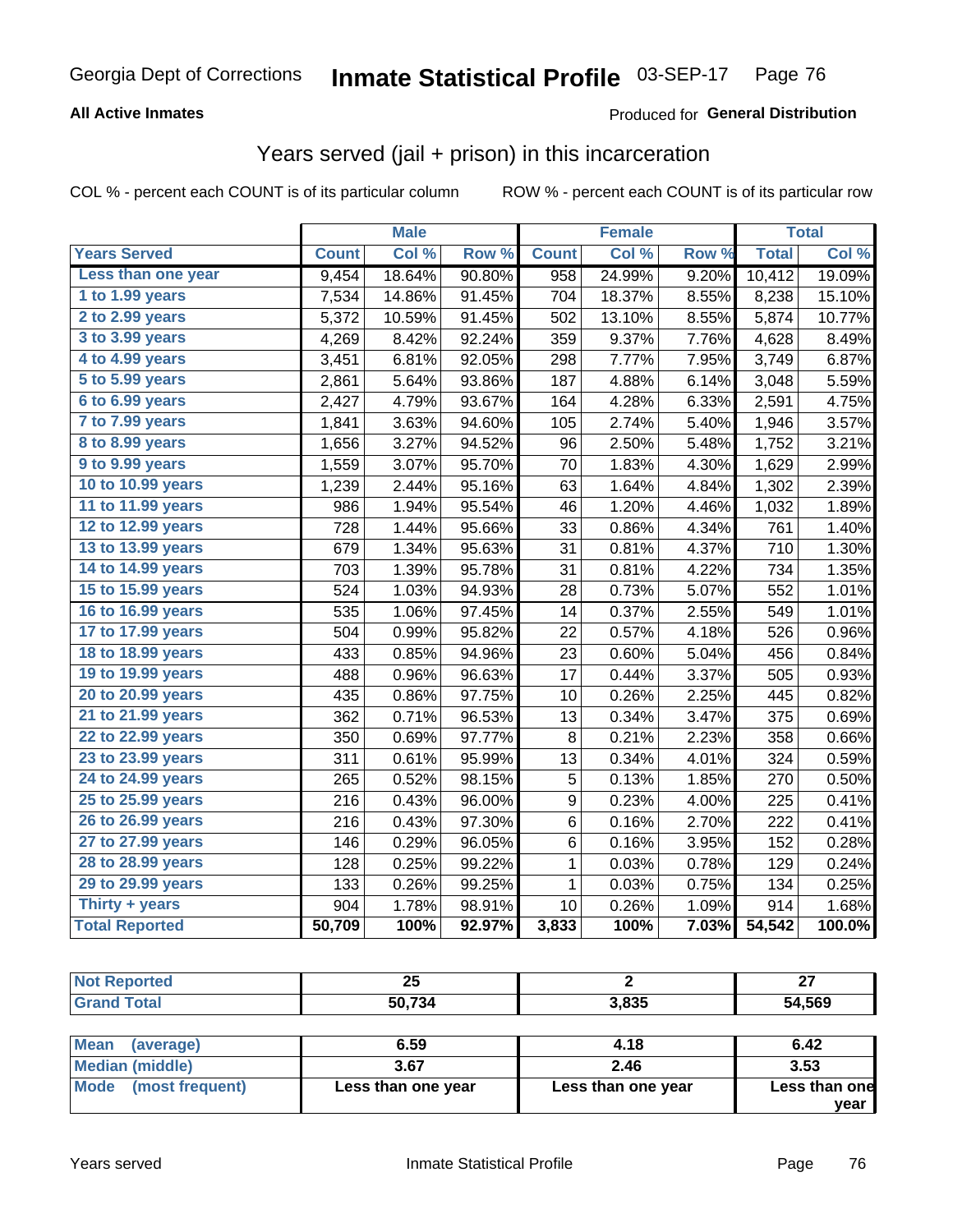Georgia Dept of Corrections **Inmate Statistical Profile** 03-SEP-17

**All Active Inmates**

Produced for **General Distribution**

## Years served (jail + prison) in this incarceration

COL % - percent each COUNT is of its particular column ROW % - percent each COUNT is of its particular row

| | Male | | | Female | | | Total | |
|---|---|---|---|---|---|---|---|---|
| **Years Served** | **Count** | **Col %** | **Row %** | **Count** | **Col %** | **Row %** | **Total** | **Col %** |
| Less than one year | 9,454 | 18.64% | 90.80% | 958 | 24.99% | 9.20% | 10,412 | 19.09% |
| 1 to 1.99 years | 7,534 | 14.86% | 91.45% | 704 | 18.37% | 8.55% | 8,238 | 15.10% |
| 2 to 2.99 years | 5,372 | 10.59% | 91.45% | 502 | 13.10% | 8.55% | 5,874 | 10.77% |
| 3 to 3.99 years | 4,269 | 8.42% | 92.24% | 359 | 9.37% | 7.76% | 4,628 | 8.49% |
| 4 to 4.99 years | 3,451 | 6.81% | 92.05% | 298 | 7.77% | 7.95% | 3,749 | 6.87% |
| 5 to 5.99 years | 2,861 | 5.64% | 93.86% | 187 | 4.88% | 6.14% | 3,048 | 5.59% |
| 6 to 6.99 years | 2,427 | 4.79% | 93.67% | 164 | 4.28% | 6.33% | 2,591 | 4.75% |
| 7 to 7.99 years | 1,841 | 3.63% | 94.60% | 105 | 2.74% | 5.40% | 1,946 | 3.57% |
| 8 to 8.99 years | 1,656 | 3.27% | 94.52% | 96 | 2.50% | 5.48% | 1,752 | 3.21% |
| 9 to 9.99 years | 1,559 | 3.07% | 95.70% | 70 | 1.83% | 4.30% | 1,629 | 2.99% |
| 10 to 10.99 years | 1,239 | 2.44% | 95.16% | 63 | 1.64% | 4.84% | 1,302 | 2.39% |
| 11 to 11.99 years | 986 | 1.94% | 95.54% | 46 | 1.20% | 4.46% | 1,032 | 1.89% |
| 12 to 12.99 years | 728 | 1.44% | 95.66% | 33 | 0.86% | 4.34% | 761 | 1.40% |
| 13 to 13.99 years | 679 | 1.34% | 95.63% | 31 | 0.81% | 4.37% | 710 | 1.30% |
| 14 to 14.99 years | 703 | 1.39% | 95.78% | 31 | 0.81% | 4.22% | 734 | 1.35% |
| 15 to 15.99 years | 524 | 1.03% | 94.93% | 28 | 0.73% | 5.07% | 552 | 1.01% |
| 16 to 16.99 years | 535 | 1.06% | 97.45% | 14 | 0.37% | 2.55% | 549 | 1.01% |
| 17 to 17.99 years | 504 | 0.99% | 95.82% | 22 | 0.57% | 4.18% | 526 | 0.96% |
| 18 to 18.99 years | 433 | 0.85% | 94.96% | 23 | 0.60% | 5.04% | 456 | 0.84% |
| 19 to 19.99 years | 488 | 0.96% | 96.63% | 17 | 0.44% | 3.37% | 505 | 0.93% |
| 20 to 20.99 years | 435 | 0.86% | 97.75% | 10 | 0.26% | 2.25% | 445 | 0.82% |
| 21 to 21.99 years | 362 | 0.71% | 96.53% | 13 | 0.34% | 3.47% | 375 | 0.69% |
| 22 to 22.99 years | 350 | 0.69% | 97.77% | 8 | 0.21% | 2.23% | 358 | 0.66% |
| 23 to 23.99 years | 311 | 0.61% | 95.99% | 13 | 0.34% | 4.01% | 324 | 0.59% |
| 24 to 24.99 years | 265 | 0.52% | 98.15% | 5 | 0.13% | 1.85% | 270 | 0.50% |
| 25 to 25.99 years | 216 | 0.43% | 96.00% | 9 | 0.23% | 4.00% | 225 | 0.41% |
| 26 to 26.99 years | 216 | 0.43% | 97.30% | 6 | 0.16% | 2.70% | 222 | 0.41% |
| 27 to 27.99 years | 146 | 0.29% | 96.05% | 6 | 0.16% | 3.95% | 152 | 0.28% |
| 28 to 28.99 years | 128 | 0.25% | 99.22% | 1 | 0.03% | 0.78% | 129 | 0.24% |
| 29 to 29.99 years | 133 | 0.26% | 99.25% | 1 | 0.03% | 0.75% | 134 | 0.25% |
| Thirty + years | 904 | 1.78% | 98.91% | 10 | 0.26% | 1.09% | 914 | 1.68% |
| **Total Reported** | **50,709** | **100%** | **92.97%** | **3,833** | **100%** | **7.03%** | **54,542** | **100.0%** |

| | Male | Female | Total |
|---|---|---|---|
| Not Reported | 25 | 2 | 27 |
| Grand Total | 50,734 | 3,835 | 54,569 |

| | Male | Female | Total |
|---|---|---|---|
| Mean (average) | 6.59 | 4.18 | 6.42 |
| Median (middle) | 3.67 | 2.46 | 3.53 |
| Mode (most frequent) | Less than one year | Less than one year | Less than one year |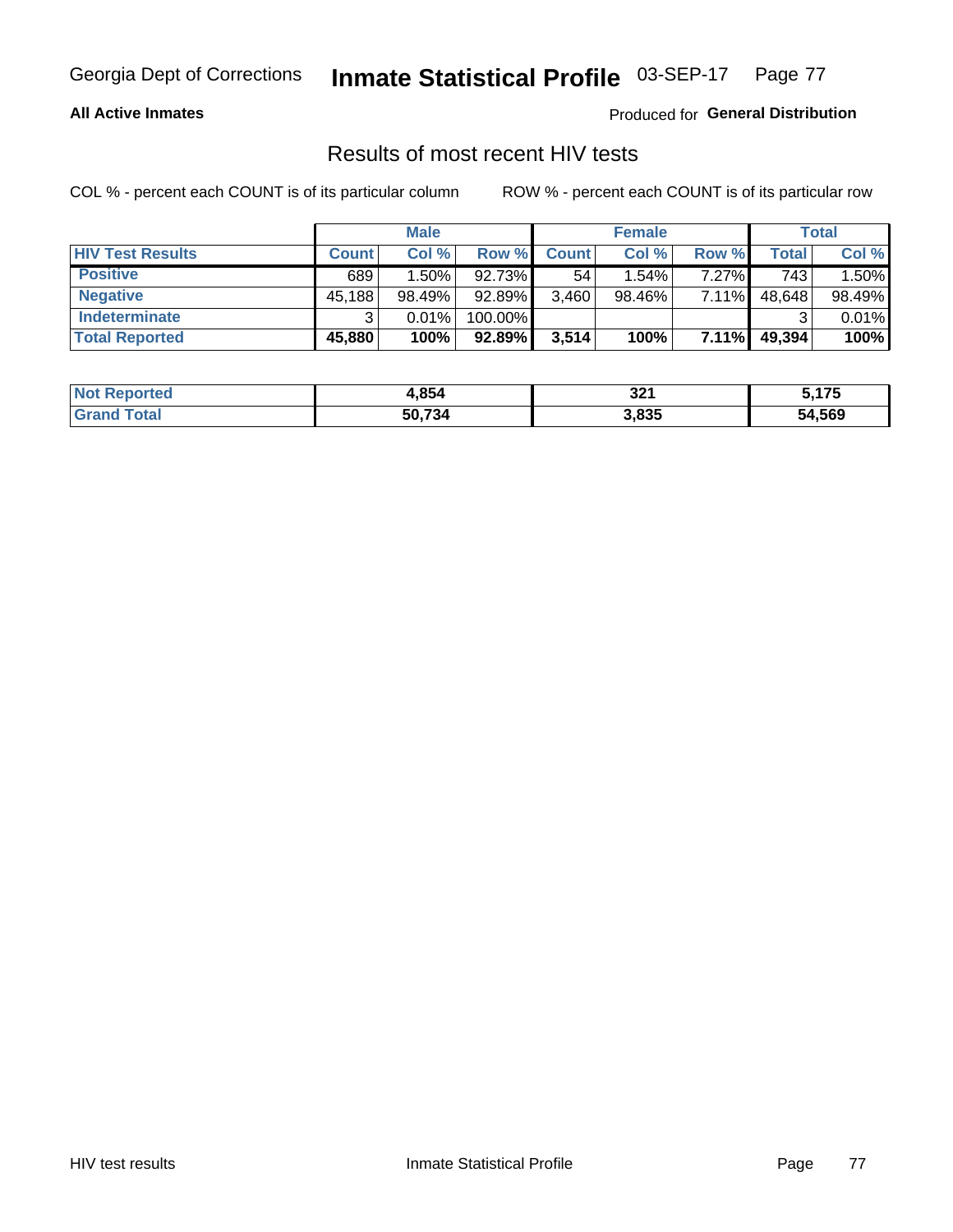Georgia Dept of Corrections **Inmate Statistical Profile** 03-SEP-17

**All Active Inmates**

Produced for **General Distribution**

## Results of most recent HIV tests

COL % - percent each COUNT is of its particular column ROW % - percent each COUNT is of its particular row

| | Male | | | Female | | | Total | |
|---|---|---|---|---|---|---|---|---|
| **HIV Test Results** | **Count** | **Col %** | **Row %** | **Count** | **Col %** | **Row %** | **Total** | **Col %** |
| **Positive** | 689 | 1.50% | 92.73% | 54 | 1.54% | 7.27% | 743 | 1.50% |
| **Negative** | 45,188 | 98.49% | 92.89% | 3,460 | 98.46% | 7.11% | 48,648 | 98.49% |
| **Indeterminate** | 3 | 0.01% | 100.00% | | | | 3 | 0.01% |
| **Total Reported** | **45,880** | **100%** | **92.89%** | **3,514** | **100%** | **7.11%** | **49,394** | **100%** |

| | Male | Female | Total |
|---|---|---|---|
| **Not Reported** | **4,854** | **321** | **5,175** |
| **Grand Total** | **50,734** | **3,835** | **54,569** |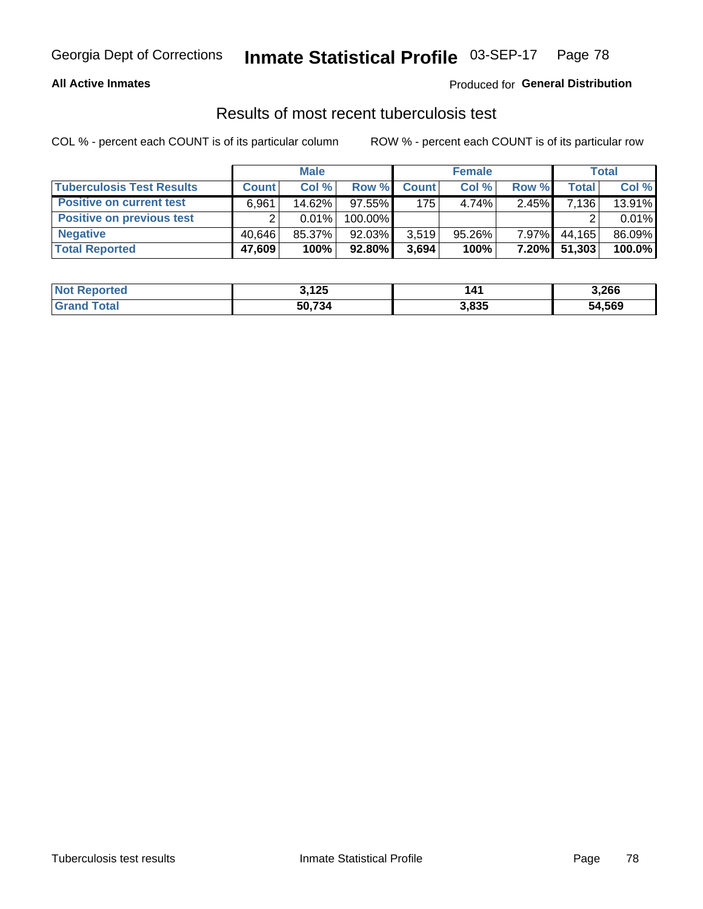Georgia Dept of Corrections **Inmate Statistical Profile** 03-SEP-17

**All Active Inmates** Produced for **General Distribution**

## Results of most recent tuberculosis test

COL % - percent each COUNT is of its particular column

ROW % - percent each COUNT is of its particular row

| | Male | | | Female | | | Total | |
|---|---|---|---|---|---|---|---|---|
| **Tuberculosis Test Results** | **Count** | **Col %** | **Row %** | **Count** | **Col %** | **Row %** | **Total** | **Col %** |
| **Positive on current test** | 6,961 | 14.62% | 97.55% | 175 | 4.74% | 2.45% | 7,136 | 13.91% |
| **Positive on previous test** | 2 | 0.01% | 100.00% | | | | 2 | 0.01% |
| **Negative** | 40,646 | 85.37% | 92.03% | 3,519 | 95.26% | 7.97% | 44,165 | 86.09% |
| **Total Reported** | **47,609** | **100%** | **92.80%** | **3,694** | **100%** | **7.20%** | **51,303** | **100.0%** |

| | Male | Female | Total |
|---|---|---|---|
| **Not Reported** | **3,125** | **141** | **3,266** |
| **Grand Total** | **50,734** | **3,835** | **54,569** |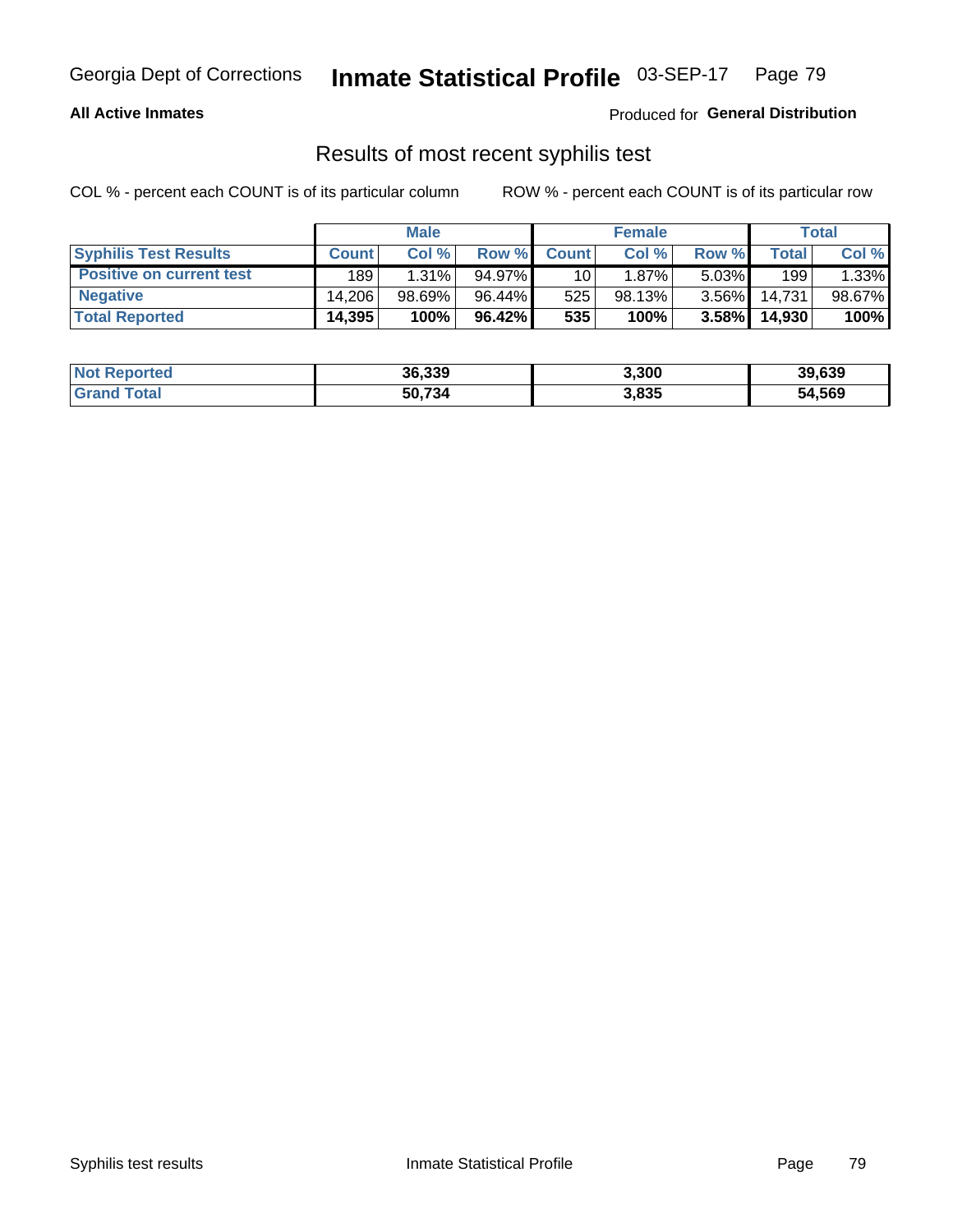Georgia Dept of Corrections **Inmate Statistical Profile** 03-SEP-17

**All Active Inmates**

Produced for **General Distribution**

## Results of most recent syphilis test

COL % - percent each COUNT is of its particular column ROW % - percent each COUNT is of its particular row

| | Male | | | Female | | | Total | |
|---|---|---|---|---|---|---|---|---|
| **Syphilis Test Results** | **Count** | **Col %** | **Row %** | **Count** | **Col %** | **Row %** | **Total** | **Col %** |
| **Positive on current test** | 189 | 1.31% | 94.97% | 10 | 1.87% | 5.03% | 199 | 1.33% |
| **Negative** | 14,206 | 98.69% | 96.44% | 525 | 98.13% | 3.56% | 14,731 | 98.67% |
| **Total Reported** | **14,395** | **100%** | **96.42%** | **535** | **100%** | **3.58%** | **14,930** | **100%** |

| | Male | Female | Total |
|---|---|---|---|
| **Not Reported** | **36,339** | **3,300** | **39,639** |
| **Grand Total** | **50,734** | **3,835** | **54,569** |

Syphilis test results Inmate Statistical Profile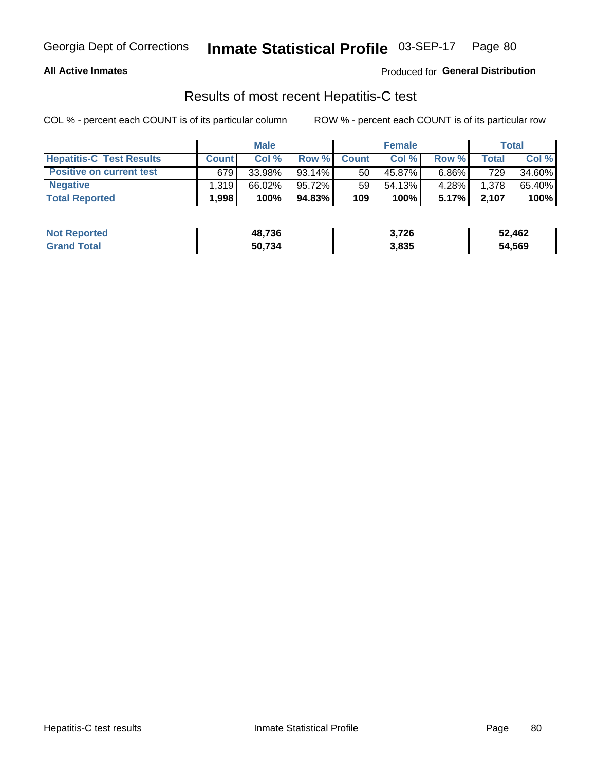All Active Inmates

Produced for **General Distribution**

## Results of most recent Hepatitis-C test

COL % - percent each COUNT is of its particular column

ROW % - percent each COUNT is of its particular row

| | Male | | | Female | | | Total | |
|---|---|---|---|---|---|---|---|---|
| **Hepatitis-C Test Results** | **Count** | **Col %** | **Row %** | **Count** | **Col %** | **Row %** | **Total** | **Col %** |
| **Positive on current test** | 679 | 33.98% | 93.14% | 50 | 45.87% | 6.86% | 729 | 34.60% |
| **Negative** | 1,319 | 66.02% | 95.72% | 59 | 54.13% | 4.28% | 1,378 | 65.40% |
| **Total Reported** | **1,998** | **100%** | **94.83%** | **109** | **100%** | **5.17%** | **2,107** | **100%** |

| | Male | Female | Total |
|---|---|---|---|
| **Not Reported** | **48,736** | **3,726** | **52,462** |
| **Grand Total** | **50,734** | **3,835** | **54,569** |